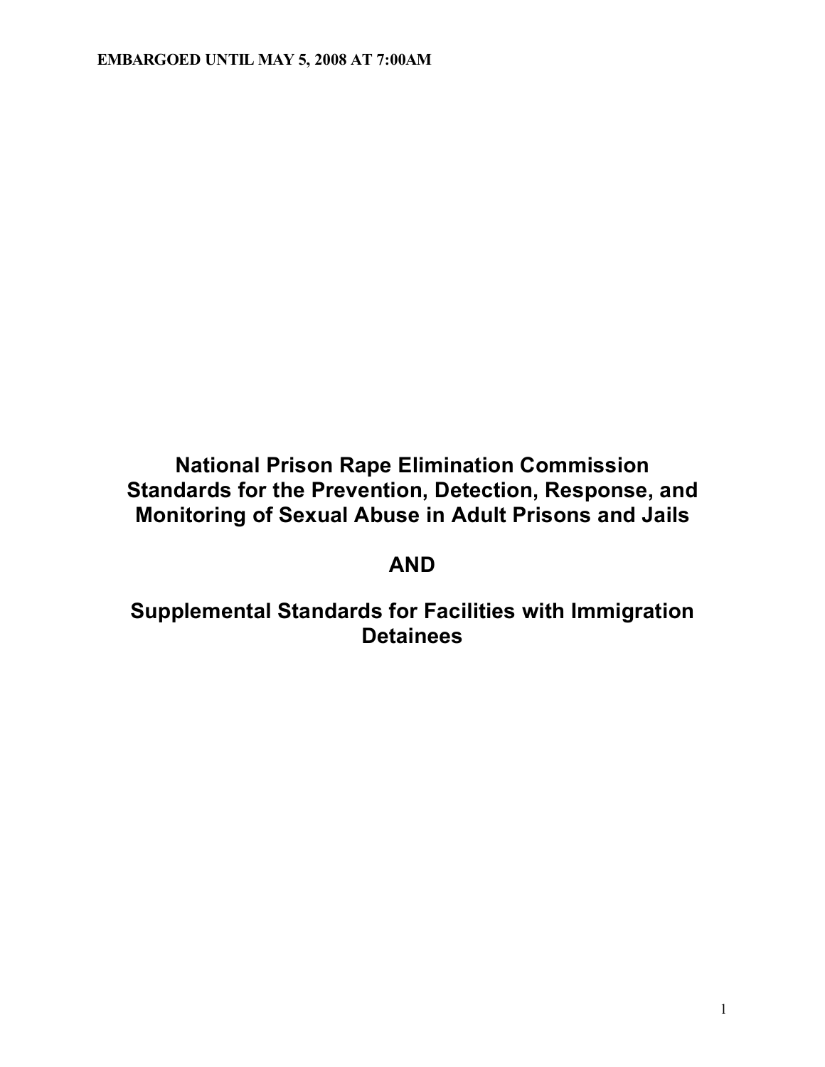**EMBARGOED UNTIL MAY 5, 2008 AT 7:00AM**

# National Prison Rape Elimination Commission Standards for the Prevention, Detection, Response, and Monitoring of Sexual Abuse in Adult Prisons and Jails

# AND

# Supplemental Standards for Facilities with Immigration Detainees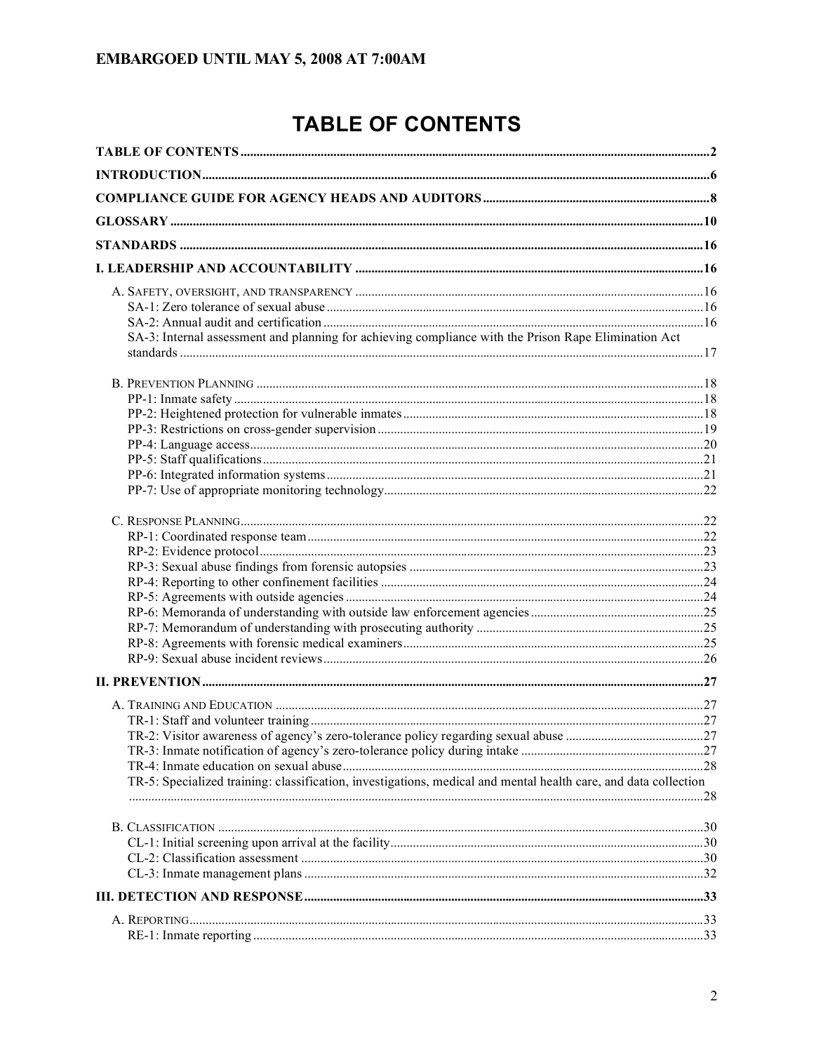EMBARGOED UNTIL MAY 5, 2008 AT 7:00AM

# TABLE OF CONTENTS

TABLE OF CONTENTS .....2

INTRODUCTION .....6

COMPLIANCE GUIDE FOR AGENCY HEADS AND AUDITORS .....8

GLOSSARY .....10

STANDARDS .....16

I. LEADERSHIP AND ACCOUNTABILITY .....16

- A. SAFETY, OVERSIGHT, AND TRANSPARENCY .....16
  - SA-1: Zero tolerance of sexual abuse .....16
  - SA-2: Annual audit and certification .....16
  - SA-3: Internal assessment and planning for achieving compliance with the Prison Rape Elimination Act standards .....17
- B. PREVENTION PLANNING .....18
  - PP-1: Inmate safety .....18
  - PP-2: Heightened protection for vulnerable inmates .....18
  - PP-3: Restrictions on cross-gender supervision .....19
  - PP-4: Language access .....20
  - PP-5: Staff qualifications .....21
  - PP-6: Integrated information systems .....21
  - PP-7: Use of appropriate monitoring technology .....22
- C. RESPONSE PLANNING .....22
  - RP-1: Coordinated response team .....22
  - RP-2: Evidence protocol .....23
  - RP-3: Sexual abuse findings from forensic autopsies .....23
  - RP-4: Reporting to other confinement facilities .....24
  - RP-5: Agreements with outside agencies .....24
  - RP-6: Memoranda of understanding with outside law enforcement agencies .....25
  - RP-7: Memorandum of understanding with prosecuting authority .....25
  - RP-8: Agreements with forensic medical examiners .....25
  - RP-9: Sexual abuse incident reviews .....26

II. PREVENTION .....27

- A. TRAINING AND EDUCATION .....27
  - TR-1: Staff and volunteer training .....27
  - TR-2: Visitor awareness of agency's zero-tolerance policy regarding sexual abuse .....27
  - TR-3: Inmate notification of agency's zero-tolerance policy during intake .....27
  - TR-4: Inmate education on sexual abuse .....28
  - TR-5: Specialized training: classification, investigations, medical and mental health care, and data collection .....28
- B. CLASSIFICATION .....30
  - CL-1: Initial screening upon arrival at the facility .....30
  - CL-2: Classification assessment .....30
  - CL-3: Inmate management plans .....32

III. DETECTION AND RESPONSE .....33

- A. REPORTING .....33
  - RE-1: Inmate reporting .....33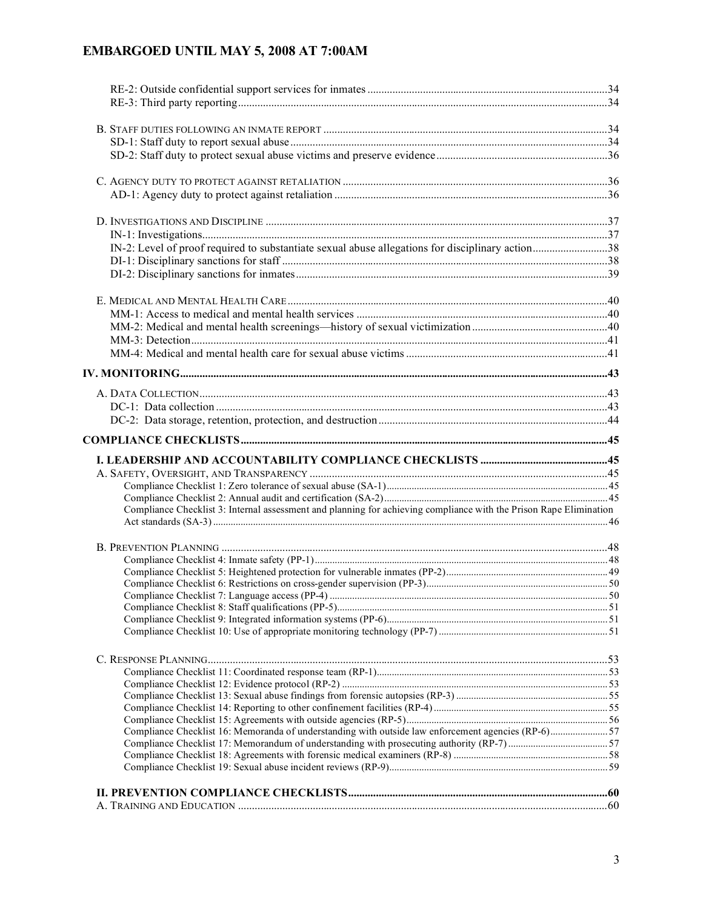RE-2: Outside confidential support services for inmates ....................................................................................34
RE-3: Third party reporting..................................................................................................................................34

B. STAFF DUTIES FOLLOWING AN INMATE REPORT .....................................................................................................34
SD-1: Staff duty to report sexual abuse.................................................................................................................34
SD-2: Staff duty to protect sexual abuse victims and preserve evidence..............................................................36

C. AGENCY DUTY TO PROTECT AGAINST RETALIATION ..............................................................................................36
AD-1: Agency duty to protect against retaliation .................................................................................................36

D. INVESTIGATIONS AND DISCIPLINE .........................................................................................................................37
IN-1: Investigations...............................................................................................................................................37
IN-2: Level of proof required to substantiate sexual abuse allegations for disciplinary action...........................38
DI-1: Disciplinary sanctions for staff ....................................................................................................................38
DI-2: Disciplinary sanctions for inmates................................................................................................................39

E. MEDICAL AND MENTAL HEALTH CARE ..................................................................................................................40
MM-1: Access to medical and mental health services .........................................................................................40
MM-2: Medical and mental health screenings—history of sexual victimization ................................................40
MM-3: Detection...................................................................................................................................................41
MM-4: Medical and mental health care for sexual abuse victims ........................................................................41

**IV. MONITORING**........................................................................................................................................43

A. DATA COLLECTION..................................................................................................................................................43
DC-1: Data collection ............................................................................................................................................43
DC-2: Data storage, retention, protection, and destruction..................................................................................44

**COMPLIANCE CHECKLISTS**.........................................................................................................................45

**I. LEADERSHIP AND ACCOUNTABILITY COMPLIANCE CHECKLISTS** ............................................45
A. SAFETY, OVERSIGHT, AND TRANSPARENCY .........................................................................................................45
Compliance Checklist 1: Zero tolerance of sexual abuse (SA-1).........................................................................45
Compliance Checklist 2: Annual audit and certification (SA-2)..........................................................................45
Compliance Checklist 3: Internal assessment and planning for achieving compliance with the Prison Rape Elimination Act standards (SA-3) ...............................................................................................................................46

B. PREVENTION PLANNING .........................................................................................................................................48
Compliance Checklist 4: Inmate safety (PP-1)....................................................................................................48
Compliance Checklist 5: Heightened protection for vulnerable inmates (PP-2)..................................................49
Compliance Checklist 6: Restrictions on cross-gender supervision (PP-3)..........................................................50
Compliance Checklist 7: Language access (PP-4) ..............................................................................................50
Compliance Checklist 8: Staff qualifications (PP-5)............................................................................................51
Compliance Checklist 9: Integrated information systems (PP-6)........................................................................51
Compliance Checklist 10: Use of appropriate monitoring technology (PP-7) ....................................................51

C. RESPONSE PLANNING..............................................................................................................................................53
Compliance Checklist 11: Coordinated response team (RP-1)............................................................................53
Compliance Checklist 12: Evidence protocol (RP-2) ..........................................................................................53
Compliance Checklist 13: Sexual abuse findings from forensic autopsies (RP-3) ..............................................55
Compliance Checklist 14: Reporting to other confinement facilities (RP-4) .......................................................55
Compliance Checklist 15: Agreements with outside agencies (RP-5)..................................................................56
Compliance Checklist 16: Memoranda of understanding with outside law enforcement agencies (RP-6).........57
Compliance Checklist 17: Memorandum of understanding with prosecuting authority (RP-7) .........................57
Compliance Checklist 18: Agreements with forensic medical examiners (RP-8) ...............................................58
Compliance Checklist 19: Sexual abuse incident reviews (RP-9)........................................................................59

**II. PREVENTION COMPLIANCE CHECKLISTS**...........................................................................................60
A. TRAINING AND EDUCATION ...................................................................................................................................60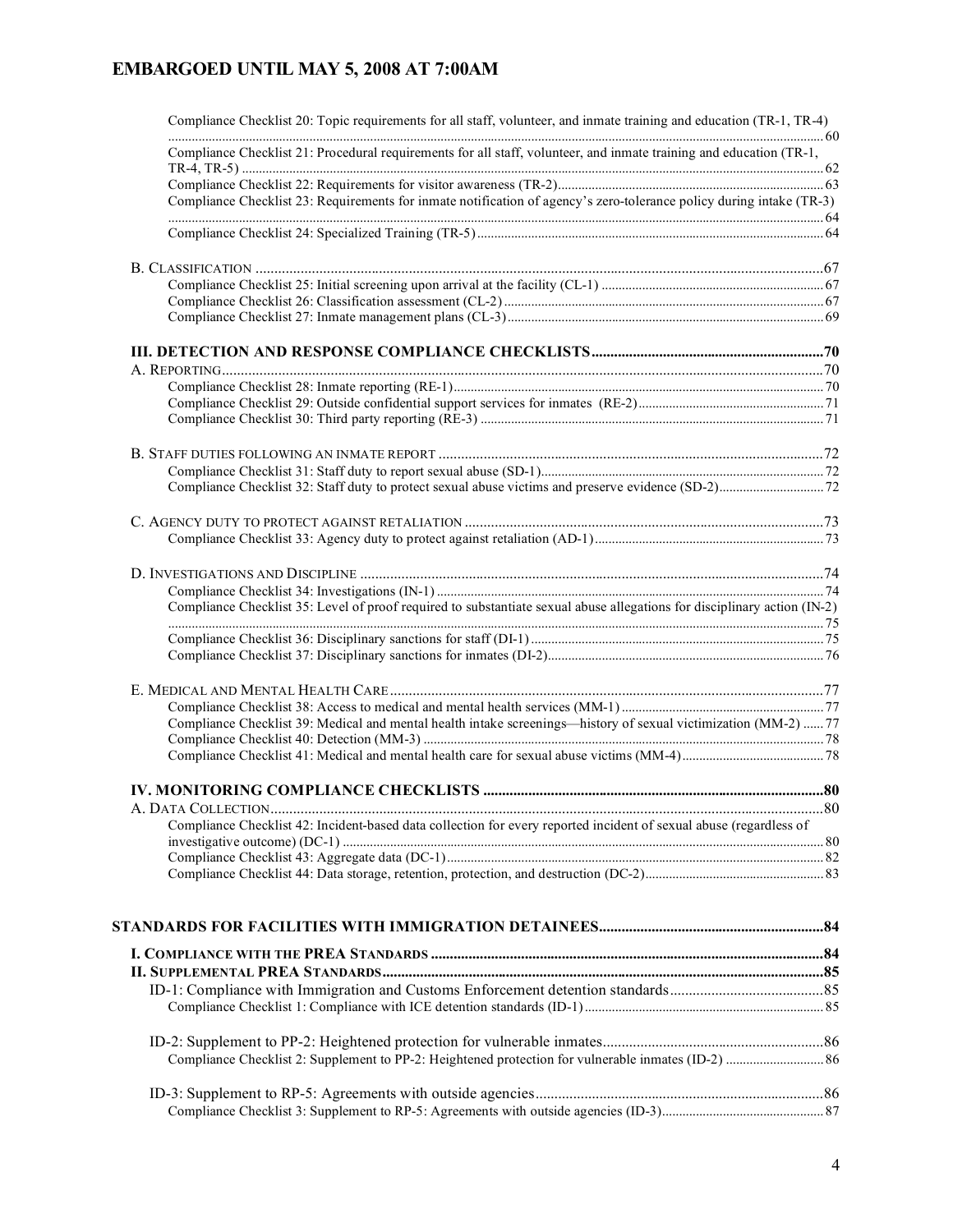Compliance Checklist 20: Topic requirements for all staff, volunteer, and inmate training and education (TR-1, TR-4) ..... 60
Compliance Checklist 21: Procedural requirements for all staff, volunteer, and inmate training and education (TR-1, TR-4, TR-5) ..... 62
Compliance Checklist 22: Requirements for visitor awareness (TR-2) ..... 63
Compliance Checklist 23: Requirements for inmate notification of agency's zero-tolerance policy during intake (TR-3) ..... 64
Compliance Checklist 24: Specialized Training (TR-5) ..... 64

B. CLASSIFICATION ..... 67
Compliance Checklist 25: Initial screening upon arrival at the facility (CL-1) ..... 67
Compliance Checklist 26: Classification assessment (CL-2) ..... 67
Compliance Checklist 27: Inmate management plans (CL-3) ..... 69

**III. DETECTION AND RESPONSE COMPLIANCE CHECKLISTS ..... 70**

A. REPORTING ..... 70
Compliance Checklist 28: Inmate reporting (RE-1) ..... 70
Compliance Checklist 29: Outside confidential support services for inmates (RE-2) ..... 71
Compliance Checklist 30: Third party reporting (RE-3) ..... 71

B. STAFF DUTIES FOLLOWING AN INMATE REPORT ..... 72
Compliance Checklist 31: Staff duty to report sexual abuse (SD-1) ..... 72
Compliance Checklist 32: Staff duty to protect sexual abuse victims and preserve evidence (SD-2) ..... 72

C. AGENCY DUTY TO PROTECT AGAINST RETALIATION ..... 73
Compliance Checklist 33: Agency duty to protect against retaliation (AD-1) ..... 73

D. INVESTIGATIONS AND DISCIPLINE ..... 74
Compliance Checklist 34: Investigations (IN-1) ..... 74
Compliance Checklist 35: Level of proof required to substantiate sexual abuse allegations for disciplinary action (IN-2) ..... 75
Compliance Checklist 36: Disciplinary sanctions for staff (DI-1) ..... 75
Compliance Checklist 37: Disciplinary sanctions for inmates (DI-2) ..... 76

E. MEDICAL AND MENTAL HEALTH CARE ..... 77
Compliance Checklist 38: Access to medical and mental health services (MM-1) ..... 77
Compliance Checklist 39: Medical and mental health intake screenings—history of sexual victimization (MM-2) ..... 77
Compliance Checklist 40: Detection (MM-3) ..... 78
Compliance Checklist 41: Medical and mental health care for sexual abuse victims (MM-4) ..... 78

**IV. MONITORING COMPLIANCE CHECKLISTS ..... 80**

A. DATA COLLECTION ..... 80
Compliance Checklist 42: Incident-based data collection for every reported incident of sexual abuse (regardless of investigative outcome) (DC-1) ..... 80
Compliance Checklist 43: Aggregate data (DC-1) ..... 82
Compliance Checklist 44: Data storage, retention, protection, and destruction (DC-2) ..... 83

**STANDARDS FOR FACILITIES WITH IMMIGRATION DETAINEES ..... 84**

**I. COMPLIANCE WITH THE PREA STANDARDS ..... 84**

**II. SUPPLEMENTAL PREA STANDARDS ..... 85**

ID-1: Compliance with Immigration and Customs Enforcement detention standards ..... 85
Compliance Checklist 1: Compliance with ICE detention standards (ID-1) ..... 85

ID-2: Supplement to PP-2: Heightened protection for vulnerable inmates ..... 86
Compliance Checklist 2: Supplement to PP-2: Heightened protection for vulnerable inmates (ID-2) ..... 86

ID-3: Supplement to RP-5: Agreements with outside agencies ..... 86
Compliance Checklist 3: Supplement to RP-5: Agreements with outside agencies (ID-3) ..... 87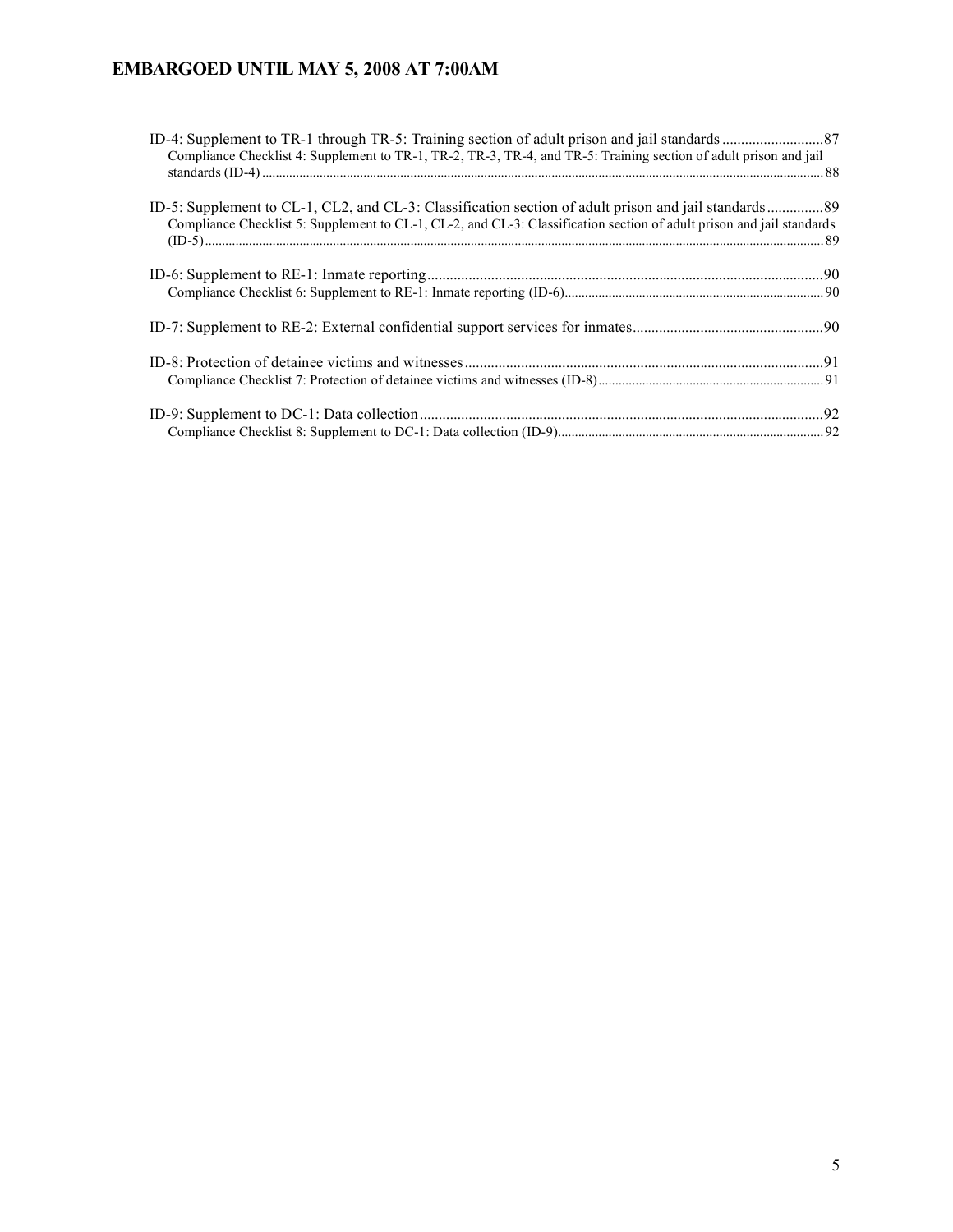ID-4: Supplement to TR-1 through TR-5: Training section of adult prison and jail standards ........................... 87

Compliance Checklist 4: Supplement to TR-1, TR-2, TR-3, TR-4, and TR-5: Training section of adult prison and jail standards (ID-4) ........................................................................................................................................................ 88

ID-5: Supplement to CL-1, CL2, and CL-3: Classification section of adult prison and jail standards ............... 89

Compliance Checklist 5: Supplement to CL-1, CL-2, and CL-3: Classification section of adult prison and jail standards (ID-5) ........................................................................................................................................................ 89

ID-6: Supplement to RE-1: Inmate reporting ........................................................................................................ 90

Compliance Checklist 6: Supplement to RE-1: Inmate reporting (ID-6) ........................................................................... 90

ID-7: Supplement to RE-2: External confidential support services for inmates .................................................. 90

ID-8: Protection of detainee victims and witnesses ............................................................................................... 91

Compliance Checklist 7: Protection of detainee victims and witnesses (ID-8) .................................................................. 91

ID-9: Supplement to DC-1: Data collection .......................................................................................................... 92

Compliance Checklist 8: Supplement to DC-1: Data collection (ID-9) .............................................................................. 92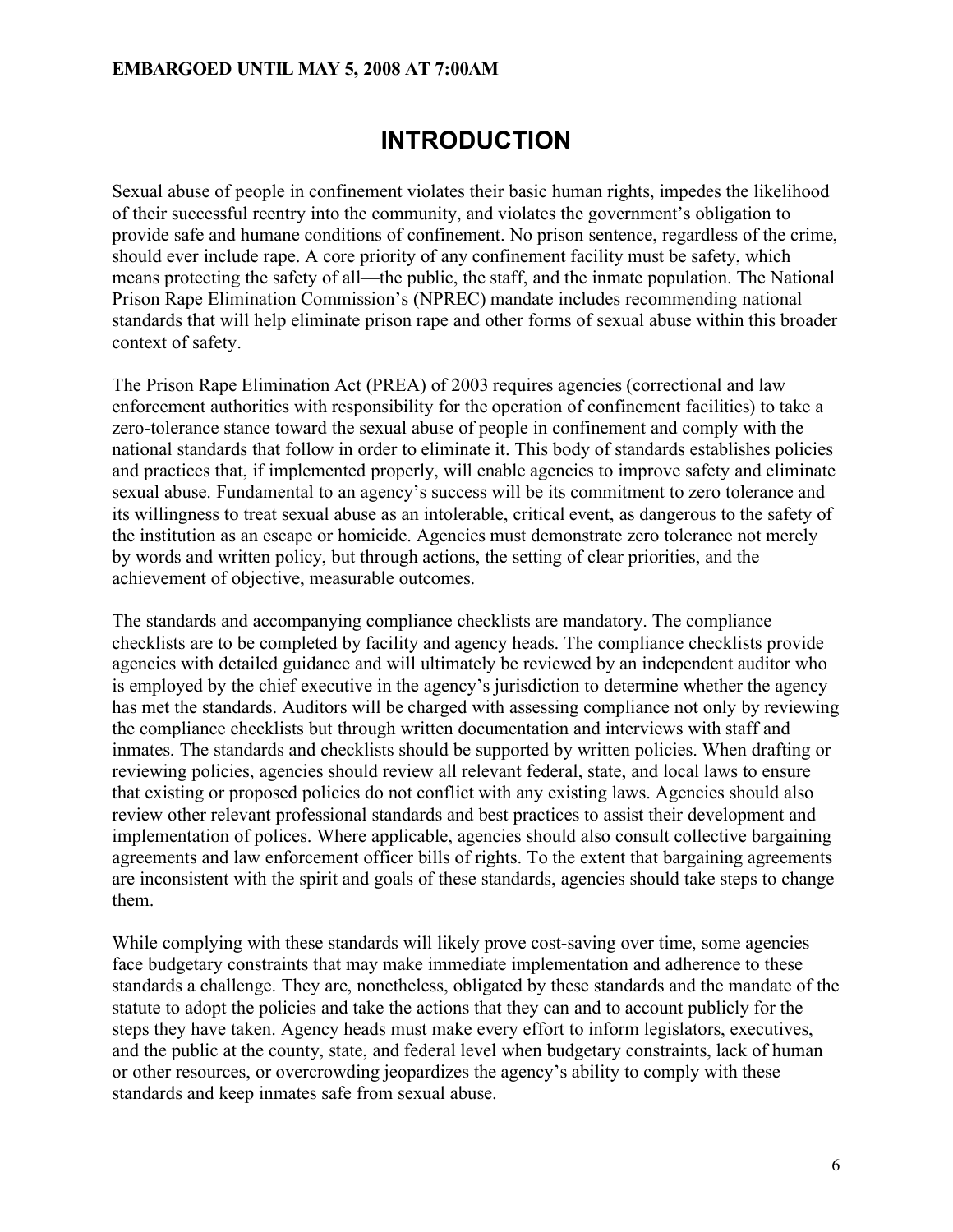# INTRODUCTION

Sexual abuse of people in confinement violates their basic human rights, impedes the likelihood of their successful reentry into the community, and violates the government's obligation to provide safe and humane conditions of confinement. No prison sentence, regardless of the crime, should ever include rape. A core priority of any confinement facility must be safety, which means protecting the safety of all—the public, the staff, and the inmate population. The National Prison Rape Elimination Commission's (NPREC) mandate includes recommending national standards that will help eliminate prison rape and other forms of sexual abuse within this broader context of safety.

The Prison Rape Elimination Act (PREA) of 2003 requires agencies (correctional and law enforcement authorities with responsibility for the operation of confinement facilities) to take a zero-tolerance stance toward the sexual abuse of people in confinement and comply with the national standards that follow in order to eliminate it. This body of standards establishes policies and practices that, if implemented properly, will enable agencies to improve safety and eliminate sexual abuse. Fundamental to an agency's success will be its commitment to zero tolerance and its willingness to treat sexual abuse as an intolerable, critical event, as dangerous to the safety of the institution as an escape or homicide. Agencies must demonstrate zero tolerance not merely by words and written policy, but through actions, the setting of clear priorities, and the achievement of objective, measurable outcomes.

The standards and accompanying compliance checklists are mandatory. The compliance checklists are to be completed by facility and agency heads. The compliance checklists provide agencies with detailed guidance and will ultimately be reviewed by an independent auditor who is employed by the chief executive in the agency's jurisdiction to determine whether the agency has met the standards. Auditors will be charged with assessing compliance not only by reviewing the compliance checklists but through written documentation and interviews with staff and inmates. The standards and checklists should be supported by written policies. When drafting or reviewing policies, agencies should review all relevant federal, state, and local laws to ensure that existing or proposed policies do not conflict with any existing laws. Agencies should also review other relevant professional standards and best practices to assist their development and implementation of polices. Where applicable, agencies should also consult collective bargaining agreements and law enforcement officer bills of rights. To the extent that bargaining agreements are inconsistent with the spirit and goals of these standards, agencies should take steps to change them.

While complying with these standards will likely prove cost-saving over time, some agencies face budgetary constraints that may make immediate implementation and adherence to these standards a challenge. They are, nonetheless, obligated by these standards and the mandate of the statute to adopt the policies and take the actions that they can and to account publicly for the steps they have taken. Agency heads must make every effort to inform legislators, executives, and the public at the county, state, and federal level when budgetary constraints, lack of human or other resources, or overcrowding jeopardizes the agency's ability to comply with these standards and keep inmates safe from sexual abuse.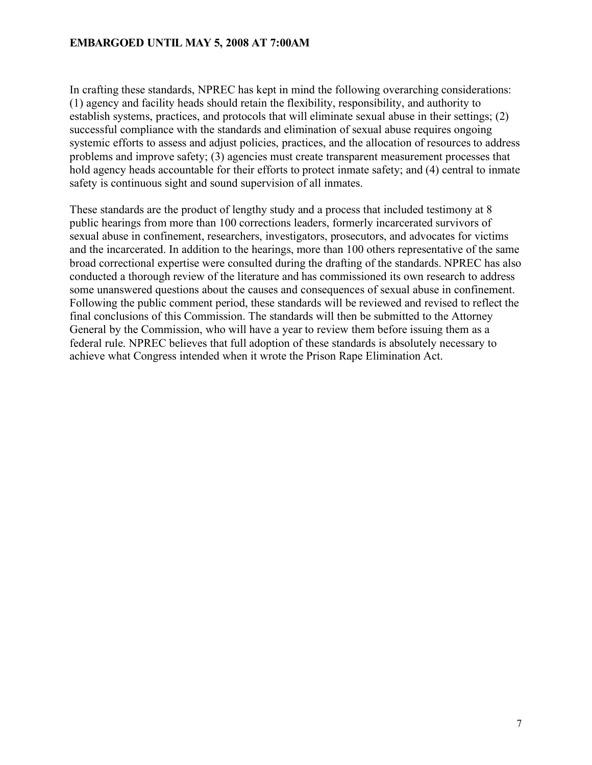In crafting these standards, NPREC has kept in mind the following overarching considerations: (1) agency and facility heads should retain the flexibility, responsibility, and authority to establish systems, practices, and protocols that will eliminate sexual abuse in their settings; (2) successful compliance with the standards and elimination of sexual abuse requires ongoing systemic efforts to assess and adjust policies, practices, and the allocation of resources to address problems and improve safety; (3) agencies must create transparent measurement processes that hold agency heads accountable for their efforts to protect inmate safety; and (4) central to inmate safety is continuous sight and sound supervision of all inmates.

These standards are the product of lengthy study and a process that included testimony at 8 public hearings from more than 100 corrections leaders, formerly incarcerated survivors of sexual abuse in confinement, researchers, investigators, prosecutors, and advocates for victims and the incarcerated. In addition to the hearings, more than 100 others representative of the same broad correctional expertise were consulted during the drafting of the standards. NPREC has also conducted a thorough review of the literature and has commissioned its own research to address some unanswered questions about the causes and consequences of sexual abuse in confinement. Following the public comment period, these standards will be reviewed and revised to reflect the final conclusions of this Commission. The standards will then be submitted to the Attorney General by the Commission, who will have a year to review them before issuing them as a federal rule. NPREC believes that full adoption of these standards is absolutely necessary to achieve what Congress intended when it wrote the Prison Rape Elimination Act.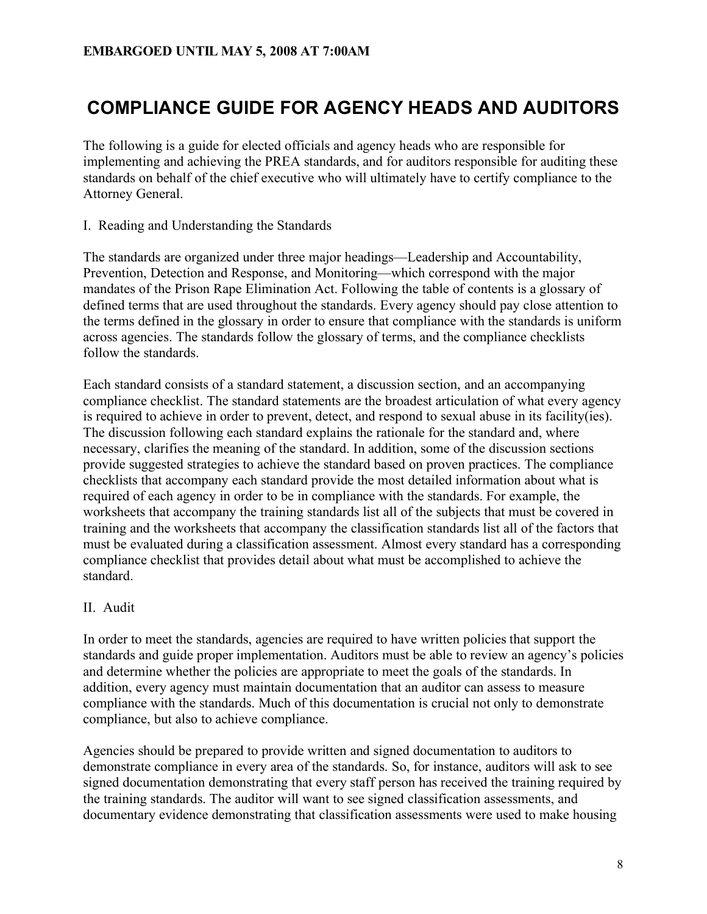# COMPLIANCE GUIDE FOR AGENCY HEADS AND AUDITORS

The following is a guide for elected officials and agency heads who are responsible for implementing and achieving the PREA standards, and for auditors responsible for auditing these standards on behalf of the chief executive who will ultimately have to certify compliance to the Attorney General.

## I. Reading and Understanding the Standards

The standards are organized under three major headings—Leadership and Accountability, Prevention, Detection and Response, and Monitoring—which correspond with the major mandates of the Prison Rape Elimination Act. Following the table of contents is a glossary of defined terms that are used throughout the standards. Every agency should pay close attention to the terms defined in the glossary in order to ensure that compliance with the standards is uniform across agencies. The standards follow the glossary of terms, and the compliance checklists follow the standards.

Each standard consists of a standard statement, a discussion section, and an accompanying compliance checklist. The standard statements are the broadest articulation of what every agency is required to achieve in order to prevent, detect, and respond to sexual abuse in its facility(ies). The discussion following each standard explains the rationale for the standard and, where necessary, clarifies the meaning of the standard. In addition, some of the discussion sections provide suggested strategies to achieve the standard based on proven practices. The compliance checklists that accompany each standard provide the most detailed information about what is required of each agency in order to be in compliance with the standards. For example, the worksheets that accompany the training standards list all of the subjects that must be covered in training and the worksheets that accompany the classification standards list all of the factors that must be evaluated during a classification assessment. Almost every standard has a corresponding compliance checklist that provides detail about what must be accomplished to achieve the standard.

## II. Audit

In order to meet the standards, agencies are required to have written policies that support the standards and guide proper implementation. Auditors must be able to review an agency's policies and determine whether the policies are appropriate to meet the goals of the standards. In addition, every agency must maintain documentation that an auditor can assess to measure compliance with the standards. Much of this documentation is crucial not only to demonstrate compliance, but also to achieve compliance.

Agencies should be prepared to provide written and signed documentation to auditors to demonstrate compliance in every area of the standards. So, for instance, auditors will ask to see signed documentation demonstrating that every staff person has received the training required by the training standards. The auditor will want to see signed classification assessments, and documentary evidence demonstrating that classification assessments were used to make housing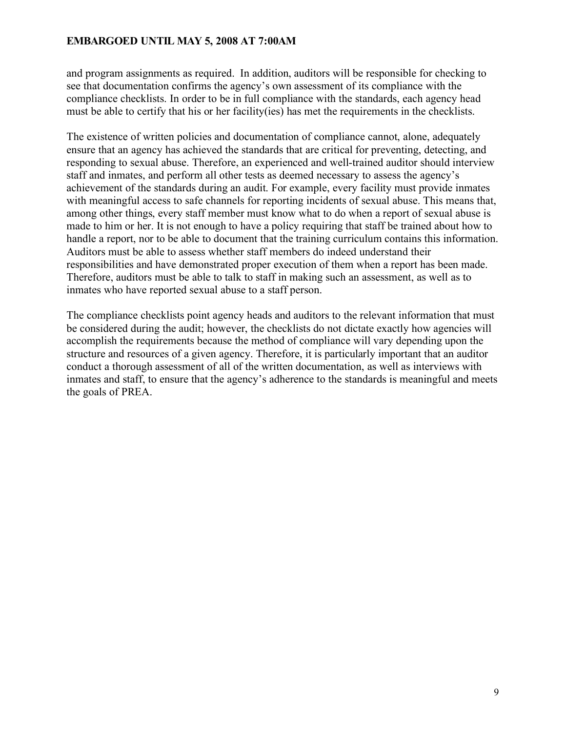and program assignments as required. In addition, auditors will be responsible for checking to see that documentation confirms the agency's own assessment of its compliance with the compliance checklists. In order to be in full compliance with the standards, each agency head must be able to certify that his or her facility(ies) has met the requirements in the checklists.

The existence of written policies and documentation of compliance cannot, alone, adequately ensure that an agency has achieved the standards that are critical for preventing, detecting, and responding to sexual abuse. Therefore, an experienced and well-trained auditor should interview staff and inmates, and perform all other tests as deemed necessary to assess the agency's achievement of the standards during an audit. For example, every facility must provide inmates with meaningful access to safe channels for reporting incidents of sexual abuse. This means that, among other things, every staff member must know what to do when a report of sexual abuse is made to him or her. It is not enough to have a policy requiring that staff be trained about how to handle a report, nor to be able to document that the training curriculum contains this information. Auditors must be able to assess whether staff members do indeed understand their responsibilities and have demonstrated proper execution of them when a report has been made. Therefore, auditors must be able to talk to staff in making such an assessment, as well as to inmates who have reported sexual abuse to a staff person.

The compliance checklists point agency heads and auditors to the relevant information that must be considered during the audit; however, the checklists do not dictate exactly how agencies will accomplish the requirements because the method of compliance will vary depending upon the structure and resources of a given agency. Therefore, it is particularly important that an auditor conduct a thorough assessment of all of the written documentation, as well as interviews with inmates and staff, to ensure that the agency's adherence to the standards is meaningful and meets the goals of PREA.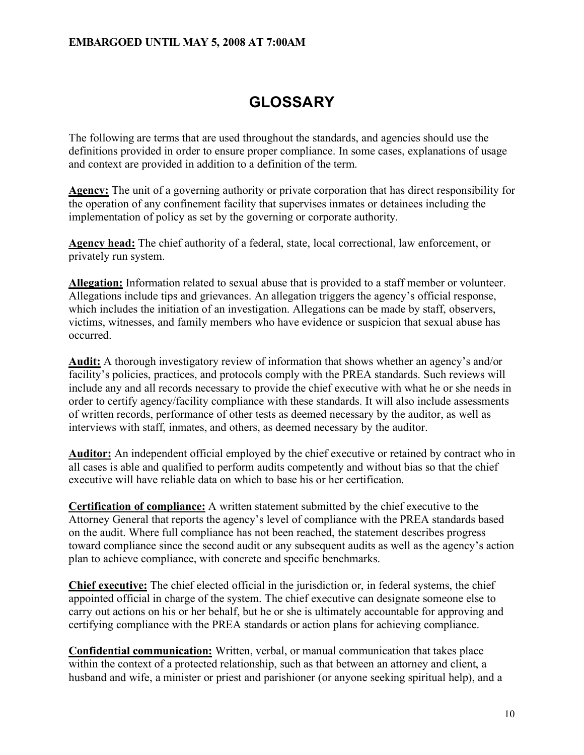# GLOSSARY

The following are terms that are used throughout the standards, and agencies should use the definitions provided in order to ensure proper compliance. In some cases, explanations of usage and context are provided in addition to a definition of the term.

**Agency:** The unit of a governing authority or private corporation that has direct responsibility for the operation of any confinement facility that supervises inmates or detainees including the implementation of policy as set by the governing or corporate authority.

**Agency head:** The chief authority of a federal, state, local correctional, law enforcement, or privately run system.

**Allegation:** Information related to sexual abuse that is provided to a staff member or volunteer. Allegations include tips and grievances. An allegation triggers the agency's official response, which includes the initiation of an investigation. Allegations can be made by staff, observers, victims, witnesses, and family members who have evidence or suspicion that sexual abuse has occurred.

**Audit:** A thorough investigatory review of information that shows whether an agency's and/or facility's policies, practices, and protocols comply with the PREA standards. Such reviews will include any and all records necessary to provide the chief executive with what he or she needs in order to certify agency/facility compliance with these standards. It will also include assessments of written records, performance of other tests as deemed necessary by the auditor, as well as interviews with staff, inmates, and others, as deemed necessary by the auditor.

**Auditor:** An independent official employed by the chief executive or retained by contract who in all cases is able and qualified to perform audits competently and without bias so that the chief executive will have reliable data on which to base his or her certification.

**Certification of compliance:** A written statement submitted by the chief executive to the Attorney General that reports the agency's level of compliance with the PREA standards based on the audit. Where full compliance has not been reached, the statement describes progress toward compliance since the second audit or any subsequent audits as well as the agency's action plan to achieve compliance, with concrete and specific benchmarks.

**Chief executive:** The chief elected official in the jurisdiction or, in federal systems, the chief appointed official in charge of the system. The chief executive can designate someone else to carry out actions on his or her behalf, but he or she is ultimately accountable for approving and certifying compliance with the PREA standards or action plans for achieving compliance.

**Confidential communication:** Written, verbal, or manual communication that takes place within the context of a protected relationship, such as that between an attorney and client, a husband and wife, a minister or priest and parishioner (or anyone seeking spiritual help), and a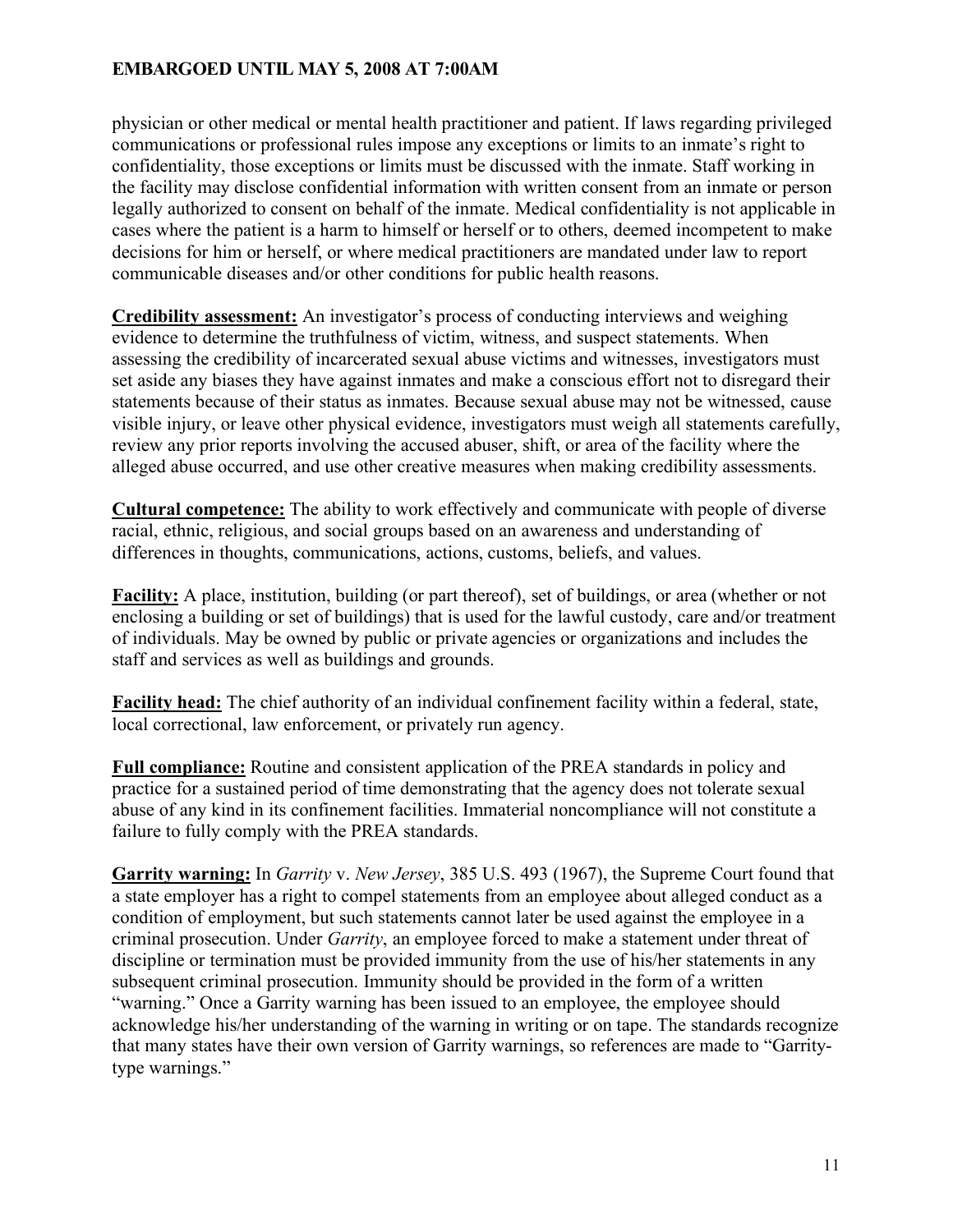physician or other medical or mental health practitioner and patient. If laws regarding privileged communications or professional rules impose any exceptions or limits to an inmate's right to confidentiality, those exceptions or limits must be discussed with the inmate. Staff working in the facility may disclose confidential information with written consent from an inmate or person legally authorized to consent on behalf of the inmate. Medical confidentiality is not applicable in cases where the patient is a harm to himself or herself or to others, deemed incompetent to make decisions for him or herself, or where medical practitioners are mandated under law to report communicable diseases and/or other conditions for public health reasons.

**<u>Credibility assessment:</u>** An investigator's process of conducting interviews and weighing evidence to determine the truthfulness of victim, witness, and suspect statements. When assessing the credibility of incarcerated sexual abuse victims and witnesses, investigators must set aside any biases they have against inmates and make a conscious effort not to disregard their statements because of their status as inmates. Because sexual abuse may not be witnessed, cause visible injury, or leave other physical evidence, investigators must weigh all statements carefully, review any prior reports involving the accused abuser, shift, or area of the facility where the alleged abuse occurred, and use other creative measures when making credibility assessments.

**<u>Cultural competence:</u>** The ability to work effectively and communicate with people of diverse racial, ethnic, religious, and social groups based on an awareness and understanding of differences in thoughts, communications, actions, customs, beliefs, and values.

**<u>Facility:</u>** A place, institution, building (or part thereof), set of buildings, or area (whether or not enclosing a building or set of buildings) that is used for the lawful custody, care and/or treatment of individuals. May be owned by public or private agencies or organizations and includes the staff and services as well as buildings and grounds.

**<u>Facility head:</u>** The chief authority of an individual confinement facility within a federal, state, local correctional, law enforcement, or privately run agency.

**<u>Full compliance:</u>** Routine and consistent application of the PREA standards in policy and practice for a sustained period of time demonstrating that the agency does not tolerate sexual abuse of any kind in its confinement facilities. Immaterial noncompliance will not constitute a failure to fully comply with the PREA standards.

**<u>Garrity warning:</u>** In *Garrity* v. *New Jersey*, 385 U.S. 493 (1967), the Supreme Court found that a state employer has a right to compel statements from an employee about alleged conduct as a condition of employment, but such statements cannot later be used against the employee in a criminal prosecution. Under *Garrity*, an employee forced to make a statement under threat of discipline or termination must be provided immunity from the use of his/her statements in any subsequent criminal prosecution. Immunity should be provided in the form of a written "warning." Once a Garrity warning has been issued to an employee, the employee should acknowledge his/her understanding of the warning in writing or on tape. The standards recognize that many states have their own version of Garrity warnings, so references are made to "Garrity-type warnings."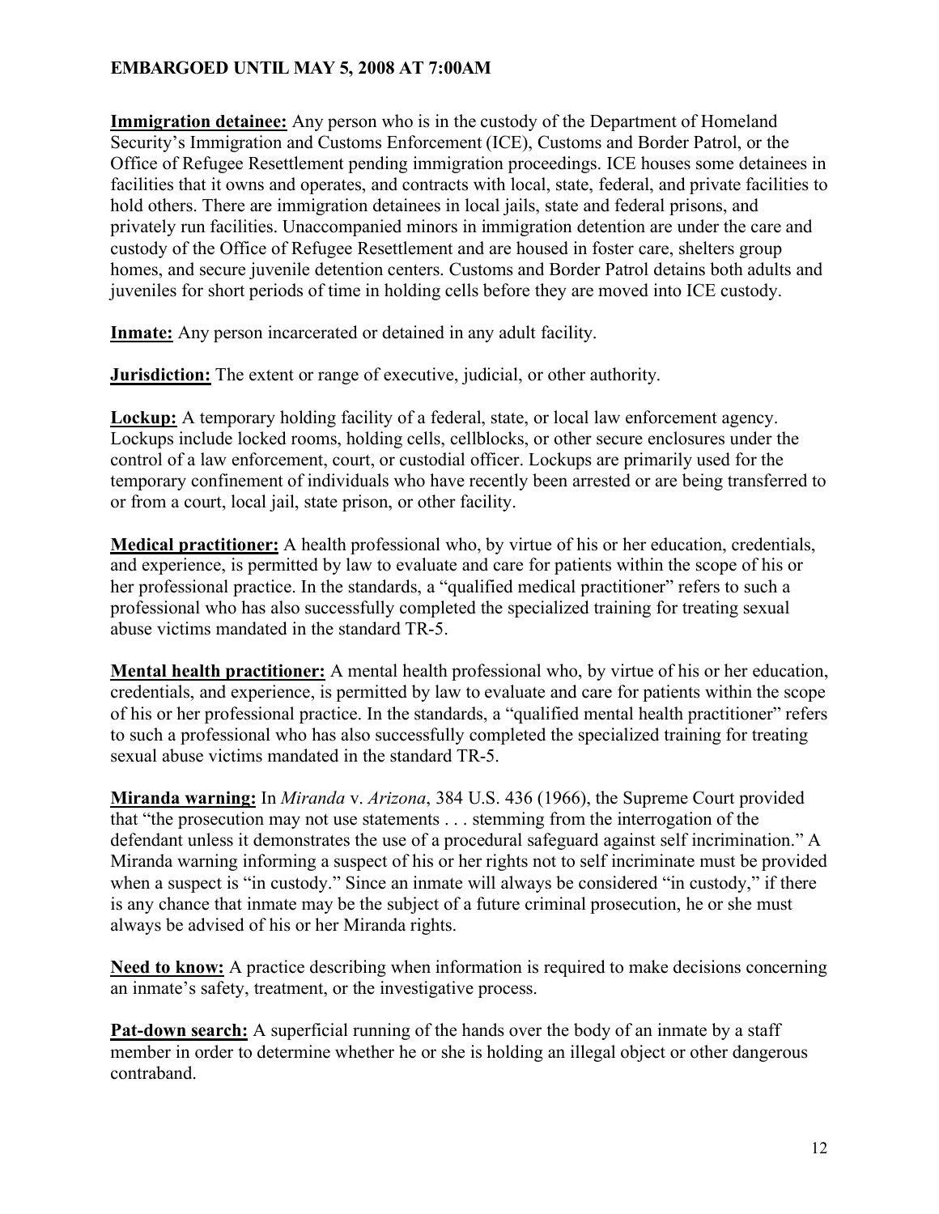**EMBARGOED UNTIL MAY 5, 2008 AT 7:00AM**

**Immigration detainee:** Any person who is in the custody of the Department of Homeland Security's Immigration and Customs Enforcement (ICE), Customs and Border Patrol, or the Office of Refugee Resettlement pending immigration proceedings. ICE houses some detainees in facilities that it owns and operates, and contracts with local, state, federal, and private facilities to hold others. There are immigration detainees in local jails, state and federal prisons, and privately run facilities. Unaccompanied minors in immigration detention are under the care and custody of the Office of Refugee Resettlement and are housed in foster care, shelters group homes, and secure juvenile detention centers. Customs and Border Patrol detains both adults and juveniles for short periods of time in holding cells before they are moved into ICE custody.

**Inmate:** Any person incarcerated or detained in any adult facility.

**Jurisdiction:** The extent or range of executive, judicial, or other authority.

**Lockup:** A temporary holding facility of a federal, state, or local law enforcement agency. Lockups include locked rooms, holding cells, cellblocks, or other secure enclosures under the control of a law enforcement, court, or custodial officer. Lockups are primarily used for the temporary confinement of individuals who have recently been arrested or are being transferred to or from a court, local jail, state prison, or other facility.

**Medical practitioner:** A health professional who, by virtue of his or her education, credentials, and experience, is permitted by law to evaluate and care for patients within the scope of his or her professional practice. In the standards, a "qualified medical practitioner" refers to such a professional who has also successfully completed the specialized training for treating sexual abuse victims mandated in the standard TR-5.

**Mental health practitioner:** A mental health professional who, by virtue of his or her education, credentials, and experience, is permitted by law to evaluate and care for patients within the scope of his or her professional practice. In the standards, a "qualified mental health practitioner" refers to such a professional who has also successfully completed the specialized training for treating sexual abuse victims mandated in the standard TR-5.

**Miranda warning:** In *Miranda* v. *Arizona*, 384 U.S. 436 (1966), the Supreme Court provided that "the prosecution may not use statements . . . stemming from the interrogation of the defendant unless it demonstrates the use of a procedural safeguard against self incrimination." A Miranda warning informing a suspect of his or her rights not to self incriminate must be provided when a suspect is "in custody." Since an inmate will always be considered "in custody," if there is any chance that inmate may be the subject of a future criminal prosecution, he or she must always be advised of his or her Miranda rights.

**Need to know:** A practice describing when information is required to make decisions concerning an inmate's safety, treatment, or the investigative process.

**Pat-down search:** A superficial running of the hands over the body of an inmate by a staff member in order to determine whether he or she is holding an illegal object or other dangerous contraband.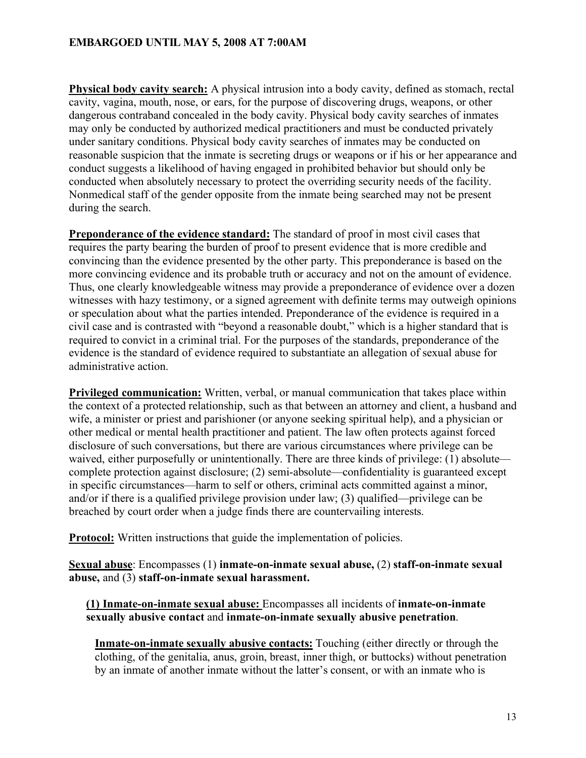**Physical body cavity search:** A physical intrusion into a body cavity, defined as stomach, rectal cavity, vagina, mouth, nose, or ears, for the purpose of discovering drugs, weapons, or other dangerous contraband concealed in the body cavity. Physical body cavity searches of inmates may only be conducted by authorized medical practitioners and must be conducted privately under sanitary conditions. Physical body cavity searches of inmates may be conducted on reasonable suspicion that the inmate is secreting drugs or weapons or if his or her appearance and conduct suggests a likelihood of having engaged in prohibited behavior but should only be conducted when absolutely necessary to protect the overriding security needs of the facility. Nonmedical staff of the gender opposite from the inmate being searched may not be present during the search.

**Preponderance of the evidence standard:** The standard of proof in most civil cases that requires the party bearing the burden of proof to present evidence that is more credible and convincing than the evidence presented by the other party. This preponderance is based on the more convincing evidence and its probable truth or accuracy and not on the amount of evidence. Thus, one clearly knowledgeable witness may provide a preponderance of evidence over a dozen witnesses with hazy testimony, or a signed agreement with definite terms may outweigh opinions or speculation about what the parties intended. Preponderance of the evidence is required in a civil case and is contrasted with "beyond a reasonable doubt," which is a higher standard that is required to convict in a criminal trial. For the purposes of the standards, preponderance of the evidence is the standard of evidence required to substantiate an allegation of sexual abuse for administrative action.

**Privileged communication:** Written, verbal, or manual communication that takes place within the context of a protected relationship, such as that between an attorney and client, a husband and wife, a minister or priest and parishioner (or anyone seeking spiritual help), and a physician or other medical or mental health practitioner and patient. The law often protects against forced disclosure of such conversations, but there are various circumstances where privilege can be waived, either purposefully or unintentionally. There are three kinds of privilege: (1) absolute—complete protection against disclosure; (2) semi-absolute—confidentiality is guaranteed except in specific circumstances—harm to self or others, criminal acts committed against a minor, and/or if there is a qualified privilege provision under law; (3) qualified—privilege can be breached by court order when a judge finds there are countervailing interests.

**Protocol:** Written instructions that guide the implementation of policies.

**Sexual abuse**: Encompasses (1) **inmate-on-inmate sexual abuse,** (2) **staff-on-inmate sexual abuse,** and (3) **staff-on-inmate sexual harassment.**

**(1) Inmate-on-inmate sexual abuse:** Encompasses all incidents of **inmate-on-inmate sexually abusive contact** and **inmate-on-inmate sexually abusive penetration**.

**Inmate-on-inmate sexually abusive contacts:** Touching (either directly or through the clothing, of the genitalia, anus, groin, breast, inner thigh, or buttocks) without penetration by an inmate of another inmate without the latter's consent, or with an inmate who is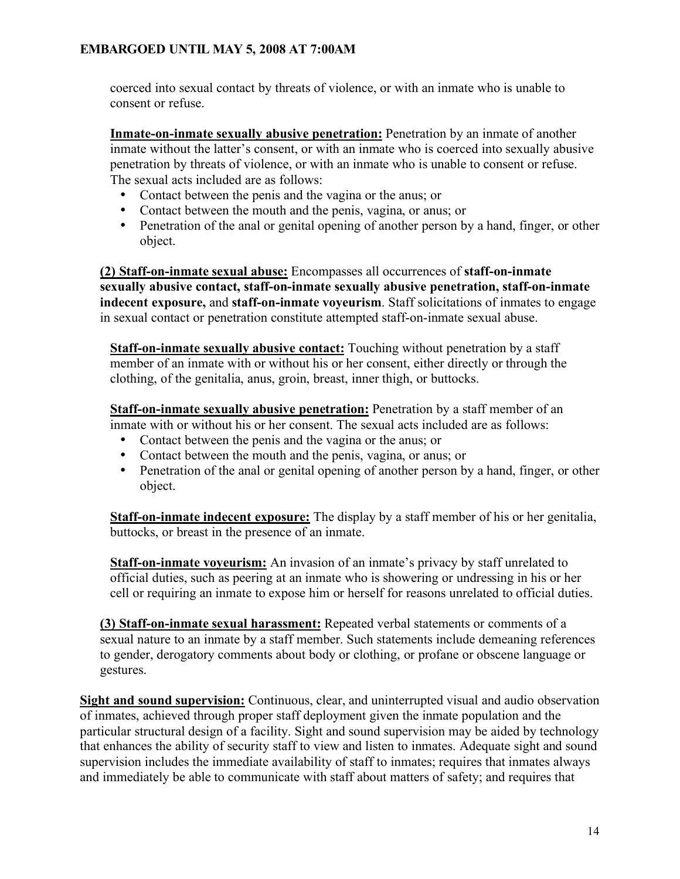coerced into sexual contact by threats of violence, or with an inmate who is unable to consent or refuse.

**Inmate-on-inmate sexually abusive penetration:** Penetration by an inmate of another inmate without the latter's consent, or with an inmate who is coerced into sexually abusive penetration by threats of violence, or with an inmate who is unable to consent or refuse. The sexual acts included are as follows:

- Contact between the penis and the vagina or the anus; or
- Contact between the mouth and the penis, vagina, or anus; or
- Penetration of the anal or genital opening of another person by a hand, finger, or other object.

**(2) Staff-on-inmate sexual abuse:** Encompasses all occurrences of **staff-on-inmate sexually abusive contact, staff-on-inmate sexually abusive penetration, staff-on-inmate indecent exposure,** and **staff-on-inmate voyeurism**. Staff solicitations of inmates to engage in sexual contact or penetration constitute attempted staff-on-inmate sexual abuse.

**Staff-on-inmate sexually abusive contact:** Touching without penetration by a staff member of an inmate with or without his or her consent, either directly or through the clothing, of the genitalia, anus, groin, breast, inner thigh, or buttocks.

**Staff-on-inmate sexually abusive penetration:** Penetration by a staff member of an inmate with or without his or her consent. The sexual acts included are as follows:

- Contact between the penis and the vagina or the anus; or
- Contact between the mouth and the penis, vagina, or anus; or
- Penetration of the anal or genital opening of another person by a hand, finger, or other object.

**Staff-on-inmate indecent exposure:** The display by a staff member of his or her genitalia, buttocks, or breast in the presence of an inmate.

**Staff-on-inmate voyeurism:** An invasion of an inmate's privacy by staff unrelated to official duties, such as peering at an inmate who is showering or undressing in his or her cell or requiring an inmate to expose him or herself for reasons unrelated to official duties.

**(3) Staff-on-inmate sexual harassment:** Repeated verbal statements or comments of a sexual nature to an inmate by a staff member. Such statements include demeaning references to gender, derogatory comments about body or clothing, or profane or obscene language or gestures.

**Sight and sound supervision:** Continuous, clear, and uninterrupted visual and audio observation of inmates, achieved through proper staff deployment given the inmate population and the particular structural design of a facility. Sight and sound supervision may be aided by technology that enhances the ability of security staff to view and listen to inmates. Adequate sight and sound supervision includes the immediate availability of staff to inmates; requires that inmates always and immediately be able to communicate with staff about matters of safety; and requires that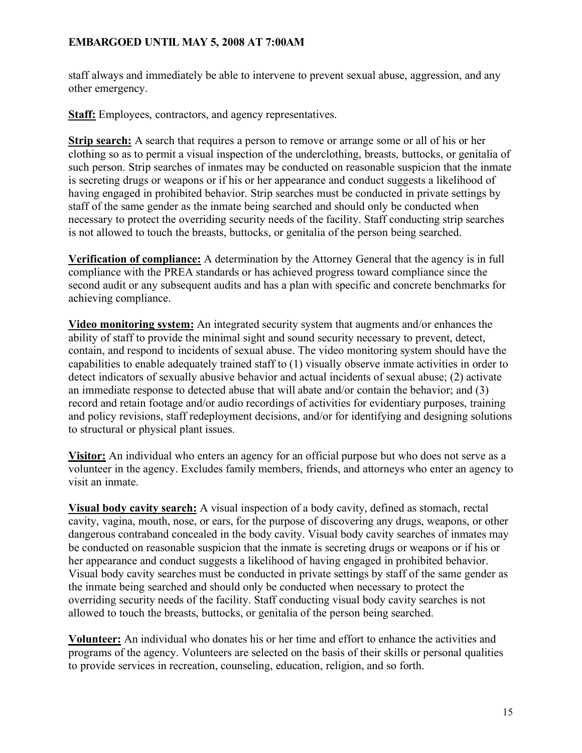staff always and immediately be able to intervene to prevent sexual abuse, aggression, and any other emergency.

**Staff:** Employees, contractors, and agency representatives.

**Strip search:** A search that requires a person to remove or arrange some or all of his or her clothing so as to permit a visual inspection of the underclothing, breasts, buttocks, or genitalia of such person. Strip searches of inmates may be conducted on reasonable suspicion that the inmate is secreting drugs or weapons or if his or her appearance and conduct suggests a likelihood of having engaged in prohibited behavior. Strip searches must be conducted in private settings by staff of the same gender as the inmate being searched and should only be conducted when necessary to protect the overriding security needs of the facility. Staff conducting strip searches is not allowed to touch the breasts, buttocks, or genitalia of the person being searched.

**Verification of compliance:** A determination by the Attorney General that the agency is in full compliance with the PREA standards or has achieved progress toward compliance since the second audit or any subsequent audits and has a plan with specific and concrete benchmarks for achieving compliance.

**Video monitoring system:** An integrated security system that augments and/or enhances the ability of staff to provide the minimal sight and sound security necessary to prevent, detect, contain, and respond to incidents of sexual abuse. The video monitoring system should have the capabilities to enable adequately trained staff to (1) visually observe inmate activities in order to detect indicators of sexually abusive behavior and actual incidents of sexual abuse; (2) activate an immediate response to detected abuse that will abate and/or contain the behavior; and (3) record and retain footage and/or audio recordings of activities for evidentiary purposes, training and policy revisions, staff redeployment decisions, and/or for identifying and designing solutions to structural or physical plant issues.

**Visitor:** An individual who enters an agency for an official purpose but who does not serve as a volunteer in the agency. Excludes family members, friends, and attorneys who enter an agency to visit an inmate.

**Visual body cavity search:** A visual inspection of a body cavity, defined as stomach, rectal cavity, vagina, mouth, nose, or ears, for the purpose of discovering any drugs, weapons, or other dangerous contraband concealed in the body cavity. Visual body cavity searches of inmates may be conducted on reasonable suspicion that the inmate is secreting drugs or weapons or if his or her appearance and conduct suggests a likelihood of having engaged in prohibited behavior. Visual body cavity searches must be conducted in private settings by staff of the same gender as the inmate being searched and should only be conducted when necessary to protect the overriding security needs of the facility. Staff conducting visual body cavity searches is not allowed to touch the breasts, buttocks, or genitalia of the person being searched.

**Volunteer:** An individual who donates his or her time and effort to enhance the activities and programs of the agency. Volunteers are selected on the basis of their skills or personal qualities to provide services in recreation, counseling, education, religion, and so forth.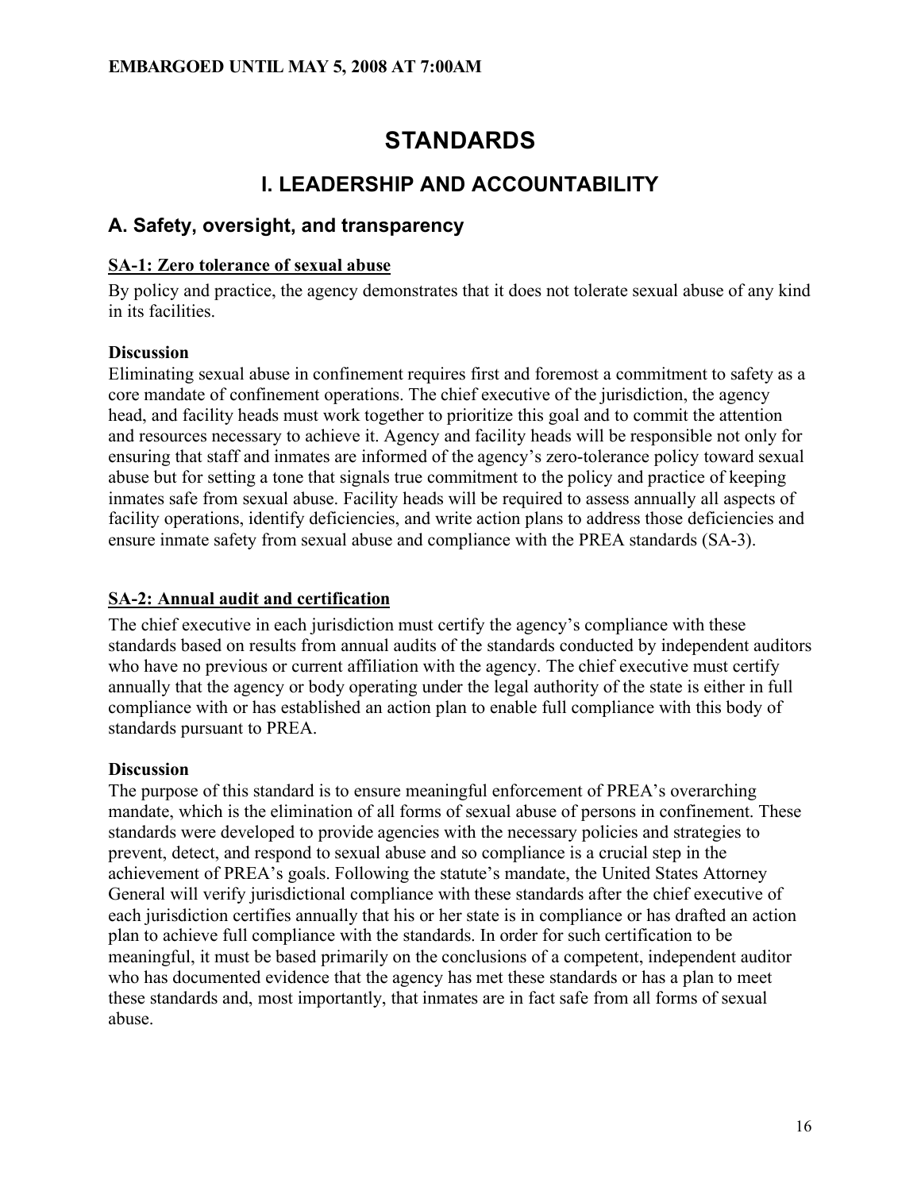EMBARGOED UNTIL MAY 5, 2008 AT 7:00AM

# STANDARDS

## I. LEADERSHIP AND ACCOUNTABILITY

### A. Safety, oversight, and transparency

**SA-1: Zero tolerance of sexual abuse**

By policy and practice, the agency demonstrates that it does not tolerate sexual abuse of any kind in its facilities.

**Discussion**

Eliminating sexual abuse in confinement requires first and foremost a commitment to safety as a core mandate of confinement operations. The chief executive of the jurisdiction, the agency head, and facility heads must work together to prioritize this goal and to commit the attention and resources necessary to achieve it. Agency and facility heads will be responsible not only for ensuring that staff and inmates are informed of the agency's zero-tolerance policy toward sexual abuse but for setting a tone that signals true commitment to the policy and practice of keeping inmates safe from sexual abuse. Facility heads will be required to assess annually all aspects of facility operations, identify deficiencies, and write action plans to address those deficiencies and ensure inmate safety from sexual abuse and compliance with the PREA standards (SA-3).

**SA-2: Annual audit and certification**

The chief executive in each jurisdiction must certify the agency's compliance with these standards based on results from annual audits of the standards conducted by independent auditors who have no previous or current affiliation with the agency. The chief executive must certify annually that the agency or body operating under the legal authority of the state is either in full compliance with or has established an action plan to enable full compliance with this body of standards pursuant to PREA.

**Discussion**

The purpose of this standard is to ensure meaningful enforcement of PREA's overarching mandate, which is the elimination of all forms of sexual abuse of persons in confinement. These standards were developed to provide agencies with the necessary policies and strategies to prevent, detect, and respond to sexual abuse and so compliance is a crucial step in the achievement of PREA's goals. Following the statute's mandate, the United States Attorney General will verify jurisdictional compliance with these standards after the chief executive of each jurisdiction certifies annually that his or her state is in compliance or has drafted an action plan to achieve full compliance with the standards. In order for such certification to be meaningful, it must be based primarily on the conclusions of a competent, independent auditor who has documented evidence that the agency has met these standards or has a plan to meet these standards and, most importantly, that inmates are in fact safe from all forms of sexual abuse.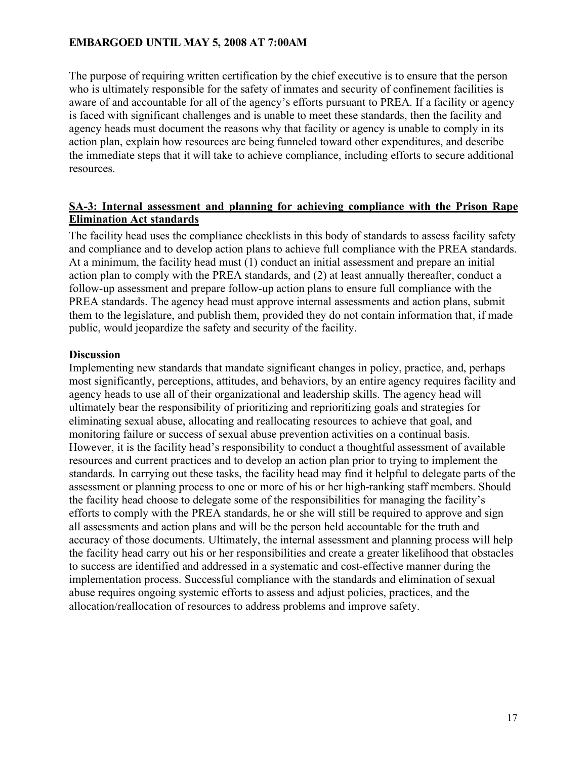The purpose of requiring written certification by the chief executive is to ensure that the person who is ultimately responsible for the safety of inmates and security of confinement facilities is aware of and accountable for all of the agency's efforts pursuant to PREA. If a facility or agency is faced with significant challenges and is unable to meet these standards, then the facility and agency heads must document the reasons why that facility or agency is unable to comply in its action plan, explain how resources are being funneled toward other expenditures, and describe the immediate steps that it will take to achieve compliance, including efforts to secure additional resources.

## SA-3: Internal assessment and planning for achieving compliance with the Prison Rape Elimination Act standards

The facility head uses the compliance checklists in this body of standards to assess facility safety and compliance and to develop action plans to achieve full compliance with the PREA standards. At a minimum, the facility head must (1) conduct an initial assessment and prepare an initial action plan to comply with the PREA standards, and (2) at least annually thereafter, conduct a follow-up assessment and prepare follow-up action plans to ensure full compliance with the PREA standards. The agency head must approve internal assessments and action plans, submit them to the legislature, and publish them, provided they do not contain information that, if made public, would jeopardize the safety and security of the facility.

### Discussion

Implementing new standards that mandate significant changes in policy, practice, and, perhaps most significantly, perceptions, attitudes, and behaviors, by an entire agency requires facility and agency heads to use all of their organizational and leadership skills. The agency head will ultimately bear the responsibility of prioritizing and reprioritizing goals and strategies for eliminating sexual abuse, allocating and reallocating resources to achieve that goal, and monitoring failure or success of sexual abuse prevention activities on a continual basis. However, it is the facility head's responsibility to conduct a thoughtful assessment of available resources and current practices and to develop an action plan prior to trying to implement the standards. In carrying out these tasks, the facility head may find it helpful to delegate parts of the assessment or planning process to one or more of his or her high-ranking staff members. Should the facility head choose to delegate some of the responsibilities for managing the facility's efforts to comply with the PREA standards, he or she will still be required to approve and sign all assessments and action plans and will be the person held accountable for the truth and accuracy of those documents. Ultimately, the internal assessment and planning process will help the facility head carry out his or her responsibilities and create a greater likelihood that obstacles to success are identified and addressed in a systematic and cost-effective manner during the implementation process. Successful compliance with the standards and elimination of sexual abuse requires ongoing systemic efforts to assess and adjust policies, practices, and the allocation/reallocation of resources to address problems and improve safety.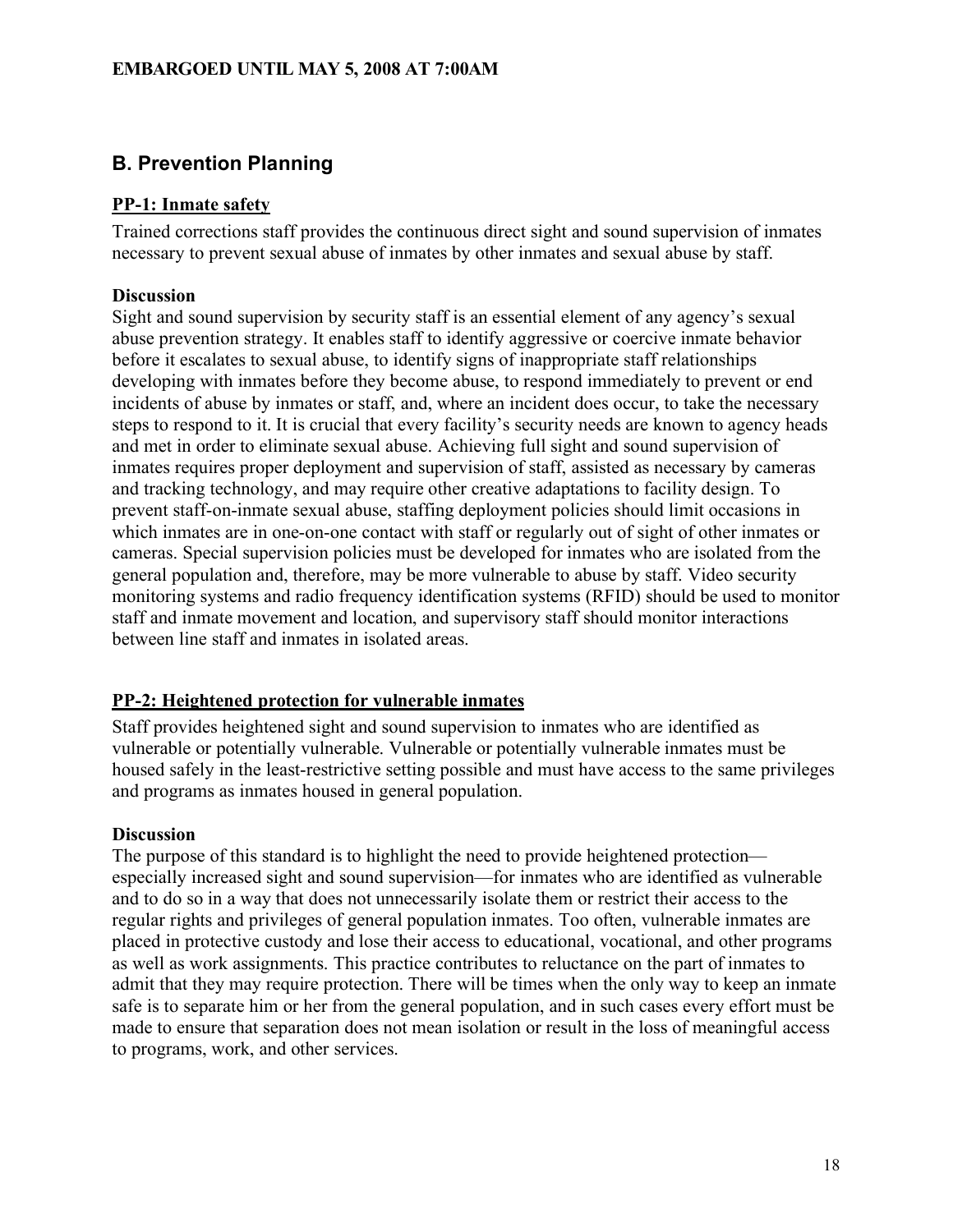## B. Prevention Planning

### PP-1: Inmate safety

Trained corrections staff provides the continuous direct sight and sound supervision of inmates necessary to prevent sexual abuse of inmates by other inmates and sexual abuse by staff.

**Discussion**

Sight and sound supervision by security staff is an essential element of any agency's sexual abuse prevention strategy. It enables staff to identify aggressive or coercive inmate behavior before it escalates to sexual abuse, to identify signs of inappropriate staff relationships developing with inmates before they become abuse, to respond immediately to prevent or end incidents of abuse by inmates or staff, and, where an incident does occur, to take the necessary steps to respond to it. It is crucial that every facility's security needs are known to agency heads and met in order to eliminate sexual abuse. Achieving full sight and sound supervision of inmates requires proper deployment and supervision of staff, assisted as necessary by cameras and tracking technology, and may require other creative adaptations to facility design. To prevent staff-on-inmate sexual abuse, staffing deployment policies should limit occasions in which inmates are in one-on-one contact with staff or regularly out of sight of other inmates or cameras. Special supervision policies must be developed for inmates who are isolated from the general population and, therefore, may be more vulnerable to abuse by staff. Video security monitoring systems and radio frequency identification systems (RFID) should be used to monitor staff and inmate movement and location, and supervisory staff should monitor interactions between line staff and inmates in isolated areas.

### PP-2: Heightened protection for vulnerable inmates

Staff provides heightened sight and sound supervision to inmates who are identified as vulnerable or potentially vulnerable. Vulnerable or potentially vulnerable inmates must be housed safely in the least-restrictive setting possible and must have access to the same privileges and programs as inmates housed in general population.

**Discussion**

The purpose of this standard is to highlight the need to provide heightened protection—especially increased sight and sound supervision—for inmates who are identified as vulnerable and to do so in a way that does not unnecessarily isolate them or restrict their access to the regular rights and privileges of general population inmates. Too often, vulnerable inmates are placed in protective custody and lose their access to educational, vocational, and other programs as well as work assignments. This practice contributes to reluctance on the part of inmates to admit that they may require protection. There will be times when the only way to keep an inmate safe is to separate him or her from the general population, and in such cases every effort must be made to ensure that separation does not mean isolation or result in the loss of meaningful access to programs, work, and other services.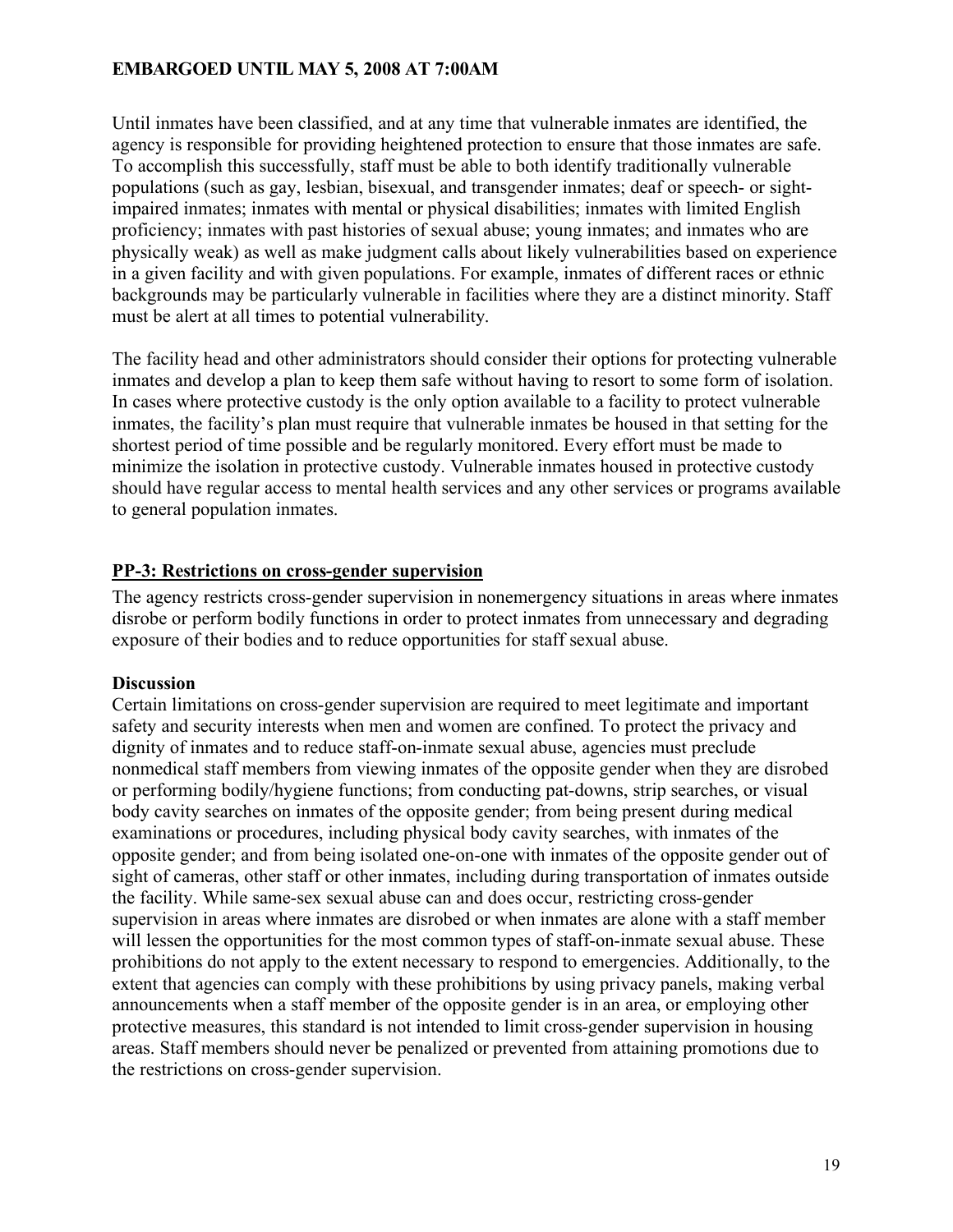Until inmates have been classified, and at any time that vulnerable inmates are identified, the agency is responsible for providing heightened protection to ensure that those inmates are safe. To accomplish this successfully, staff must be able to both identify traditionally vulnerable populations (such as gay, lesbian, bisexual, and transgender inmates; deaf or speech- or sight-impaired inmates; inmates with mental or physical disabilities; inmates with limited English proficiency; inmates with past histories of sexual abuse; young inmates; and inmates who are physically weak) as well as make judgment calls about likely vulnerabilities based on experience in a given facility and with given populations. For example, inmates of different races or ethnic backgrounds may be particularly vulnerable in facilities where they are a distinct minority. Staff must be alert at all times to potential vulnerability.

The facility head and other administrators should consider their options for protecting vulnerable inmates and develop a plan to keep them safe without having to resort to some form of isolation. In cases where protective custody is the only option available to a facility to protect vulnerable inmates, the facility's plan must require that vulnerable inmates be housed in that setting for the shortest period of time possible and be regularly monitored. Every effort must be made to minimize the isolation in protective custody. Vulnerable inmates housed in protective custody should have regular access to mental health services and any other services or programs available to general population inmates.

## PP-3: Restrictions on cross-gender supervision

The agency restricts cross-gender supervision in nonemergency situations in areas where inmates disrobe or perform bodily functions in order to protect inmates from unnecessary and degrading exposure of their bodies and to reduce opportunities for staff sexual abuse.

### Discussion

Certain limitations on cross-gender supervision are required to meet legitimate and important safety and security interests when men and women are confined. To protect the privacy and dignity of inmates and to reduce staff-on-inmate sexual abuse, agencies must preclude nonmedical staff members from viewing inmates of the opposite gender when they are disrobed or performing bodily/hygiene functions; from conducting pat-downs, strip searches, or visual body cavity searches on inmates of the opposite gender; from being present during medical examinations or procedures, including physical body cavity searches, with inmates of the opposite gender; and from being isolated one-on-one with inmates of the opposite gender out of sight of cameras, other staff or other inmates, including during transportation of inmates outside the facility. While same-sex sexual abuse can and does occur, restricting cross-gender supervision in areas where inmates are disrobed or when inmates are alone with a staff member will lessen the opportunities for the most common types of staff-on-inmate sexual abuse. These prohibitions do not apply to the extent necessary to respond to emergencies. Additionally, to the extent that agencies can comply with these prohibitions by using privacy panels, making verbal announcements when a staff member of the opposite gender is in an area, or employing other protective measures, this standard is not intended to limit cross-gender supervision in housing areas. Staff members should never be penalized or prevented from attaining promotions due to the restrictions on cross-gender supervision.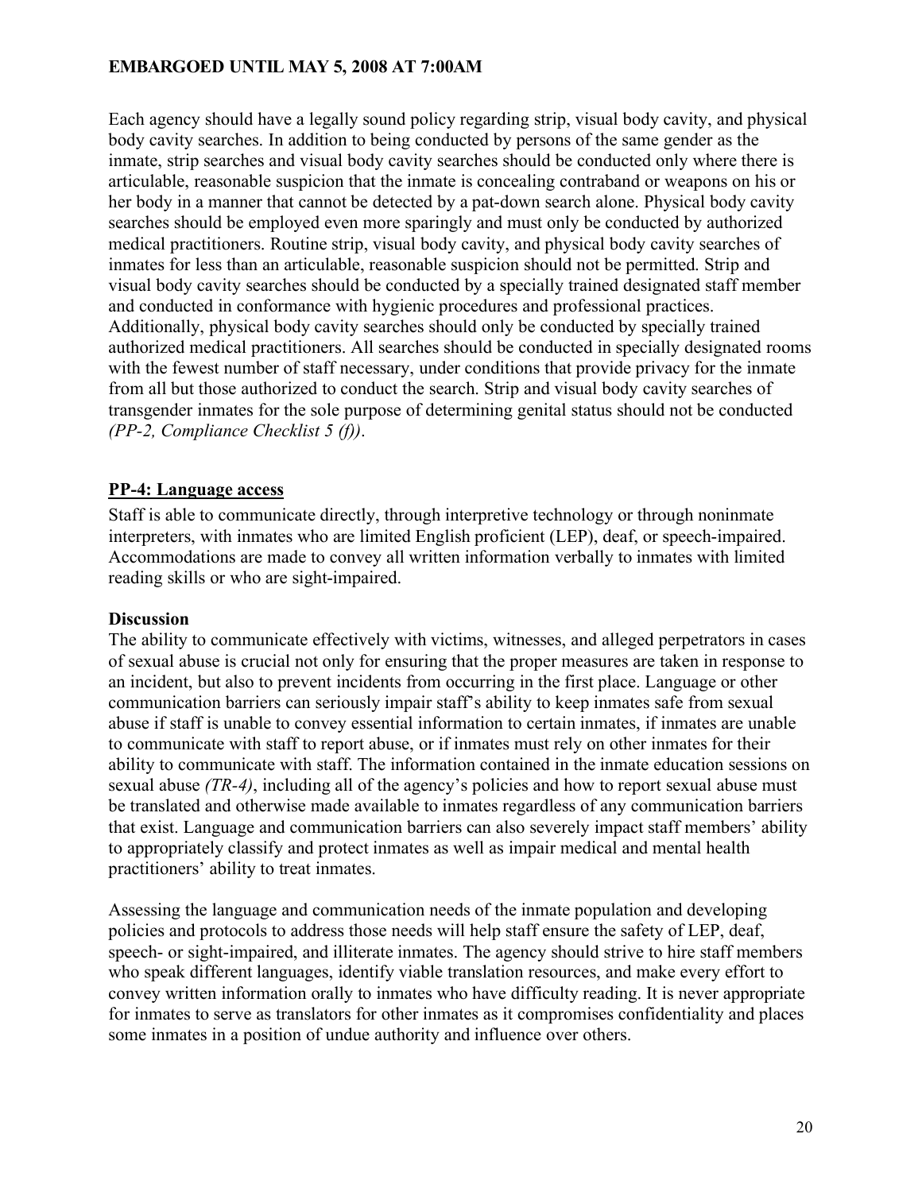Each agency should have a legally sound policy regarding strip, visual body cavity, and physical body cavity searches. In addition to being conducted by persons of the same gender as the inmate, strip searches and visual body cavity searches should be conducted only where there is articulable, reasonable suspicion that the inmate is concealing contraband or weapons on his or her body in a manner that cannot be detected by a pat-down search alone. Physical body cavity searches should be employed even more sparingly and must only be conducted by authorized medical practitioners. Routine strip, visual body cavity, and physical body cavity searches of inmates for less than an articulable, reasonable suspicion should not be permitted. Strip and visual body cavity searches should be conducted by a specially trained designated staff member and conducted in conformance with hygienic procedures and professional practices. Additionally, physical body cavity searches should only be conducted by specially trained authorized medical practitioners. All searches should be conducted in specially designated rooms with the fewest number of staff necessary, under conditions that provide privacy for the inmate from all but those authorized to conduct the search. Strip and visual body cavity searches of transgender inmates for the sole purpose of determining genital status should not be conducted *(PP-2, Compliance Checklist 5 (f))*.

## PP-4: Language access

Staff is able to communicate directly, through interpretive technology or through noninmate interpreters, with inmates who are limited English proficient (LEP), deaf, or speech-impaired. Accommodations are made to convey all written information verbally to inmates with limited reading skills or who are sight-impaired.

### Discussion

The ability to communicate effectively with victims, witnesses, and alleged perpetrators in cases of sexual abuse is crucial not only for ensuring that the proper measures are taken in response to an incident, but also to prevent incidents from occurring in the first place. Language or other communication barriers can seriously impair staff's ability to keep inmates safe from sexual abuse if staff is unable to convey essential information to certain inmates, if inmates are unable to communicate with staff to report abuse, or if inmates must rely on other inmates for their ability to communicate with staff. The information contained in the inmate education sessions on sexual abuse *(TR-4)*, including all of the agency's policies and how to report sexual abuse must be translated and otherwise made available to inmates regardless of any communication barriers that exist. Language and communication barriers can also severely impact staff members' ability to appropriately classify and protect inmates as well as impair medical and mental health practitioners' ability to treat inmates.

Assessing the language and communication needs of the inmate population and developing policies and protocols to address those needs will help staff ensure the safety of LEP, deaf, speech- or sight-impaired, and illiterate inmates. The agency should strive to hire staff members who speak different languages, identify viable translation resources, and make every effort to convey written information orally to inmates who have difficulty reading. It is never appropriate for inmates to serve as translators for other inmates as it compromises confidentiality and places some inmates in a position of undue authority and influence over others.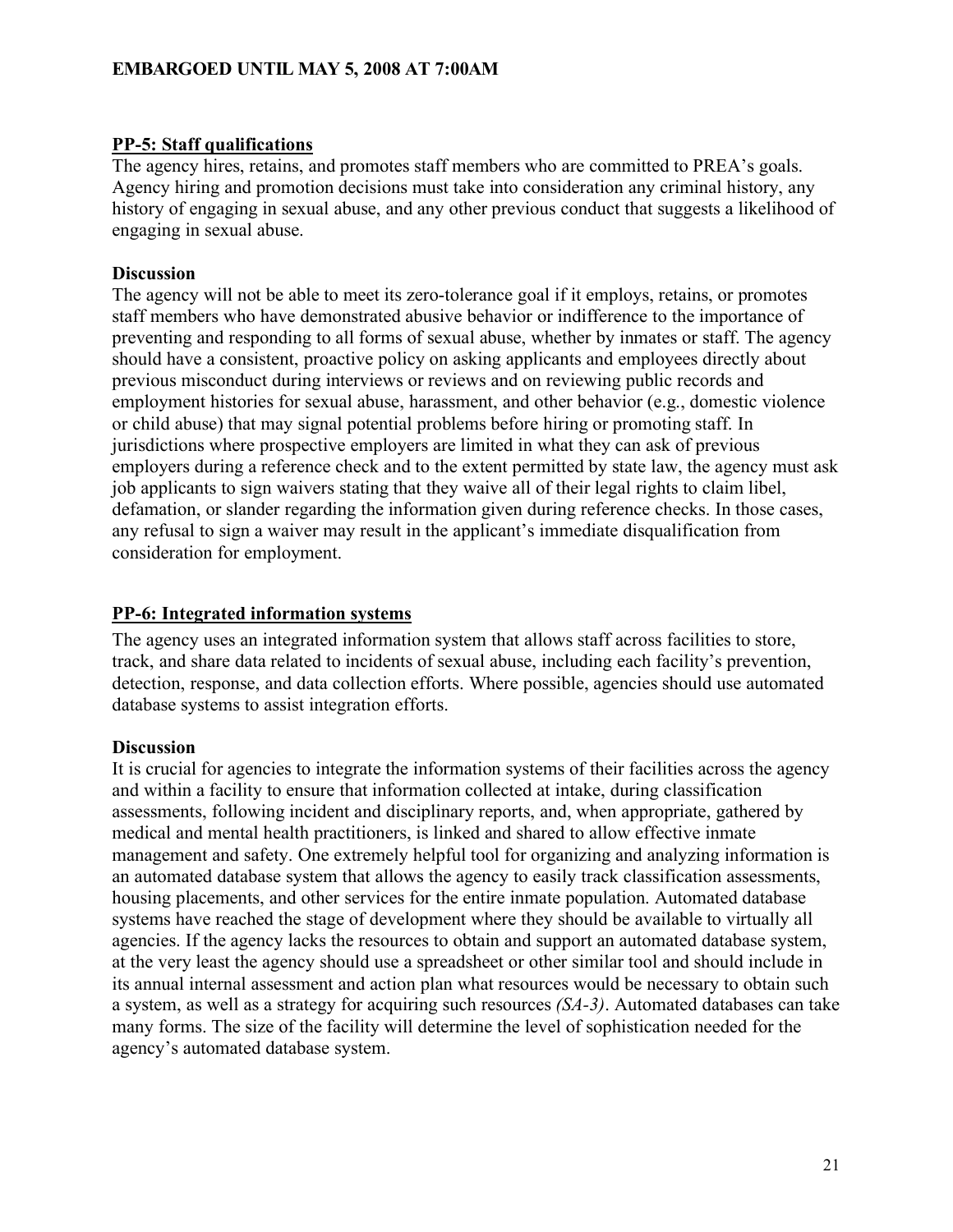## PP-5: Staff qualifications

The agency hires, retains, and promotes staff members who are committed to PREA's goals. Agency hiring and promotion decisions must take into consideration any criminal history, any history of engaging in sexual abuse, and any other previous conduct that suggests a likelihood of engaging in sexual abuse.

### Discussion

The agency will not be able to meet its zero-tolerance goal if it employs, retains, or promotes staff members who have demonstrated abusive behavior or indifference to the importance of preventing and responding to all forms of sexual abuse, whether by inmates or staff. The agency should have a consistent, proactive policy on asking applicants and employees directly about previous misconduct during interviews or reviews and on reviewing public records and employment histories for sexual abuse, harassment, and other behavior (e.g., domestic violence or child abuse) that may signal potential problems before hiring or promoting staff. In jurisdictions where prospective employers are limited in what they can ask of previous employers during a reference check and to the extent permitted by state law, the agency must ask job applicants to sign waivers stating that they waive all of their legal rights to claim libel, defamation, or slander regarding the information given during reference checks. In those cases, any refusal to sign a waiver may result in the applicant's immediate disqualification from consideration for employment.

## PP-6: Integrated information systems

The agency uses an integrated information system that allows staff across facilities to store, track, and share data related to incidents of sexual abuse, including each facility's prevention, detection, response, and data collection efforts. Where possible, agencies should use automated database systems to assist integration efforts.

### Discussion

It is crucial for agencies to integrate the information systems of their facilities across the agency and within a facility to ensure that information collected at intake, during classification assessments, following incident and disciplinary reports, and, when appropriate, gathered by medical and mental health practitioners, is linked and shared to allow effective inmate management and safety. One extremely helpful tool for organizing and analyzing information is an automated database system that allows the agency to easily track classification assessments, housing placements, and other services for the entire inmate population. Automated database systems have reached the stage of development where they should be available to virtually all agencies. If the agency lacks the resources to obtain and support an automated database system, at the very least the agency should use a spreadsheet or other similar tool and should include in its annual internal assessment and action plan what resources would be necessary to obtain such a system, as well as a strategy for acquiring such resources *(SA-3)*. Automated databases can take many forms. The size of the facility will determine the level of sophistication needed for the agency's automated database system.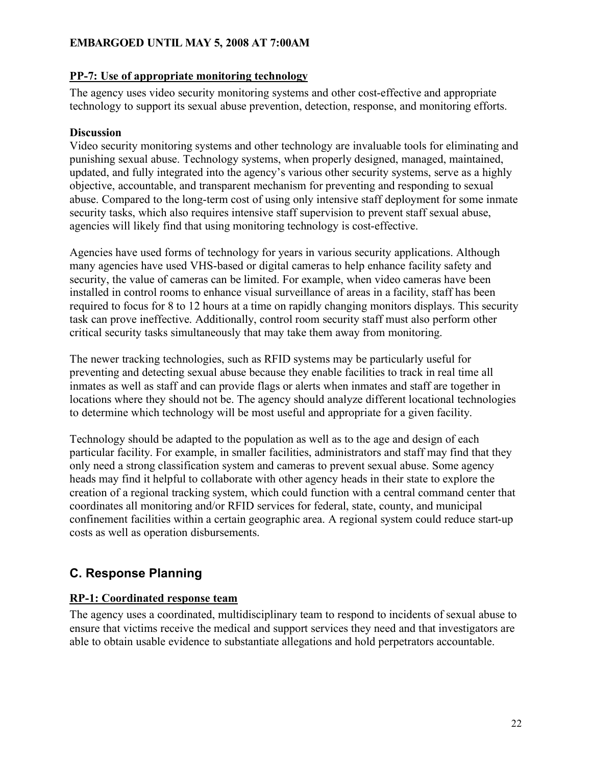### PP-7: Use of appropriate monitoring technology

The agency uses video security monitoring systems and other cost-effective and appropriate technology to support its sexual abuse prevention, detection, response, and monitoring efforts.

**Discussion**

Video security monitoring systems and other technology are invaluable tools for eliminating and punishing sexual abuse. Technology systems, when properly designed, managed, maintained, updated, and fully integrated into the agency's various other security systems, serve as a highly objective, accountable, and transparent mechanism for preventing and responding to sexual abuse. Compared to the long-term cost of using only intensive staff deployment for some inmate security tasks, which also requires intensive staff supervision to prevent staff sexual abuse, agencies will likely find that using monitoring technology is cost-effective.

Agencies have used forms of technology for years in various security applications. Although many agencies have used VHS-based or digital cameras to help enhance facility safety and security, the value of cameras can be limited. For example, when video cameras have been installed in control rooms to enhance visual surveillance of areas in a facility, staff has been required to focus for 8 to 12 hours at a time on rapidly changing monitors displays. This security task can prove ineffective. Additionally, control room security staff must also perform other critical security tasks simultaneously that may take them away from monitoring.

The newer tracking technologies, such as RFID systems may be particularly useful for preventing and detecting sexual abuse because they enable facilities to track in real time all inmates as well as staff and can provide flags or alerts when inmates and staff are together in locations where they should not be. The agency should analyze different locational technologies to determine which technology will be most useful and appropriate for a given facility.

Technology should be adapted to the population as well as to the age and design of each particular facility. For example, in smaller facilities, administrators and staff may find that they only need a strong classification system and cameras to prevent sexual abuse. Some agency heads may find it helpful to collaborate with other agency heads in their state to explore the creation of a regional tracking system, which could function with a central command center that coordinates all monitoring and/or RFID services for federal, state, county, and municipal confinement facilities within a certain geographic area. A regional system could reduce start-up costs as well as operation disbursements.

## C. Response Planning

### RP-1: Coordinated response team

The agency uses a coordinated, multidisciplinary team to respond to incidents of sexual abuse to ensure that victims receive the medical and support services they need and that investigators are able to obtain usable evidence to substantiate allegations and hold perpetrators accountable.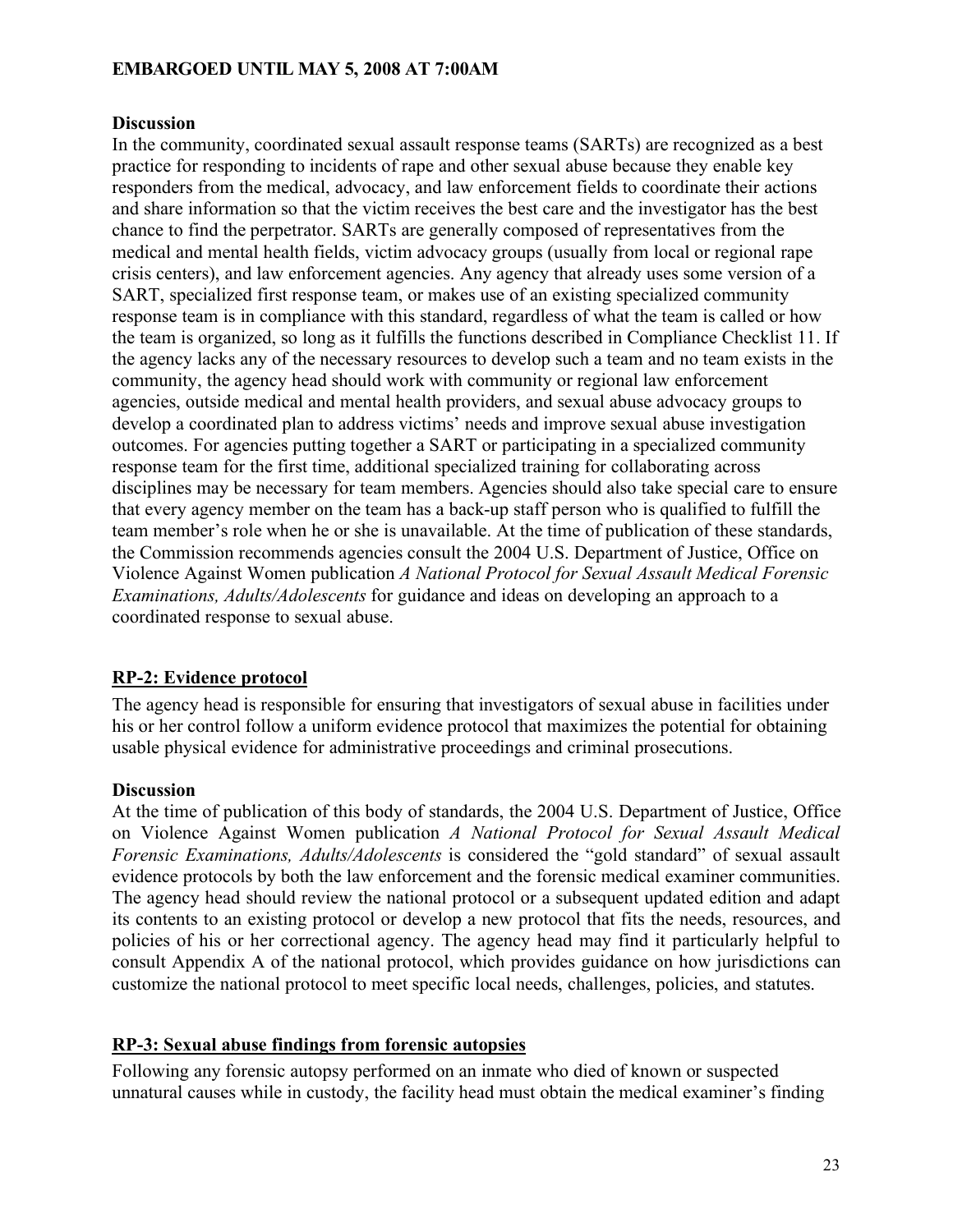**Discussion**

In the community, coordinated sexual assault response teams (SARTs) are recognized as a best practice for responding to incidents of rape and other sexual abuse because they enable key responders from the medical, advocacy, and law enforcement fields to coordinate their actions and share information so that the victim receives the best care and the investigator has the best chance to find the perpetrator. SARTs are generally composed of representatives from the medical and mental health fields, victim advocacy groups (usually from local or regional rape crisis centers), and law enforcement agencies. Any agency that already uses some version of a SART, specialized first response team, or makes use of an existing specialized community response team is in compliance with this standard, regardless of what the team is called or how the team is organized, so long as it fulfills the functions described in Compliance Checklist 11. If the agency lacks any of the necessary resources to develop such a team and no team exists in the community, the agency head should work with community or regional law enforcement agencies, outside medical and mental health providers, and sexual abuse advocacy groups to develop a coordinated plan to address victims' needs and improve sexual abuse investigation outcomes. For agencies putting together a SART or participating in a specialized community response team for the first time, additional specialized training for collaborating across disciplines may be necessary for team members. Agencies should also take special care to ensure that every agency member on the team has a back-up staff person who is qualified to fulfill the team member's role when he or she is unavailable. At the time of publication of these standards, the Commission recommends agencies consult the 2004 U.S. Department of Justice, Office on Violence Against Women publication *A National Protocol for Sexual Assault Medical Forensic Examinations, Adults/Adolescents* for guidance and ideas on developing an approach to a coordinated response to sexual abuse.

## RP-2: Evidence protocol

The agency head is responsible for ensuring that investigators of sexual abuse in facilities under his or her control follow a uniform evidence protocol that maximizes the potential for obtaining usable physical evidence for administrative proceedings and criminal prosecutions.

**Discussion**

At the time of publication of this body of standards, the 2004 U.S. Department of Justice, Office on Violence Against Women publication *A National Protocol for Sexual Assault Medical Forensic Examinations, Adults/Adolescents* is considered the "gold standard" of sexual assault evidence protocols by both the law enforcement and the forensic medical examiner communities. The agency head should review the national protocol or a subsequent updated edition and adapt its contents to an existing protocol or develop a new protocol that fits the needs, resources, and policies of his or her correctional agency. The agency head may find it particularly helpful to consult Appendix A of the national protocol, which provides guidance on how jurisdictions can customize the national protocol to meet specific local needs, challenges, policies, and statutes.

## RP-3: Sexual abuse findings from forensic autopsies

Following any forensic autopsy performed on an inmate who died of known or suspected unnatural causes while in custody, the facility head must obtain the medical examiner's finding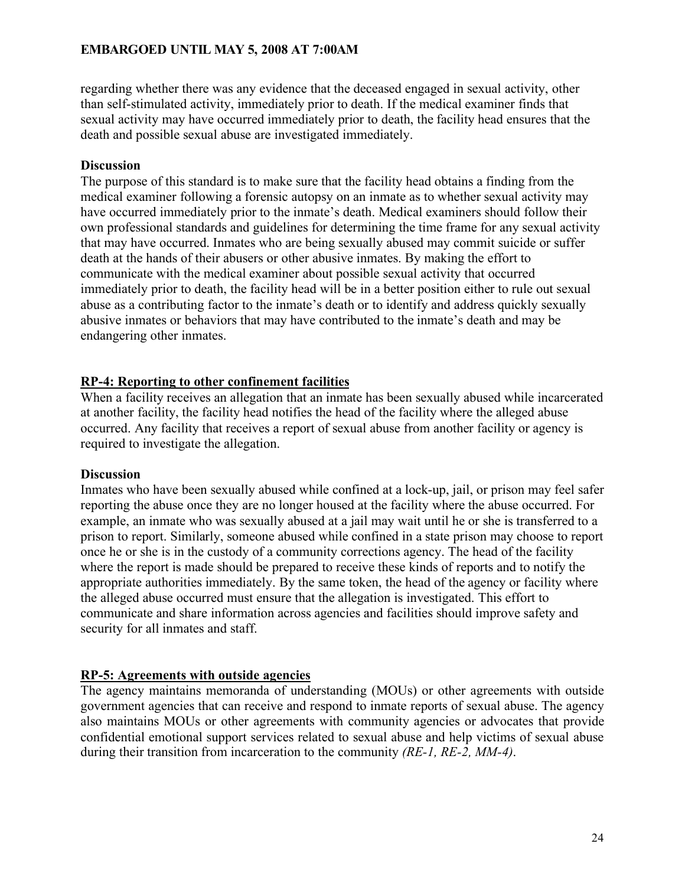regarding whether there was any evidence that the deceased engaged in sexual activity, other than self-stimulated activity, immediately prior to death. If the medical examiner finds that sexual activity may have occurred immediately prior to death, the facility head ensures that the death and possible sexual abuse are investigated immediately.

**Discussion**

The purpose of this standard is to make sure that the facility head obtains a finding from the medical examiner following a forensic autopsy on an inmate as to whether sexual activity may have occurred immediately prior to the inmate's death. Medical examiners should follow their own professional standards and guidelines for determining the time frame for any sexual activity that may have occurred. Inmates who are being sexually abused may commit suicide or suffer death at the hands of their abusers or other abusive inmates. By making the effort to communicate with the medical examiner about possible sexual activity that occurred immediately prior to death, the facility head will be in a better position either to rule out sexual abuse as a contributing factor to the inmate's death or to identify and address quickly sexually abusive inmates or behaviors that may have contributed to the inmate's death and may be endangering other inmates.

## RP-4: Reporting to other confinement facilities

When a facility receives an allegation that an inmate has been sexually abused while incarcerated at another facility, the facility head notifies the head of the facility where the alleged abuse occurred. Any facility that receives a report of sexual abuse from another facility or agency is required to investigate the allegation.

**Discussion**

Inmates who have been sexually abused while confined at a lock-up, jail, or prison may feel safer reporting the abuse once they are no longer housed at the facility where the abuse occurred. For example, an inmate who was sexually abused at a jail may wait until he or she is transferred to a prison to report. Similarly, someone abused while confined in a state prison may choose to report once he or she is in the custody of a community corrections agency. The head of the facility where the report is made should be prepared to receive these kinds of reports and to notify the appropriate authorities immediately. By the same token, the head of the agency or facility where the alleged abuse occurred must ensure that the allegation is investigated. This effort to communicate and share information across agencies and facilities should improve safety and security for all inmates and staff.

## RP-5: Agreements with outside agencies

The agency maintains memoranda of understanding (MOUs) or other agreements with outside government agencies that can receive and respond to inmate reports of sexual abuse. The agency also maintains MOUs or other agreements with community agencies or advocates that provide confidential emotional support services related to sexual abuse and help victims of sexual abuse during their transition from incarceration to the community *(RE-1, RE-2, MM-4)*.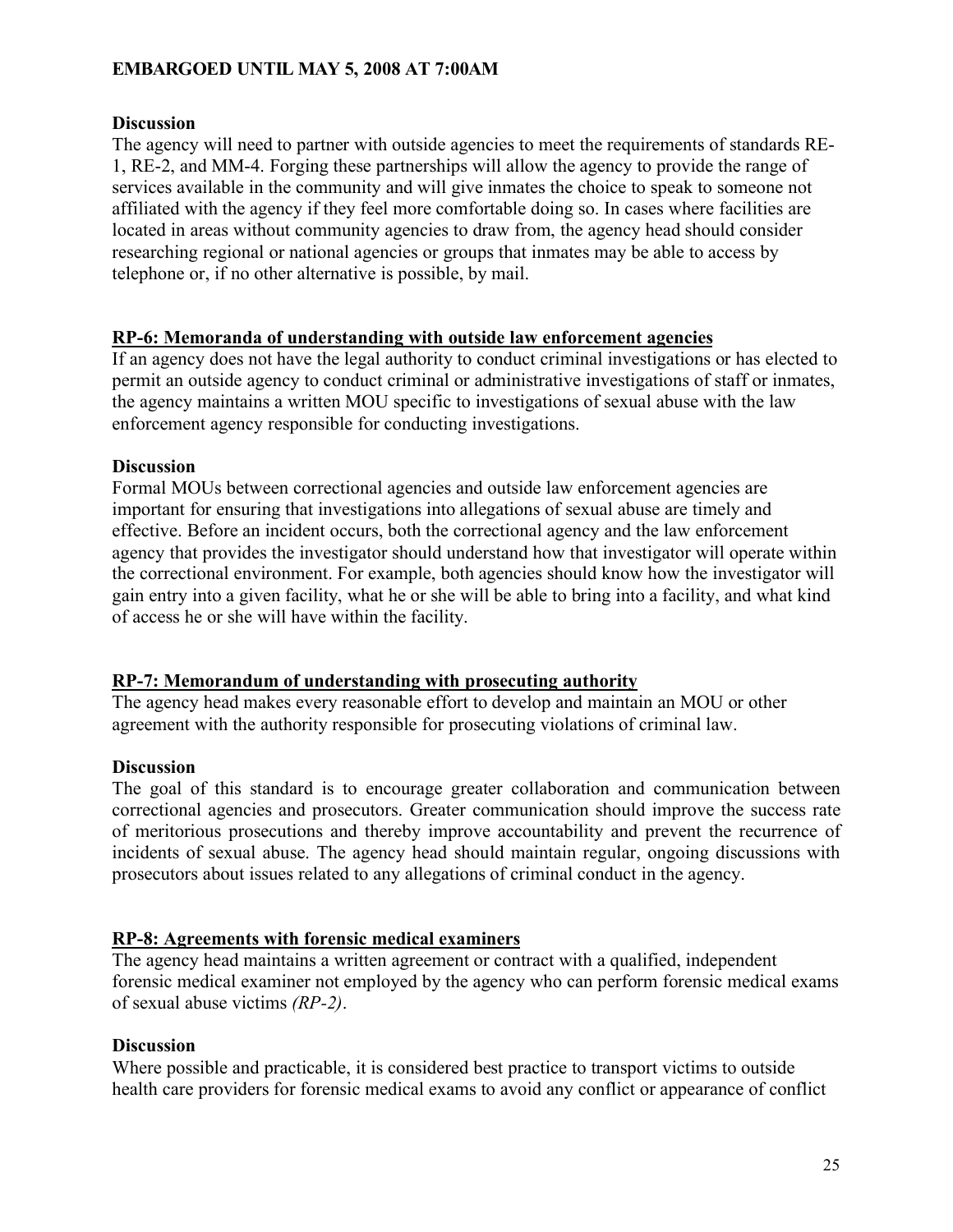**Discussion**

The agency will need to partner with outside agencies to meet the requirements of standards RE-1, RE-2, and MM-4. Forging these partnerships will allow the agency to provide the range of services available in the community and will give inmates the choice to speak to someone not affiliated with the agency if they feel more comfortable doing so. In cases where facilities are located in areas without community agencies to draw from, the agency head should consider researching regional or national agencies or groups that inmates may be able to access by telephone or, if no other alternative is possible, by mail.

## RP-6: Memoranda of understanding with outside law enforcement agencies

If an agency does not have the legal authority to conduct criminal investigations or has elected to permit an outside agency to conduct criminal or administrative investigations of staff or inmates, the agency maintains a written MOU specific to investigations of sexual abuse with the law enforcement agency responsible for conducting investigations.

**Discussion**

Formal MOUs between correctional agencies and outside law enforcement agencies are important for ensuring that investigations into allegations of sexual abuse are timely and effective. Before an incident occurs, both the correctional agency and the law enforcement agency that provides the investigator should understand how that investigator will operate within the correctional environment. For example, both agencies should know how the investigator will gain entry into a given facility, what he or she will be able to bring into a facility, and what kind of access he or she will have within the facility.

## RP-7: Memorandum of understanding with prosecuting authority

The agency head makes every reasonable effort to develop and maintain an MOU or other agreement with the authority responsible for prosecuting violations of criminal law.

**Discussion**

The goal of this standard is to encourage greater collaboration and communication between correctional agencies and prosecutors. Greater communication should improve the success rate of meritorious prosecutions and thereby improve accountability and prevent the recurrence of incidents of sexual abuse. The agency head should maintain regular, ongoing discussions with prosecutors about issues related to any allegations of criminal conduct in the agency.

## RP-8: Agreements with forensic medical examiners

The agency head maintains a written agreement or contract with a qualified, independent forensic medical examiner not employed by the agency who can perform forensic medical exams of sexual abuse victims *(RP-2)*.

**Discussion**

Where possible and practicable, it is considered best practice to transport victims to outside health care providers for forensic medical exams to avoid any conflict or appearance of conflict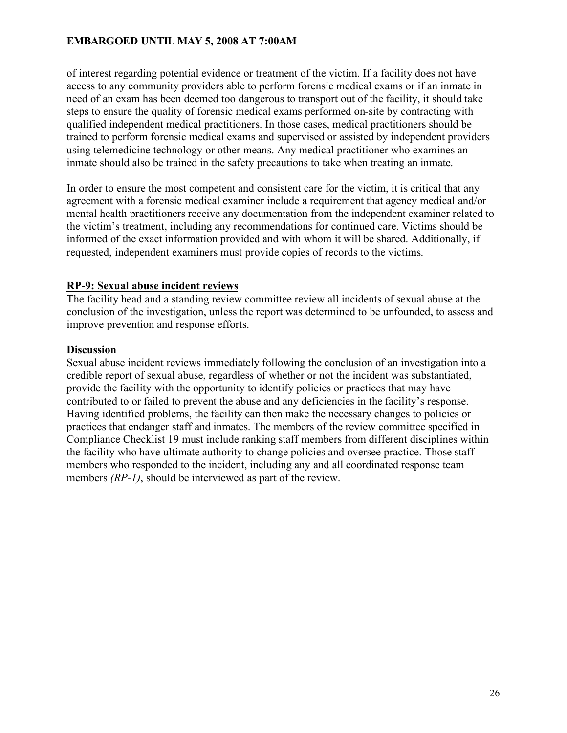of interest regarding potential evidence or treatment of the victim. If a facility does not have access to any community providers able to perform forensic medical exams or if an inmate in need of an exam has been deemed too dangerous to transport out of the facility, it should take steps to ensure the quality of forensic medical exams performed on-site by contracting with qualified independent medical practitioners. In those cases, medical practitioners should be trained to perform forensic medical exams and supervised or assisted by independent providers using telemedicine technology or other means. Any medical practitioner who examines an inmate should also be trained in the safety precautions to take when treating an inmate.

In order to ensure the most competent and consistent care for the victim, it is critical that any agreement with a forensic medical examiner include a requirement that agency medical and/or mental health practitioners receive any documentation from the independent examiner related to the victim's treatment, including any recommendations for continued care. Victims should be informed of the exact information provided and with whom it will be shared. Additionally, if requested, independent examiners must provide copies of records to the victims.

## RP-9: Sexual abuse incident reviews

The facility head and a standing review committee review all incidents of sexual abuse at the conclusion of the investigation, unless the report was determined to be unfounded, to assess and improve prevention and response efforts.

### Discussion

Sexual abuse incident reviews immediately following the conclusion of an investigation into a credible report of sexual abuse, regardless of whether or not the incident was substantiated, provide the facility with the opportunity to identify policies or practices that may have contributed to or failed to prevent the abuse and any deficiencies in the facility's response. Having identified problems, the facility can then make the necessary changes to policies or practices that endanger staff and inmates. The members of the review committee specified in Compliance Checklist 19 must include ranking staff members from different disciplines within the facility who have ultimate authority to change policies and oversee practice. Those staff members who responded to the incident, including any and all coordinated response team members *(RP-1)*, should be interviewed as part of the review.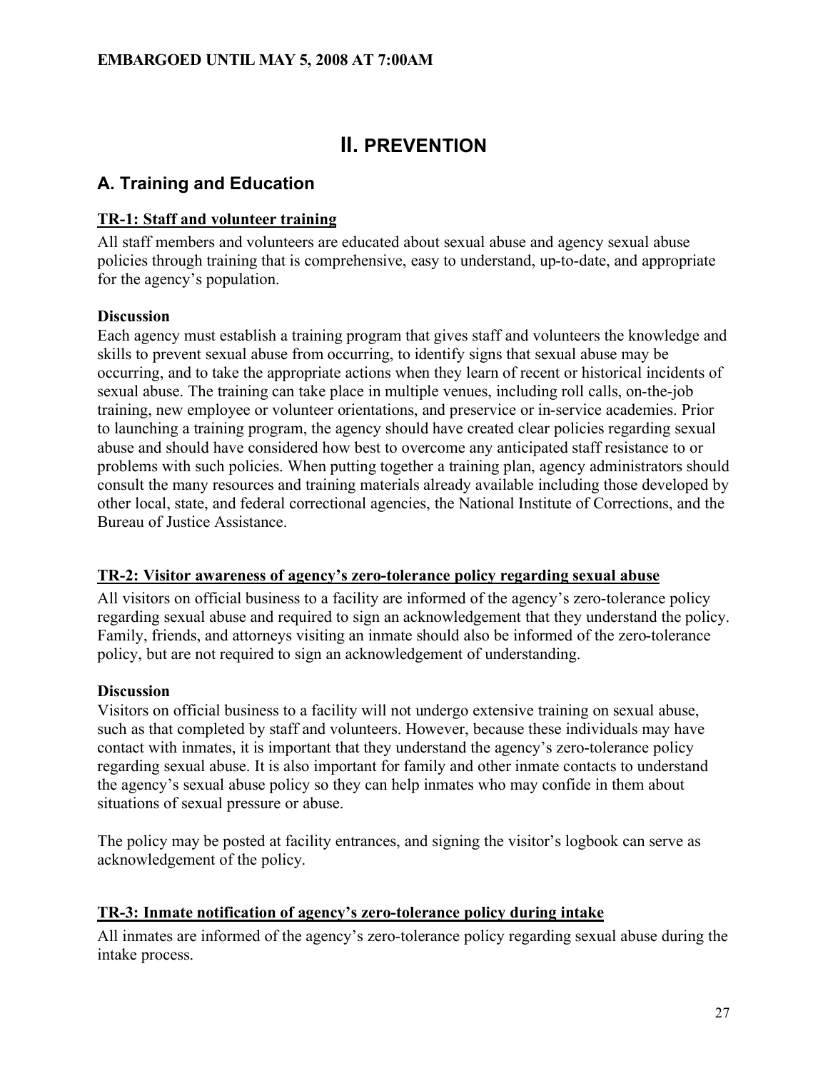# II. PREVENTION

## A. Training and Education

### TR-1: Staff and volunteer training

All staff members and volunteers are educated about sexual abuse and agency sexual abuse policies through training that is comprehensive, easy to understand, up-to-date, and appropriate for the agency's population.

**Discussion**

Each agency must establish a training program that gives staff and volunteers the knowledge and skills to prevent sexual abuse from occurring, to identify signs that sexual abuse may be occurring, and to take the appropriate actions when they learn of recent or historical incidents of sexual abuse. The training can take place in multiple venues, including roll calls, on-the-job training, new employee or volunteer orientations, and preservice or in-service academies. Prior to launching a training program, the agency should have created clear policies regarding sexual abuse and should have considered how best to overcome any anticipated staff resistance to or problems with such policies. When putting together a training plan, agency administrators should consult the many resources and training materials already available including those developed by other local, state, and federal correctional agencies, the National Institute of Corrections, and the Bureau of Justice Assistance.

### TR-2: Visitor awareness of agency's zero-tolerance policy regarding sexual abuse

All visitors on official business to a facility are informed of the agency's zero-tolerance policy regarding sexual abuse and required to sign an acknowledgement that they understand the policy. Family, friends, and attorneys visiting an inmate should also be informed of the zero-tolerance policy, but are not required to sign an acknowledgement of understanding.

**Discussion**

Visitors on official business to a facility will not undergo extensive training on sexual abuse, such as that completed by staff and volunteers. However, because these individuals may have contact with inmates, it is important that they understand the agency's zero-tolerance policy regarding sexual abuse. It is also important for family and other inmate contacts to understand the agency's sexual abuse policy so they can help inmates who may confide in them about situations of sexual pressure or abuse.

The policy may be posted at facility entrances, and signing the visitor's logbook can serve as acknowledgement of the policy.

### TR-3: Inmate notification of agency's zero-tolerance policy during intake

All inmates are informed of the agency's zero-tolerance policy regarding sexual abuse during the intake process.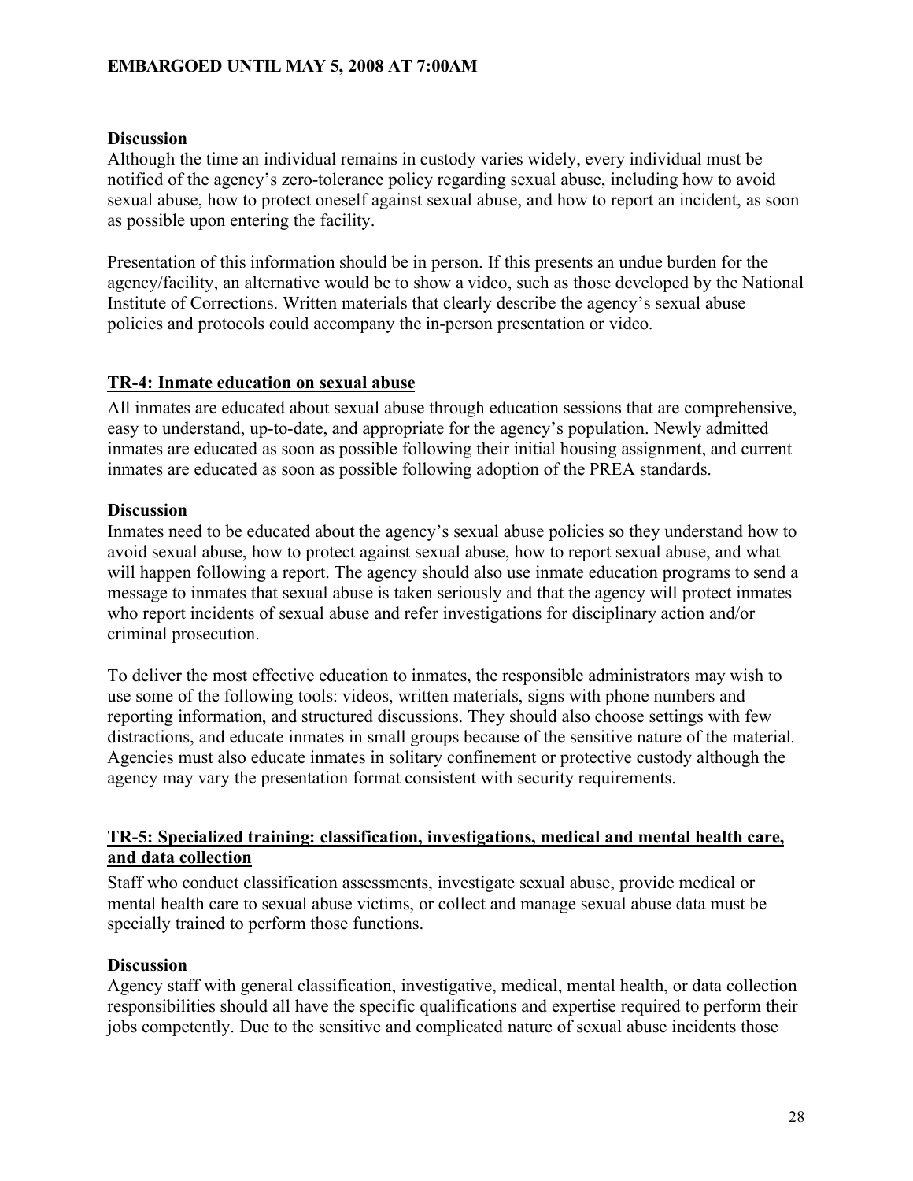**Discussion**

Although the time an individual remains in custody varies widely, every individual must be notified of the agency's zero-tolerance policy regarding sexual abuse, including how to avoid sexual abuse, how to protect oneself against sexual abuse, and how to report an incident, as soon as possible upon entering the facility.

Presentation of this information should be in person. If this presents an undue burden for the agency/facility, an alternative would be to show a video, such as those developed by the National Institute of Corrections. Written materials that clearly describe the agency's sexual abuse policies and protocols could accompany the in-person presentation or video.

## TR-4: Inmate education on sexual abuse

All inmates are educated about sexual abuse through education sessions that are comprehensive, easy to understand, up-to-date, and appropriate for the agency's population. Newly admitted inmates are educated as soon as possible following their initial housing assignment, and current inmates are educated as soon as possible following adoption of the PREA standards.

**Discussion**

Inmates need to be educated about the agency's sexual abuse policies so they understand how to avoid sexual abuse, how to protect against sexual abuse, how to report sexual abuse, and what will happen following a report. The agency should also use inmate education programs to send a message to inmates that sexual abuse is taken seriously and that the agency will protect inmates who report incidents of sexual abuse and refer investigations for disciplinary action and/or criminal prosecution.

To deliver the most effective education to inmates, the responsible administrators may wish to use some of the following tools: videos, written materials, signs with phone numbers and reporting information, and structured discussions. They should also choose settings with few distractions, and educate inmates in small groups because of the sensitive nature of the material. Agencies must also educate inmates in solitary confinement or protective custody although the agency may vary the presentation format consistent with security requirements.

## TR-5: Specialized training: classification, investigations, medical and mental health care, and data collection

Staff who conduct classification assessments, investigate sexual abuse, provide medical or mental health care to sexual abuse victims, or collect and manage sexual abuse data must be specially trained to perform those functions.

**Discussion**

Agency staff with general classification, investigative, medical, mental health, or data collection responsibilities should all have the specific qualifications and expertise required to perform their jobs competently. Due to the sensitive and complicated nature of sexual abuse incidents those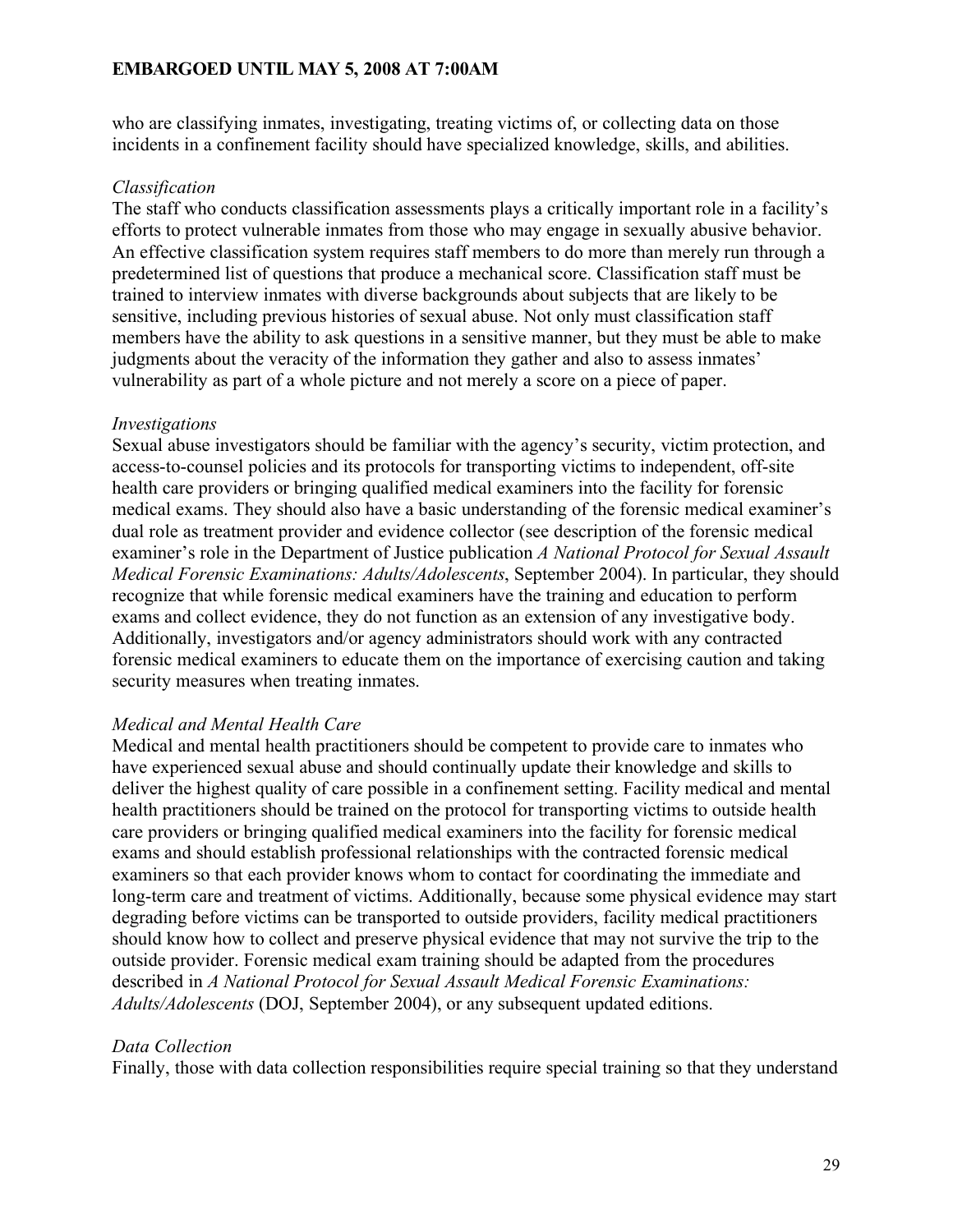who are classifying inmates, investigating, treating victims of, or collecting data on those incidents in a confinement facility should have specialized knowledge, skills, and abilities.

*Classification*
The staff who conducts classification assessments plays a critically important role in a facility's efforts to protect vulnerable inmates from those who may engage in sexually abusive behavior. An effective classification system requires staff members to do more than merely run through a predetermined list of questions that produce a mechanical score. Classification staff must be trained to interview inmates with diverse backgrounds about subjects that are likely to be sensitive, including previous histories of sexual abuse. Not only must classification staff members have the ability to ask questions in a sensitive manner, but they must be able to make judgments about the veracity of the information they gather and also to assess inmates' vulnerability as part of a whole picture and not merely a score on a piece of paper.

*Investigations*
Sexual abuse investigators should be familiar with the agency's security, victim protection, and access-to-counsel policies and its protocols for transporting victims to independent, off-site health care providers or bringing qualified medical examiners into the facility for forensic medical exams. They should also have a basic understanding of the forensic medical examiner's dual role as treatment provider and evidence collector (see description of the forensic medical examiner's role in the Department of Justice publication *A National Protocol for Sexual Assault Medical Forensic Examinations: Adults/Adolescents*, September 2004). In particular, they should recognize that while forensic medical examiners have the training and education to perform exams and collect evidence, they do not function as an extension of any investigative body. Additionally, investigators and/or agency administrators should work with any contracted forensic medical examiners to educate them on the importance of exercising caution and taking security measures when treating inmates.

*Medical and Mental Health Care*
Medical and mental health practitioners should be competent to provide care to inmates who have experienced sexual abuse and should continually update their knowledge and skills to deliver the highest quality of care possible in a confinement setting. Facility medical and mental health practitioners should be trained on the protocol for transporting victims to outside health care providers or bringing qualified medical examiners into the facility for forensic medical exams and should establish professional relationships with the contracted forensic medical examiners so that each provider knows whom to contact for coordinating the immediate and long-term care and treatment of victims. Additionally, because some physical evidence may start degrading before victims can be transported to outside providers, facility medical practitioners should know how to collect and preserve physical evidence that may not survive the trip to the outside provider. Forensic medical exam training should be adapted from the procedures described in *A National Protocol for Sexual Assault Medical Forensic Examinations: Adults/Adolescents* (DOJ, September 2004), or any subsequent updated editions.

*Data Collection*
Finally, those with data collection responsibilities require special training so that they understand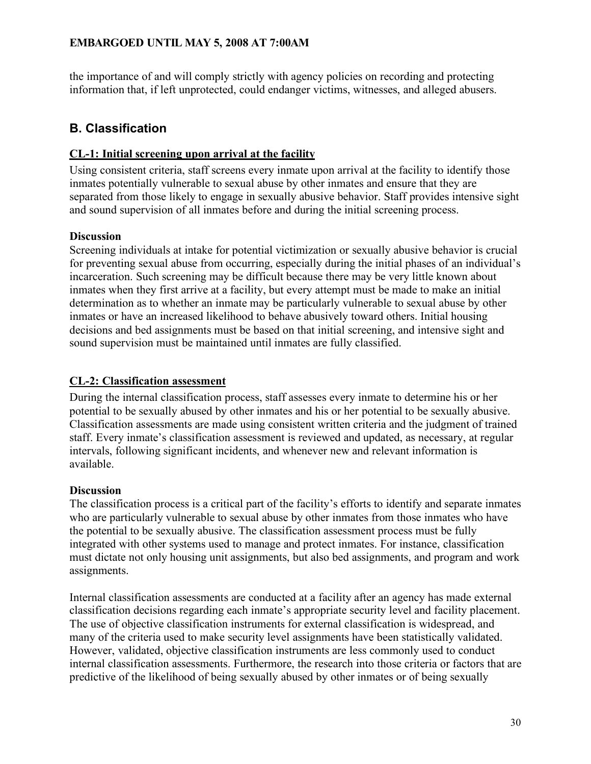the importance of and will comply strictly with agency policies on recording and protecting information that, if left unprotected, could endanger victims, witnesses, and alleged abusers.

## B. Classification

### CL-1: Initial screening upon arrival at the facility

Using consistent criteria, staff screens every inmate upon arrival at the facility to identify those inmates potentially vulnerable to sexual abuse by other inmates and ensure that they are separated from those likely to engage in sexually abusive behavior. Staff provides intensive sight and sound supervision of all inmates before and during the initial screening process.

**Discussion**

Screening individuals at intake for potential victimization or sexually abusive behavior is crucial for preventing sexual abuse from occurring, especially during the initial phases of an individual's incarceration. Such screening may be difficult because there may be very little known about inmates when they first arrive at a facility, but every attempt must be made to make an initial determination as to whether an inmate may be particularly vulnerable to sexual abuse by other inmates or have an increased likelihood to behave abusively toward others. Initial housing decisions and bed assignments must be based on that initial screening, and intensive sight and sound supervision must be maintained until inmates are fully classified.

### CL-2: Classification assessment

During the internal classification process, staff assesses every inmate to determine his or her potential to be sexually abused by other inmates and his or her potential to be sexually abusive. Classification assessments are made using consistent written criteria and the judgment of trained staff. Every inmate's classification assessment is reviewed and updated, as necessary, at regular intervals, following significant incidents, and whenever new and relevant information is available.

**Discussion**

The classification process is a critical part of the facility's efforts to identify and separate inmates who are particularly vulnerable to sexual abuse by other inmates from those inmates who have the potential to be sexually abusive. The classification assessment process must be fully integrated with other systems used to manage and protect inmates. For instance, classification must dictate not only housing unit assignments, but also bed assignments, and program and work assignments.

Internal classification assessments are conducted at a facility after an agency has made external classification decisions regarding each inmate's appropriate security level and facility placement. The use of objective classification instruments for external classification is widespread, and many of the criteria used to make security level assignments have been statistically validated. However, validated, objective classification instruments are less commonly used to conduct internal classification assessments. Furthermore, the research into those criteria or factors that are predictive of the likelihood of being sexually abused by other inmates or of being sexually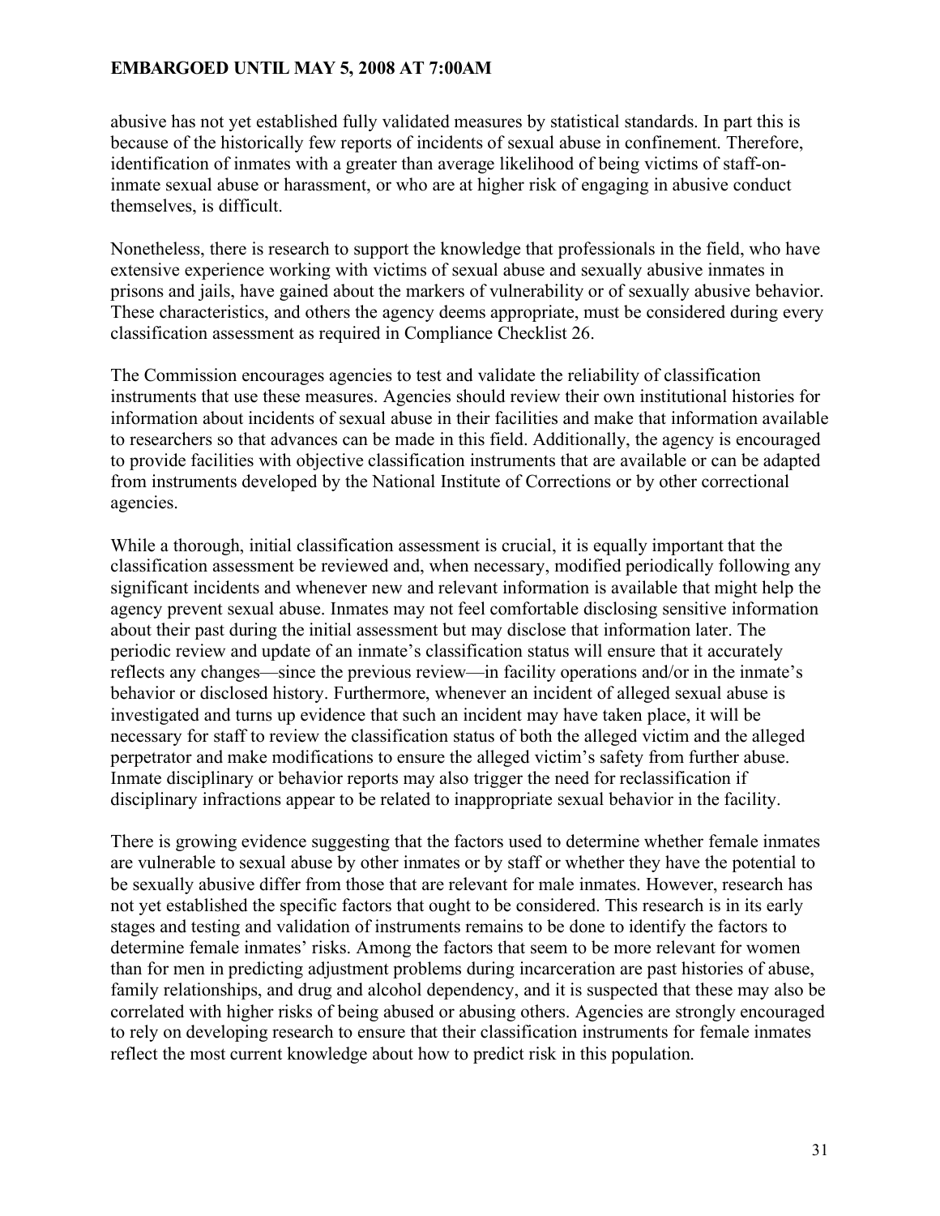abusive has not yet established fully validated measures by statistical standards. In part this is because of the historically few reports of incidents of sexual abuse in confinement. Therefore, identification of inmates with a greater than average likelihood of being victims of staff-on-inmate sexual abuse or harassment, or who are at higher risk of engaging in abusive conduct themselves, is difficult.

Nonetheless, there is research to support the knowledge that professionals in the field, who have extensive experience working with victims of sexual abuse and sexually abusive inmates in prisons and jails, have gained about the markers of vulnerability or of sexually abusive behavior. These characteristics, and others the agency deems appropriate, must be considered during every classification assessment as required in Compliance Checklist 26.

The Commission encourages agencies to test and validate the reliability of classification instruments that use these measures. Agencies should review their own institutional histories for information about incidents of sexual abuse in their facilities and make that information available to researchers so that advances can be made in this field. Additionally, the agency is encouraged to provide facilities with objective classification instruments that are available or can be adapted from instruments developed by the National Institute of Corrections or by other correctional agencies.

While a thorough, initial classification assessment is crucial, it is equally important that the classification assessment be reviewed and, when necessary, modified periodically following any significant incidents and whenever new and relevant information is available that might help the agency prevent sexual abuse. Inmates may not feel comfortable disclosing sensitive information about their past during the initial assessment but may disclose that information later. The periodic review and update of an inmate's classification status will ensure that it accurately reflects any changes—since the previous review—in facility operations and/or in the inmate's behavior or disclosed history. Furthermore, whenever an incident of alleged sexual abuse is investigated and turns up evidence that such an incident may have taken place, it will be necessary for staff to review the classification status of both the alleged victim and the alleged perpetrator and make modifications to ensure the alleged victim's safety from further abuse. Inmate disciplinary or behavior reports may also trigger the need for reclassification if disciplinary infractions appear to be related to inappropriate sexual behavior in the facility.

There is growing evidence suggesting that the factors used to determine whether female inmates are vulnerable to sexual abuse by other inmates or by staff or whether they have the potential to be sexually abusive differ from those that are relevant for male inmates. However, research has not yet established the specific factors that ought to be considered. This research is in its early stages and testing and validation of instruments remains to be done to identify the factors to determine female inmates' risks. Among the factors that seem to be more relevant for women than for men in predicting adjustment problems during incarceration are past histories of abuse, family relationships, and drug and alcohol dependency, and it is suspected that these may also be correlated with higher risks of being abused or abusing others. Agencies are strongly encouraged to rely on developing research to ensure that their classification instruments for female inmates reflect the most current knowledge about how to predict risk in this population.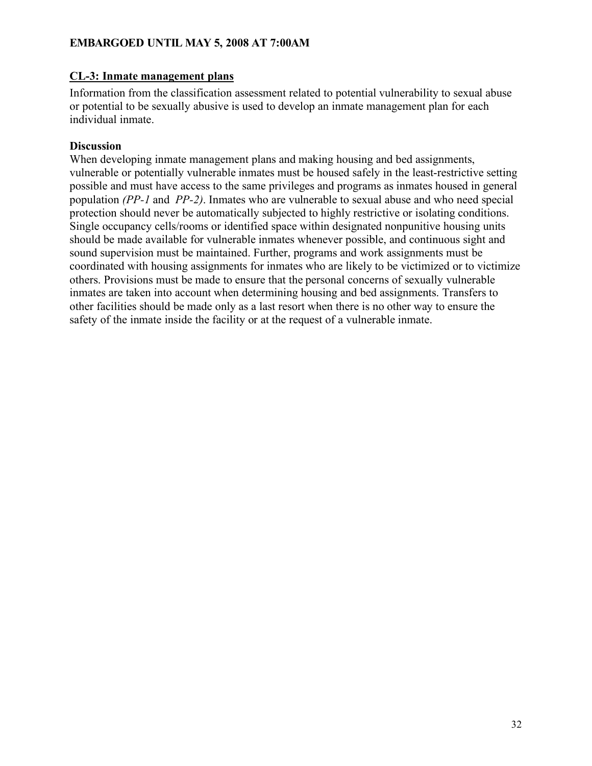## CL-3: Inmate management plans

Information from the classification assessment related to potential vulnerability to sexual abuse or potential to be sexually abusive is used to develop an inmate management plan for each individual inmate.

### Discussion

When developing inmate management plans and making housing and bed assignments, vulnerable or potentially vulnerable inmates must be housed safely in the least-restrictive setting possible and must have access to the same privileges and programs as inmates housed in general population *(PP-1* and *PP-2)*. Inmates who are vulnerable to sexual abuse and who need special protection should never be automatically subjected to highly restrictive or isolating conditions. Single occupancy cells/rooms or identified space within designated nonpunitive housing units should be made available for vulnerable inmates whenever possible, and continuous sight and sound supervision must be maintained. Further, programs and work assignments must be coordinated with housing assignments for inmates who are likely to be victimized or to victimize others. Provisions must be made to ensure that the personal concerns of sexually vulnerable inmates are taken into account when determining housing and bed assignments. Transfers to other facilities should be made only as a last resort when there is no other way to ensure the safety of the inmate inside the facility or at the request of a vulnerable inmate.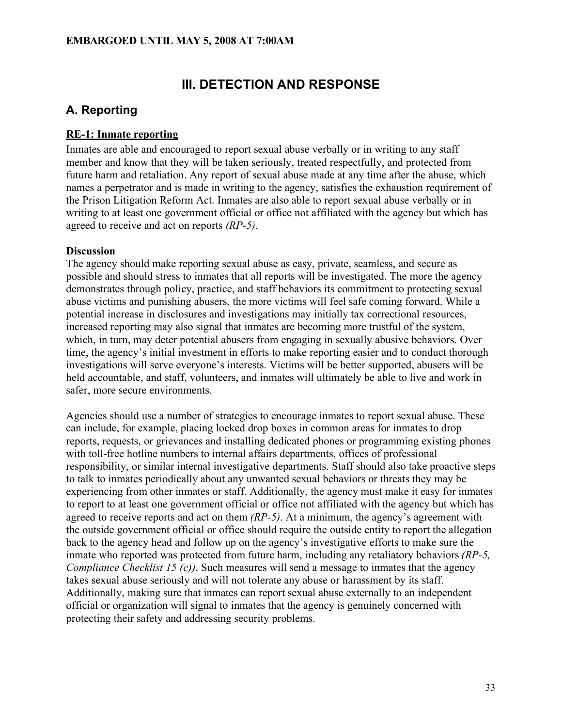# III. DETECTION AND RESPONSE

## A. Reporting

### RE-1: Inmate reporting

Inmates are able and encouraged to report sexual abuse verbally or in writing to any staff member and know that they will be taken seriously, treated respectfully, and protected from future harm and retaliation. Any report of sexual abuse made at any time after the abuse, which names a perpetrator and is made in writing to the agency, satisfies the exhaustion requirement of the Prison Litigation Reform Act. Inmates are also able to report sexual abuse verbally or in writing to at least one government official or office not affiliated with the agency but which has agreed to receive and act on reports *(RP-5)*.

**Discussion**

The agency should make reporting sexual abuse as easy, private, seamless, and secure as possible and should stress to inmates that all reports will be investigated. The more the agency demonstrates through policy, practice, and staff behaviors its commitment to protecting sexual abuse victims and punishing abusers, the more victims will feel safe coming forward. While a potential increase in disclosures and investigations may initially tax correctional resources, increased reporting may also signal that inmates are becoming more trustful of the system, which, in turn, may deter potential abusers from engaging in sexually abusive behaviors. Over time, the agency's initial investment in efforts to make reporting easier and to conduct thorough investigations will serve everyone's interests. Victims will be better supported, abusers will be held accountable, and staff, volunteers, and inmates will ultimately be able to live and work in safer, more secure environments.

Agencies should use a number of strategies to encourage inmates to report sexual abuse. These can include, for example, placing locked drop boxes in common areas for inmates to drop reports, requests, or grievances and installing dedicated phones or programming existing phones with toll-free hotline numbers to internal affairs departments, offices of professional responsibility, or similar internal investigative departments. Staff should also take proactive steps to talk to inmates periodically about any unwanted sexual behaviors or threats they may be experiencing from other inmates or staff. Additionally, the agency must make it easy for inmates to report to at least one government official or office not affiliated with the agency but which has agreed to receive reports and act on them *(RP-5)*. At a minimum, the agency's agreement with the outside government official or office should require the outside entity to report the allegation back to the agency head and follow up on the agency's investigative efforts to make sure the inmate who reported was protected from future harm, including any retaliatory behaviors *(RP-5, Compliance Checklist 15 (c))*. Such measures will send a message to inmates that the agency takes sexual abuse seriously and will not tolerate any abuse or harassment by its staff. Additionally, making sure that inmates can report sexual abuse externally to an independent official or organization will signal to inmates that the agency is genuinely concerned with protecting their safety and addressing security problems.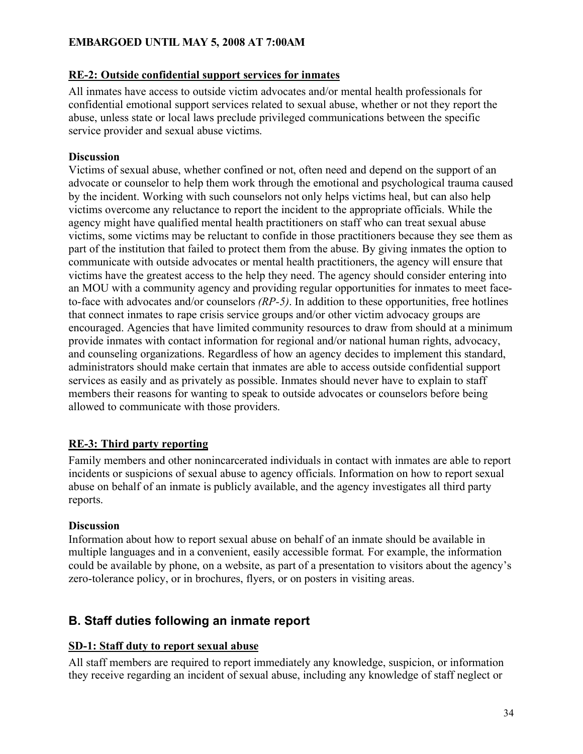**EMBARGOED UNTIL MAY 5, 2008 AT 7:00AM**

### RE-2: Outside confidential support services for inmates

All inmates have access to outside victim advocates and/or mental health professionals for confidential emotional support services related to sexual abuse, whether or not they report the abuse, unless state or local laws preclude privileged communications between the specific service provider and sexual abuse victims.

**Discussion**

Victims of sexual abuse, whether confined or not, often need and depend on the support of an advocate or counselor to help them work through the emotional and psychological trauma caused by the incident. Working with such counselors not only helps victims heal, but can also help victims overcome any reluctance to report the incident to the appropriate officials. While the agency might have qualified mental health practitioners on staff who can treat sexual abuse victims, some victims may be reluctant to confide in those practitioners because they see them as part of the institution that failed to protect them from the abuse. By giving inmates the option to communicate with outside advocates or mental health practitioners, the agency will ensure that victims have the greatest access to the help they need. The agency should consider entering into an MOU with a community agency and providing regular opportunities for inmates to meet face-to-face with advocates and/or counselors *(RP-5)*. In addition to these opportunities, free hotlines that connect inmates to rape crisis service groups and/or other victim advocacy groups are encouraged. Agencies that have limited community resources to draw from should at a minimum provide inmates with contact information for regional and/or national human rights, advocacy, and counseling organizations. Regardless of how an agency decides to implement this standard, administrators should make certain that inmates are able to access outside confidential support services as easily and as privately as possible. Inmates should never have to explain to staff members their reasons for wanting to speak to outside advocates or counselors before being allowed to communicate with those providers.

### RE-3: Third party reporting

Family members and other nonincarcerated individuals in contact with inmates are able to report incidents or suspicions of sexual abuse to agency officials. Information on how to report sexual abuse on behalf of an inmate is publicly available, and the agency investigates all third party reports.

**Discussion**

Information about how to report sexual abuse on behalf of an inmate should be available in multiple languages and in a convenient, easily accessible format. For example, the information could be available by phone, on a website, as part of a presentation to visitors about the agency's zero-tolerance policy, or in brochures, flyers, or on posters in visiting areas.

## B. Staff duties following an inmate report

### SD-1: Staff duty to report sexual abuse

All staff members are required to report immediately any knowledge, suspicion, or information they receive regarding an incident of sexual abuse, including any knowledge of staff neglect or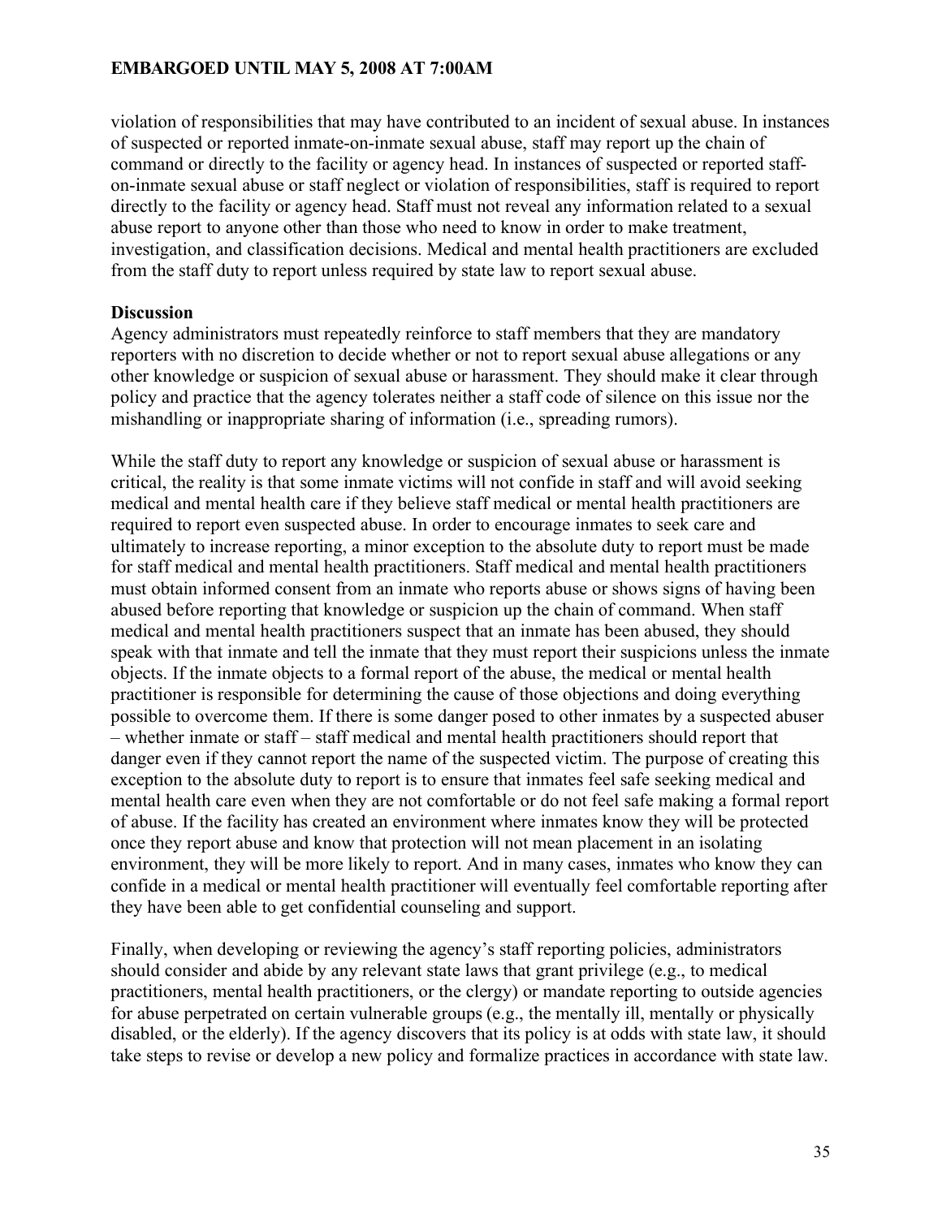violation of responsibilities that may have contributed to an incident of sexual abuse. In instances of suspected or reported inmate-on-inmate sexual abuse, staff may report up the chain of command or directly to the facility or agency head. In instances of suspected or reported staff-on-inmate sexual abuse or staff neglect or violation of responsibilities, staff is required to report directly to the facility or agency head. Staff must not reveal any information related to a sexual abuse report to anyone other than those who need to know in order to make treatment, investigation, and classification decisions. Medical and mental health practitioners are excluded from the staff duty to report unless required by state law to report sexual abuse.

**Discussion**

Agency administrators must repeatedly reinforce to staff members that they are mandatory reporters with no discretion to decide whether or not to report sexual abuse allegations or any other knowledge or suspicion of sexual abuse or harassment. They should make it clear through policy and practice that the agency tolerates neither a staff code of silence on this issue nor the mishandling or inappropriate sharing of information (i.e., spreading rumors).

While the staff duty to report any knowledge or suspicion of sexual abuse or harassment is critical, the reality is that some inmate victims will not confide in staff and will avoid seeking medical and mental health care if they believe staff medical or mental health practitioners are required to report even suspected abuse. In order to encourage inmates to seek care and ultimately to increase reporting, a minor exception to the absolute duty to report must be made for staff medical and mental health practitioners. Staff medical and mental health practitioners must obtain informed consent from an inmate who reports abuse or shows signs of having been abused before reporting that knowledge or suspicion up the chain of command. When staff medical and mental health practitioners suspect that an inmate has been abused, they should speak with that inmate and tell the inmate that they must report their suspicions unless the inmate objects. If the inmate objects to a formal report of the abuse, the medical or mental health practitioner is responsible for determining the cause of those objections and doing everything possible to overcome them. If there is some danger posed to other inmates by a suspected abuser – whether inmate or staff – staff medical and mental health practitioners should report that danger even if they cannot report the name of the suspected victim. The purpose of creating this exception to the absolute duty to report is to ensure that inmates feel safe seeking medical and mental health care even when they are not comfortable or do not feel safe making a formal report of abuse. If the facility has created an environment where inmates know they will be protected once they report abuse and know that protection will not mean placement in an isolating environment, they will be more likely to report. And in many cases, inmates who know they can confide in a medical or mental health practitioner will eventually feel comfortable reporting after they have been able to get confidential counseling and support.

Finally, when developing or reviewing the agency's staff reporting policies, administrators should consider and abide by any relevant state laws that grant privilege (e.g., to medical practitioners, mental health practitioners, or the clergy) or mandate reporting to outside agencies for abuse perpetrated on certain vulnerable groups (e.g., the mentally ill, mentally or physically disabled, or the elderly). If the agency discovers that its policy is at odds with state law, it should take steps to revise or develop a new policy and formalize practices in accordance with state law.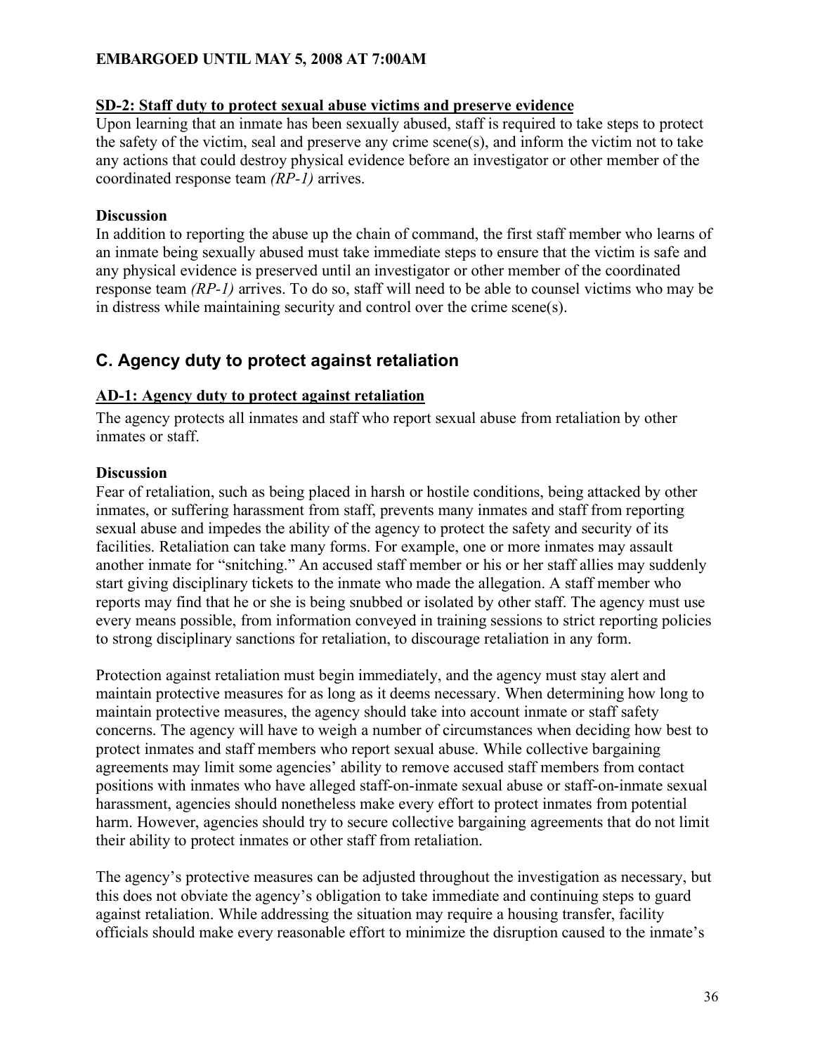**SD-2: Staff duty to protect sexual abuse victims and preserve evidence**

Upon learning that an inmate has been sexually abused, staff is required to take steps to protect the safety of the victim, seal and preserve any crime scene(s), and inform the victim not to take any actions that could destroy physical evidence before an investigator or other member of the coordinated response team *(RP-1)* arrives.

**Discussion**

In addition to reporting the abuse up the chain of command, the first staff member who learns of an inmate being sexually abused must take immediate steps to ensure that the victim is safe and any physical evidence is preserved until an investigator or other member of the coordinated response team *(RP-1)* arrives. To do so, staff will need to be able to counsel victims who may be in distress while maintaining security and control over the crime scene(s).

## C. Agency duty to protect against retaliation

**AD-1: Agency duty to protect against retaliation**

The agency protects all inmates and staff who report sexual abuse from retaliation by other inmates or staff.

**Discussion**

Fear of retaliation, such as being placed in harsh or hostile conditions, being attacked by other inmates, or suffering harassment from staff, prevents many inmates and staff from reporting sexual abuse and impedes the ability of the agency to protect the safety and security of its facilities. Retaliation can take many forms. For example, one or more inmates may assault another inmate for "snitching." An accused staff member or his or her staff allies may suddenly start giving disciplinary tickets to the inmate who made the allegation. A staff member who reports may find that he or she is being snubbed or isolated by other staff. The agency must use every means possible, from information conveyed in training sessions to strict reporting policies to strong disciplinary sanctions for retaliation, to discourage retaliation in any form.

Protection against retaliation must begin immediately, and the agency must stay alert and maintain protective measures for as long as it deems necessary. When determining how long to maintain protective measures, the agency should take into account inmate or staff safety concerns. The agency will have to weigh a number of circumstances when deciding how best to protect inmates and staff members who report sexual abuse. While collective bargaining agreements may limit some agencies' ability to remove accused staff members from contact positions with inmates who have alleged staff-on-inmate sexual abuse or staff-on-inmate sexual harassment, agencies should nonetheless make every effort to protect inmates from potential harm. However, agencies should try to secure collective bargaining agreements that do not limit their ability to protect inmates or other staff from retaliation.

The agency's protective measures can be adjusted throughout the investigation as necessary, but this does not obviate the agency's obligation to take immediate and continuing steps to guard against retaliation. While addressing the situation may require a housing transfer, facility officials should make every reasonable effort to minimize the disruption caused to the inmate's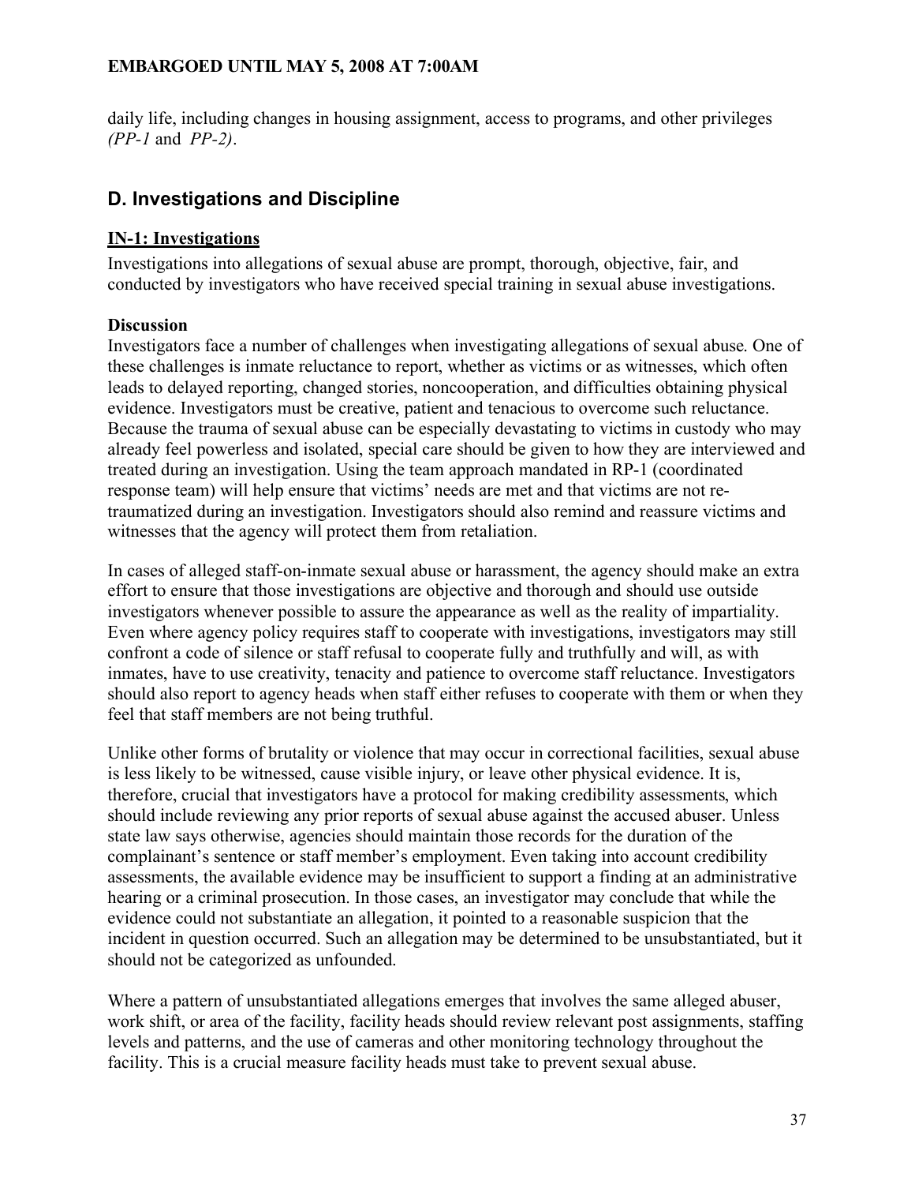daily life, including changes in housing assignment, access to programs, and other privileges *(PP-1* and *PP-2)*.

## D. Investigations and Discipline

### IN-1: Investigations

Investigations into allegations of sexual abuse are prompt, thorough, objective, fair, and conducted by investigators who have received special training in sexual abuse investigations.

**Discussion**

Investigators face a number of challenges when investigating allegations of sexual abuse. One of these challenges is inmate reluctance to report, whether as victims or as witnesses, which often leads to delayed reporting, changed stories, noncooperation, and difficulties obtaining physical evidence. Investigators must be creative, patient and tenacious to overcome such reluctance. Because the trauma of sexual abuse can be especially devastating to victims in custody who may already feel powerless and isolated, special care should be given to how they are interviewed and treated during an investigation. Using the team approach mandated in RP-1 (coordinated response team) will help ensure that victims' needs are met and that victims are not re-traumatized during an investigation. Investigators should also remind and reassure victims and witnesses that the agency will protect them from retaliation.

In cases of alleged staff-on-inmate sexual abuse or harassment, the agency should make an extra effort to ensure that those investigations are objective and thorough and should use outside investigators whenever possible to assure the appearance as well as the reality of impartiality. Even where agency policy requires staff to cooperate with investigations, investigators may still confront a code of silence or staff refusal to cooperate fully and truthfully and will, as with inmates, have to use creativity, tenacity and patience to overcome staff reluctance. Investigators should also report to agency heads when staff either refuses to cooperate with them or when they feel that staff members are not being truthful.

Unlike other forms of brutality or violence that may occur in correctional facilities, sexual abuse is less likely to be witnessed, cause visible injury, or leave other physical evidence. It is, therefore, crucial that investigators have a protocol for making credibility assessments, which should include reviewing any prior reports of sexual abuse against the accused abuser. Unless state law says otherwise, agencies should maintain those records for the duration of the complainant's sentence or staff member's employment. Even taking into account credibility assessments, the available evidence may be insufficient to support a finding at an administrative hearing or a criminal prosecution. In those cases, an investigator may conclude that while the evidence could not substantiate an allegation, it pointed to a reasonable suspicion that the incident in question occurred. Such an allegation may be determined to be unsubstantiated, but it should not be categorized as unfounded.

Where a pattern of unsubstantiated allegations emerges that involves the same alleged abuser, work shift, or area of the facility, facility heads should review relevant post assignments, staffing levels and patterns, and the use of cameras and other monitoring technology throughout the facility. This is a crucial measure facility heads must take to prevent sexual abuse.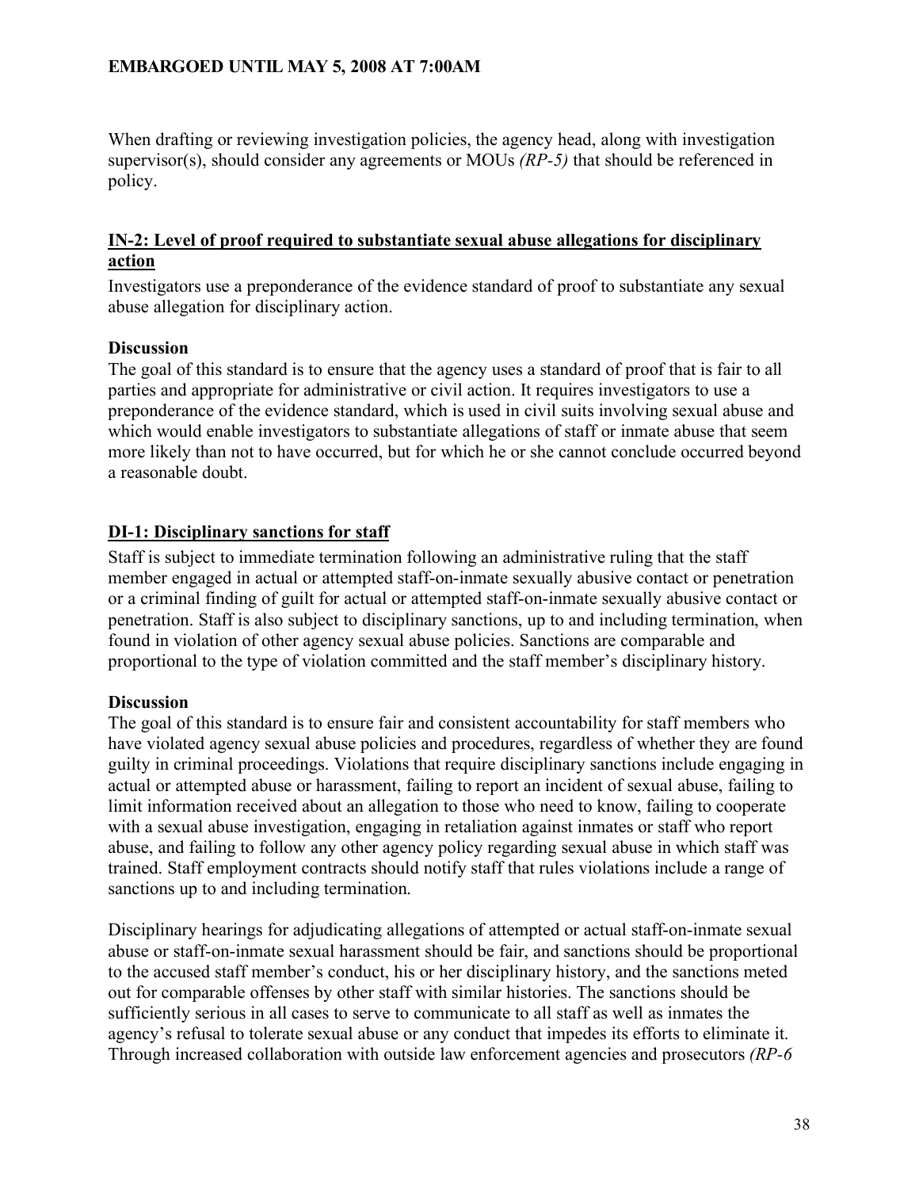When drafting or reviewing investigation policies, the agency head, along with investigation supervisor(s), should consider any agreements or MOUs *(RP-5)* that should be referenced in policy.

## IN-2: Level of proof required to substantiate sexual abuse allegations for disciplinary action

Investigators use a preponderance of the evidence standard of proof to substantiate any sexual abuse allegation for disciplinary action.

**Discussion**

The goal of this standard is to ensure that the agency uses a standard of proof that is fair to all parties and appropriate for administrative or civil action. It requires investigators to use a preponderance of the evidence standard, which is used in civil suits involving sexual abuse and which would enable investigators to substantiate allegations of staff or inmate abuse that seem more likely than not to have occurred, but for which he or she cannot conclude occurred beyond a reasonable doubt.

## DI-1: Disciplinary sanctions for staff

Staff is subject to immediate termination following an administrative ruling that the staff member engaged in actual or attempted staff-on-inmate sexually abusive contact or penetration or a criminal finding of guilt for actual or attempted staff-on-inmate sexually abusive contact or penetration. Staff is also subject to disciplinary sanctions, up to and including termination, when found in violation of other agency sexual abuse policies. Sanctions are comparable and proportional to the type of violation committed and the staff member's disciplinary history.

**Discussion**

The goal of this standard is to ensure fair and consistent accountability for staff members who have violated agency sexual abuse policies and procedures, regardless of whether they are found guilty in criminal proceedings. Violations that require disciplinary sanctions include engaging in actual or attempted abuse or harassment, failing to report an incident of sexual abuse, failing to limit information received about an allegation to those who need to know, failing to cooperate with a sexual abuse investigation, engaging in retaliation against inmates or staff who report abuse, and failing to follow any other agency policy regarding sexual abuse in which staff was trained. Staff employment contracts should notify staff that rules violations include a range of sanctions up to and including termination.

Disciplinary hearings for adjudicating allegations of attempted or actual staff-on-inmate sexual abuse or staff-on-inmate sexual harassment should be fair, and sanctions should be proportional to the accused staff member's conduct, his or her disciplinary history, and the sanctions meted out for comparable offenses by other staff with similar histories. The sanctions should be sufficiently serious in all cases to serve to communicate to all staff as well as inmates the agency's refusal to tolerate sexual abuse or any conduct that impedes its efforts to eliminate it. Through increased collaboration with outside law enforcement agencies and prosecutors *(RP-6*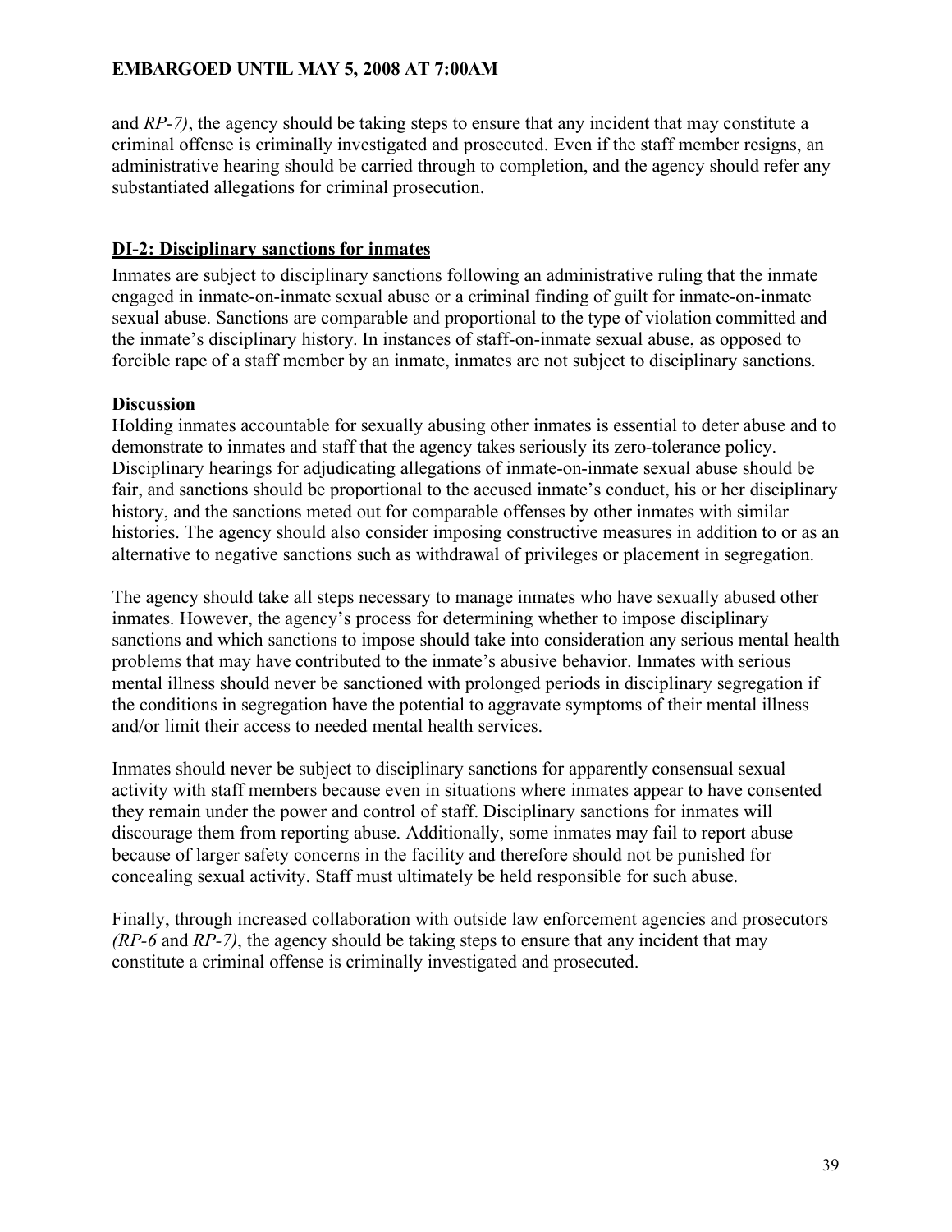and *RP-7)*, the agency should be taking steps to ensure that any incident that may constitute a criminal offense is criminally investigated and prosecuted. Even if the staff member resigns, an administrative hearing should be carried through to completion, and the agency should refer any substantiated allegations for criminal prosecution.

### DI-2: Disciplinary sanctions for inmates

Inmates are subject to disciplinary sanctions following an administrative ruling that the inmate engaged in inmate-on-inmate sexual abuse or a criminal finding of guilt for inmate-on-inmate sexual abuse. Sanctions are comparable and proportional to the type of violation committed and the inmate's disciplinary history. In instances of staff-on-inmate sexual abuse, as opposed to forcible rape of a staff member by an inmate, inmates are not subject to disciplinary sanctions.

**Discussion**

Holding inmates accountable for sexually abusing other inmates is essential to deter abuse and to demonstrate to inmates and staff that the agency takes seriously its zero-tolerance policy. Disciplinary hearings for adjudicating allegations of inmate-on-inmate sexual abuse should be fair, and sanctions should be proportional to the accused inmate's conduct, his or her disciplinary history, and the sanctions meted out for comparable offenses by other inmates with similar histories. The agency should also consider imposing constructive measures in addition to or as an alternative to negative sanctions such as withdrawal of privileges or placement in segregation.

The agency should take all steps necessary to manage inmates who have sexually abused other inmates. However, the agency's process for determining whether to impose disciplinary sanctions and which sanctions to impose should take into consideration any serious mental health problems that may have contributed to the inmate's abusive behavior. Inmates with serious mental illness should never be sanctioned with prolonged periods in disciplinary segregation if the conditions in segregation have the potential to aggravate symptoms of their mental illness and/or limit their access to needed mental health services.

Inmates should never be subject to disciplinary sanctions for apparently consensual sexual activity with staff members because even in situations where inmates appear to have consented they remain under the power and control of staff. Disciplinary sanctions for inmates will discourage them from reporting abuse. Additionally, some inmates may fail to report abuse because of larger safety concerns in the facility and therefore should not be punished for concealing sexual activity. Staff must ultimately be held responsible for such abuse.

Finally, through increased collaboration with outside law enforcement agencies and prosecutors *(RP-6* and *RP-7)*, the agency should be taking steps to ensure that any incident that may constitute a criminal offense is criminally investigated and prosecuted.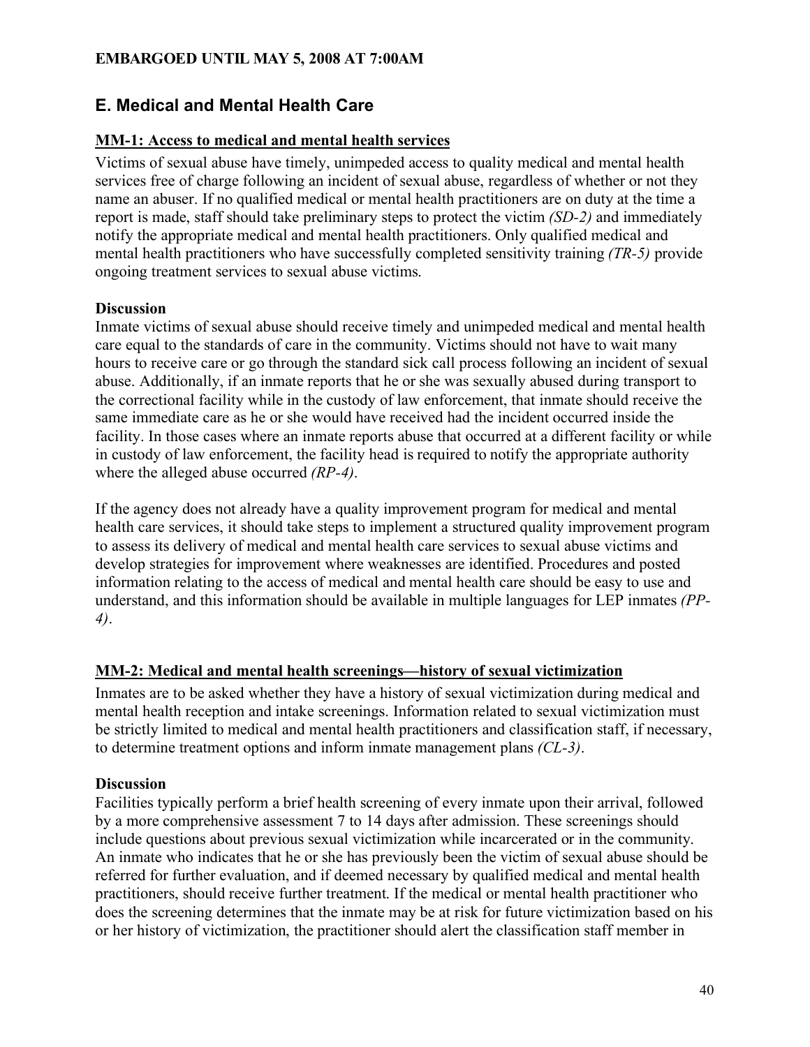## E. Medical and Mental Health Care

**MM-1: Access to medical and mental health services**

Victims of sexual abuse have timely, unimpeded access to quality medical and mental health services free of charge following an incident of sexual abuse, regardless of whether or not they name an abuser. If no qualified medical or mental health practitioners are on duty at the time a report is made, staff should take preliminary steps to protect the victim *(SD-2)* and immediately notify the appropriate medical and mental health practitioners. Only qualified medical and mental health practitioners who have successfully completed sensitivity training *(TR-5)* provide ongoing treatment services to sexual abuse victims.

**Discussion**

Inmate victims of sexual abuse should receive timely and unimpeded medical and mental health care equal to the standards of care in the community. Victims should not have to wait many hours to receive care or go through the standard sick call process following an incident of sexual abuse. Additionally, if an inmate reports that he or she was sexually abused during transport to the correctional facility while in the custody of law enforcement, that inmate should receive the same immediate care as he or she would have received had the incident occurred inside the facility. In those cases where an inmate reports abuse that occurred at a different facility or while in custody of law enforcement, the facility head is required to notify the appropriate authority where the alleged abuse occurred *(RP-4)*.

If the agency does not already have a quality improvement program for medical and mental health care services, it should take steps to implement a structured quality improvement program to assess its delivery of medical and mental health care services to sexual abuse victims and develop strategies for improvement where weaknesses are identified. Procedures and posted information relating to the access of medical and mental health care should be easy to use and understand, and this information should be available in multiple languages for LEP inmates *(PP-4)*.

**MM-2: Medical and mental health screenings—history of sexual victimization**

Inmates are to be asked whether they have a history of sexual victimization during medical and mental health reception and intake screenings. Information related to sexual victimization must be strictly limited to medical and mental health practitioners and classification staff, if necessary, to determine treatment options and inform inmate management plans *(CL-3)*.

**Discussion**

Facilities typically perform a brief health screening of every inmate upon their arrival, followed by a more comprehensive assessment 7 to 14 days after admission. These screenings should include questions about previous sexual victimization while incarcerated or in the community. An inmate who indicates that he or she has previously been the victim of sexual abuse should be referred for further evaluation, and if deemed necessary by qualified medical and mental health practitioners, should receive further treatment. If the medical or mental health practitioner who does the screening determines that the inmate may be at risk for future victimization based on his or her history of victimization, the practitioner should alert the classification staff member in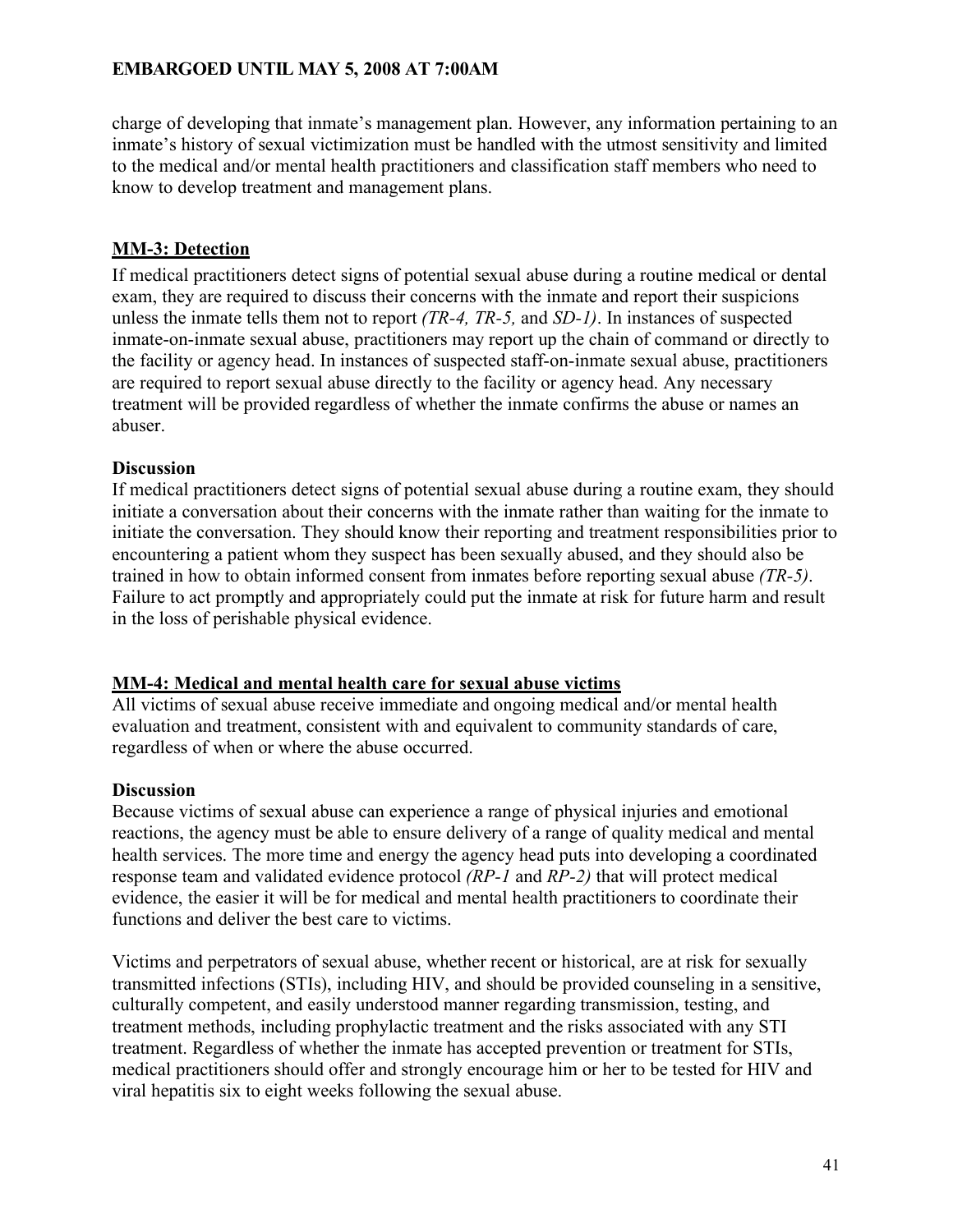charge of developing that inmate's management plan. However, any information pertaining to an inmate's history of sexual victimization must be handled with the utmost sensitivity and limited to the medical and/or mental health practitioners and classification staff members who need to know to develop treatment and management plans.

## MM-3: Detection

If medical practitioners detect signs of potential sexual abuse during a routine medical or dental exam, they are required to discuss their concerns with the inmate and report their suspicions unless the inmate tells them not to report *(TR-4, TR-5,* and *SD-1)*. In instances of suspected inmate-on-inmate sexual abuse, practitioners may report up the chain of command or directly to the facility or agency head. In instances of suspected staff-on-inmate sexual abuse, practitioners are required to report sexual abuse directly to the facility or agency head. Any necessary treatment will be provided regardless of whether the inmate confirms the abuse or names an abuser.

### Discussion

If medical practitioners detect signs of potential sexual abuse during a routine exam, they should initiate a conversation about their concerns with the inmate rather than waiting for the inmate to initiate the conversation. They should know their reporting and treatment responsibilities prior to encountering a patient whom they suspect has been sexually abused, and they should also be trained in how to obtain informed consent from inmates before reporting sexual abuse *(TR-5)*. Failure to act promptly and appropriately could put the inmate at risk for future harm and result in the loss of perishable physical evidence.

## MM-4: Medical and mental health care for sexual abuse victims

All victims of sexual abuse receive immediate and ongoing medical and/or mental health evaluation and treatment, consistent with and equivalent to community standards of care, regardless of when or where the abuse occurred.

### Discussion

Because victims of sexual abuse can experience a range of physical injuries and emotional reactions, the agency must be able to ensure delivery of a range of quality medical and mental health services. The more time and energy the agency head puts into developing a coordinated response team and validated evidence protocol *(RP-1* and *RP-2)* that will protect medical evidence, the easier it will be for medical and mental health practitioners to coordinate their functions and deliver the best care to victims.

Victims and perpetrators of sexual abuse, whether recent or historical, are at risk for sexually transmitted infections (STIs), including HIV, and should be provided counseling in a sensitive, culturally competent, and easily understood manner regarding transmission, testing, and treatment methods, including prophylactic treatment and the risks associated with any STI treatment. Regardless of whether the inmate has accepted prevention or treatment for STIs, medical practitioners should offer and strongly encourage him or her to be tested for HIV and viral hepatitis six to eight weeks following the sexual abuse.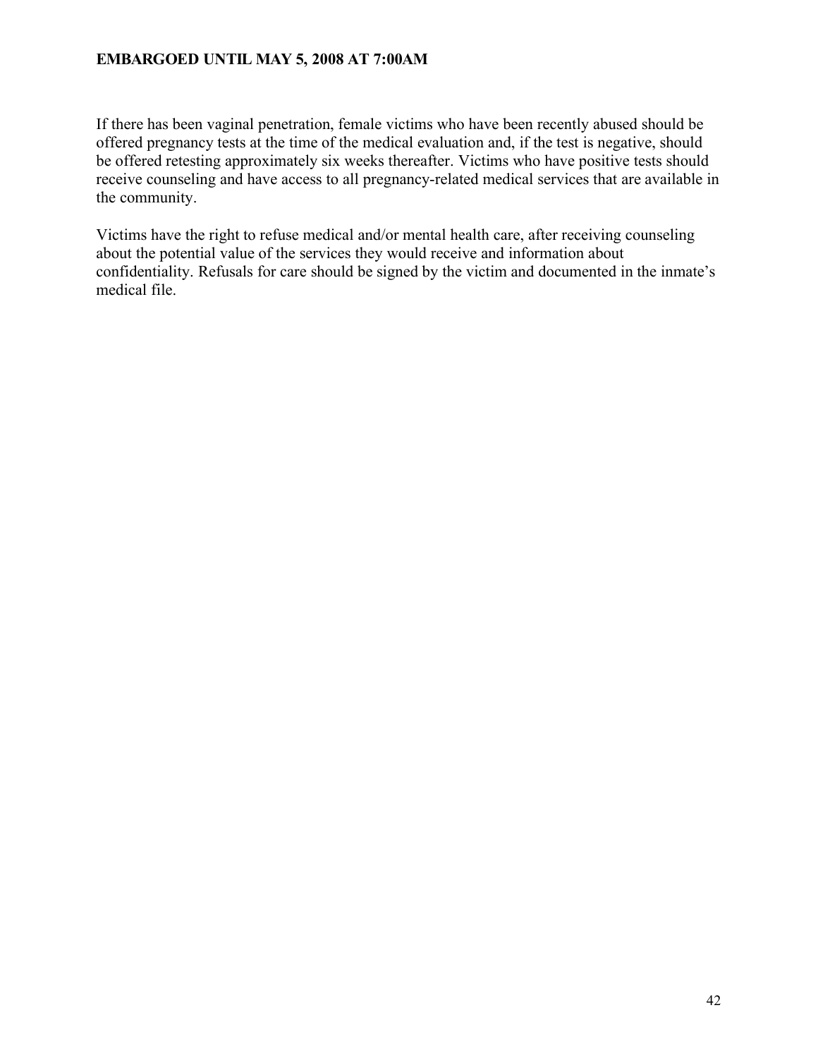If there has been vaginal penetration, female victims who have been recently abused should be offered pregnancy tests at the time of the medical evaluation and, if the test is negative, should be offered retesting approximately six weeks thereafter. Victims who have positive tests should receive counseling and have access to all pregnancy-related medical services that are available in the community.

Victims have the right to refuse medical and/or mental health care, after receiving counseling about the potential value of the services they would receive and information about confidentiality. Refusals for care should be signed by the victim and documented in the inmate's medical file.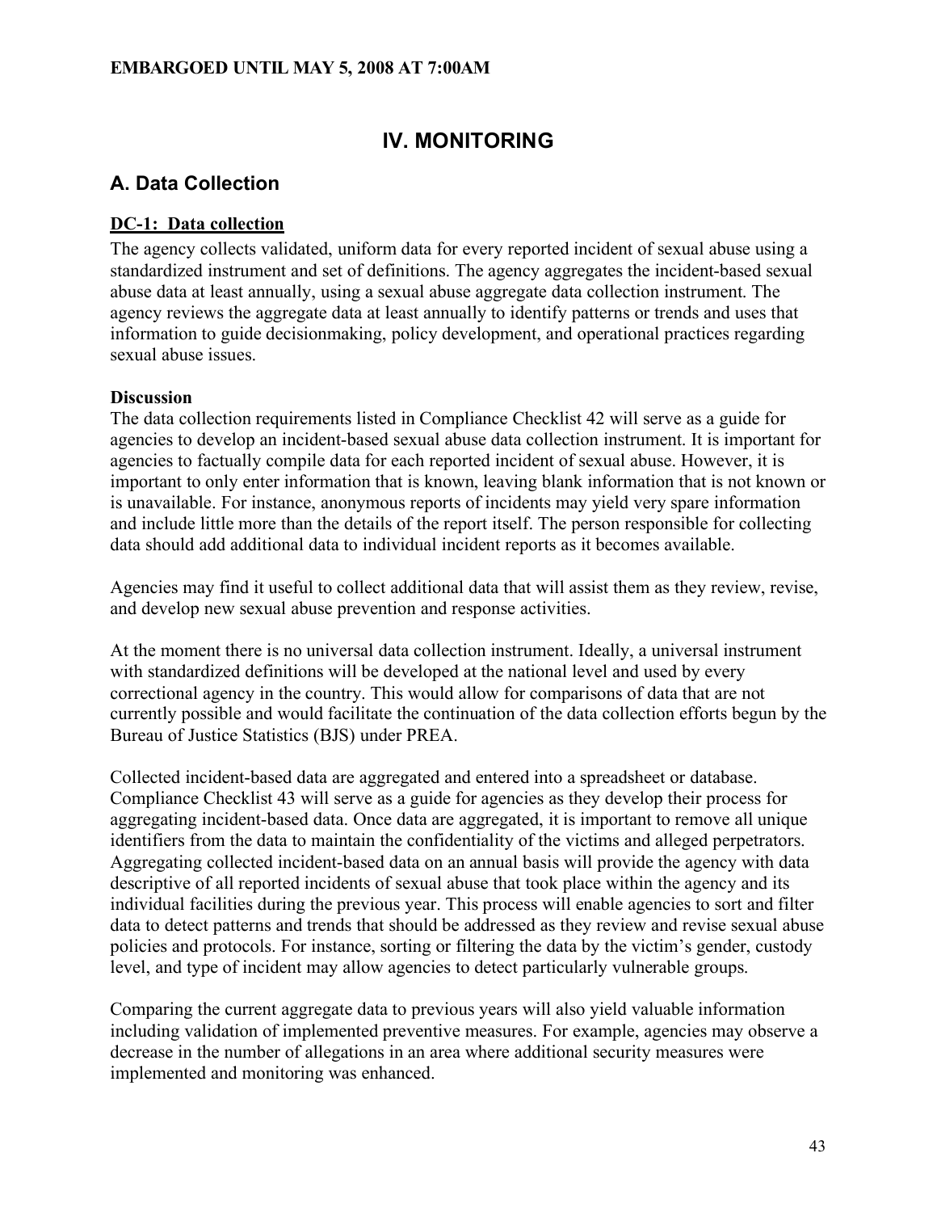# IV. MONITORING

## A. Data Collection

### DC-1: Data collection

The agency collects validated, uniform data for every reported incident of sexual abuse using a standardized instrument and set of definitions. The agency aggregates the incident-based sexual abuse data at least annually, using a sexual abuse aggregate data collection instrument. The agency reviews the aggregate data at least annually to identify patterns or trends and uses that information to guide decisionmaking, policy development, and operational practices regarding sexual abuse issues.

**Discussion**

The data collection requirements listed in Compliance Checklist 42 will serve as a guide for agencies to develop an incident-based sexual abuse data collection instrument. It is important for agencies to factually compile data for each reported incident of sexual abuse. However, it is important to only enter information that is known, leaving blank information that is not known or is unavailable. For instance, anonymous reports of incidents may yield very spare information and include little more than the details of the report itself. The person responsible for collecting data should add additional data to individual incident reports as it becomes available.

Agencies may find it useful to collect additional data that will assist them as they review, revise, and develop new sexual abuse prevention and response activities.

At the moment there is no universal data collection instrument. Ideally, a universal instrument with standardized definitions will be developed at the national level and used by every correctional agency in the country. This would allow for comparisons of data that are not currently possible and would facilitate the continuation of the data collection efforts begun by the Bureau of Justice Statistics (BJS) under PREA.

Collected incident-based data are aggregated and entered into a spreadsheet or database. Compliance Checklist 43 will serve as a guide for agencies as they develop their process for aggregating incident-based data. Once data are aggregated, it is important to remove all unique identifiers from the data to maintain the confidentiality of the victims and alleged perpetrators. Aggregating collected incident-based data on an annual basis will provide the agency with data descriptive of all reported incidents of sexual abuse that took place within the agency and its individual facilities during the previous year. This process will enable agencies to sort and filter data to detect patterns and trends that should be addressed as they review and revise sexual abuse policies and protocols. For instance, sorting or filtering the data by the victim's gender, custody level, and type of incident may allow agencies to detect particularly vulnerable groups.

Comparing the current aggregate data to previous years will also yield valuable information including validation of implemented preventive measures. For example, agencies may observe a decrease in the number of allegations in an area where additional security measures were implemented and monitoring was enhanced.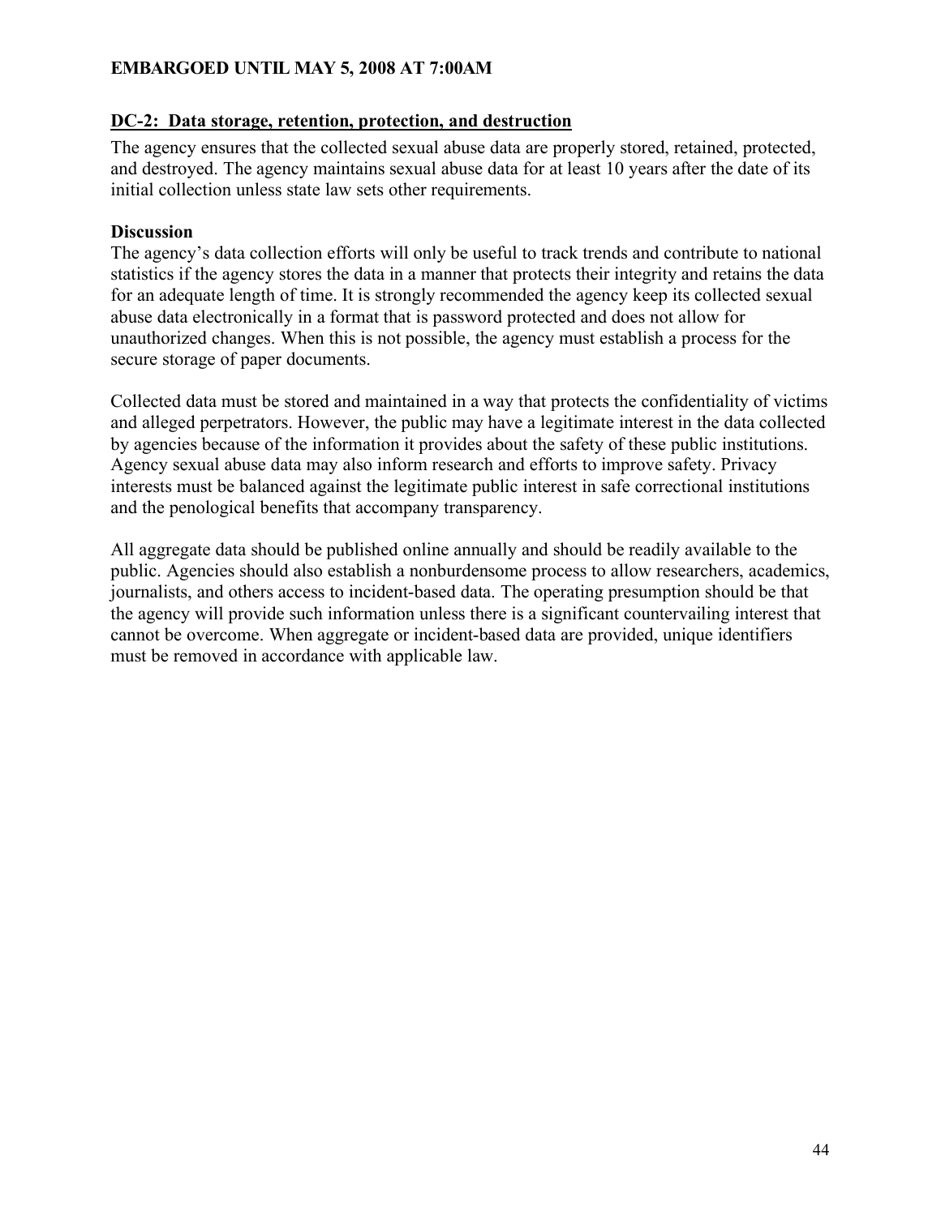## DC-2: Data storage, retention, protection, and destruction

The agency ensures that the collected sexual abuse data are properly stored, retained, protected, and destroyed. The agency maintains sexual abuse data for at least 10 years after the date of its initial collection unless state law sets other requirements.

### Discussion

The agency's data collection efforts will only be useful to track trends and contribute to national statistics if the agency stores the data in a manner that protects their integrity and retains the data for an adequate length of time. It is strongly recommended the agency keep its collected sexual abuse data electronically in a format that is password protected and does not allow for unauthorized changes. When this is not possible, the agency must establish a process for the secure storage of paper documents.

Collected data must be stored and maintained in a way that protects the confidentiality of victims and alleged perpetrators. However, the public may have a legitimate interest in the data collected by agencies because of the information it provides about the safety of these public institutions. Agency sexual abuse data may also inform research and efforts to improve safety. Privacy interests must be balanced against the legitimate public interest in safe correctional institutions and the penological benefits that accompany transparency.

All aggregate data should be published online annually and should be readily available to the public. Agencies should also establish a nonburdensome process to allow researchers, academics, journalists, and others access to incident-based data. The operating presumption should be that the agency will provide such information unless there is a significant countervailing interest that cannot be overcome. When aggregate or incident-based data are provided, unique identifiers must be removed in accordance with applicable law.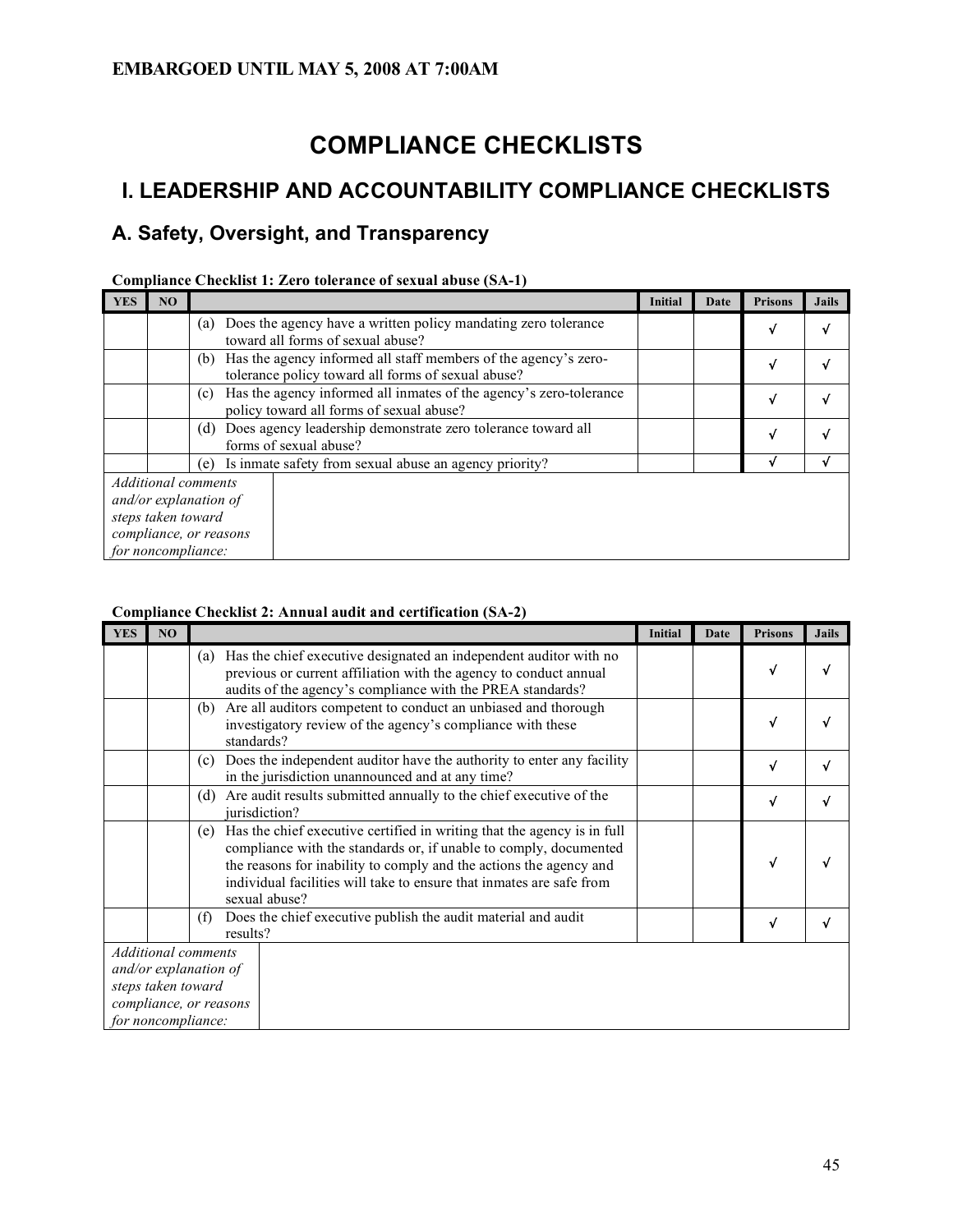**EMBARGOED UNTIL MAY 5, 2008 AT 7:00AM**

# COMPLIANCE CHECKLISTS

## I. LEADERSHIP AND ACCOUNTABILITY COMPLIANCE CHECKLISTS

### A. Safety, Oversight, and Transparency

**Compliance Checklist 1: Zero tolerance of sexual abuse (SA-1)**

| YES | NO | | Initial | Date | Prisons | Jails |
|---|---|---|---|---|---|---|
| | | (a) Does the agency have a written policy mandating zero tolerance toward all forms of sexual abuse? | | | √ | √ |
| | | (b) Has the agency informed all staff members of the agency's zero-tolerance policy toward all forms of sexual abuse? | | | √ | √ |
| | | (c) Has the agency informed all inmates of the agency's zero-tolerance policy toward all forms of sexual abuse? | | | √ | √ |
| | | (d) Does agency leadership demonstrate zero tolerance toward all forms of sexual abuse? | | | √ | √ |
| | | (e) Is inmate safety from sexual abuse an agency priority? | | | √ | √ |
| *Additional comments and/or explanation of steps taken toward compliance, or reasons for noncompliance:* | | | | | | |

**Compliance Checklist 2: Annual audit and certification (SA-2)**

| YES | NO | | Initial | Date | Prisons | Jails |
|---|---|---|---|---|---|---|
| | | (a) Has the chief executive designated an independent auditor with no previous or current affiliation with the agency to conduct annual audits of the agency's compliance with the PREA standards? | | | √ | √ |
| | | (b) Are all auditors competent to conduct an unbiased and thorough investigatory review of the agency's compliance with these standards? | | | √ | √ |
| | | (c) Does the independent auditor have the authority to enter any facility in the jurisdiction unannounced and at any time? | | | √ | √ |
| | | (d) Are audit results submitted annually to the chief executive of the jurisdiction? | | | √ | √ |
| | | (e) Has the chief executive certified in writing that the agency is in full compliance with the standards or, if unable to comply, documented the reasons for inability to comply and the actions the agency and individual facilities will take to ensure that inmates are safe from sexual abuse? | | | √ | √ |
| | | (f) Does the chief executive publish the audit material and audit results? | | | √ | √ |
| *Additional comments and/or explanation of steps taken toward compliance, or reasons for noncompliance:* | | | | | | |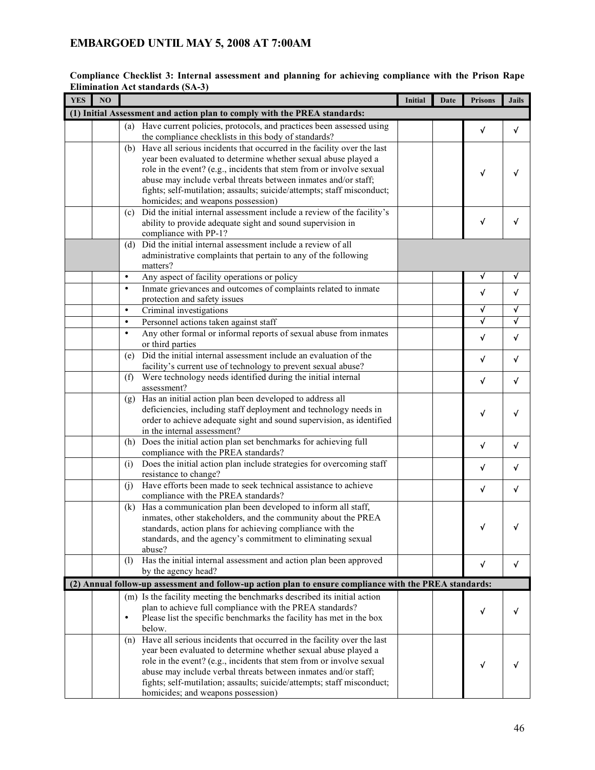**EMBARGOED UNTIL MAY 5, 2008 AT 7:00AM**

**Compliance Checklist 3: Internal assessment and planning for achieving compliance with the Prison Rape Elimination Act standards (SA-3)**

| YES | NO | | Initial | Date | Prisons | Jails |
|---|---|---|---|---|---|---|
| **(1) Initial Assessment and action plan to comply with the PREA standards:** | | | | | | |
| | | (a) Have current policies, protocols, and practices been assessed using the compliance checklists in this body of standards? | | | √ | √ |
| | | (b) Have all serious incidents that occurred in the facility over the last year been evaluated to determine whether sexual abuse played a role in the event? (e.g., incidents that stem from or involve sexual abuse may include verbal threats between inmates and/or staff; fights; self-mutilation; assaults; suicide/attempts; staff misconduct; homicides; and weapons possession) | | | √ | √ |
| | | (c) Did the initial internal assessment include a review of the facility's ability to provide adequate sight and sound supervision in compliance with PP-1? | | | √ | √ |
| | | (d) Did the initial internal assessment include a review of all administrative complaints that pertain to any of the following matters? | | | | |
| | | • Any aspect of facility operations or policy | | | √ | √ |
| | | • Inmate grievances and outcomes of complaints related to inmate protection and safety issues | | | √ | √ |
| | | • Criminal investigations | | | √ | √ |
| | | • Personnel actions taken against staff | | | √ | √ |
| | | • Any other formal or informal reports of sexual abuse from inmates or third parties | | | √ | √ |
| | | (e) Did the initial internal assessment include an evaluation of the facility's current use of technology to prevent sexual abuse? | | | √ | √ |
| | | (f) Were technology needs identified during the initial internal assessment? | | | √ | √ |
| | | (g) Has an initial action plan been developed to address all deficiencies, including staff deployment and technology needs in order to achieve adequate sight and sound supervision, as identified in the internal assessment? | | | √ | √ |
| | | (h) Does the initial action plan set benchmarks for achieving full compliance with the PREA standards? | | | √ | √ |
| | | (i) Does the initial action plan include strategies for overcoming staff resistance to change? | | | √ | √ |
| | | (j) Have efforts been made to seek technical assistance to achieve compliance with the PREA standards? | | | √ | √ |
| | | (k) Has a communication plan been developed to inform all staff, inmates, other stakeholders, and the community about the PREA standards, action plans for achieving compliance with the standards, and the agency's commitment to eliminating sexual abuse? | | | √ | √ |
| | | (l) Has the initial internal assessment and action plan been approved by the agency head? | | | √ | √ |
| **(2) Annual follow-up assessment and follow-up action plan to ensure compliance with the PREA standards:** | | | | | | |
| | | (m) Is the facility meeting the benchmarks described its initial action plan to achieve full compliance with the PREA standards? • Please list the specific benchmarks the facility has met in the box below. | | | √ | √ |
| | | (n) Have all serious incidents that occurred in the facility over the last year been evaluated to determine whether sexual abuse played a role in the event? (e.g., incidents that stem from or involve sexual abuse may include verbal threats between inmates and/or staff; fights; self-mutilation; assaults; suicide/attempts; staff misconduct; homicides; and weapons possession) | | | √ | √ |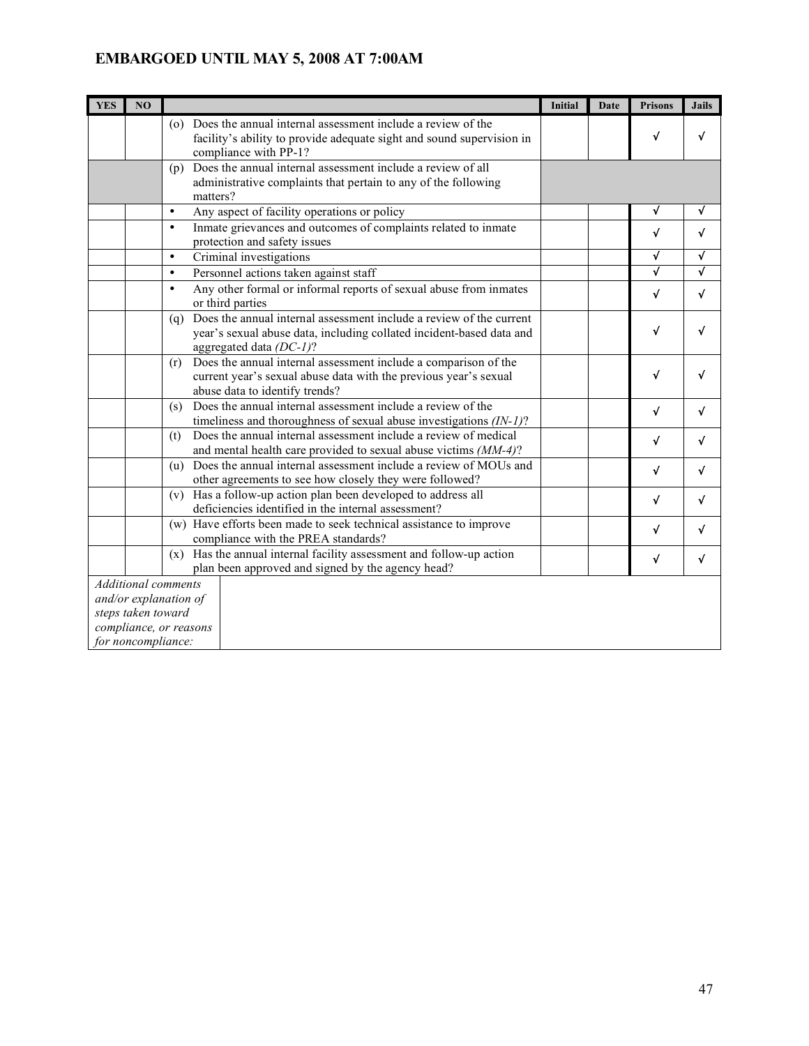**EMBARGOED UNTIL MAY 5, 2008 AT 7:00AM**

| YES | NO | | Initial | Date | Prisons | Jails |
|---|---|---|---|---|---|---|
| | | (o) Does the annual internal assessment include a review of the facility's ability to provide adequate sight and sound supervision in compliance with PP-1? | | | √ | √ |
| | | (p) Does the annual internal assessment include a review of all administrative complaints that pertain to any of the following matters? | | | | |
| | | • Any aspect of facility operations or policy | | | √ | √ |
| | | • Inmate grievances and outcomes of complaints related to inmate protection and safety issues | | | √ | √ |
| | | • Criminal investigations | | | √ | √ |
| | | • Personnel actions taken against staff | | | √ | √ |
| | | • Any other formal or informal reports of sexual abuse from inmates or third parties | | | √ | √ |
| | | (q) Does the annual internal assessment include a review of the current year's sexual abuse data, including collated incident-based data and aggregated data *(DC-1)*? | | | √ | √ |
| | | (r) Does the annual internal assessment include a comparison of the current year's sexual abuse data with the previous year's sexual abuse data to identify trends? | | | √ | √ |
| | | (s) Does the annual internal assessment include a review of the timeliness and thoroughness of sexual abuse investigations *(IN-1)*? | | | √ | √ |
| | | (t) Does the annual internal assessment include a review of medical and mental health care provided to sexual abuse victims *(MM-4)*? | | | √ | √ |
| | | (u) Does the annual internal assessment include a review of MOUs and other agreements to see how closely they were followed? | | | √ | √ |
| | | (v) Has a follow-up action plan been developed to address all deficiencies identified in the internal assessment? | | | √ | √ |
| | | (w) Have efforts been made to seek technical assistance to improve compliance with the PREA standards? | | | √ | √ |
| | | (x) Has the annual internal facility assessment and follow-up action plan been approved and signed by the agency head? | | | √ | √ |
| *Additional comments and/or explanation of steps taken toward compliance, or reasons for noncompliance:* | | | | | | |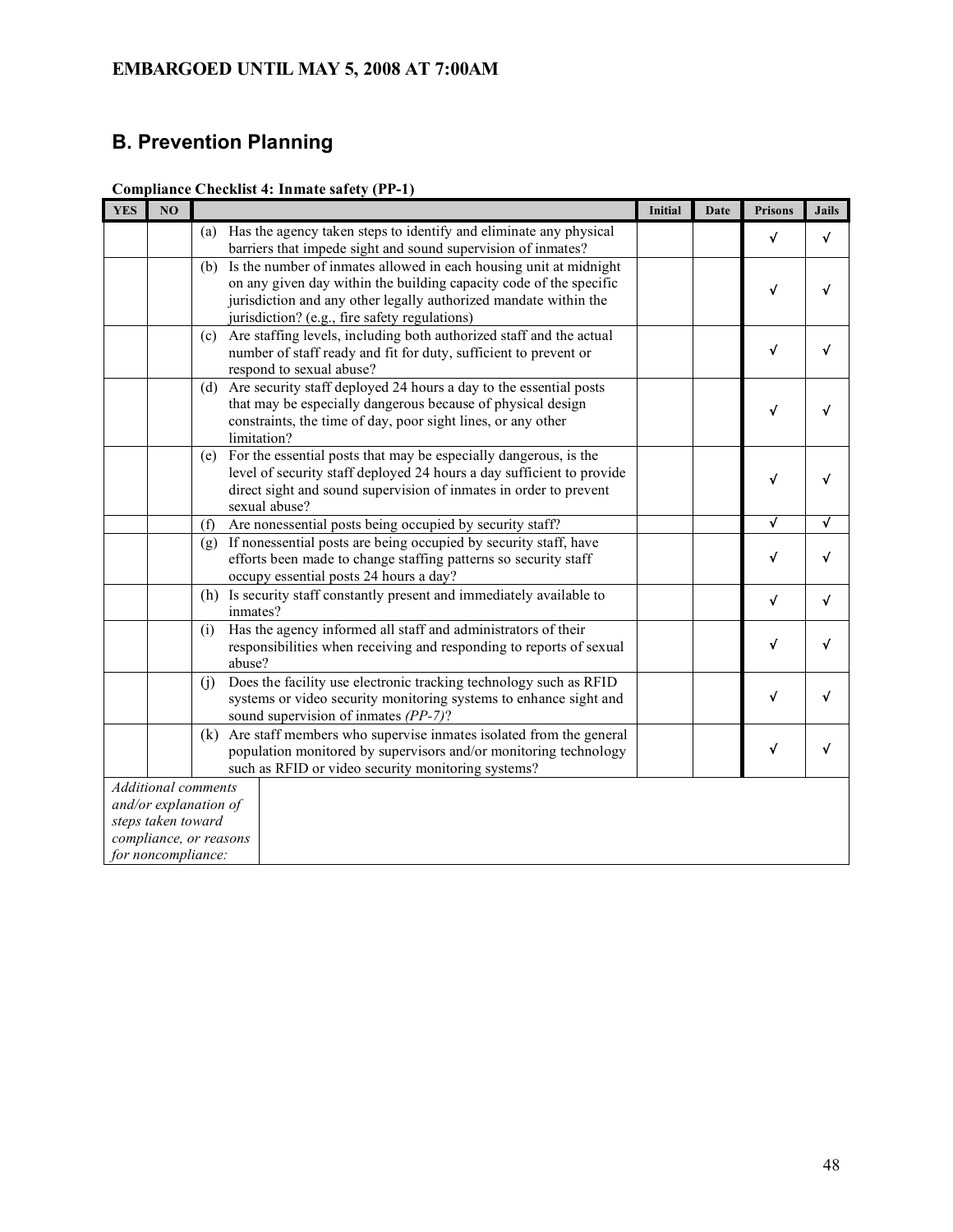EMBARGOED UNTIL MAY 5, 2008 AT 7:00AM

## B. Prevention Planning

**Compliance Checklist 4: Inmate safety (PP-1)**

| YES | NO | | Initial | Date | Prisons | Jails |
|---|---|---|---|---|---|---|
| | | (a) Has the agency taken steps to identify and eliminate any physical barriers that impede sight and sound supervision of inmates? | | | √ | √ |
| | | (b) Is the number of inmates allowed in each housing unit at midnight on any given day within the building capacity code of the specific jurisdiction and any other legally authorized mandate within the jurisdiction? (e.g., fire safety regulations) | | | √ | √ |
| | | (c) Are staffing levels, including both authorized staff and the actual number of staff ready and fit for duty, sufficient to prevent or respond to sexual abuse? | | | √ | √ |
| | | (d) Are security staff deployed 24 hours a day to the essential posts that may be especially dangerous because of physical design constraints, the time of day, poor sight lines, or any other limitation? | | | √ | √ |
| | | (e) For the essential posts that may be especially dangerous, is the level of security staff deployed 24 hours a day sufficient to provide direct sight and sound supervision of inmates in order to prevent sexual abuse? | | | √ | √ |
| | | (f) Are nonessential posts being occupied by security staff? | | | √ | √ |
| | | (g) If nonessential posts are being occupied by security staff, have efforts been made to change staffing patterns so security staff occupy essential posts 24 hours a day? | | | √ | √ |
| | | (h) Is security staff constantly present and immediately available to inmates? | | | √ | √ |
| | | (i) Has the agency informed all staff and administrators of their responsibilities when receiving and responding to reports of sexual abuse? | | | √ | √ |
| | | (j) Does the facility use electronic tracking technology such as RFID systems or video security monitoring systems to enhance sight and sound supervision of inmates *(PP-7)*? | | | √ | √ |
| | | (k) Are staff members who supervise inmates isolated from the general population monitored by supervisors and/or monitoring technology such as RFID or video security monitoring systems? | | | √ | √ |
| *Additional comments and/or explanation of steps taken toward compliance, or reasons for noncompliance:* | | | | | | |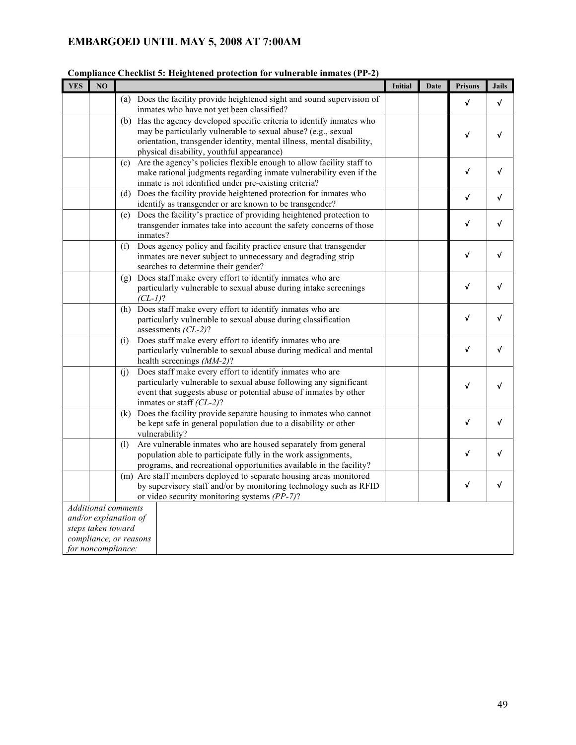**EMBARGOED UNTIL MAY 5, 2008 AT 7:00AM**

**Compliance Checklist 5: Heightened protection for vulnerable inmates (PP-2)**

| YES | NO | | Initial | Date | Prisons | Jails |
|---|---|---|---|---|---|---|
| | | (a) Does the facility provide heightened sight and sound supervision of inmates who have not yet been classified? | | | √ | √ |
| | | (b) Has the agency developed specific criteria to identify inmates who may be particularly vulnerable to sexual abuse? (e.g., sexual orientation, transgender identity, mental illness, mental disability, physical disability, youthful appearance) | | | √ | √ |
| | | (c) Are the agency's policies flexible enough to allow facility staff to make rational judgments regarding inmate vulnerability even if the inmate is not identified under pre-existing criteria? | | | √ | √ |
| | | (d) Does the facility provide heightened protection for inmates who identify as transgender or are known to be transgender? | | | √ | √ |
| | | (e) Does the facility's practice of providing heightened protection to transgender inmates take into account the safety concerns of those inmates? | | | √ | √ |
| | | (f) Does agency policy and facility practice ensure that transgender inmates are never subject to unnecessary and degrading strip searches to determine their gender? | | | √ | √ |
| | | (g) Does staff make every effort to identify inmates who are particularly vulnerable to sexual abuse during intake screenings *(CL-1)*? | | | √ | √ |
| | | (h) Does staff make every effort to identify inmates who are particularly vulnerable to sexual abuse during classification assessments *(CL-2)*? | | | √ | √ |
| | | (i) Does staff make every effort to identify inmates who are particularly vulnerable to sexual abuse during medical and mental health screenings *(MM-2)*? | | | √ | √ |
| | | (j) Does staff make every effort to identify inmates who are particularly vulnerable to sexual abuse following any significant event that suggests abuse or potential abuse of inmates by other inmates or staff *(CL-2)*? | | | √ | √ |
| | | (k) Does the facility provide separate housing to inmates who cannot be kept safe in general population due to a disability or other vulnerability? | | | √ | √ |
| | | (l) Are vulnerable inmates who are housed separately from general population able to participate fully in the work assignments, programs, and recreational opportunities available in the facility? | | | √ | √ |
| | | (m) Are staff members deployed to separate housing areas monitored by supervisory staff and/or by monitoring technology such as RFID or video security monitoring systems *(PP-7)*? | | | √ | √ |
| *Additional comments and/or explanation of steps taken toward compliance, or reasons for noncompliance:* | | | | | | |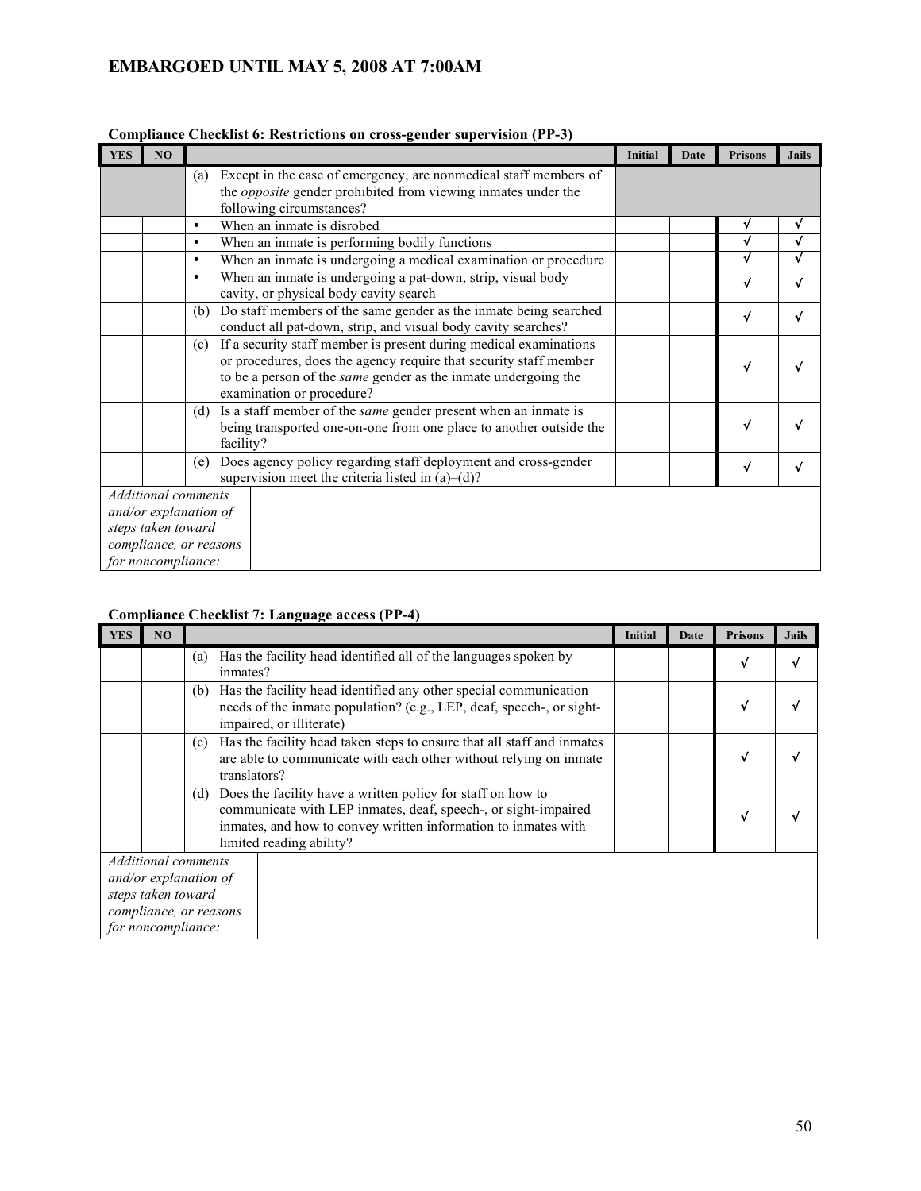**EMBARGOED UNTIL MAY 5, 2008 AT 7:00AM**

**Compliance Checklist 6: Restrictions on cross-gender supervision (PP-3)**

| YES | NO | | Initial | Date | Prisons | Jails |
|---|---|---|---|---|---|---|
| | | (a) Except in the case of emergency, are nonmedical staff members of the *opposite* gender prohibited from viewing inmates under the following circumstances? | | | | |
| | | • When an inmate is disrobed | | | √ | √ |
| | | • When an inmate is performing bodily functions | | | √ | √ |
| | | • When an inmate is undergoing a medical examination or procedure | | | √ | √ |
| | | • When an inmate is undergoing a pat-down, strip, visual body cavity, or physical body cavity search | | | √ | √ |
| | | (b) Do staff members of the same gender as the inmate being searched conduct all pat-down, strip, and visual body cavity searches? | | | √ | √ |
| | | (c) If a security staff member is present during medical examinations or procedures, does the agency require that security staff member to be a person of the *same* gender as the inmate undergoing the examination or procedure? | | | √ | √ |
| | | (d) Is a staff member of the *same* gender present when an inmate is being transported one-on-one from one place to another outside the facility? | | | √ | √ |
| | | (e) Does agency policy regarding staff deployment and cross-gender supervision meet the criteria listed in (a)–(d)? | | | √ | √ |
| *Additional comments and/or explanation of steps taken toward compliance, or reasons for noncompliance:* | | | | | | |

**Compliance Checklist 7: Language access (PP-4)**

| YES | NO | | Initial | Date | Prisons | Jails |
|---|---|---|---|---|---|---|
| | | (a) Has the facility head identified all of the languages spoken by inmates? | | | √ | √ |
| | | (b) Has the facility head identified any other special communication needs of the inmate population? (e.g., LEP, deaf, speech-, or sight-impaired, or illiterate) | | | √ | √ |
| | | (c) Has the facility head taken steps to ensure that all staff and inmates are able to communicate with each other without relying on inmate translators? | | | √ | √ |
| | | (d) Does the facility have a written policy for staff on how to communicate with LEP inmates, deaf, speech-, or sight-impaired inmates, and how to convey written information to inmates with limited reading ability? | | | √ | √ |
| *Additional comments and/or explanation of steps taken toward compliance, or reasons for noncompliance:* | | | | | | |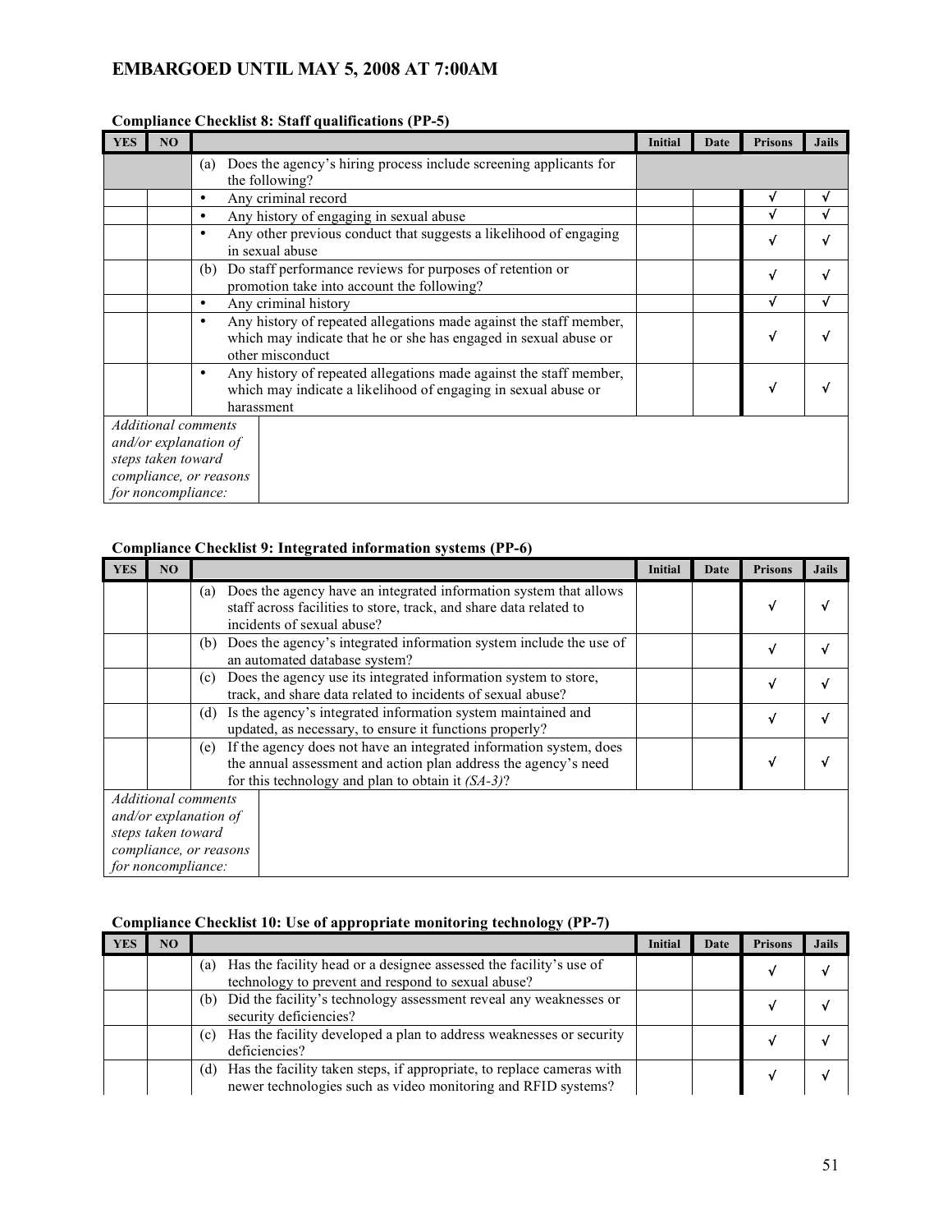EMBARGOED UNTIL MAY 5, 2008 AT 7:00AM

**Compliance Checklist 8: Staff qualifications (PP-5)**

| YES | NO | | Initial | Date | Prisons | Jails |
|---|---|---|---|---|---|---|
| | | (a) Does the agency's hiring process include screening applicants for the following? | | | | |
| | | • Any criminal record | | | √ | √ |
| | | • Any history of engaging in sexual abuse | | | √ | √ |
| | | • Any other previous conduct that suggests a likelihood of engaging in sexual abuse | | | √ | √ |
| | | (b) Do staff performance reviews for purposes of retention or promotion take into account the following? | | | √ | √ |
| | | • Any criminal history | | | √ | √ |
| | | • Any history of repeated allegations made against the staff member, which may indicate that he or she has engaged in sexual abuse or other misconduct | | | √ | √ |
| | | • Any history of repeated allegations made against the staff member, which may indicate a likelihood of engaging in sexual abuse or harassment | | | √ | √ |
| *Additional comments and/or explanation of steps taken toward compliance, or reasons for noncompliance:* | | | | | | |

**Compliance Checklist 9: Integrated information systems (PP-6)**

| YES | NO | | Initial | Date | Prisons | Jails |
|---|---|---|---|---|---|---|
| | | (a) Does the agency have an integrated information system that allows staff across facilities to store, track, and share data related to incidents of sexual abuse? | | | √ | √ |
| | | (b) Does the agency's integrated information system include the use of an automated database system? | | | √ | √ |
| | | (c) Does the agency use its integrated information system to store, track, and share data related to incidents of sexual abuse? | | | √ | √ |
| | | (d) Is the agency's integrated information system maintained and updated, as necessary, to ensure it functions properly? | | | √ | √ |
| | | (e) If the agency does not have an integrated information system, does the annual assessment and action plan address the agency's need for this technology and plan to obtain it *(SA-3)*? | | | √ | √ |
| *Additional comments and/or explanation of steps taken toward compliance, or reasons for noncompliance:* | | | | | | |

**Compliance Checklist 10: Use of appropriate monitoring technology (PP-7)**

| YES | NO | | Initial | Date | Prisons | Jails |
|---|---|---|---|---|---|---|
| | | (a) Has the facility head or a designee assessed the facility's use of technology to prevent and respond to sexual abuse? | | | √ | √ |
| | | (b) Did the facility's technology assessment reveal any weaknesses or security deficiencies? | | | √ | √ |
| | | (c) Has the facility developed a plan to address weaknesses or security deficiencies? | | | √ | √ |
| | | (d) Has the facility taken steps, if appropriate, to replace cameras with newer technologies such as video monitoring and RFID systems? | | | √ | √ |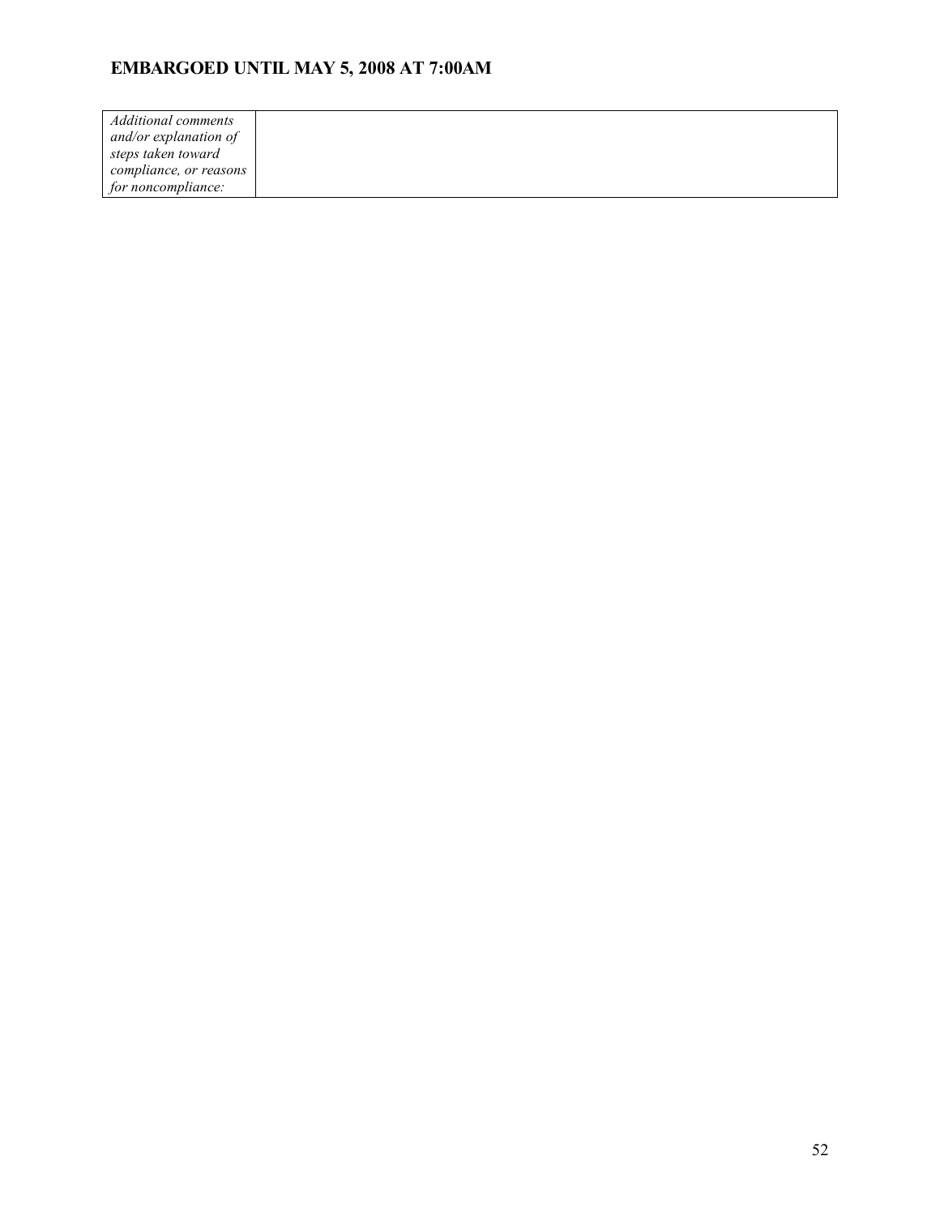| *Additional comments and/or explanation of steps taken toward compliance, or reasons for noncompliance:* | |
|---|---|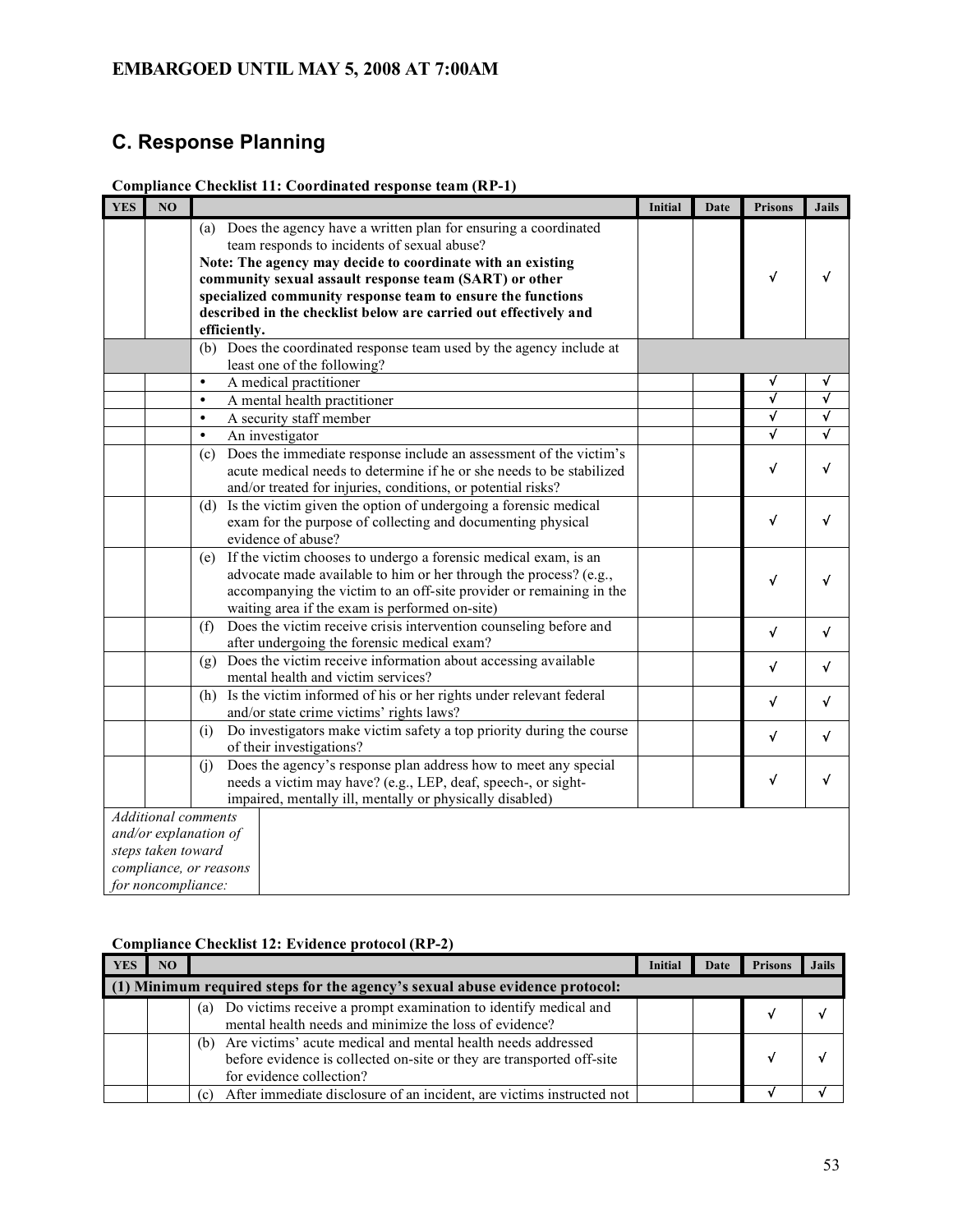EMBARGOED UNTIL MAY 5, 2008 AT 7:00AM

## C. Response Planning

**Compliance Checklist 11: Coordinated response team (RP-1)**

| YES | NO | | Initial | Date | Prisons | Jails |
|---|---|---|---|---|---|---|
| | | (a) Does the agency have a written plan for ensuring a coordinated team responds to incidents of sexual abuse? **Note: The agency may decide to coordinate with an existing community sexual assault response team (SART) or other specialized community response team to ensure the functions described in the checklist below are carried out effectively and efficiently.** | | | √ | √ |
| | | (b) Does the coordinated response team used by the agency include at least one of the following? | | | | |
| | | • A medical practitioner | | | √ | √ |
| | | • A mental health practitioner | | | √ | √ |
| | | • A security staff member | | | √ | √ |
| | | • An investigator | | | √ | √ |
| | | (c) Does the immediate response include an assessment of the victim's acute medical needs to determine if he or she needs to be stabilized and/or treated for injuries, conditions, or potential risks? | | | √ | √ |
| | | (d) Is the victim given the option of undergoing a forensic medical exam for the purpose of collecting and documenting physical evidence of abuse? | | | √ | √ |
| | | (e) If the victim chooses to undergo a forensic medical exam, is an advocate made available to him or her through the process? (e.g., accompanying the victim to an off-site provider or remaining in the waiting area if the exam is performed on-site) | | | √ | √ |
| | | (f) Does the victim receive crisis intervention counseling before and after undergoing the forensic medical exam? | | | √ | √ |
| | | (g) Does the victim receive information about accessing available mental health and victim services? | | | √ | √ |
| | | (h) Is the victim informed of his or her rights under relevant federal and/or state crime victims' rights laws? | | | √ | √ |
| | | (i) Do investigators make victim safety a top priority during the course of their investigations? | | | √ | √ |
| | | (j) Does the agency's response plan address how to meet any special needs a victim may have? (e.g., LEP, deaf, speech-, or sight-impaired, mentally ill, mentally or physically disabled) | | | √ | √ |
| *Additional comments and/or explanation of steps taken toward compliance, or reasons for noncompliance:* | | | | | | |

**Compliance Checklist 12: Evidence protocol (RP-2)**

| YES | NO | | Initial | Date | Prisons | Jails |
|---|---|---|---|---|---|---|
| **(1) Minimum required steps for the agency's sexual abuse evidence protocol:** | | | | | | |
| | | (a) Do victims receive a prompt examination to identify medical and mental health needs and minimize the loss of evidence? | | | √ | √ |
| | | (b) Are victims' acute medical and mental health needs addressed before evidence is collected on-site or they are transported off-site for evidence collection? | | | √ | √ |
| | | (c) After immediate disclosure of an incident, are victims instructed not | | | √ | √ |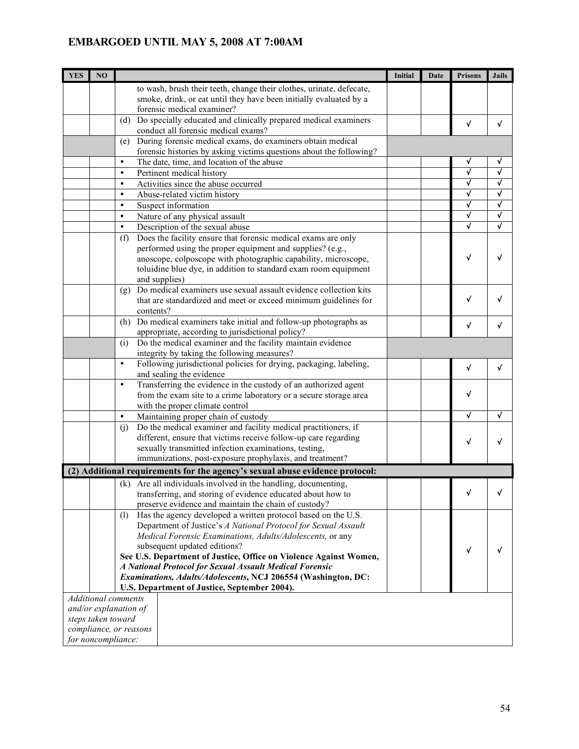EMBARGOED UNTIL MAY 5, 2008 AT 7:00AM

| YES | NO | | Initial | Date | Prisons | Jails |
|---|---|---|---|---|---|---|
| | | to wash, brush their teeth, change their clothes, urinate, defecate, smoke, drink, or eat until they have been initially evaluated by a forensic medical examiner? | | | | |
| | | (d) Do specially educated and clinically prepared medical examiners conduct all forensic medical exams? | | | √ | √ |
| | | (e) During forensic medical exams, do examiners obtain medical forensic histories by asking victims questions about the following? | | | | |
| | | • The date, time, and location of the abuse | | | √ | √ |
| | | • Pertinent medical history | | | √ | √ |
| | | • Activities since the abuse occurred | | | √ | √ |
| | | • Abuse-related victim history | | | √ | √ |
| | | • Suspect information | | | √ | √ |
| | | • Nature of any physical assault | | | √ | √ |
| | | • Description of the sexual abuse | | | √ | √ |
| | | (f) Does the facility ensure that forensic medical exams are only performed using the proper equipment and supplies? (e.g., anoscope, colposcope with photographic capability, microscope, toluidine blue dye, in addition to standard exam room equipment and supplies) | | | √ | √ |
| | | (g) Do medical examiners use sexual assault evidence collection kits that are standardized and meet or exceed minimum guidelines for contents? | | | √ | √ |
| | | (h) Do medical examiners take initial and follow-up photographs as appropriate, according to jurisdictional policy? | | | √ | √ |
| | | (i) Do the medical examiner and the facility maintain evidence integrity by taking the following measures? | | | | |
| | | • Following jurisdictional policies for drying, packaging, labeling, and sealing the evidence | | | √ | √ |
| | | • Transferring the evidence in the custody of an authorized agent from the exam site to a crime laboratory or a secure storage area with the proper climate control | | | √ | |
| | | • Maintaining proper chain of custody | | | √ | √ |
| | | (j) Do the medical examiner and facility medical practitioners, if different, ensure that victims receive follow-up care regarding sexually transmitted infection examinations, testing, immunizations, post-exposure prophylaxis, and treatment? | | | √ | √ |
| **(2) Additional requirements for the agency's sexual abuse evidence protocol:** | | | | | | |
| | | (k) Are all individuals involved in the handling, documenting, transferring, and storing of evidence educated about how to preserve evidence and maintain the chain of custody? | | | √ | √ |
| | | (l) Has the agency developed a written protocol based on the U.S. Department of Justice's *A National Protocol for Sexual Assault Medical Forensic Examinations, Adults/Adolescents,* or any subsequent updated editions? **See U.S. Department of Justice, Office on Violence Against Women, *A National Protocol for Sexual Assault Medical Forensic Examinations, Adults/Adolescents*, NCJ 206554 (Washington, DC: U.S. Department of Justice, September 2004).** | | | √ | √ |
| *Additional comments and/or explanation of steps taken toward compliance, or reasons for noncompliance:* | | | | | | |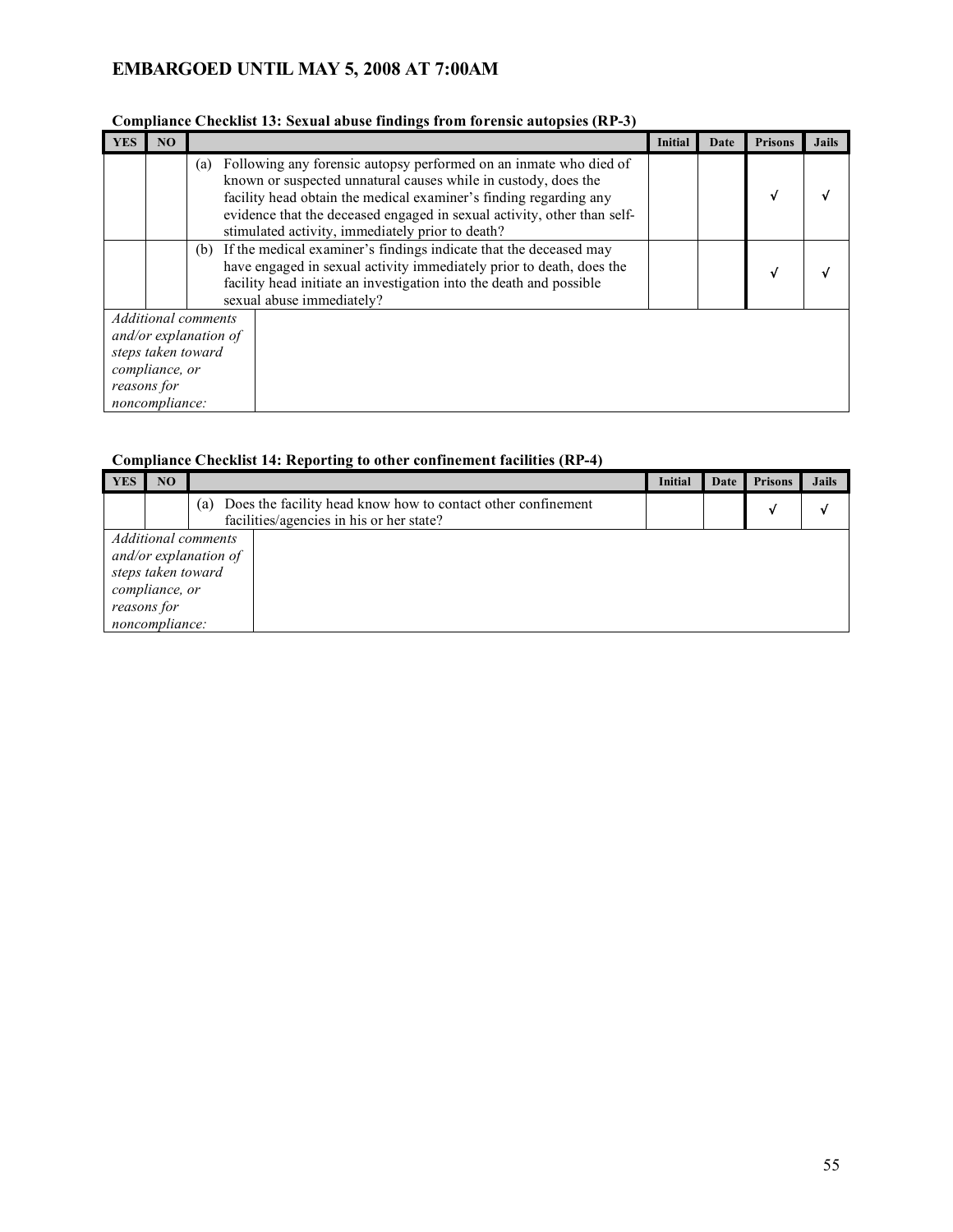**EMBARGOED UNTIL MAY 5, 2008 AT 7:00AM**

**Compliance Checklist 13: Sexual abuse findings from forensic autopsies (RP-3)**

| YES | NO | | Initial | Date | Prisons | Jails |
|---|---|---|---|---|---|---|
| | | (a) Following any forensic autopsy performed on an inmate who died of known or suspected unnatural causes while in custody, does the facility head obtain the medical examiner's finding regarding any evidence that the deceased engaged in sexual activity, other than self-stimulated activity, immediately prior to death? | | | √ | √ |
| | | (b) If the medical examiner's findings indicate that the deceased may have engaged in sexual activity immediately prior to death, does the facility head initiate an investigation into the death and possible sexual abuse immediately? | | | √ | √ |
| *Additional comments and/or explanation of steps taken toward compliance, or reasons for noncompliance:* | | | | | | |

**Compliance Checklist 14: Reporting to other confinement facilities (RP-4)**

| YES | NO | | Initial | Date | Prisons | Jails |
|---|---|---|---|---|---|---|
| | | (a) Does the facility head know how to contact other confinement facilities/agencies in his or her state? | | | √ | √ |
| *Additional comments and/or explanation of steps taken toward compliance, or reasons for noncompliance:* | | | | | | |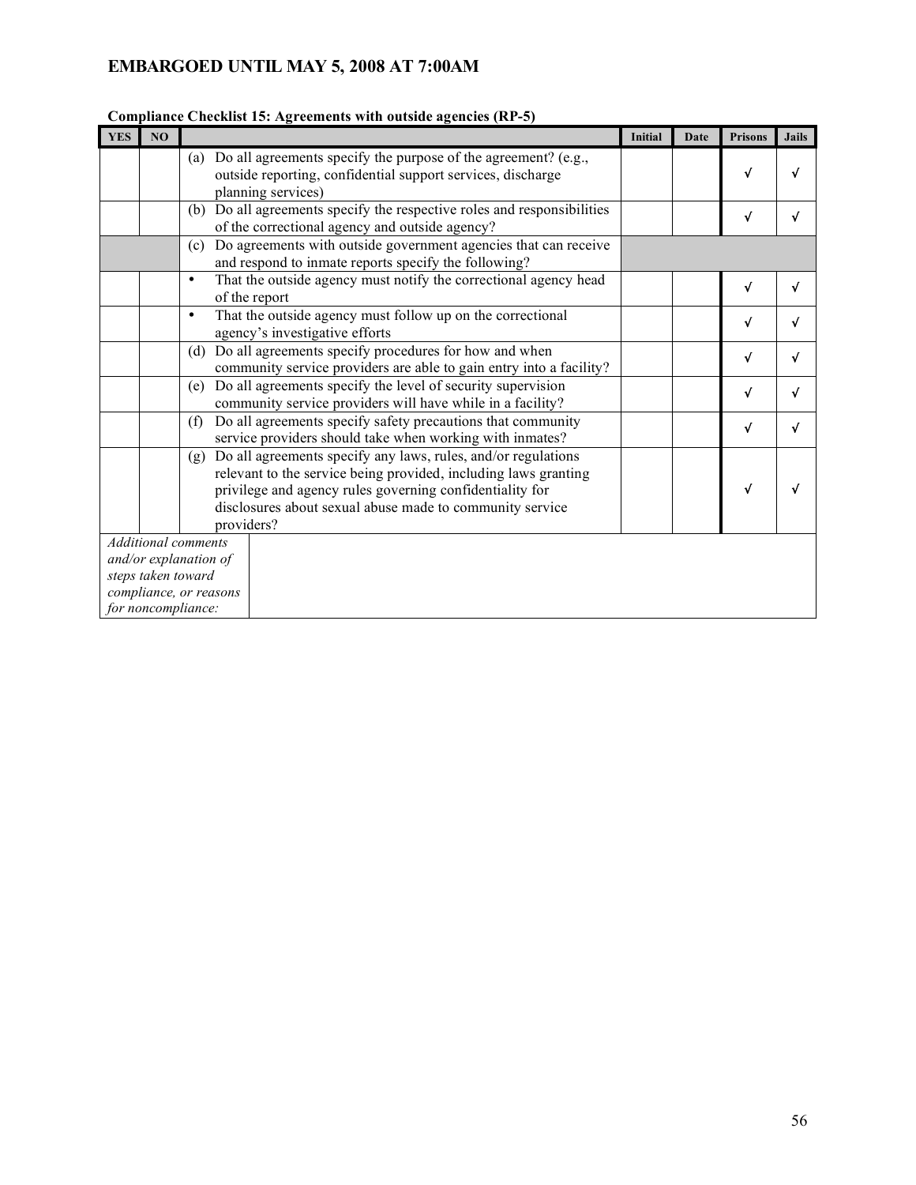**EMBARGOED UNTIL MAY 5, 2008 AT 7:00AM**

**Compliance Checklist 15: Agreements with outside agencies (RP-5)**

| YES | NO | | Initial | Date | Prisons | Jails |
|---|---|---|---|---|---|---|
| | | (a) Do all agreements specify the purpose of the agreement? (e.g., outside reporting, confidential support services, discharge planning services) | | | √ | √ |
| | | (b) Do all agreements specify the respective roles and responsibilities of the correctional agency and outside agency? | | | √ | √ |
| | | (c) Do agreements with outside government agencies that can receive and respond to inmate reports specify the following? | | | | |
| | | • That the outside agency must notify the correctional agency head of the report | | | √ | √ |
| | | • That the outside agency must follow up on the correctional agency's investigative efforts | | | √ | √ |
| | | (d) Do all agreements specify procedures for how and when community service providers are able to gain entry into a facility? | | | √ | √ |
| | | (e) Do all agreements specify the level of security supervision community service providers will have while in a facility? | | | √ | √ |
| | | (f) Do all agreements specify safety precautions that community service providers should take when working with inmates? | | | √ | √ |
| | | (g) Do all agreements specify any laws, rules, and/or regulations relevant to the service being provided, including laws granting privilege and agency rules governing confidentiality for disclosures about sexual abuse made to community service providers? | | | √ | √ |
| *Additional comments and/or explanation of steps taken toward compliance, or reasons for noncompliance:* | | | | | | |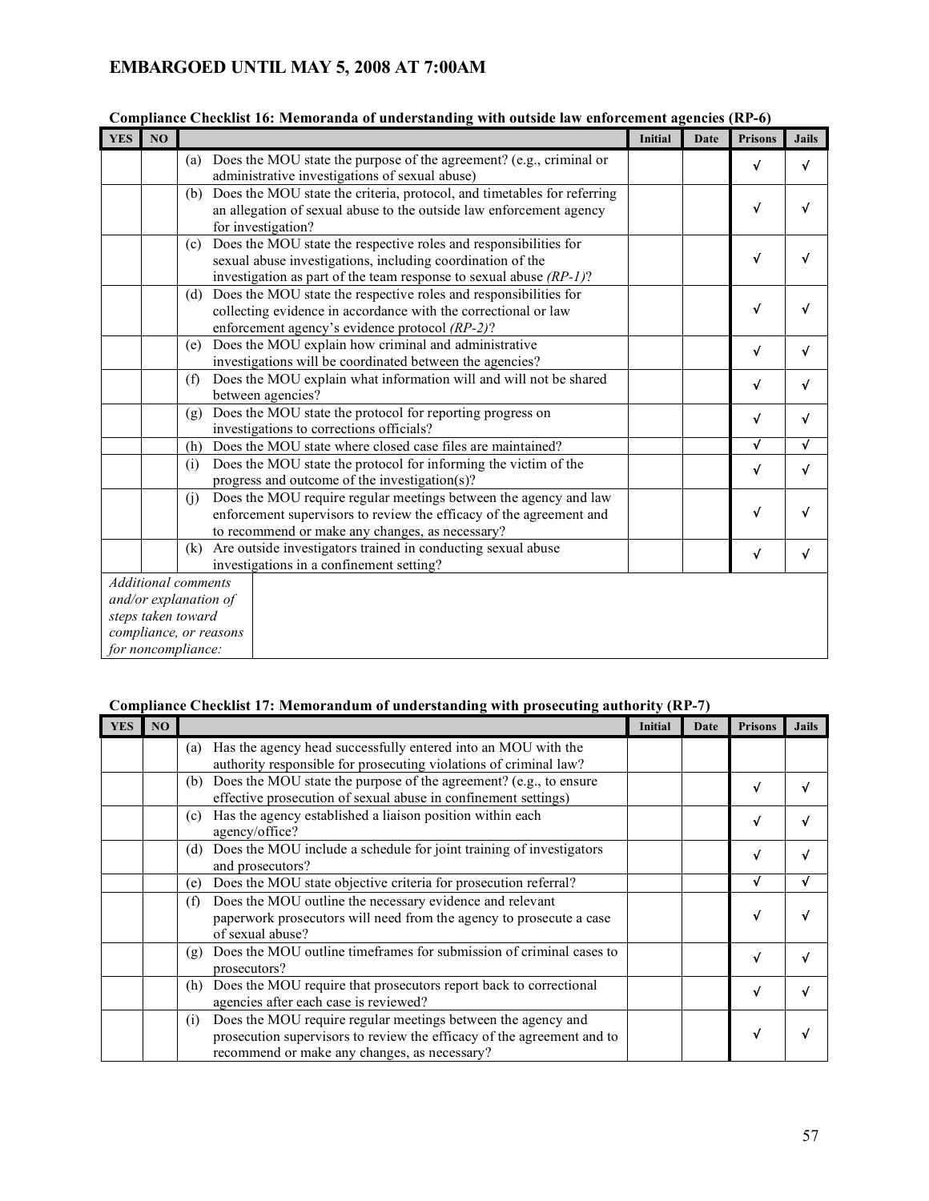**EMBARGOED UNTIL MAY 5, 2008 AT 7:00AM**

**Compliance Checklist 16: Memoranda of understanding with outside law enforcement agencies (RP-6)**

| YES | NO | | Initial | Date | Prisons | Jails |
|---|---|---|---|---|---|---|
| | | (a) Does the MOU state the purpose of the agreement? (e.g., criminal or administrative investigations of sexual abuse) | | | √ | √ |
| | | (b) Does the MOU state the criteria, protocol, and timetables for referring an allegation of sexual abuse to the outside law enforcement agency for investigation? | | | √ | √ |
| | | (c) Does the MOU state the respective roles and responsibilities for sexual abuse investigations, including coordination of the investigation as part of the team response to sexual abuse *(RP-1)*? | | | √ | √ |
| | | (d) Does the MOU state the respective roles and responsibilities for collecting evidence in accordance with the correctional or law enforcement agency's evidence protocol *(RP-2)*? | | | √ | √ |
| | | (e) Does the MOU explain how criminal and administrative investigations will be coordinated between the agencies? | | | √ | √ |
| | | (f) Does the MOU explain what information will and will not be shared between agencies? | | | √ | √ |
| | | (g) Does the MOU state the protocol for reporting progress on investigations to corrections officials? | | | √ | √ |
| | | (h) Does the MOU state where closed case files are maintained? | | | √ | √ |
| | | (i) Does the MOU state the protocol for informing the victim of the progress and outcome of the investigation(s)? | | | √ | √ |
| | | (j) Does the MOU require regular meetings between the agency and law enforcement supervisors to review the efficacy of the agreement and to recommend or make any changes, as necessary? | | | √ | √ |
| | | (k) Are outside investigators trained in conducting sexual abuse investigations in a confinement setting? | | | √ | √ |
| *Additional comments and/or explanation of steps taken toward compliance, or reasons for noncompliance:* | | | | | | |

**Compliance Checklist 17: Memorandum of understanding with prosecuting authority (RP-7)**

| YES | NO | | Initial | Date | Prisons | Jails |
|---|---|---|---|---|---|---|
| | | (a) Has the agency head successfully entered into an MOU with the authority responsible for prosecuting violations of criminal law? | | | | |
| | | (b) Does the MOU state the purpose of the agreement? (e.g., to ensure effective prosecution of sexual abuse in confinement settings) | | | √ | √ |
| | | (c) Has the agency established a liaison position within each agency/office? | | | √ | √ |
| | | (d) Does the MOU include a schedule for joint training of investigators and prosecutors? | | | √ | √ |
| | | (e) Does the MOU state objective criteria for prosecution referral? | | | √ | √ |
| | | (f) Does the MOU outline the necessary evidence and relevant paperwork prosecutors will need from the agency to prosecute a case of sexual abuse? | | | √ | √ |
| | | (g) Does the MOU outline timeframes for submission of criminal cases to prosecutors? | | | √ | √ |
| | | (h) Does the MOU require that prosecutors report back to correctional agencies after each case is reviewed? | | | √ | √ |
| | | (i) Does the MOU require regular meetings between the agency and prosecution supervisors to review the efficacy of the agreement and to recommend or make any changes, as necessary? | | | √ | √ |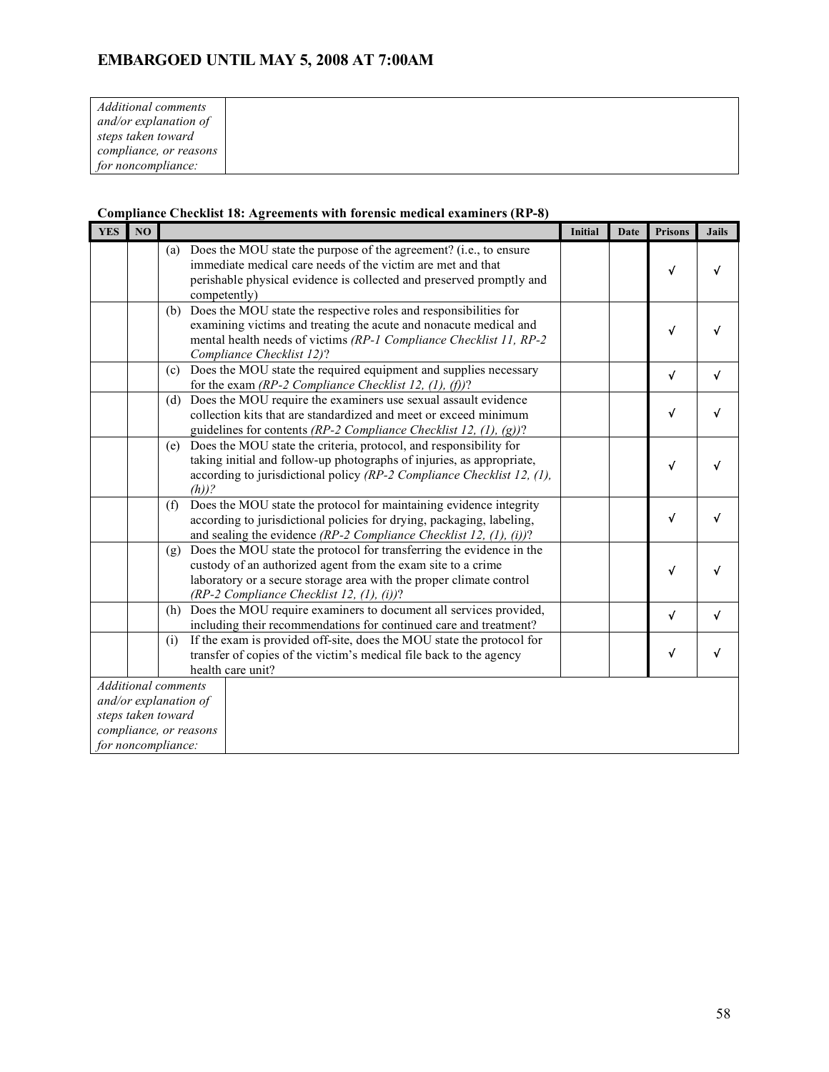| *Additional comments and/or explanation of steps taken toward compliance, or reasons for noncompliance:* | |
|---|---|

**Compliance Checklist 18: Agreements with forensic medical examiners (RP-8)**

| YES | NO | | Initial | Date | Prisons | Jails |
|---|---|---|---|---|---|---|
| | | (a) Does the MOU state the purpose of the agreement? (i.e., to ensure immediate medical care needs of the victim are met and that perishable physical evidence is collected and preserved promptly and competently) | | | √ | √ |
| | | (b) Does the MOU state the respective roles and responsibilities for examining victims and treating the acute and nonacute medical and mental health needs of victims *(RP-1 Compliance Checklist 11, RP-2 Compliance Checklist 12)*? | | | √ | √ |
| | | (c) Does the MOU state the required equipment and supplies necessary for the exam *(RP-2 Compliance Checklist 12, (1), (f))*? | | | √ | √ |
| | | (d) Does the MOU require the examiners use sexual assault evidence collection kits that are standardized and meet or exceed minimum guidelines for contents *(RP-2 Compliance Checklist 12, (1), (g))*? | | | √ | √ |
| | | (e) Does the MOU state the criteria, protocol, and responsibility for taking initial and follow-up photographs of injuries, as appropriate, according to jurisdictional policy *(RP-2 Compliance Checklist 12, (1), (h))?* | | | √ | √ |
| | | (f) Does the MOU state the protocol for maintaining evidence integrity according to jurisdictional policies for drying, packaging, labeling, and sealing the evidence *(RP-2 Compliance Checklist 12, (1), (i))*? | | | √ | √ |
| | | (g) Does the MOU state the protocol for transferring the evidence in the custody of an authorized agent from the exam site to a crime laboratory or a secure storage area with the proper climate control *(RP-2 Compliance Checklist 12, (1), (i))*? | | | √ | √ |
| | | (h) Does the MOU require examiners to document all services provided, including their recommendations for continued care and treatment? | | | √ | √ |
| | | (i) If the exam is provided off-site, does the MOU state the protocol for transfer of copies of the victim's medical file back to the agency health care unit? | | | √ | √ |
| *Additional comments and/or explanation of steps taken toward compliance, or reasons for noncompliance:* | | | | | | |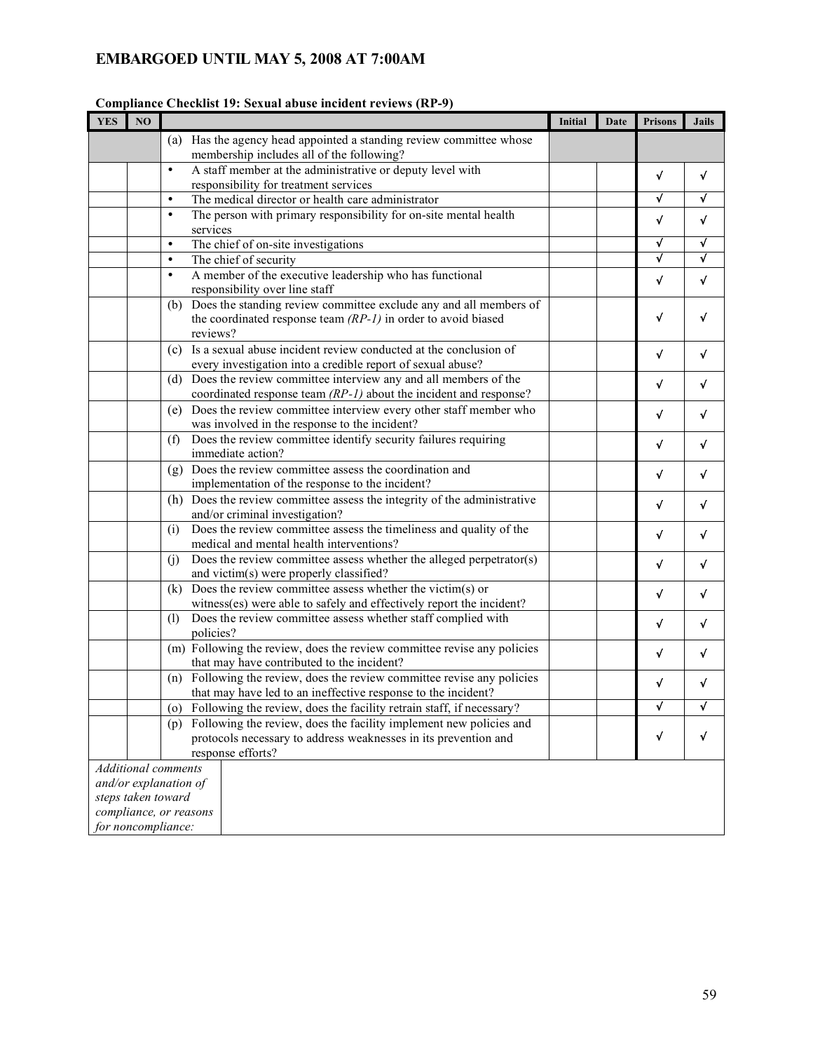**EMBARGOED UNTIL MAY 5, 2008 AT 7:00AM**

**Compliance Checklist 19: Sexual abuse incident reviews (RP-9)**

| YES | NO | | Initial | Date | Prisons | Jails |
|---|---|---|---|---|---|---|
| | | (a) Has the agency head appointed a standing review committee whose membership includes all of the following? | | | | |
| | | • A staff member at the administrative or deputy level with responsibility for treatment services | | | √ | √ |
| | | • The medical director or health care administrator | | | √ | √ |
| | | • The person with primary responsibility for on-site mental health services | | | √ | √ |
| | | • The chief of on-site investigations | | | √ | √ |
| | | • The chief of security | | | √ | √ |
| | | • A member of the executive leadership who has functional responsibility over line staff | | | √ | √ |
| | | (b) Does the standing review committee exclude any and all members of the coordinated response team *(RP-1)* in order to avoid biased reviews? | | | √ | √ |
| | | (c) Is a sexual abuse incident review conducted at the conclusion of every investigation into a credible report of sexual abuse? | | | √ | √ |
| | | (d) Does the review committee interview any and all members of the coordinated response team *(RP-1)* about the incident and response? | | | √ | √ |
| | | (e) Does the review committee interview every other staff member who was involved in the response to the incident? | | | √ | √ |
| | | (f) Does the review committee identify security failures requiring immediate action? | | | √ | √ |
| | | (g) Does the review committee assess the coordination and implementation of the response to the incident? | | | √ | √ |
| | | (h) Does the review committee assess the integrity of the administrative and/or criminal investigation? | | | √ | √ |
| | | (i) Does the review committee assess the timeliness and quality of the medical and mental health interventions? | | | √ | √ |
| | | (j) Does the review committee assess whether the alleged perpetrator(s) and victim(s) were properly classified? | | | √ | √ |
| | | (k) Does the review committee assess whether the victim(s) or witness(es) were able to safely and effectively report the incident? | | | √ | √ |
| | | (l) Does the review committee assess whether staff complied with policies? | | | √ | √ |
| | | (m) Following the review, does the review committee revise any policies that may have contributed to the incident? | | | √ | √ |
| | | (n) Following the review, does the review committee revise any policies that may have led to an ineffective response to the incident? | | | √ | √ |
| | | (o) Following the review, does the facility retrain staff, if necessary? | | | √ | √ |
| | | (p) Following the review, does the facility implement new policies and protocols necessary to address weaknesses in its prevention and response efforts? | | | √ | √ |
| *Additional comments and/or explanation of steps taken toward compliance, or reasons for noncompliance:* | | | | | | |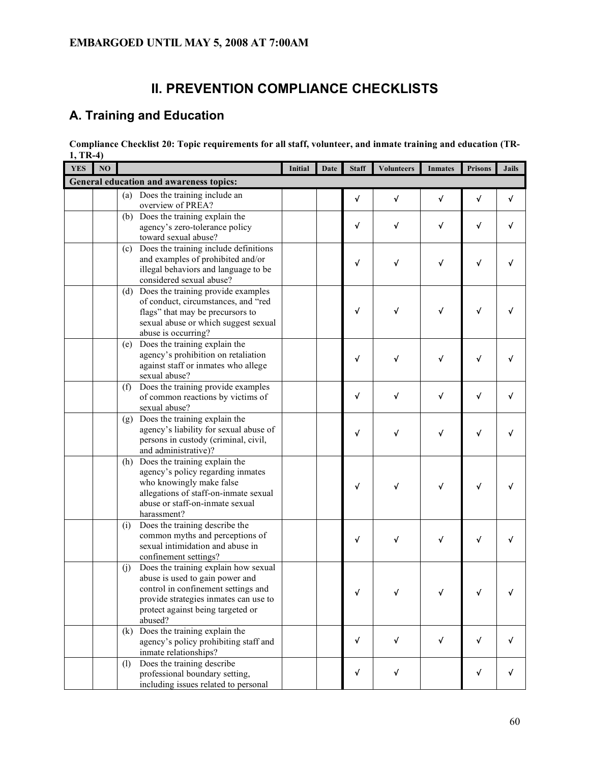EMBARGOED UNTIL MAY 5, 2008 AT 7:00AM

# II. PREVENTION COMPLIANCE CHECKLISTS

## A. Training and Education

**Compliance Checklist 20: Topic requirements for all staff, volunteer, and inmate training and education (TR-1, TR-4)**

| YES | NO | | Initial | Date | Staff | Volunteers | Inmates | Prisons | Jails |
|---|---|---|---|---|---|---|---|---|---|
| **General education and awareness topics:** | | | | | | | | | |
| | | (a) Does the training include an overview of PREA? | | | √ | √ | √ | √ | √ |
| | | (b) Does the training explain the agency's zero-tolerance policy toward sexual abuse? | | | √ | √ | √ | √ | √ |
| | | (c) Does the training include definitions and examples of prohibited and/or illegal behaviors and language to be considered sexual abuse? | | | √ | √ | √ | √ | √ |
| | | (d) Does the training provide examples of conduct, circumstances, and "red flags" that may be precursors to sexual abuse or which suggest sexual abuse is occurring? | | | √ | √ | √ | √ | √ |
| | | (e) Does the training explain the agency's prohibition on retaliation against staff or inmates who allege sexual abuse? | | | √ | √ | √ | √ | √ |
| | | (f) Does the training provide examples of common reactions by victims of sexual abuse? | | | √ | √ | √ | √ | √ |
| | | (g) Does the training explain the agency's liability for sexual abuse of persons in custody (criminal, civil, and administrative)? | | | √ | √ | √ | √ | √ |
| | | (h) Does the training explain the agency's policy regarding inmates who knowingly make false allegations of staff-on-inmate sexual abuse or staff-on-inmate sexual harassment? | | | √ | √ | √ | √ | √ |
| | | (i) Does the training describe the common myths and perceptions of sexual intimidation and abuse in confinement settings? | | | √ | √ | √ | √ | √ |
| | | (j) Does the training explain how sexual abuse is used to gain power and control in confinement settings and provide strategies inmates can use to protect against being targeted or abused? | | | √ | √ | √ | √ | √ |
| | | (k) Does the training explain the agency's policy prohibiting staff and inmate relationships? | | | √ | √ | √ | √ | √ |
| | | (l) Does the training describe professional boundary setting, including issues related to personal | | | √ | √ | | √ | √ |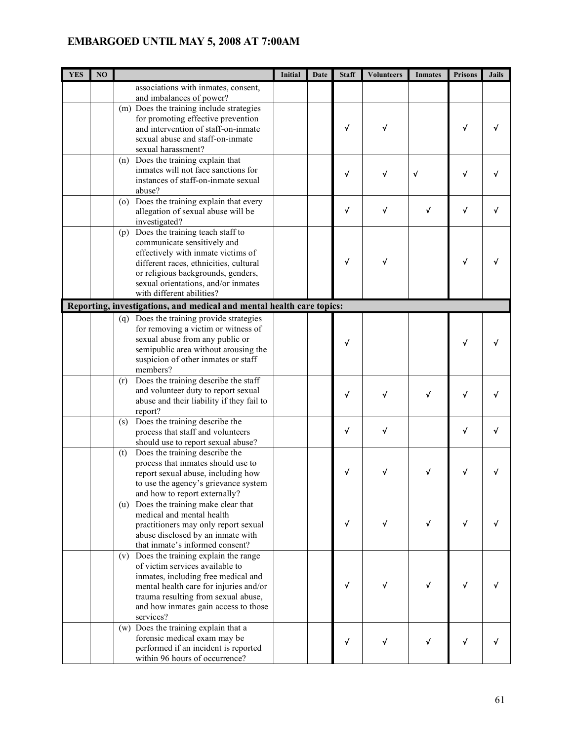**EMBARGOED UNTIL MAY 5, 2008 AT 7:00AM**

| YES | NO | | Initial | Date | Staff | Volunteers | Inmates | Prisons | Jails |
|---|---|---|---|---|---|---|---|---|---|
| | | associations with inmates, consent, and imbalances of power? | | | | | | | |
| | | (m) Does the training include strategies for promoting effective prevention and intervention of staff-on-inmate sexual abuse and staff-on-inmate sexual harassment? | | | √ | √ | | √ | √ |
| | | (n) Does the training explain that inmates will not face sanctions for instances of staff-on-inmate sexual abuse? | | | √ | √ | √ | √ | √ |
| | | (o) Does the training explain that every allegation of sexual abuse will be investigated? | | | √ | √ | √ | √ | √ |
| | | (p) Does the training teach staff to communicate sensitively and effectively with inmate victims of different races, ethnicities, cultural or religious backgrounds, genders, sexual orientations, and/or inmates with different abilities? | | | √ | √ | | √ | √ |
| **Reporting, investigations, and medical and mental health care topics:** | | | | | | | | | |
| | | (q) Does the training provide strategies for removing a victim or witness of sexual abuse from any public or semipublic area without arousing the suspicion of other inmates or staff members? | | | √ | | | √ | √ |
| | | (r) Does the training describe the staff and volunteer duty to report sexual abuse and their liability if they fail to report? | | | √ | √ | √ | √ | √ |
| | | (s) Does the training describe the process that staff and volunteers should use to report sexual abuse? | | | √ | √ | | √ | √ |
| | | (t) Does the training describe the process that inmates should use to report sexual abuse, including how to use the agency's grievance system and how to report externally? | | | √ | √ | √ | √ | √ |
| | | (u) Does the training make clear that medical and mental health practitioners may only report sexual abuse disclosed by an inmate with that inmate's informed consent? | | | √ | √ | √ | √ | √ |
| | | (v) Does the training explain the range of victim services available to inmates, including free medical and mental health care for injuries and/or trauma resulting from sexual abuse, and how inmates gain access to those services? | | | √ | √ | √ | √ | √ |
| | | (w) Does the training explain that a forensic medical exam may be performed if an incident is reported within 96 hours of occurrence? | | | √ | √ | √ | √ | √ |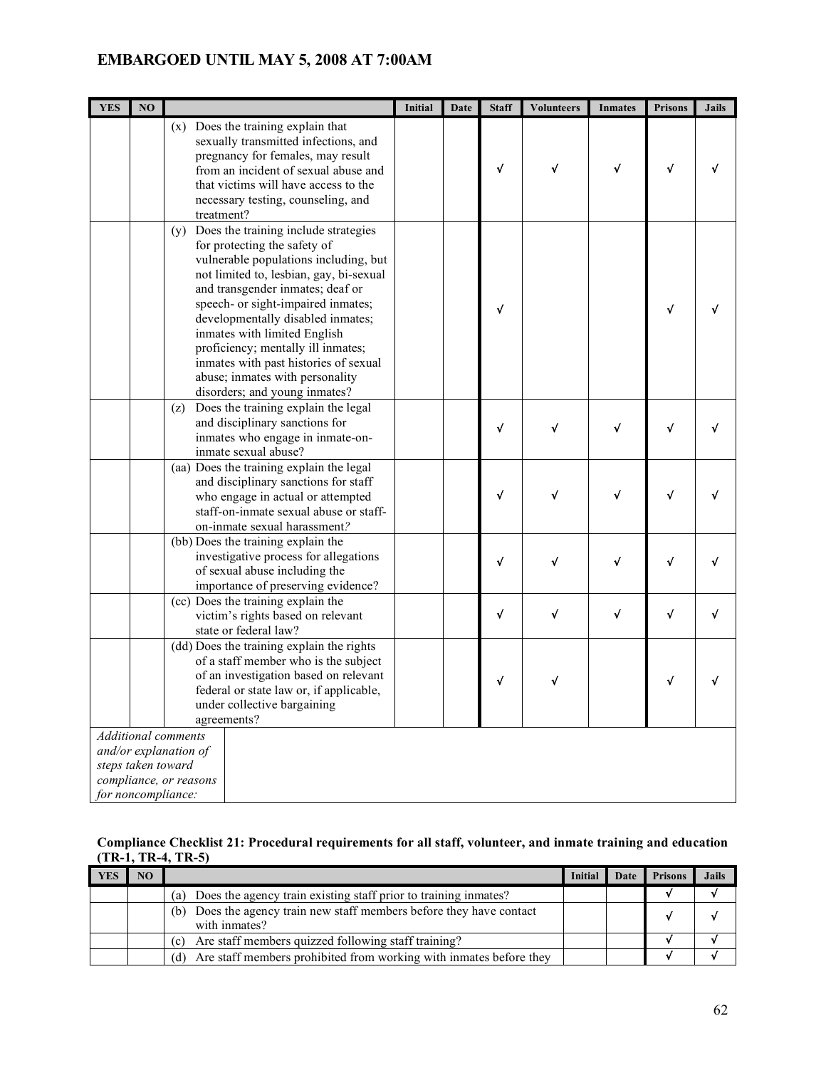**EMBARGOED UNTIL MAY 5, 2008 AT 7:00AM**

| YES | NO | | Initial | Date | Staff | Volunteers | Inmates | Prisons | Jails |
|---|---|---|---|---|---|---|---|---|---|
| | | (x) Does the training explain that sexually transmitted infections, and pregnancy for females, may result from an incident of sexual abuse and that victims will have access to the necessary testing, counseling, and treatment? | | | √ | √ | √ | √ | √ |
| | | (y) Does the training include strategies for protecting the safety of vulnerable populations including, but not limited to, lesbian, gay, bi-sexual and transgender inmates; deaf or speech- or sight-impaired inmates; developmentally disabled inmates; inmates with limited English proficiency; mentally ill inmates; inmates with past histories of sexual abuse; inmates with personality disorders; and young inmates? | | | √ | | | √ | √ |
| | | (z) Does the training explain the legal and disciplinary sanctions for inmates who engage in inmate-on-inmate sexual abuse? | | | √ | √ | √ | √ | √ |
| | | (aa) Does the training explain the legal and disciplinary sanctions for staff who engage in actual or attempted staff-on-inmate sexual abuse or staff-on-inmate sexual harassment? | | | √ | √ | √ | √ | √ |
| | | (bb) Does the training explain the investigative process for allegations of sexual abuse including the importance of preserving evidence? | | | √ | √ | √ | √ | √ |
| | | (cc) Does the training explain the victim's rights based on relevant state or federal law? | | | √ | √ | √ | √ | √ |
| | | (dd) Does the training explain the rights of a staff member who is the subject of an investigation based on relevant federal or state law or, if applicable, under collective bargaining agreements? | | | √ | √ | | √ | √ |
| *Additional comments and/or explanation of steps taken toward compliance, or reasons for noncompliance:* | | | | | | | | | |

**Compliance Checklist 21: Procedural requirements for all staff, volunteer, and inmate training and education (TR-1, TR-4, TR-5)**

| YES | NO | | Initial | Date | Prisons | Jails |
|---|---|---|---|---|---|---|
| | | (a) Does the agency train existing staff prior to training inmates? | | | √ | √ |
| | | (b) Does the agency train new staff members before they have contact with inmates? | | | √ | √ |
| | | (c) Are staff members quizzed following staff training? | | | √ | √ |
| | | (d) Are staff members prohibited from working with inmates before they | | | √ | √ |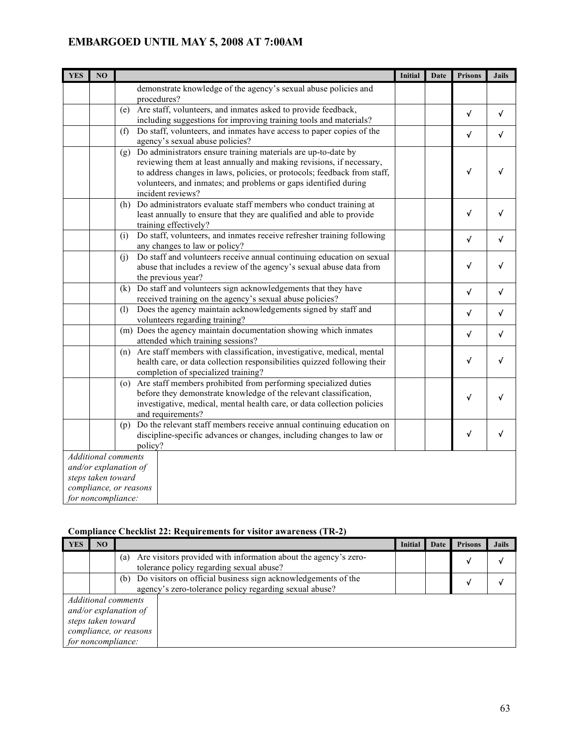EMBARGOED UNTIL MAY 5, 2008 AT 7:00AM

| YES | NO | | Initial | Date | Prisons | Jails |
|---|---|---|---|---|---|---|
| | | demonstrate knowledge of the agency's sexual abuse policies and procedures? | | | | |
| | | (e) Are staff, volunteers, and inmates asked to provide feedback, including suggestions for improving training tools and materials? | | | √ | √ |
| | | (f) Do staff, volunteers, and inmates have access to paper copies of the agency's sexual abuse policies? | | | √ | √ |
| | | (g) Do administrators ensure training materials are up-to-date by reviewing them at least annually and making revisions, if necessary, to address changes in laws, policies, or protocols; feedback from staff, volunteers, and inmates; and problems or gaps identified during incident reviews? | | | √ | √ |
| | | (h) Do administrators evaluate staff members who conduct training at least annually to ensure that they are qualified and able to provide training effectively? | | | √ | √ |
| | | (i) Do staff, volunteers, and inmates receive refresher training following any changes to law or policy? | | | √ | √ |
| | | (j) Do staff and volunteers receive annual continuing education on sexual abuse that includes a review of the agency's sexual abuse data from the previous year? | | | √ | √ |
| | | (k) Do staff and volunteers sign acknowledgements that they have received training on the agency's sexual abuse policies? | | | √ | √ |
| | | (l) Does the agency maintain acknowledgements signed by staff and volunteers regarding training? | | | √ | √ |
| | | (m) Does the agency maintain documentation showing which inmates attended which training sessions? | | | √ | √ |
| | | (n) Are staff members with classification, investigative, medical, mental health care, or data collection responsibilities quizzed following their completion of specialized training? | | | √ | √ |
| | | (o) Are staff members prohibited from performing specialized duties before they demonstrate knowledge of the relevant classification, investigative, medical, mental health care, or data collection policies and requirements? | | | √ | √ |
| | | (p) Do the relevant staff members receive annual continuing education on discipline-specific advances or changes, including changes to law or policy? | | | √ | √ |
| *Additional comments and/or explanation of steps taken toward compliance, or reasons for noncompliance:* | | | | | | |

**Compliance Checklist 22: Requirements for visitor awareness (TR-2)**

| YES | NO | | Initial | Date | Prisons | Jails |
|---|---|---|---|---|---|---|
| | | (a) Are visitors provided with information about the agency's zero-tolerance policy regarding sexual abuse? | | | √ | √ |
| | | (b) Do visitors on official business sign acknowledgements of the agency's zero-tolerance policy regarding sexual abuse? | | | √ | √ |
| *Additional comments and/or explanation of steps taken toward compliance, or reasons for noncompliance:* | | | | | | |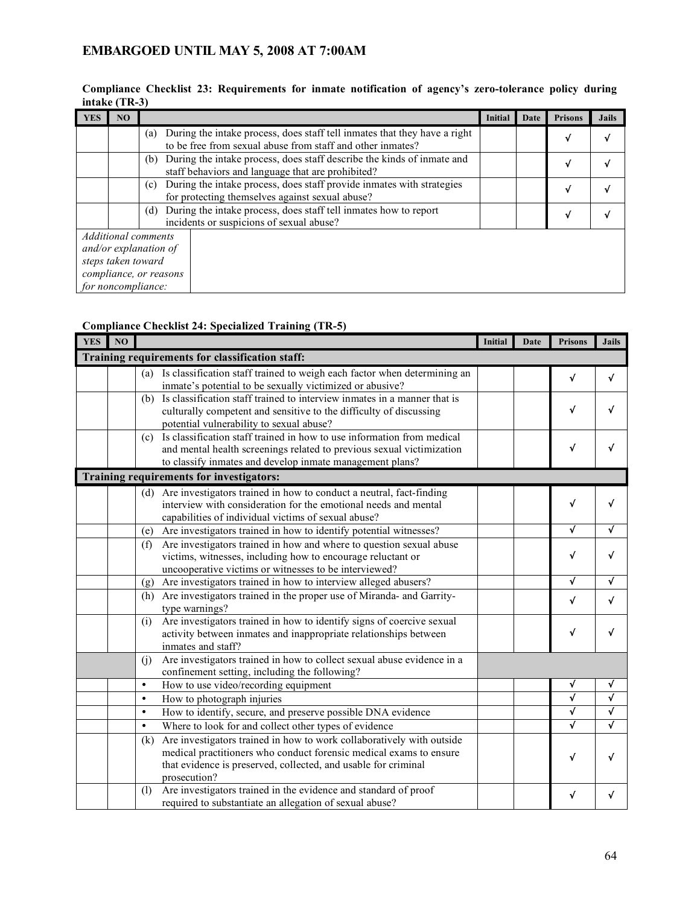**EMBARGOED UNTIL MAY 5, 2008 AT 7:00AM**

**Compliance Checklist 23: Requirements for inmate notification of agency's zero-tolerance policy during intake (TR-3)**

| YES | NO | | Initial | Date | Prisons | Jails |
|---|---|---|---|---|---|---|
| | | (a) During the intake process, does staff tell inmates that they have a right to be free from sexual abuse from staff and other inmates? | | | √ | √ |
| | | (b) During the intake process, does staff describe the kinds of inmate and staff behaviors and language that are prohibited? | | | √ | √ |
| | | (c) During the intake process, does staff provide inmates with strategies for protecting themselves against sexual abuse? | | | √ | √ |
| | | (d) During the intake process, does staff tell inmates how to report incidents or suspicions of sexual abuse? | | | √ | √ |
| *Additional comments and/or explanation of steps taken toward compliance, or reasons for noncompliance:* | | | | | | |

**Compliance Checklist 24: Specialized Training (TR-5)**

| YES | NO | | Initial | Date | Prisons | Jails |
|---|---|---|---|---|---|---|
| **Training requirements for classification staff:** | | | | | | |
| | | (a) Is classification staff trained to weigh each factor when determining an inmate's potential to be sexually victimized or abusive? | | | √ | √ |
| | | (b) Is classification staff trained to interview inmates in a manner that is culturally competent and sensitive to the difficulty of discussing potential vulnerability to sexual abuse? | | | √ | √ |
| | | (c) Is classification staff trained in how to use information from medical and mental health screenings related to previous sexual victimization to classify inmates and develop inmate management plans? | | | √ | √ |
| **Training requirements for investigators:** | | | | | | |
| | | (d) Are investigators trained in how to conduct a neutral, fact-finding interview with consideration for the emotional needs and mental capabilities of individual victims of sexual abuse? | | | √ | √ |
| | | (e) Are investigators trained in how to identify potential witnesses? | | | √ | √ |
| | | (f) Are investigators trained in how and where to question sexual abuse victims, witnesses, including how to encourage reluctant or uncooperative victims or witnesses to be interviewed? | | | √ | √ |
| | | (g) Are investigators trained in how to interview alleged abusers? | | | √ | √ |
| | | (h) Are investigators trained in the proper use of Miranda- and Garrity-type warnings? | | | √ | √ |
| | | (i) Are investigators trained in how to identify signs of coercive sexual activity between inmates and inappropriate relationships between inmates and staff? | | | √ | √ |
| | | (j) Are investigators trained in how to collect sexual abuse evidence in a confinement setting, including the following? | | | | |
| | | • How to use video/recording equipment | | | √ | √ |
| | | • How to photograph injuries | | | √ | √ |
| | | • How to identify, secure, and preserve possible DNA evidence | | | √ | √ |
| | | • Where to look for and collect other types of evidence | | | √ | √ |
| | | (k) Are investigators trained in how to work collaboratively with outside medical practitioners who conduct forensic medical exams to ensure that evidence is preserved, collected, and usable for criminal prosecution? | | | √ | √ |
| | | (l) Are investigators trained in the evidence and standard of proof required to substantiate an allegation of sexual abuse? | | | √ | √ |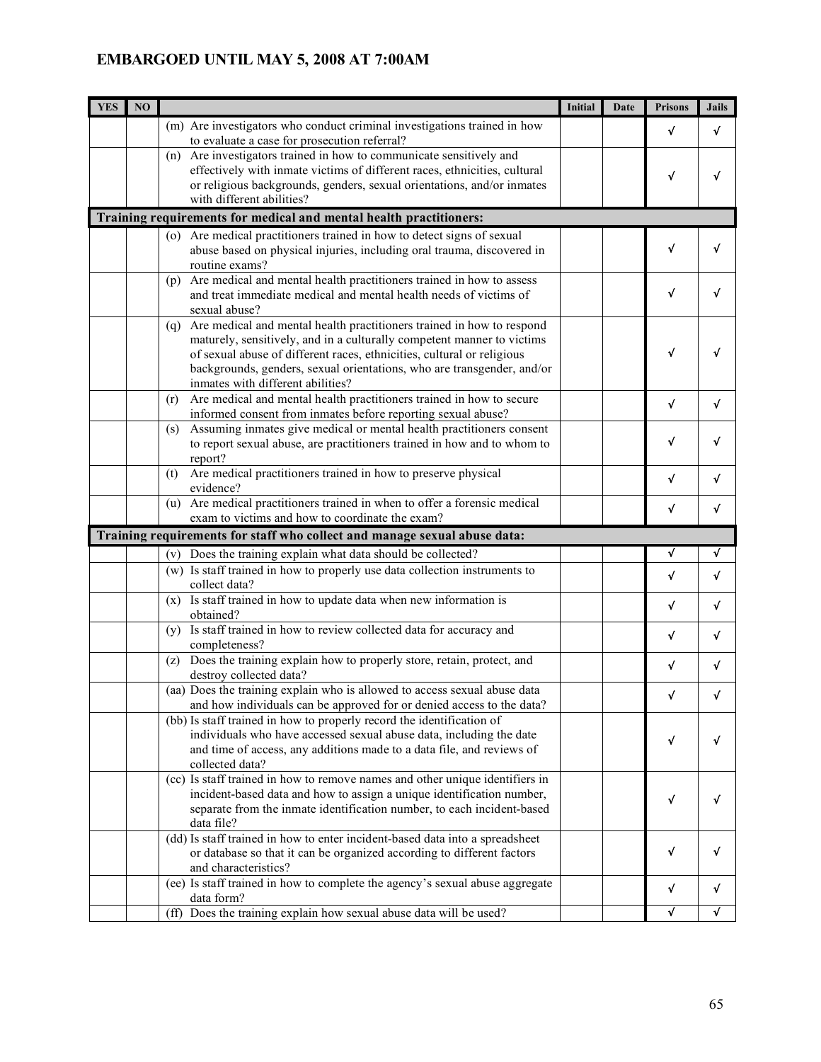**EMBARGOED UNTIL MAY 5, 2008 AT 7:00AM**

| YES | NO | | Initial | Date | Prisons | Jails |
|---|---|---|---|---|---|---|
| | | (m) Are investigators who conduct criminal investigations trained in how to evaluate a case for prosecution referral? | | | √ | √ |
| | | (n) Are investigators trained in how to communicate sensitively and effectively with inmate victims of different races, ethnicities, cultural or religious backgrounds, genders, sexual orientations, and/or inmates with different abilities? | | | √ | √ |
| **Training requirements for medical and mental health practitioners:** | | | | | | |
| | | (o) Are medical practitioners trained in how to detect signs of sexual abuse based on physical injuries, including oral trauma, discovered in routine exams? | | | √ | √ |
| | | (p) Are medical and mental health practitioners trained in how to assess and treat immediate medical and mental health needs of victims of sexual abuse? | | | √ | √ |
| | | (q) Are medical and mental health practitioners trained in how to respond maturely, sensitively, and in a culturally competent manner to victims of sexual abuse of different races, ethnicities, cultural or religious backgrounds, genders, sexual orientations, who are transgender, and/or inmates with different abilities? | | | √ | √ |
| | | (r) Are medical and mental health practitioners trained in how to secure informed consent from inmates before reporting sexual abuse? | | | √ | √ |
| | | (s) Assuming inmates give medical or mental health practitioners consent to report sexual abuse, are practitioners trained in how and to whom to report? | | | √ | √ |
| | | (t) Are medical practitioners trained in how to preserve physical evidence? | | | √ | √ |
| | | (u) Are medical practitioners trained in when to offer a forensic medical exam to victims and how to coordinate the exam? | | | √ | √ |
| **Training requirements for staff who collect and manage sexual abuse data:** | | | | | | |
| | | (v) Does the training explain what data should be collected? | | | √ | √ |
| | | (w) Is staff trained in how to properly use data collection instruments to collect data? | | | √ | √ |
| | | (x) Is staff trained in how to update data when new information is obtained? | | | √ | √ |
| | | (y) Is staff trained in how to review collected data for accuracy and completeness? | | | √ | √ |
| | | (z) Does the training explain how to properly store, retain, protect, and destroy collected data? | | | √ | √ |
| | | (aa) Does the training explain who is allowed to access sexual abuse data and how individuals can be approved for or denied access to the data? | | | √ | √ |
| | | (bb) Is staff trained in how to properly record the identification of individuals who have accessed sexual abuse data, including the date and time of access, any additions made to a data file, and reviews of collected data? | | | √ | √ |
| | | (cc) Is staff trained in how to remove names and other unique identifiers in incident-based data and how to assign a unique identification number, separate from the inmate identification number, to each incident-based data file? | | | √ | √ |
| | | (dd) Is staff trained in how to enter incident-based data into a spreadsheet or database so that it can be organized according to different factors and characteristics? | | | √ | √ |
| | | (ee) Is staff trained in how to complete the agency's sexual abuse aggregate data form? | | | √ | √ |
| | | (ff) Does the training explain how sexual abuse data will be used? | | | √ | √ |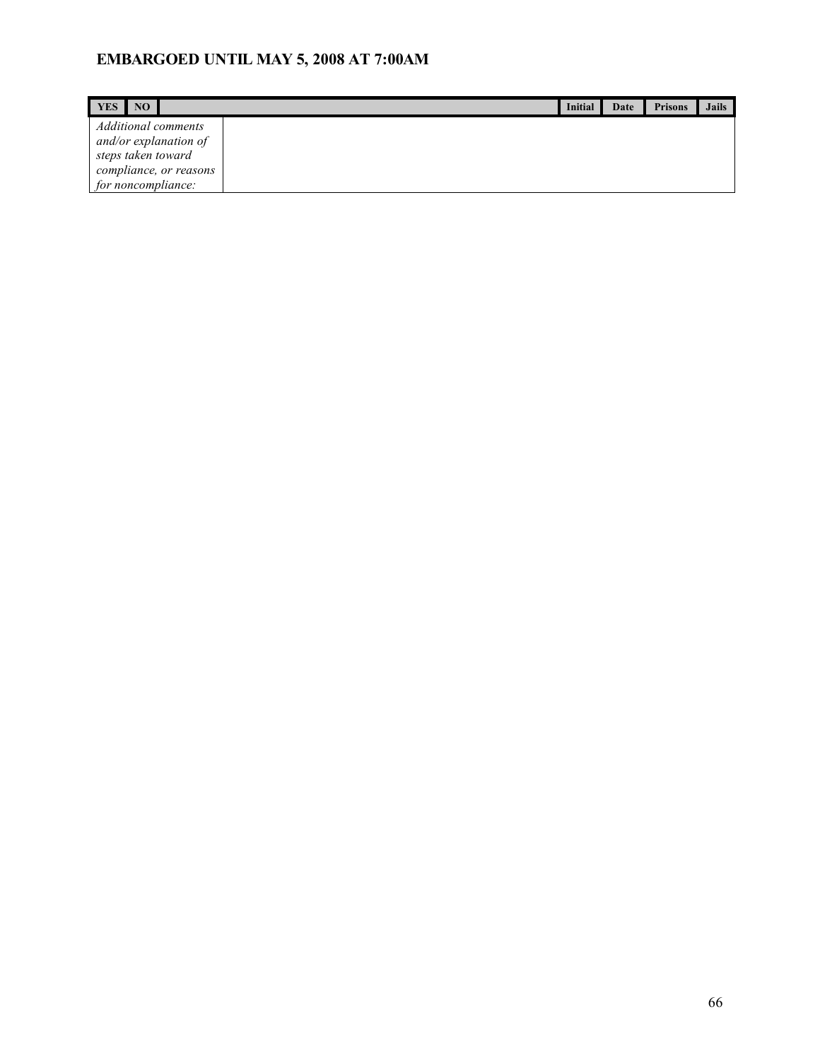**EMBARGOED UNTIL MAY 5, 2008 AT 7:00AM**

| YES | NO | | Initial | Date | Prisons | Jails |
|---|---|---|---|---|---|---|
| *Additional comments and/or explanation of steps taken toward compliance, or reasons for noncompliance:* | | | | | | |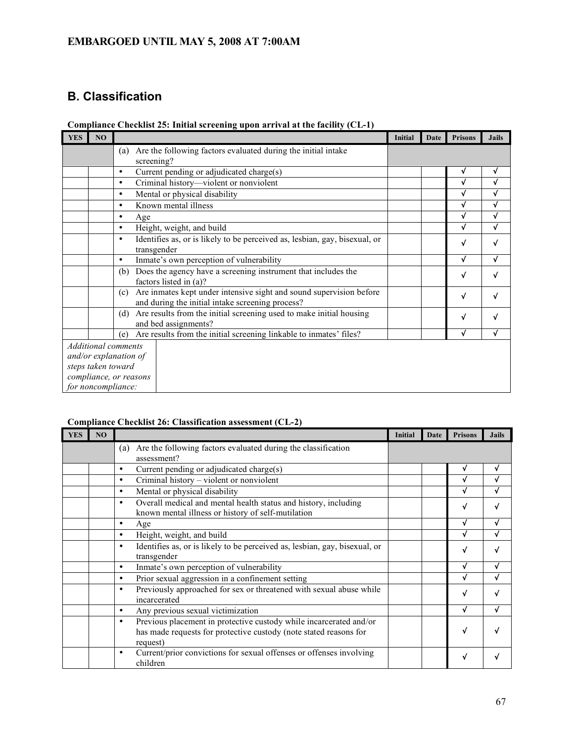EMBARGOED UNTIL MAY 5, 2008 AT 7:00AM

## B. Classification

**Compliance Checklist 25: Initial screening upon arrival at the facility (CL-1)**

| YES | NO | | Initial | Date | Prisons | Jails |
|---|---|---|---|---|---|---|
| | | (a) Are the following factors evaluated during the initial intake screening? | | | | |
| | | • Current pending or adjudicated charge(s) | | | √ | √ |
| | | • Criminal history—violent or nonviolent | | | √ | √ |
| | | • Mental or physical disability | | | √ | √ |
| | | • Known mental illness | | | √ | √ |
| | | • Age | | | √ | √ |
| | | • Height, weight, and build | | | √ | √ |
| | | • Identifies as, or is likely to be perceived as, lesbian, gay, bisexual, or transgender | | | √ | √ |
| | | • Inmate's own perception of vulnerability | | | √ | √ |
| | | (b) Does the agency have a screening instrument that includes the factors listed in (a)? | | | √ | √ |
| | | (c) Are inmates kept under intensive sight and sound supervision before and during the initial intake screening process? | | | √ | √ |
| | | (d) Are results from the initial screening used to make initial housing and bed assignments? | | | √ | √ |
| | | (e) Are results from the initial screening linkable to inmates' files? | | | √ | √ |
| *Additional comments and/or explanation of steps taken toward compliance, or reasons for noncompliance:* | | | | | | |

**Compliance Checklist 26: Classification assessment (CL-2)**

| YES | NO | | Initial | Date | Prisons | Jails |
|---|---|---|---|---|---|---|
| | | (a) Are the following factors evaluated during the classification assessment? | | | | |
| | | • Current pending or adjudicated charge(s) | | | √ | √ |
| | | • Criminal history – violent or nonviolent | | | √ | √ |
| | | • Mental or physical disability | | | √ | √ |
| | | • Overall medical and mental health status and history, including known mental illness or history of self-mutilation | | | √ | √ |
| | | • Age | | | √ | √ |
| | | • Height, weight, and build | | | √ | √ |
| | | • Identifies as, or is likely to be perceived as, lesbian, gay, bisexual, or transgender | | | √ | √ |
| | | • Inmate's own perception of vulnerability | | | √ | √ |
| | | • Prior sexual aggression in a confinement setting | | | √ | √ |
| | | • Previously approached for sex or threatened with sexual abuse while incarcerated | | | √ | √ |
| | | • Any previous sexual victimization | | | √ | √ |
| | | • Previous placement in protective custody while incarcerated and/or has made requests for protective custody (note stated reasons for request) | | | √ | √ |
| | | • Current/prior convictions for sexual offenses or offenses involving children | | | √ | √ |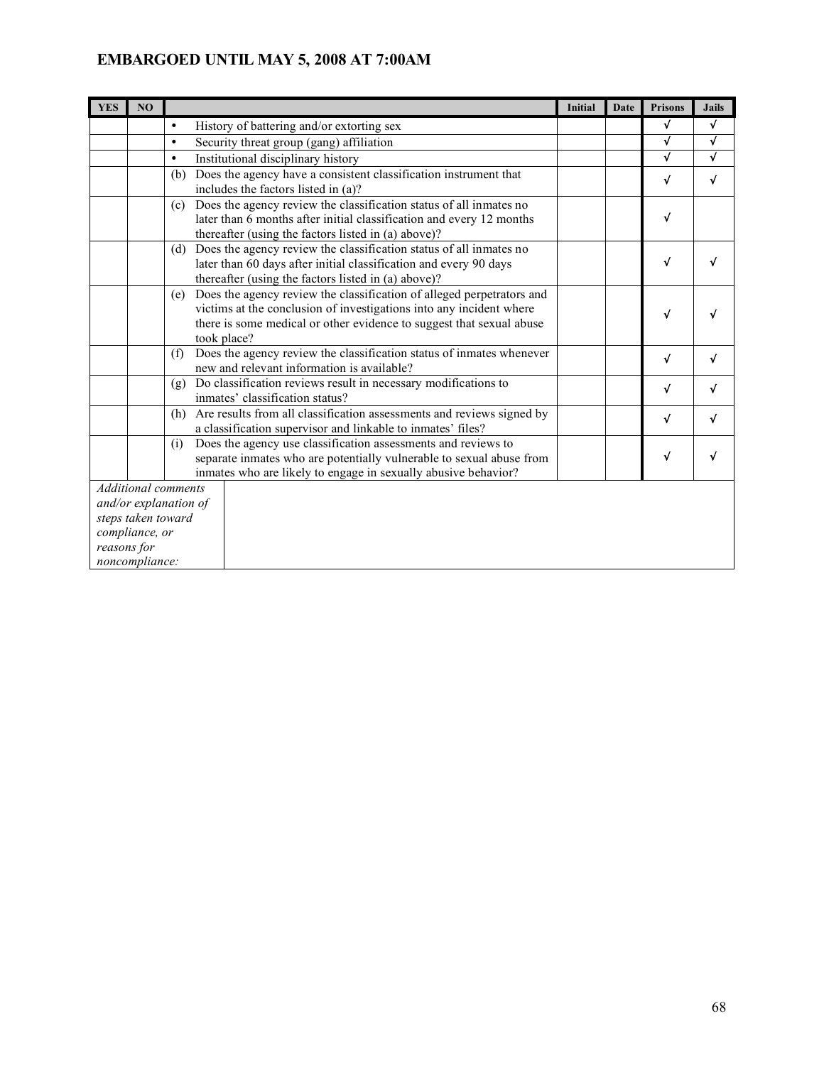**EMBARGOED UNTIL MAY 5, 2008 AT 7:00AM**

| YES | NO | | Initial | Date | Prisons | Jails |
|---|---|---|---|---|---|---|
| | | • History of battering and/or extorting sex | | | √ | √ |
| | | • Security threat group (gang) affiliation | | | √ | √ |
| | | • Institutional disciplinary history | | | √ | √ |
| | | (b) Does the agency have a consistent classification instrument that includes the factors listed in (a)? | | | √ | √ |
| | | (c) Does the agency review the classification status of all inmates no later than 6 months after initial classification and every 12 months thereafter (using the factors listed in (a) above)? | | | √ | |
| | | (d) Does the agency review the classification status of all inmates no later than 60 days after initial classification and every 90 days thereafter (using the factors listed in (a) above)? | | | √ | √ |
| | | (e) Does the agency review the classification of alleged perpetrators and victims at the conclusion of investigations into any incident where there is some medical or other evidence to suggest that sexual abuse took place? | | | √ | √ |
| | | (f) Does the agency review the classification status of inmates whenever new and relevant information is available? | | | √ | √ |
| | | (g) Do classification reviews result in necessary modifications to inmates' classification status? | | | √ | √ |
| | | (h) Are results from all classification assessments and reviews signed by a classification supervisor and linkable to inmates' files? | | | √ | √ |
| | | (i) Does the agency use classification assessments and reviews to separate inmates who are potentially vulnerable to sexual abuse from inmates who are likely to engage in sexually abusive behavior? | | | √ | √ |

| *Additional comments and/or explanation of steps taken toward compliance, or reasons for noncompliance:* | |
|---|---|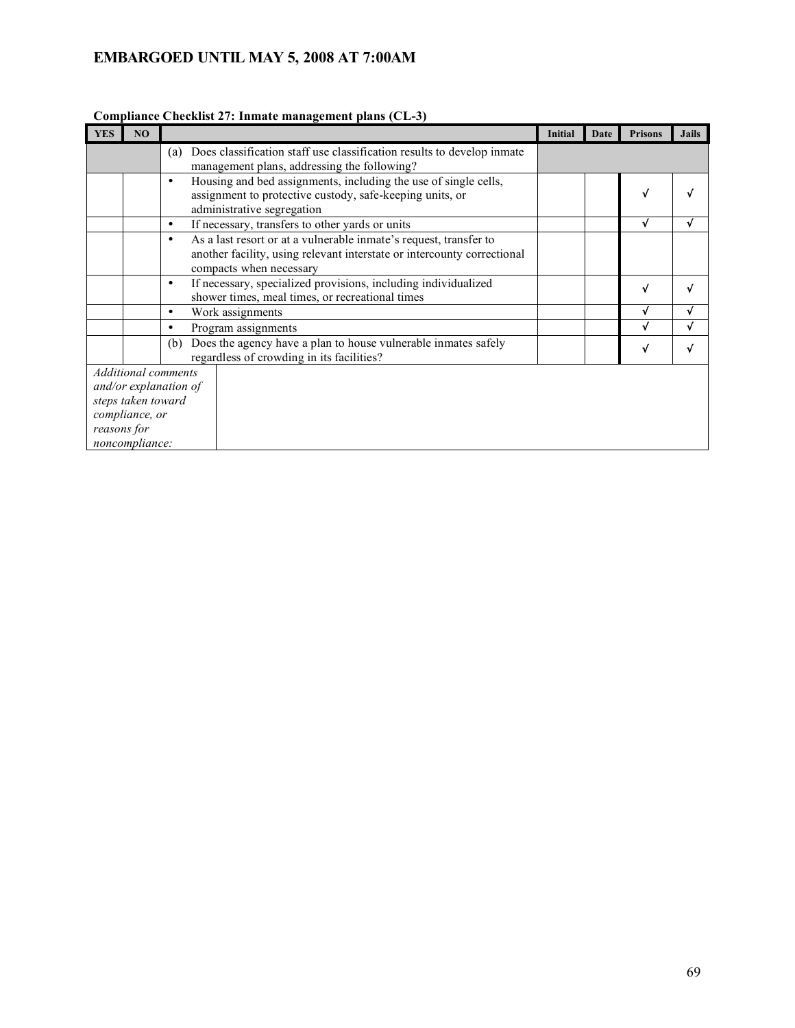**EMBARGOED UNTIL MAY 5, 2008 AT 7:00AM**

**Compliance Checklist 27: Inmate management plans (CL-3)**

| YES | NO | | Initial | Date | Prisons | Jails |
|---|---|---|---|---|---|---|
| | | (a) Does classification staff use classification results to develop inmate management plans, addressing the following? | | | | |
| | | • Housing and bed assignments, including the use of single cells, assignment to protective custody, safe-keeping units, or administrative segregation | | | √ | √ |
| | | • If necessary, transfers to other yards or units | | | √ | √ |
| | | • As a last resort or at a vulnerable inmate's request, transfer to another facility, using relevant interstate or intercounty correctional compacts when necessary | | | | |
| | | • If necessary, specialized provisions, including individualized shower times, meal times, or recreational times | | | √ | √ |
| | | • Work assignments | | | √ | √ |
| | | • Program assignments | | | √ | √ |
| | | (b) Does the agency have a plan to house vulnerable inmates safely regardless of crowding in its facilities? | | | √ | √ |
| *Additional comments and/or explanation of steps taken toward compliance, or reasons for noncompliance:* | | | | | | |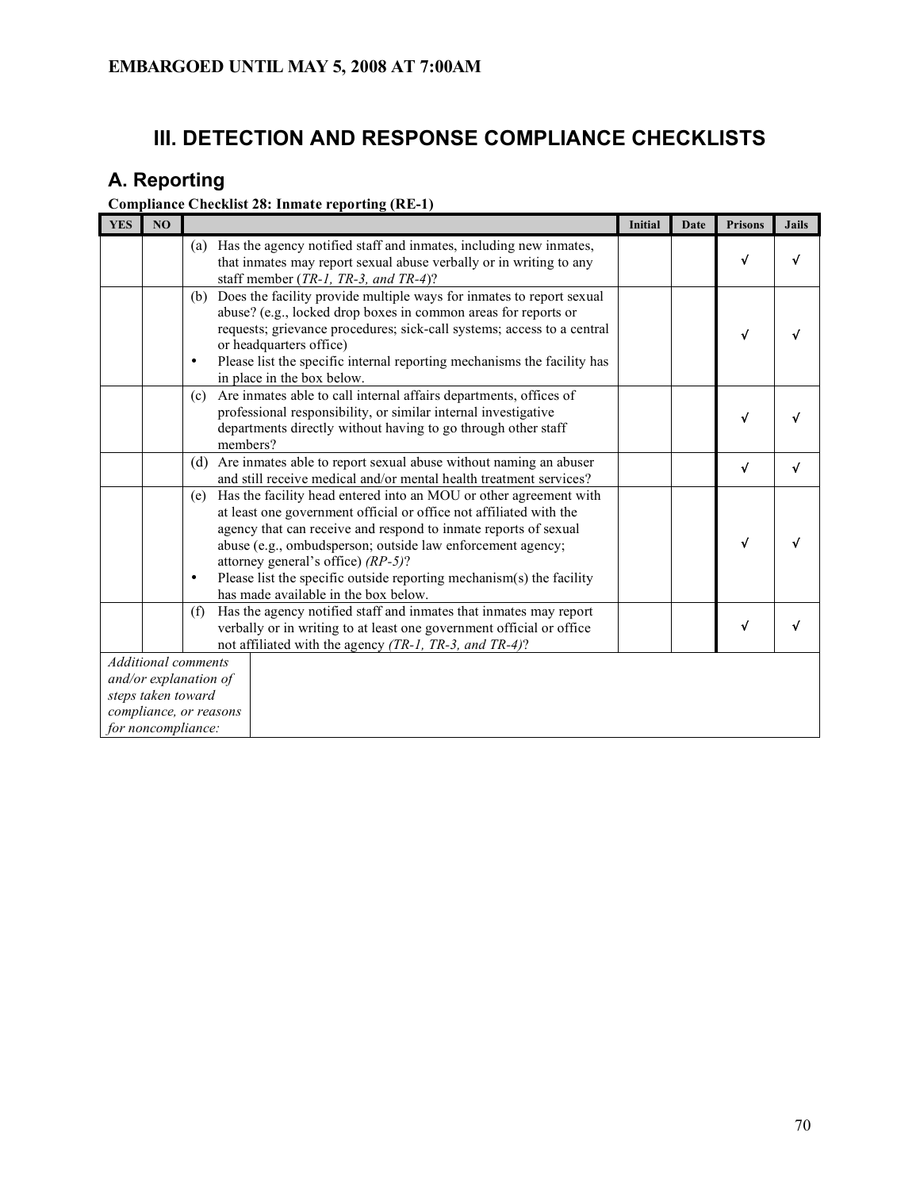EMBARGOED UNTIL MAY 5, 2008 AT 7:00AM

# III. DETECTION AND RESPONSE COMPLIANCE CHECKLISTS

## A. Reporting

**Compliance Checklist 28: Inmate reporting (RE-1)**

| YES | NO | | Initial | Date | Prisons | Jails |
|---|---|---|---|---|---|---|
| | | (a) Has the agency notified staff and inmates, including new inmates, that inmates may report sexual abuse verbally or in writing to any staff member (*TR-1, TR-3, and TR-4*)? | | | √ | √ |
| | | (b) Does the facility provide multiple ways for inmates to report sexual abuse? (e.g., locked drop boxes in common areas for reports or requests; grievance procedures; sick-call systems; access to a central or headquarters office)<br>• Please list the specific internal reporting mechanisms the facility has in place in the box below. | | | √ | √ |
| | | (c) Are inmates able to call internal affairs departments, offices of professional responsibility, or similar internal investigative departments directly without having to go through other staff members? | | | √ | √ |
| | | (d) Are inmates able to report sexual abuse without naming an abuser and still receive medical and/or mental health treatment services? | | | √ | √ |
| | | (e) Has the facility head entered into an MOU or other agreement with at least one government official or office not affiliated with the agency that can receive and respond to inmate reports of sexual abuse (e.g., ombudsperson; outside law enforcement agency; attorney general's office) *(RP-5)*?<br>• Please list the specific outside reporting mechanism(s) the facility has made available in the box below. | | | √ | √ |
| | | (f) Has the agency notified staff and inmates that inmates may report verbally or in writing to at least one government official or office not affiliated with the agency *(TR-1, TR-3, and TR-4)*? | | | √ | √ |
| *Additional comments and/or explanation of steps taken toward compliance, or reasons for noncompliance:* | | | | | | |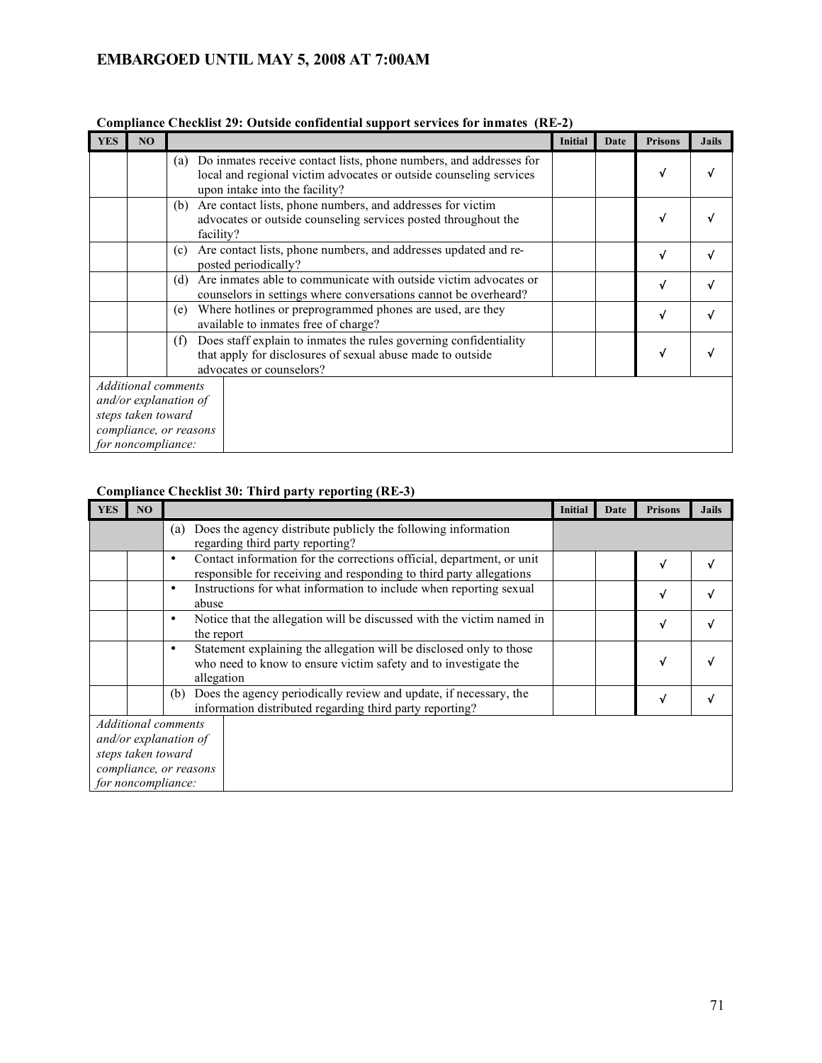**EMBARGOED UNTIL MAY 5, 2008 AT 7:00AM**

**Compliance Checklist 29: Outside confidential support services for inmates (RE-2)**

| YES | NO | | Initial | Date | Prisons | Jails |
|---|---|---|---|---|---|---|
| | | (a) Do inmates receive contact lists, phone numbers, and addresses for local and regional victim advocates or outside counseling services upon intake into the facility? | | | √ | √ |
| | | (b) Are contact lists, phone numbers, and addresses for victim advocates or outside counseling services posted throughout the facility? | | | √ | √ |
| | | (c) Are contact lists, phone numbers, and addresses updated and re-posted periodically? | | | √ | √ |
| | | (d) Are inmates able to communicate with outside victim advocates or counselors in settings where conversations cannot be overheard? | | | √ | √ |
| | | (e) Where hotlines or preprogrammed phones are used, are they available to inmates free of charge? | | | √ | √ |
| | | (f) Does staff explain to inmates the rules governing confidentiality that apply for disclosures of sexual abuse made to outside advocates or counselors? | | | √ | √ |
| *Additional comments and/or explanation of steps taken toward compliance, or reasons for noncompliance:* | | | | | | |

**Compliance Checklist 30: Third party reporting (RE-3)**

| YES | NO | | Initial | Date | Prisons | Jails |
|---|---|---|---|---|---|---|
| | | (a) Does the agency distribute publicly the following information regarding third party reporting? | | | | |
| | | • Contact information for the corrections official, department, or unit responsible for receiving and responding to third party allegations | | | √ | √ |
| | | • Instructions for what information to include when reporting sexual abuse | | | √ | √ |
| | | • Notice that the allegation will be discussed with the victim named in the report | | | √ | √ |
| | | • Statement explaining the allegation will be disclosed only to those who need to know to ensure victim safety and to investigate the allegation | | | √ | √ |
| | | (b) Does the agency periodically review and update, if necessary, the information distributed regarding third party reporting? | | | √ | √ |
| *Additional comments and/or explanation of steps taken toward compliance, or reasons for noncompliance:* | | | | | | |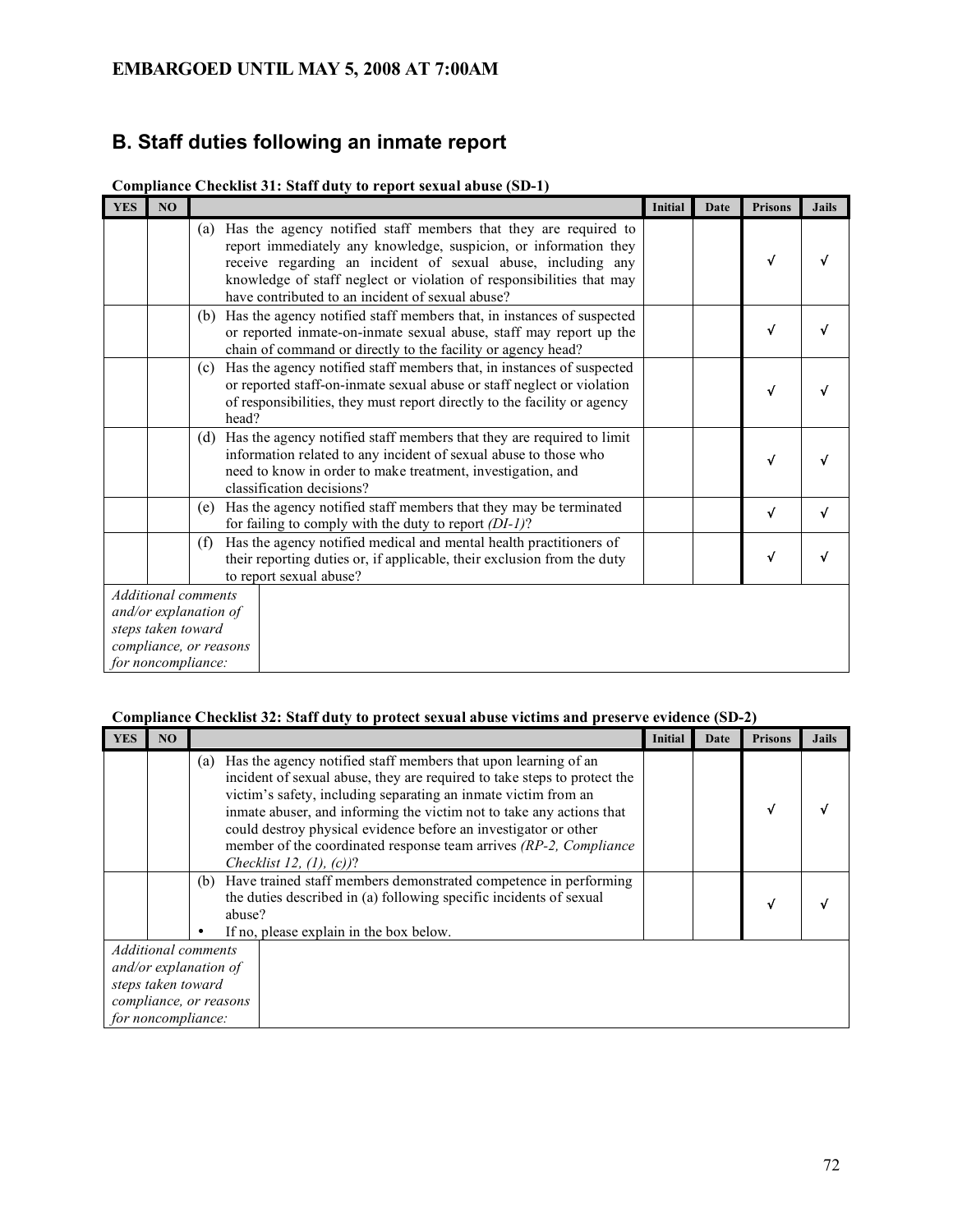EMBARGOED UNTIL MAY 5, 2008 AT 7:00AM

## B. Staff duties following an inmate report

**Compliance Checklist 31: Staff duty to report sexual abuse (SD-1)**

| YES | NO | | Initial | Date | Prisons | Jails |
|---|---|---|---|---|---|---|
| | | (a) Has the agency notified staff members that they are required to report immediately any knowledge, suspicion, or information they receive regarding an incident of sexual abuse, including any knowledge of staff neglect or violation of responsibilities that may have contributed to an incident of sexual abuse? | | | √ | √ |
| | | (b) Has the agency notified staff members that, in instances of suspected or reported inmate-on-inmate sexual abuse, staff may report up the chain of command or directly to the facility or agency head? | | | √ | √ |
| | | (c) Has the agency notified staff members that, in instances of suspected or reported staff-on-inmate sexual abuse or staff neglect or violation of responsibilities, they must report directly to the facility or agency head? | | | √ | √ |
| | | (d) Has the agency notified staff members that they are required to limit information related to any incident of sexual abuse to those who need to know in order to make treatment, investigation, and classification decisions? | | | √ | √ |
| | | (e) Has the agency notified staff members that they may be terminated for failing to comply with the duty to report *(DI-1)*? | | | √ | √ |
| | | (f) Has the agency notified medical and mental health practitioners of their reporting duties or, if applicable, their exclusion from the duty to report sexual abuse? | | | √ | √ |
| *Additional comments and/or explanation of steps taken toward compliance, or reasons for noncompliance:* | | | | | | |

**Compliance Checklist 32: Staff duty to protect sexual abuse victims and preserve evidence (SD-2)**

| YES | NO | | Initial | Date | Prisons | Jails |
|---|---|---|---|---|---|---|
| | | (a) Has the agency notified staff members that upon learning of an incident of sexual abuse, they are required to take steps to protect the victim's safety, including separating an inmate victim from an inmate abuser, and informing the victim not to take any actions that could destroy physical evidence before an investigator or other member of the coordinated response team arrives *(RP-2, Compliance Checklist 12, (1), (c))*? | | | √ | √ |
| | | (b) Have trained staff members demonstrated competence in performing the duties described in (a) following specific incidents of sexual abuse? • If no, please explain in the box below. | | | √ | √ |
| *Additional comments and/or explanation of steps taken toward compliance, or reasons for noncompliance:* | | | | | | |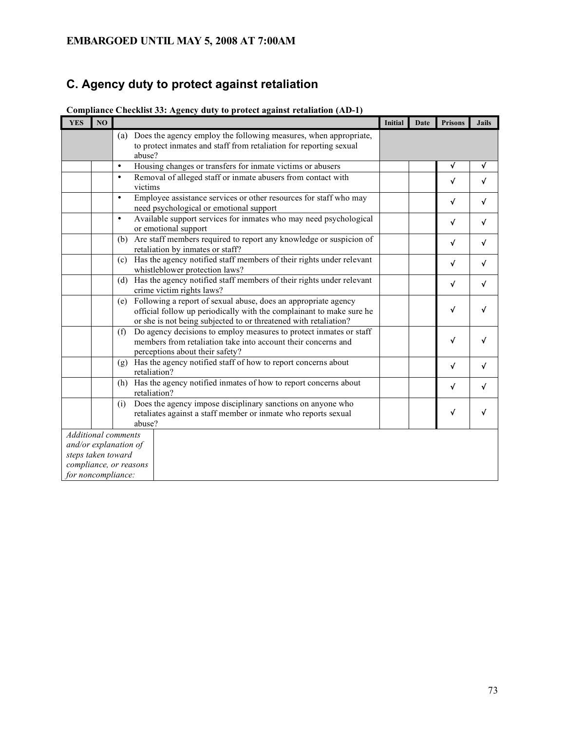EMBARGOED UNTIL MAY 5, 2008 AT 7:00AM

## C. Agency duty to protect against retaliation

**Compliance Checklist 33: Agency duty to protect against retaliation (AD-1)**

| YES | NO | | Initial | Date | Prisons | Jails |
|---|---|---|---|---|---|---|
| | | (a) Does the agency employ the following measures, when appropriate, to protect inmates and staff from retaliation for reporting sexual abuse? | | | | |
| | | • Housing changes or transfers for inmate victims or abusers | | | √ | √ |
| | | • Removal of alleged staff or inmate abusers from contact with victims | | | √ | √ |
| | | • Employee assistance services or other resources for staff who may need psychological or emotional support | | | √ | √ |
| | | • Available support services for inmates who may need psychological or emotional support | | | √ | √ |
| | | (b) Are staff members required to report any knowledge or suspicion of retaliation by inmates or staff? | | | √ | √ |
| | | (c) Has the agency notified staff members of their rights under relevant whistleblower protection laws? | | | √ | √ |
| | | (d) Has the agency notified staff members of their rights under relevant crime victim rights laws? | | | √ | √ |
| | | (e) Following a report of sexual abuse, does an appropriate agency official follow up periodically with the complainant to make sure he or she is not being subjected to or threatened with retaliation? | | | √ | √ |
| | | (f) Do agency decisions to employ measures to protect inmates or staff members from retaliation take into account their concerns and perceptions about their safety? | | | √ | √ |
| | | (g) Has the agency notified staff of how to report concerns about retaliation? | | | √ | √ |
| | | (h) Has the agency notified inmates of how to report concerns about retaliation? | | | √ | √ |
| | | (i) Does the agency impose disciplinary sanctions on anyone who retaliates against a staff member or inmate who reports sexual abuse? | | | √ | √ |
| *Additional comments and/or explanation of steps taken toward compliance, or reasons for noncompliance:* | | | | | | |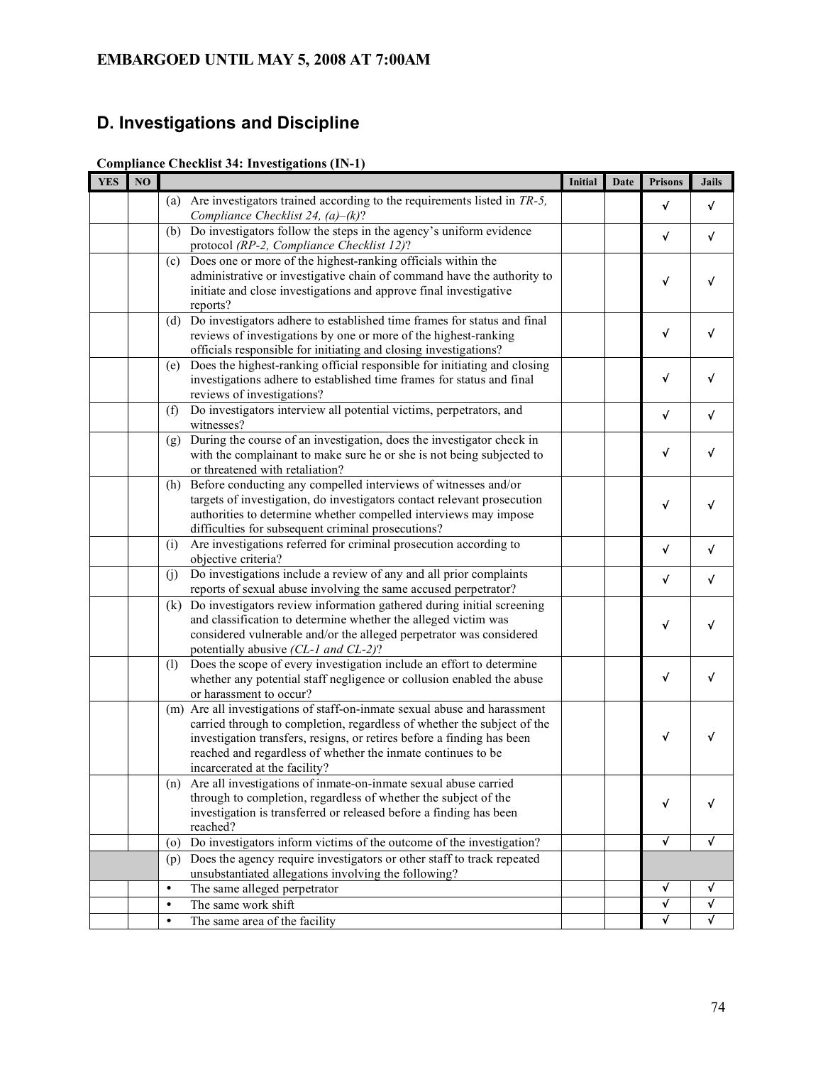**EMBARGOED UNTIL MAY 5, 2008 AT 7:00AM**

## D. Investigations and Discipline

**Compliance Checklist 34: Investigations (IN-1)**

| YES | NO | | Initial | Date | Prisons | Jails |
|---|---|---|---|---|---|---|
| | | (a) Are investigators trained according to the requirements listed in *TR-5, Compliance Checklist 24, (a)–(k)*? | | | √ | √ |
| | | (b) Do investigators follow the steps in the agency's uniform evidence protocol *(RP-2, Compliance Checklist 12)*? | | | √ | √ |
| | | (c) Does one or more of the highest-ranking officials within the administrative or investigative chain of command have the authority to initiate and close investigations and approve final investigative reports? | | | √ | √ |
| | | (d) Do investigators adhere to established time frames for status and final reviews of investigations by one or more of the highest-ranking officials responsible for initiating and closing investigations? | | | √ | √ |
| | | (e) Does the highest-ranking official responsible for initiating and closing investigations adhere to established time frames for status and final reviews of investigations? | | | √ | √ |
| | | (f) Do investigators interview all potential victims, perpetrators, and witnesses? | | | √ | √ |
| | | (g) During the course of an investigation, does the investigator check in with the complainant to make sure he or she is not being subjected to or threatened with retaliation? | | | √ | √ |
| | | (h) Before conducting any compelled interviews of witnesses and/or targets of investigation, do investigators contact relevant prosecution authorities to determine whether compelled interviews may impose difficulties for subsequent criminal prosecutions? | | | √ | √ |
| | | (i) Are investigations referred for criminal prosecution according to objective criteria? | | | √ | √ |
| | | (j) Do investigations include a review of any and all prior complaints reports of sexual abuse involving the same accused perpetrator? | | | √ | √ |
| | | (k) Do investigators review information gathered during initial screening and classification to determine whether the alleged victim was considered vulnerable and/or the alleged perpetrator was considered potentially abusive *(CL-1 and CL-2)*? | | | √ | √ |
| | | (l) Does the scope of every investigation include an effort to determine whether any potential staff negligence or collusion enabled the abuse or harassment to occur? | | | √ | √ |
| | | (m) Are all investigations of staff-on-inmate sexual abuse and harassment carried through to completion, regardless of whether the subject of the investigation transfers, resigns, or retires before a finding has been reached and regardless of whether the inmate continues to be incarcerated at the facility? | | | √ | √ |
| | | (n) Are all investigations of inmate-on-inmate sexual abuse carried through to completion, regardless of whether the subject of the investigation is transferred or released before a finding has been reached? | | | √ | √ |
| | | (o) Do investigators inform victims of the outcome of the investigation? | | | √ | √ |
| | | (p) Does the agency require investigators or other staff to track repeated unsubstantiated allegations involving the following? | | | | |
| | | • The same alleged perpetrator | | | √ | √ |
| | | • The same work shift | | | √ | √ |
| | | • The same area of the facility | | | √ | √ |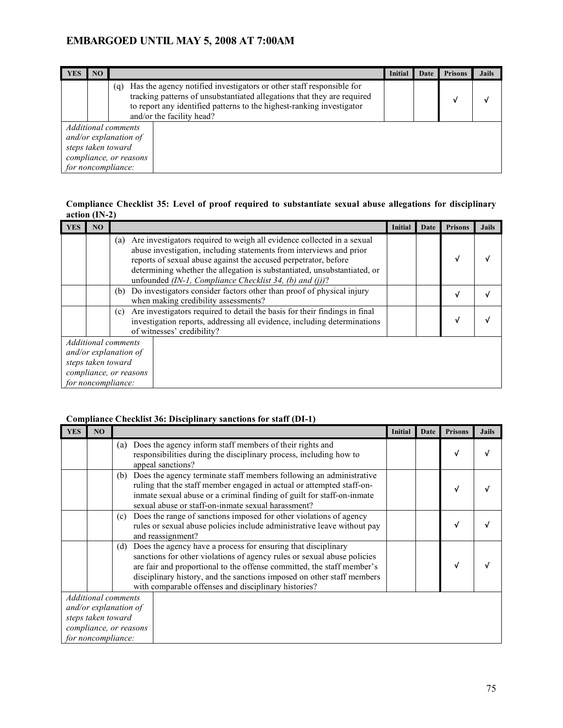EMBARGOED UNTIL MAY 5, 2008 AT 7:00AM

| YES | NO | | Initial | Date | Prisons | Jails |
|---|---|---|---|---|---|---|
| | | (q) Has the agency notified investigators or other staff responsible for tracking patterns of unsubstantiated allegations that they are required to report any identified patterns to the highest-ranking investigator and/or the facility head? | | | √ | √ |
| *Additional comments and/or explanation of steps taken toward compliance, or reasons for noncompliance:* | | | | | | |

**Compliance Checklist 35: Level of proof required to substantiate sexual abuse allegations for disciplinary action (IN-2)**

| YES | NO | | Initial | Date | Prisons | Jails |
|---|---|---|---|---|---|---|
| | | (a) Are investigators required to weigh all evidence collected in a sexual abuse investigation, including statements from interviews and prior reports of sexual abuse against the accused perpetrator, before determining whether the allegation is substantiated, unsubstantiated, or unfounded *(IN-1, Compliance Checklist 34, (b) and (j))*? | | | √ | √ |
| | | (b) Do investigators consider factors other than proof of physical injury when making credibility assessments? | | | √ | √ |
| | | (c) Are investigators required to detail the basis for their findings in final investigation reports, addressing all evidence, including determinations of witnesses' credibility? | | | √ | √ |
| *Additional comments and/or explanation of steps taken toward compliance, or reasons for noncompliance:* | | | | | | |

**Compliance Checklist 36: Disciplinary sanctions for staff (DI-1)**

| YES | NO | | Initial | Date | Prisons | Jails |
|---|---|---|---|---|---|---|
| | | (a) Does the agency inform staff members of their rights and responsibilities during the disciplinary process, including how to appeal sanctions? | | | √ | √ |
| | | (b) Does the agency terminate staff members following an administrative ruling that the staff member engaged in actual or attempted staff-on-inmate sexual abuse or a criminal finding of guilt for staff-on-inmate sexual abuse or staff-on-inmate sexual harassment? | | | √ | √ |
| | | (c) Does the range of sanctions imposed for other violations of agency rules or sexual abuse policies include administrative leave without pay and reassignment? | | | √ | √ |
| | | (d) Does the agency have a process for ensuring that disciplinary sanctions for other violations of agency rules or sexual abuse policies are fair and proportional to the offense committed, the staff member's disciplinary history, and the sanctions imposed on other staff members with comparable offenses and disciplinary histories? | | | √ | √ |
| *Additional comments and/or explanation of steps taken toward compliance, or reasons for noncompliance:* | | | | | | |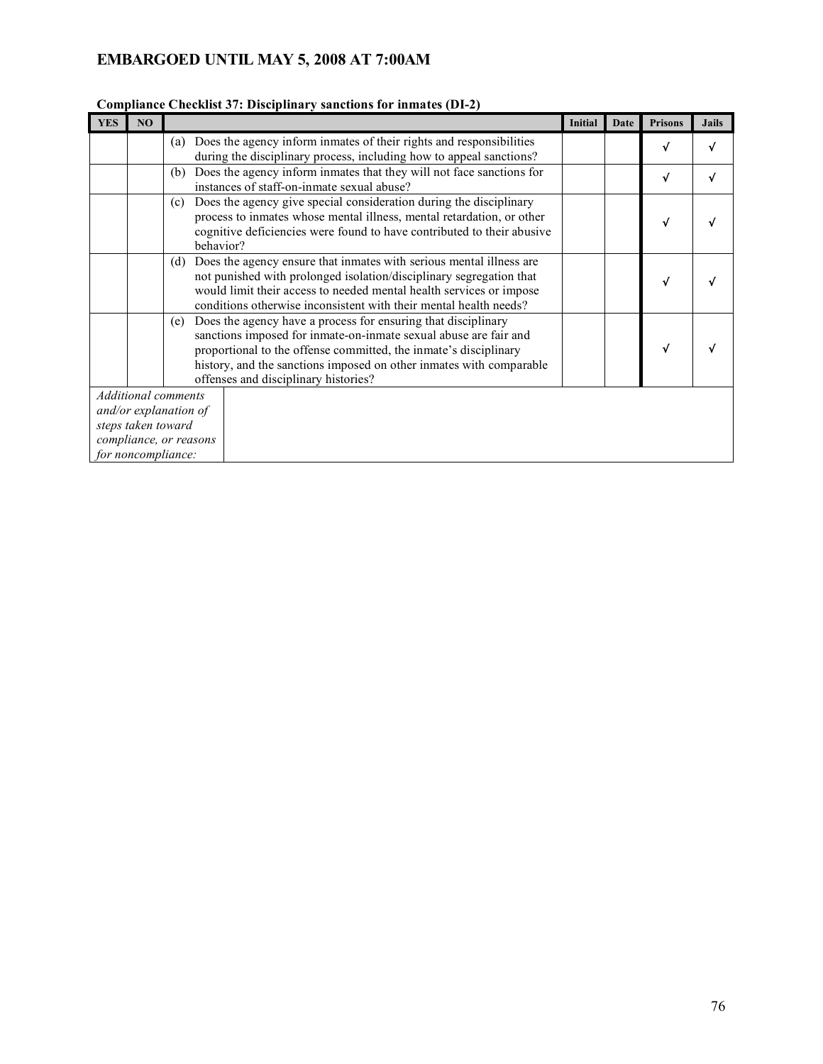**Compliance Checklist 37: Disciplinary sanctions for inmates (DI-2)**

| YES | NO | | Initial | Date | Prisons | Jails |
|---|---|---|---|---|---|---|
| | | (a) Does the agency inform inmates of their rights and responsibilities during the disciplinary process, including how to appeal sanctions? | | | √ | √ |
| | | (b) Does the agency inform inmates that they will not face sanctions for instances of staff-on-inmate sexual abuse? | | | √ | √ |
| | | (c) Does the agency give special consideration during the disciplinary process to inmates whose mental illness, mental retardation, or other cognitive deficiencies were found to have contributed to their abusive behavior? | | | √ | √ |
| | | (d) Does the agency ensure that inmates with serious mental illness are not punished with prolonged isolation/disciplinary segregation that would limit their access to needed mental health services or impose conditions otherwise inconsistent with their mental health needs? | | | √ | √ |
| | | (e) Does the agency have a process for ensuring that disciplinary sanctions imposed for inmate-on-inmate sexual abuse are fair and proportional to the offense committed, the inmate's disciplinary history, and the sanctions imposed on other inmates with comparable offenses and disciplinary histories? | | | √ | √ |
| *Additional comments and/or explanation of steps taken toward compliance, or reasons for noncompliance:* | | | | | | |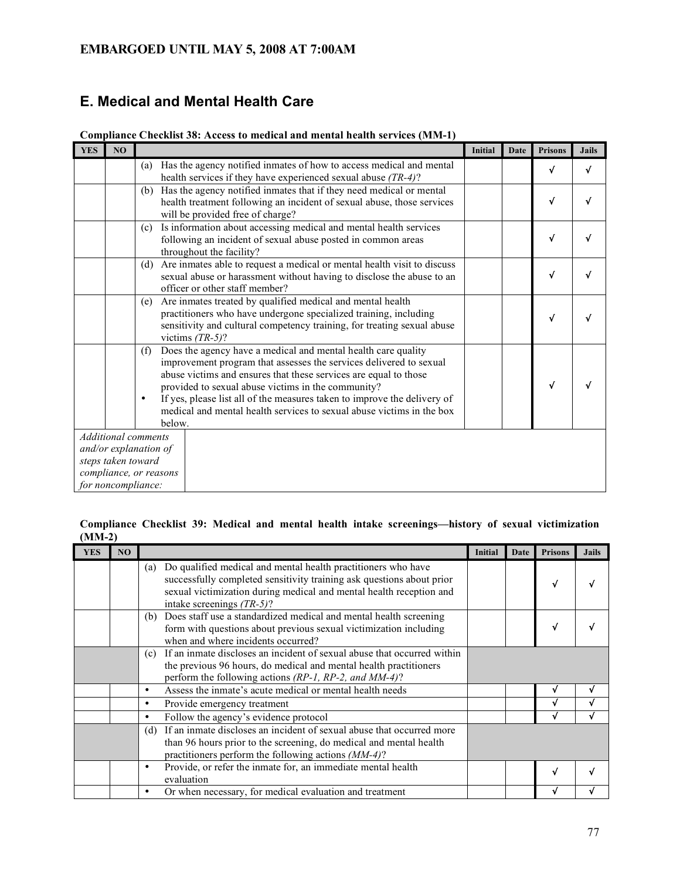EMBARGOED UNTIL MAY 5, 2008 AT 7:00AM

## E. Medical and Mental Health Care

**Compliance Checklist 38: Access to medical and mental health services (MM-1)**

| YES | NO | | Initial | Date | Prisons | Jails |
|---|---|---|---|---|---|---|
| | | (a) Has the agency notified inmates of how to access medical and mental health services if they have experienced sexual abuse *(TR-4)*? | | | √ | √ |
| | | (b) Has the agency notified inmates that if they need medical or mental health treatment following an incident of sexual abuse, those services will be provided free of charge? | | | √ | √ |
| | | (c) Is information about accessing medical and mental health services following an incident of sexual abuse posted in common areas throughout the facility? | | | √ | √ |
| | | (d) Are inmates able to request a medical or mental health visit to discuss sexual abuse or harassment without having to disclose the abuse to an officer or other staff member? | | | √ | √ |
| | | (e) Are inmates treated by qualified medical and mental health practitioners who have undergone specialized training, including sensitivity and cultural competency training, for treating sexual abuse victims *(TR-5)*? | | | √ | √ |
| | | (f) Does the agency have a medical and mental health care quality improvement program that assesses the services delivered to sexual abuse victims and ensures that these services are equal to those provided to sexual abuse victims in the community? • If yes, please list all of the measures taken to improve the delivery of medical and mental health services to sexual abuse victims in the box below. | | | √ | √ |
| *Additional comments and/or explanation of steps taken toward compliance, or reasons for noncompliance:* | | | | | | |

**Compliance Checklist 39: Medical and mental health intake screenings—history of sexual victimization (MM-2)**

| YES | NO | | Initial | Date | Prisons | Jails |
|---|---|---|---|---|---|---|
| | | (a) Do qualified medical and mental health practitioners who have successfully completed sensitivity training ask questions about prior sexual victimization during medical and mental health reception and intake screenings *(TR-5)*? | | | √ | √ |
| | | (b) Does staff use a standardized medical and mental health screening form with questions about previous sexual victimization including when and where incidents occurred? | | | √ | √ |
| | | (c) If an inmate discloses an incident of sexual abuse that occurred within the previous 96 hours, do medical and mental health practitioners perform the following actions *(RP-1, RP-2, and MM-4)*? | | | | |
| | | • Assess the inmate's acute medical or mental health needs | | | √ | √ |
| | | • Provide emergency treatment | | | √ | √ |
| | | • Follow the agency's evidence protocol | | | √ | √ |
| | | (d) If an inmate discloses an incident of sexual abuse that occurred more than 96 hours prior to the screening, do medical and mental health practitioners perform the following actions *(MM-4)*? | | | | |
| | | • Provide, or refer the inmate for, an immediate mental health evaluation | | | √ | √ |
| | | • Or when necessary, for medical evaluation and treatment | | | √ | √ |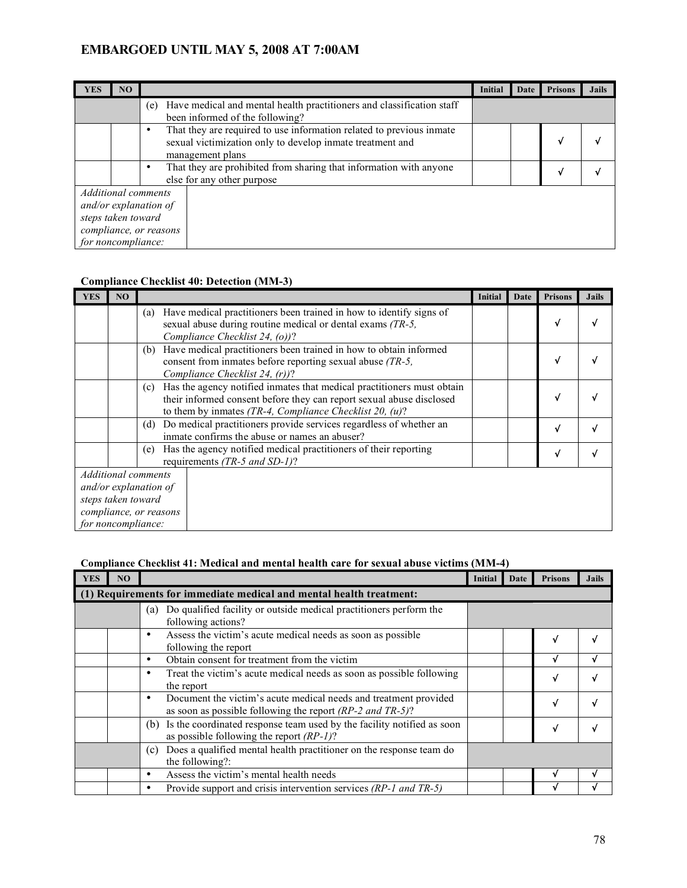**EMBARGOED UNTIL MAY 5, 2008 AT 7:00AM**

| YES | NO | | Initial | Date | Prisons | Jails |
|---|---|---|---|---|---|---|
| | | (e) Have medical and mental health practitioners and classification staff been informed of the following? | | | | |
| | | • That they are required to use information related to previous inmate sexual victimization only to develop inmate treatment and management plans | | | √ | √ |
| | | • That they are prohibited from sharing that information with anyone else for any other purpose | | | √ | √ |
| *Additional comments and/or explanation of steps taken toward compliance, or reasons for noncompliance:* | | | | | | |

**Compliance Checklist 40: Detection (MM-3)**

| YES | NO | | Initial | Date | Prisons | Jails |
|---|---|---|---|---|---|---|
| | | (a) Have medical practitioners been trained in how to identify signs of sexual abuse during routine medical or dental exams *(TR-5, Compliance Checklist 24, (o))*? | | | √ | √ |
| | | (b) Have medical practitioners been trained in how to obtain informed consent from inmates before reporting sexual abuse *(TR-5, Compliance Checklist 24, (r))*? | | | √ | √ |
| | | (c) Has the agency notified inmates that medical practitioners must obtain their informed consent before they can report sexual abuse disclosed to them by inmates *(TR-4, Compliance Checklist 20, (u)*? | | | √ | √ |
| | | (d) Do medical practitioners provide services regardless of whether an inmate confirms the abuse or names an abuser? | | | √ | √ |
| | | (e) Has the agency notified medical practitioners of their reporting requirements *(TR-5 and SD-1)*? | | | √ | √ |
| *Additional comments and/or explanation of steps taken toward compliance, or reasons for noncompliance:* | | | | | | |

**Compliance Checklist 41: Medical and mental health care for sexual abuse victims (MM-4)**

| YES | NO | | Initial | Date | Prisons | Jails |
|---|---|---|---|---|---|---|
| **(1) Requirements for immediate medical and mental health treatment:** | | | | | | |
| | | (a) Do qualified facility or outside medical practitioners perform the following actions? | | | | |
| | | • Assess the victim's acute medical needs as soon as possible following the report | | | √ | √ |
| | | • Obtain consent for treatment from the victim | | | √ | √ |
| | | • Treat the victim's acute medical needs as soon as possible following the report | | | √ | √ |
| | | • Document the victim's acute medical needs and treatment provided as soon as possible following the report *(RP-2 and TR-5)*? | | | √ | √ |
| | | (b) Is the coordinated response team used by the facility notified as soon as possible following the report *(RP-1)*? | | | √ | √ |
| | | (c) Does a qualified mental health practitioner on the response team do the following?: | | | | |
| | | • Assess the victim's mental health needs | | | √ | √ |
| | | • Provide support and crisis intervention services *(RP-1 and TR-5)* | | | √ | √ |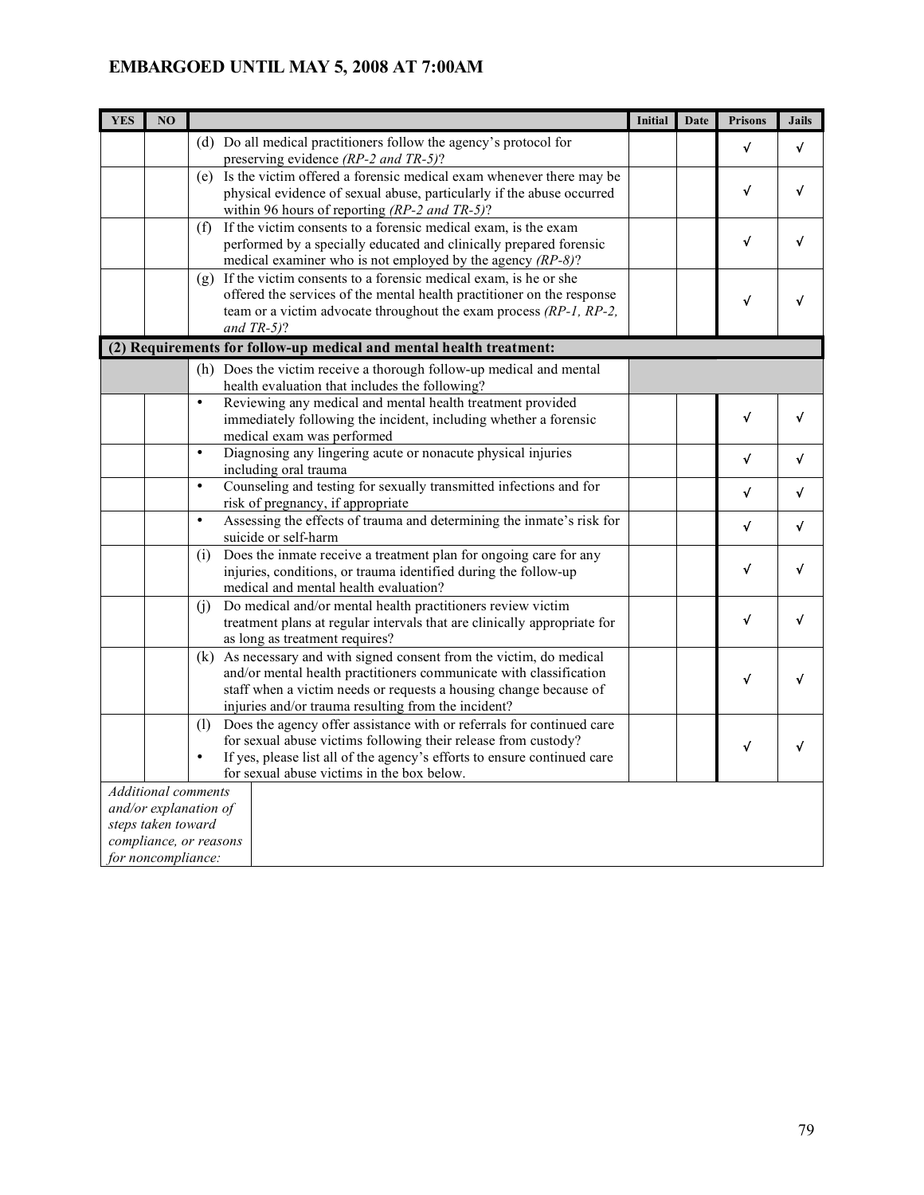**EMBARGOED UNTIL MAY 5, 2008 AT 7:00AM**

| YES | NO | | Initial | Date | Prisons | Jails |
|---|---|---|---|---|---|---|
| | | (d) Do all medical practitioners follow the agency's protocol for preserving evidence *(RP-2 and TR-5)*? | | | √ | √ |
| | | (e) Is the victim offered a forensic medical exam whenever there may be physical evidence of sexual abuse, particularly if the abuse occurred within 96 hours of reporting *(RP-2 and TR-5)*? | | | √ | √ |
| | | (f) If the victim consents to a forensic medical exam, is the exam performed by a specially educated and clinically prepared forensic medical examiner who is not employed by the agency *(RP-8)*? | | | √ | √ |
| | | (g) If the victim consents to a forensic medical exam, is he or she offered the services of the mental health practitioner on the response team or a victim advocate throughout the exam process *(RP-1, RP-2, and TR-5)*? | | | √ | √ |
| **(2) Requirements for follow-up medical and mental health treatment:** | | | | | | |
| | | (h) Does the victim receive a thorough follow-up medical and mental health evaluation that includes the following? | | | | |
| | | • Reviewing any medical and mental health treatment provided immediately following the incident, including whether a forensic medical exam was performed | | | √ | √ |
| | | • Diagnosing any lingering acute or nonacute physical injuries including oral trauma | | | √ | √ |
| | | • Counseling and testing for sexually transmitted infections and for risk of pregnancy, if appropriate | | | √ | √ |
| | | • Assessing the effects of trauma and determining the inmate's risk for suicide or self-harm | | | √ | √ |
| | | (i) Does the inmate receive a treatment plan for ongoing care for any injuries, conditions, or trauma identified during the follow-up medical and mental health evaluation? | | | √ | √ |
| | | (j) Do medical and/or mental health practitioners review victim treatment plans at regular intervals that are clinically appropriate for as long as treatment requires? | | | √ | √ |
| | | (k) As necessary and with signed consent from the victim, do medical and/or mental health practitioners communicate with classification staff when a victim needs or requests a housing change because of injuries and/or trauma resulting from the incident? | | | √ | √ |
| | | (l) Does the agency offer assistance with or referrals for continued care for sexual abuse victims following their release from custody? • If yes, please list all of the agency's efforts to ensure continued care for sexual abuse victims in the box below. | | | √ | √ |
| *Additional comments and/or explanation of steps taken toward compliance, or reasons for noncompliance:* | | | | | | |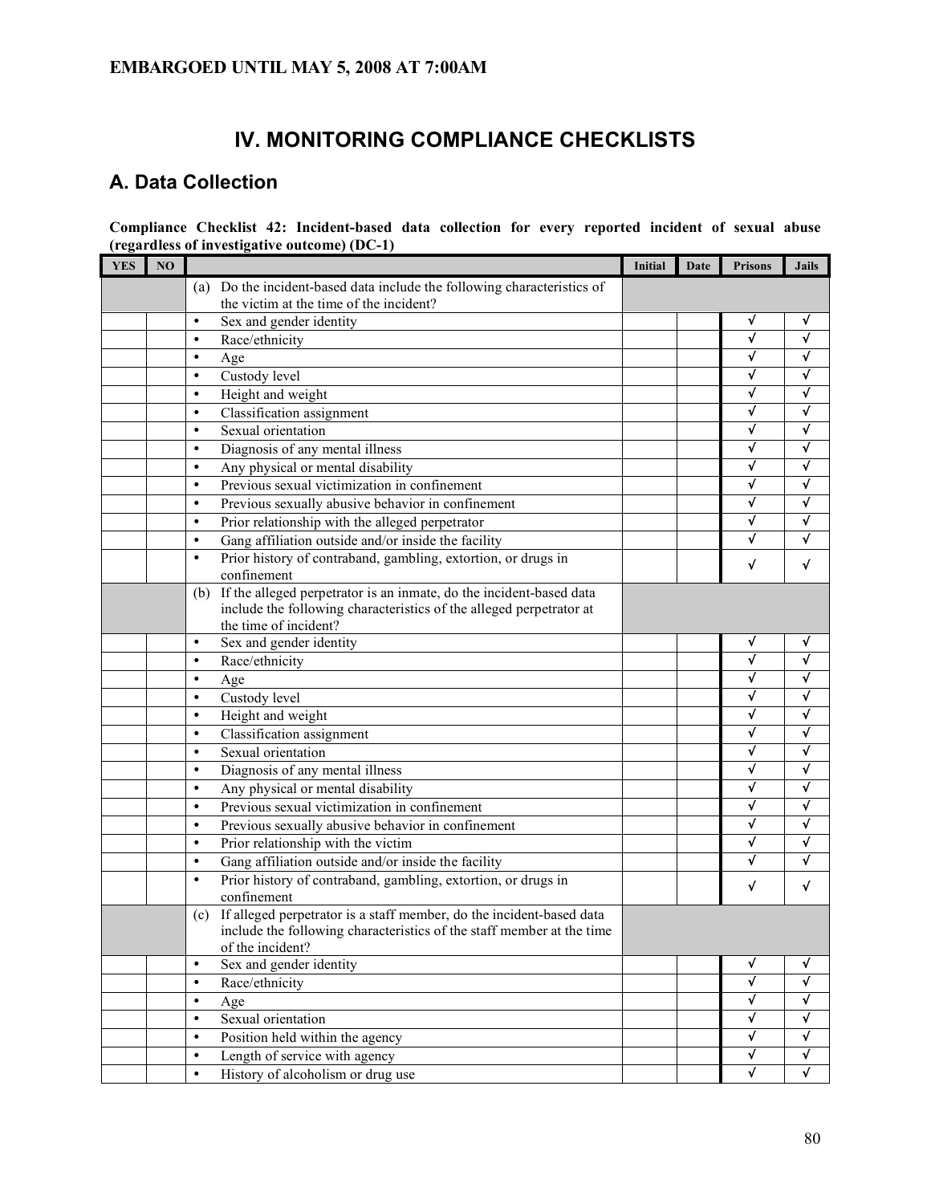EMBARGOED UNTIL MAY 5, 2008 AT 7:00AM

# IV. MONITORING COMPLIANCE CHECKLISTS

## A. Data Collection

**Compliance Checklist 42: Incident-based data collection for every reported incident of sexual abuse (regardless of investigative outcome) (DC-1)**

| YES | NO | | Initial | Date | Prisons | Jails |
|---|---|---|---|---|---|---|
| | | (a) Do the incident-based data include the following characteristics of the victim at the time of the incident? | | | | |
| | | • Sex and gender identity | | | √ | √ |
| | | • Race/ethnicity | | | √ | √ |
| | | • Age | | | √ | √ |
| | | • Custody level | | | √ | √ |
| | | • Height and weight | | | √ | √ |
| | | • Classification assignment | | | √ | √ |
| | | • Sexual orientation | | | √ | √ |
| | | • Diagnosis of any mental illness | | | √ | √ |
| | | • Any physical or mental disability | | | √ | √ |
| | | • Previous sexual victimization in confinement | | | √ | √ |
| | | • Previous sexually abusive behavior in confinement | | | √ | √ |
| | | • Prior relationship with the alleged perpetrator | | | √ | √ |
| | | • Gang affiliation outside and/or inside the facility | | | √ | √ |
| | | • Prior history of contraband, gambling, extortion, or drugs in confinement | | | √ | √ |
| | | (b) If the alleged perpetrator is an inmate, do the incident-based data include the following characteristics of the alleged perpetrator at the time of incident? | | | | |
| | | • Sex and gender identity | | | √ | √ |
| | | • Race/ethnicity | | | √ | √ |
| | | • Age | | | √ | √ |
| | | • Custody level | | | √ | √ |
| | | • Height and weight | | | √ | √ |
| | | • Classification assignment | | | √ | √ |
| | | • Sexual orientation | | | √ | √ |
| | | • Diagnosis of any mental illness | | | √ | √ |
| | | • Any physical or mental disability | | | √ | √ |
| | | • Previous sexual victimization in confinement | | | √ | √ |
| | | • Previous sexually abusive behavior in confinement | | | √ | √ |
| | | • Prior relationship with the victim | | | √ | √ |
| | | • Gang affiliation outside and/or inside the facility | | | √ | √ |
| | | • Prior history of contraband, gambling, extortion, or drugs in confinement | | | √ | √ |
| | | (c) If alleged perpetrator is a staff member, do the incident-based data include the following characteristics of the staff member at the time of the incident? | | | | |
| | | • Sex and gender identity | | | √ | √ |
| | | • Race/ethnicity | | | √ | √ |
| | | • Age | | | √ | √ |
| | | • Sexual orientation | | | √ | √ |
| | | • Position held within the agency | | | √ | √ |
| | | • Length of service with agency | | | √ | √ |
| | | • History of alcoholism or drug use | | | √ | √ |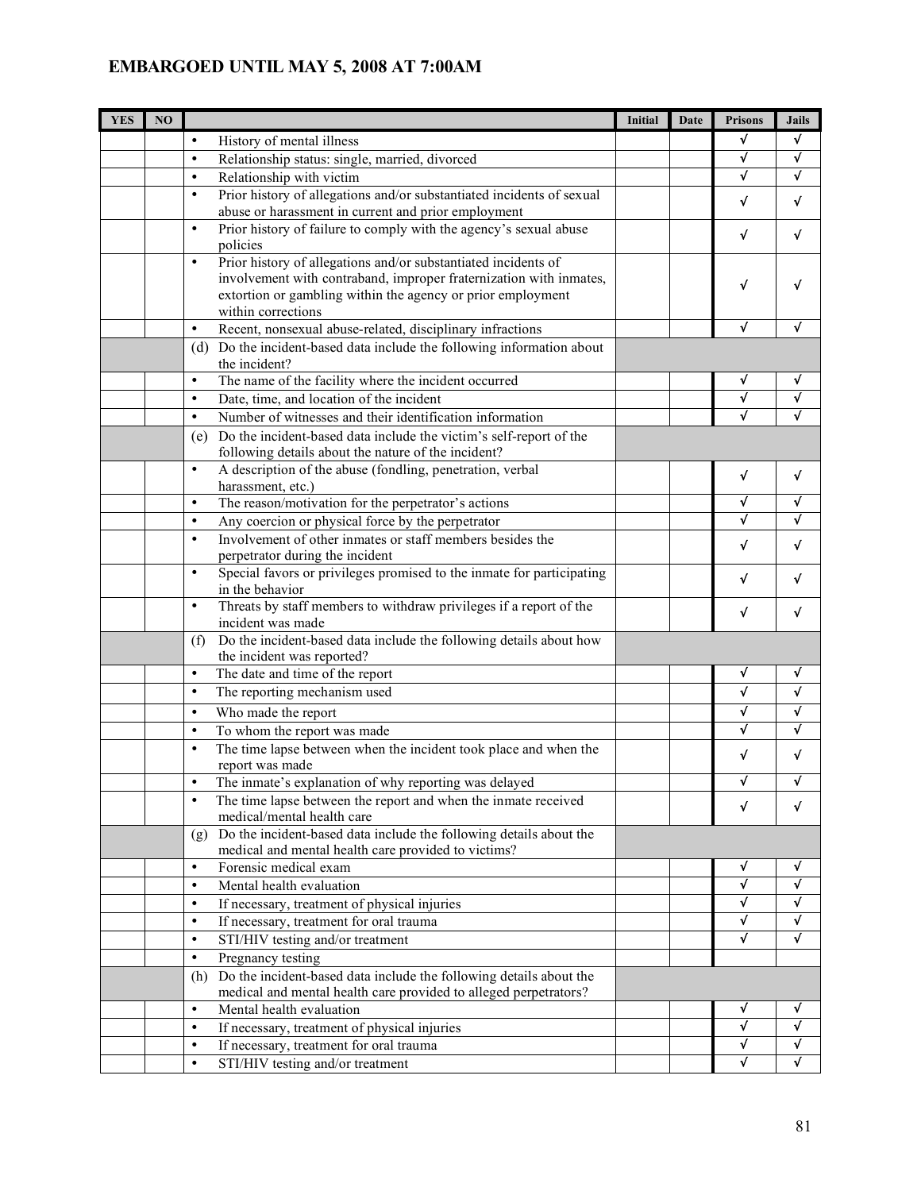**EMBARGOED UNTIL MAY 5, 2008 AT 7:00AM**

| YES | NO | | Initial | Date | Prisons | Jails |
|---|---|---|---|---|---|---|
| | | • History of mental illness | | | √ | √ |
| | | • Relationship status: single, married, divorced | | | √ | √ |
| | | • Relationship with victim | | | √ | √ |
| | | • Prior history of allegations and/or substantiated incidents of sexual abuse or harassment in current and prior employment | | | √ | √ |
| | | • Prior history of failure to comply with the agency's sexual abuse policies | | | √ | √ |
| | | • Prior history of allegations and/or substantiated incidents of involvement with contraband, improper fraternization with inmates, extortion or gambling within the agency or prior employment within corrections | | | √ | √ |
| | | • Recent, nonsexual abuse-related, disciplinary infractions | | | √ | √ |
| | | (d) Do the incident-based data include the following information about the incident? | | | | |
| | | • The name of the facility where the incident occurred | | | √ | √ |
| | | • Date, time, and location of the incident | | | √ | √ |
| | | • Number of witnesses and their identification information | | | √ | √ |
| | | (e) Do the incident-based data include the victim's self-report of the following details about the nature of the incident? | | | | |
| | | • A description of the abuse (fondling, penetration, verbal harassment, etc.) | | | √ | √ |
| | | • The reason/motivation for the perpetrator's actions | | | √ | √ |
| | | • Any coercion or physical force by the perpetrator | | | √ | √ |
| | | • Involvement of other inmates or staff members besides the perpetrator during the incident | | | √ | √ |
| | | • Special favors or privileges promised to the inmate for participating in the behavior | | | √ | √ |
| | | • Threats by staff members to withdraw privileges if a report of the incident was made | | | √ | √ |
| | | (f) Do the incident-based data include the following details about how the incident was reported? | | | | |
| | | • The date and time of the report | | | √ | √ |
| | | • The reporting mechanism used | | | √ | √ |
| | | • Who made the report | | | √ | √ |
| | | • To whom the report was made | | | √ | √ |
| | | • The time lapse between when the incident took place and when the report was made | | | √ | √ |
| | | • The inmate's explanation of why reporting was delayed | | | √ | √ |
| | | • The time lapse between the report and when the inmate received medical/mental health care | | | √ | √ |
| | | (g) Do the incident-based data include the following details about the medical and mental health care provided to victims? | | | | |
| | | • Forensic medical exam | | | √ | √ |
| | | • Mental health evaluation | | | √ | √ |
| | | • If necessary, treatment of physical injuries | | | √ | √ |
| | | • If necessary, treatment for oral trauma | | | √ | √ |
| | | • STI/HIV testing and/or treatment | | | √ | √ |
| | | • Pregnancy testing | | | | |
| | | (h) Do the incident-based data include the following details about the medical and mental health care provided to alleged perpetrators? | | | | |
| | | • Mental health evaluation | | | √ | √ |
| | | • If necessary, treatment of physical injuries | | | √ | √ |
| | | • If necessary, treatment for oral trauma | | | √ | √ |
| | | • STI/HIV testing and/or treatment | | | √ | √ |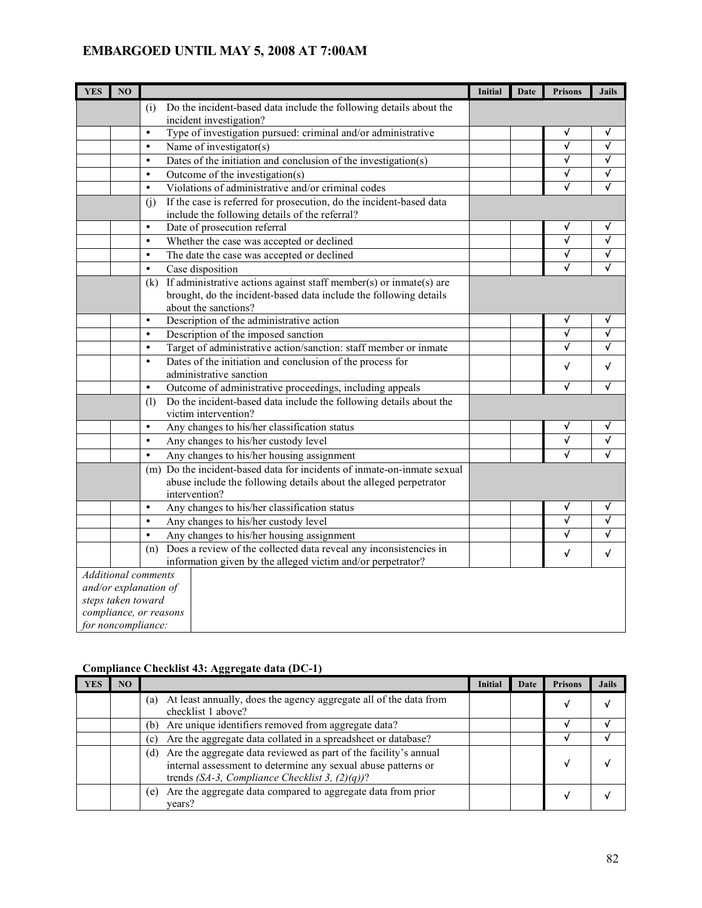**EMBARGOED UNTIL MAY 5, 2008 AT 7:00AM**

| YES | NO | | Initial | Date | Prisons | Jails |
|---|---|---|---|---|---|---|
| | | (i) Do the incident-based data include the following details about the incident investigation? | | | | |
| | | • Type of investigation pursued: criminal and/or administrative | | | √ | √ |
| | | • Name of investigator(s) | | | √ | √ |
| | | • Dates of the initiation and conclusion of the investigation(s) | | | √ | √ |
| | | • Outcome of the investigation(s) | | | √ | √ |
| | | • Violations of administrative and/or criminal codes | | | √ | √ |
| | | (j) If the case is referred for prosecution, do the incident-based data include the following details of the referral? | | | | |
| | | • Date of prosecution referral | | | √ | √ |
| | | • Whether the case was accepted or declined | | | √ | √ |
| | | • The date the case was accepted or declined | | | √ | √ |
| | | • Case disposition | | | √ | √ |
| | | (k) If administrative actions against staff member(s) or inmate(s) are brought, do the incident-based data include the following details about the sanctions? | | | | |
| | | • Description of the administrative action | | | √ | √ |
| | | • Description of the imposed sanction | | | √ | √ |
| | | • Target of administrative action/sanction: staff member or inmate | | | √ | √ |
| | | • Dates of the initiation and conclusion of the process for administrative sanction | | | √ | √ |
| | | • Outcome of administrative proceedings, including appeals | | | √ | √ |
| | | (l) Do the incident-based data include the following details about the victim intervention? | | | | |
| | | • Any changes to his/her classification status | | | √ | √ |
| | | • Any changes to his/her custody level | | | √ | √ |
| | | • Any changes to his/her housing assignment | | | √ | √ |
| | | (m) Do the incident-based data for incidents of inmate-on-inmate sexual abuse include the following details about the alleged perpetrator intervention? | | | | |
| | | • Any changes to his/her classification status | | | √ | √ |
| | | • Any changes to his/her custody level | | | √ | √ |
| | | • Any changes to his/her housing assignment | | | √ | √ |
| | | (n) Does a review of the collected data reveal any inconsistencies in information given by the alleged victim and/or perpetrator? | | | √ | √ |
| *Additional comments and/or explanation of steps taken toward compliance, or reasons for noncompliance:* | | | | | | |

**Compliance Checklist 43: Aggregate data (DC-1)**

| YES | NO | | Initial | Date | Prisons | Jails |
|---|---|---|---|---|---|---|
| | | (a) At least annually, does the agency aggregate all of the data from checklist 1 above? | | | √ | √ |
| | | (b) Are unique identifiers removed from aggregate data? | | | √ | √ |
| | | (c) Are the aggregate data collated in a spreadsheet or database? | | | √ | √ |
| | | (d) Are the aggregate data reviewed as part of the facility's annual internal assessment to determine any sexual abuse patterns or trends *(SA-3, Compliance Checklist 3, (2)(q))*? | | | √ | √ |
| | | (e) Are the aggregate data compared to aggregate data from prior years? | | | √ | √ |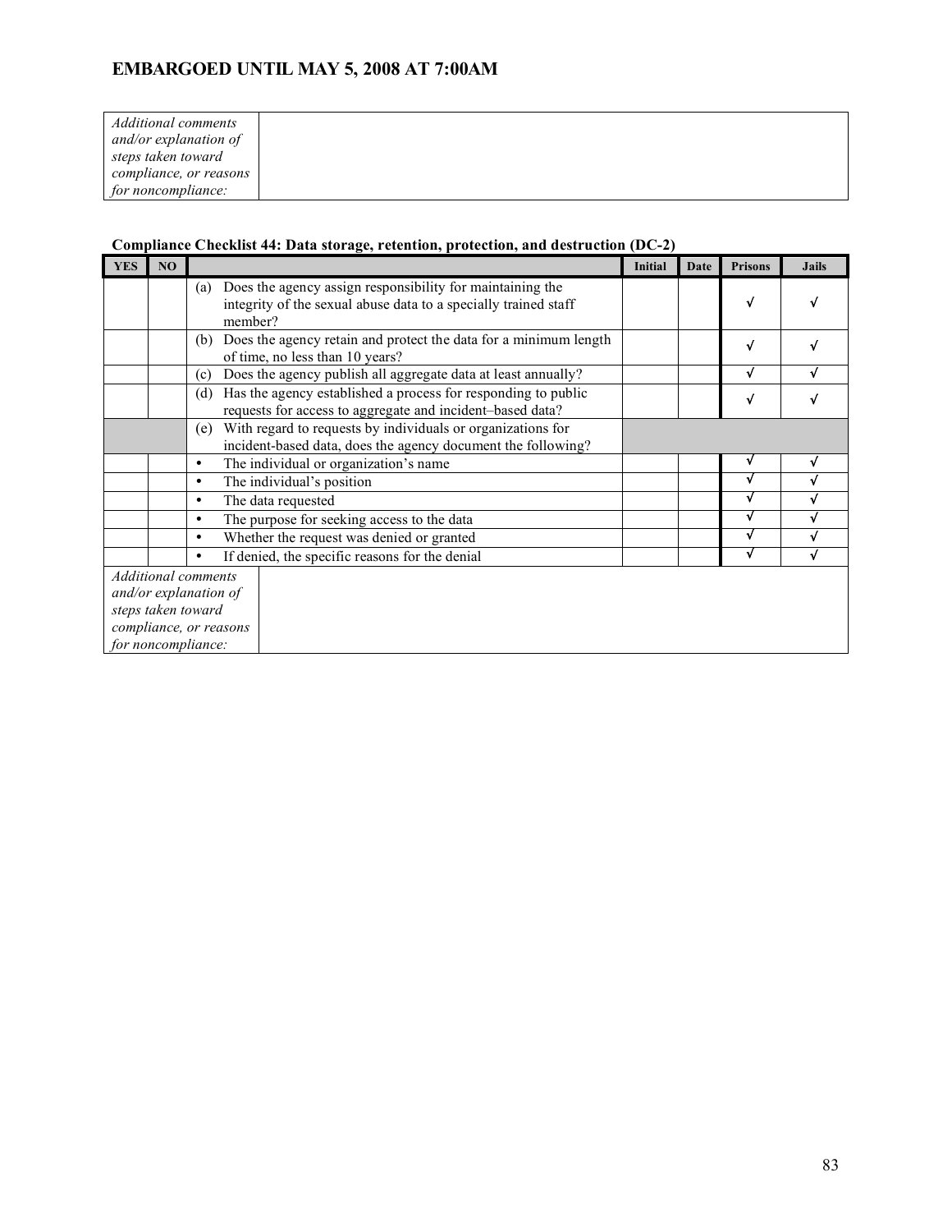**EMBARGOED UNTIL MAY 5, 2008 AT 7:00AM**

| *Additional comments and/or explanation of steps taken toward compliance, or reasons for noncompliance:* | |
|---|---|

**Compliance Checklist 44: Data storage, retention, protection, and destruction (DC-2)**

| YES | NO | | Initial | Date | Prisons | Jails |
|---|---|---|---|---|---|---|
| | | (a) Does the agency assign responsibility for maintaining the integrity of the sexual abuse data to a specially trained staff member? | | | √ | √ |
| | | (b) Does the agency retain and protect the data for a minimum length of time, no less than 10 years? | | | √ | √ |
| | | (c) Does the agency publish all aggregate data at least annually? | | | √ | √ |
| | | (d) Has the agency established a process for responding to public requests for access to aggregate and incident–based data? | | | √ | √ |
| | | (e) With regard to requests by individuals or organizations for incident-based data, does the agency document the following? | | | | |
| | | • The individual or organization's name | | | √ | √ |
| | | • The individual's position | | | √ | √ |
| | | • The data requested | | | √ | √ |
| | | • The purpose for seeking access to the data | | | √ | √ |
| | | • Whether the request was denied or granted | | | √ | √ |
| | | • If denied, the specific reasons for the denial | | | √ | √ |
| *Additional comments and/or explanation of steps taken toward compliance, or reasons for noncompliance:* | | | | | | |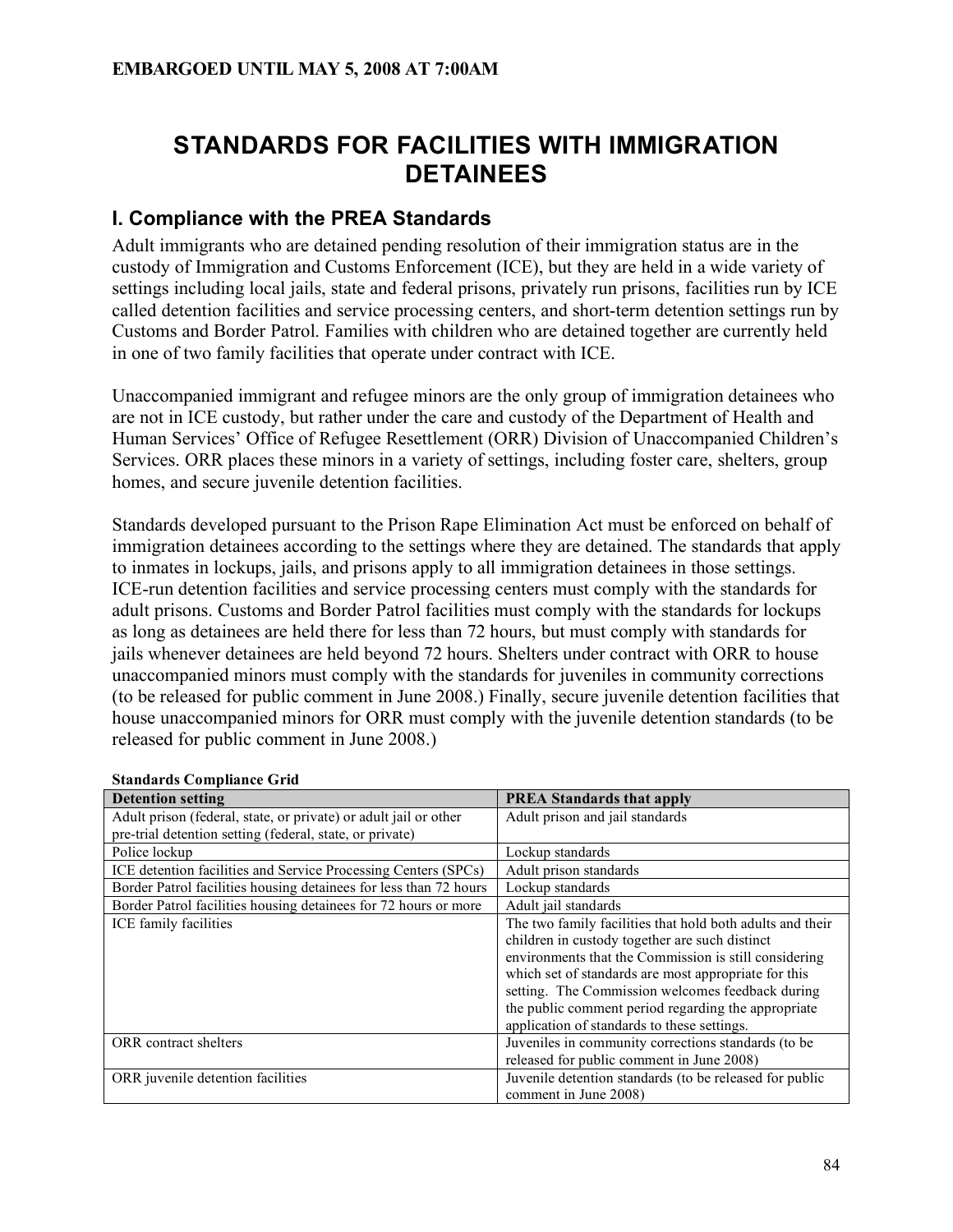**EMBARGOED UNTIL MAY 5, 2008 AT 7:00AM**

# STANDARDS FOR FACILITIES WITH IMMIGRATION DETAINEES

## I. Compliance with the PREA Standards

Adult immigrants who are detained pending resolution of their immigration status are in the custody of Immigration and Customs Enforcement (ICE), but they are held in a wide variety of settings including local jails, state and federal prisons, privately run prisons, facilities run by ICE called detention facilities and service processing centers, and short-term detention settings run by Customs and Border Patrol. Families with children who are detained together are currently held in one of two family facilities that operate under contract with ICE.

Unaccompanied immigrant and refugee minors are the only group of immigration detainees who are not in ICE custody, but rather under the care and custody of the Department of Health and Human Services' Office of Refugee Resettlement (ORR) Division of Unaccompanied Children's Services. ORR places these minors in a variety of settings, including foster care, shelters, group homes, and secure juvenile detention facilities.

Standards developed pursuant to the Prison Rape Elimination Act must be enforced on behalf of immigration detainees according to the settings where they are detained. The standards that apply to inmates in lockups, jails, and prisons apply to all immigration detainees in those settings. ICE-run detention facilities and service processing centers must comply with the standards for adult prisons. Customs and Border Patrol facilities must comply with the standards for lockups as long as detainees are held there for less than 72 hours, but must comply with standards for jails whenever detainees are held beyond 72 hours. Shelters under contract with ORR to house unaccompanied minors must comply with the standards for juveniles in community corrections (to be released for public comment in June 2008.) Finally, secure juvenile detention facilities that house unaccompanied minors for ORR must comply with the juvenile detention standards (to be released for public comment in June 2008.)

**Standards Compliance Grid**

| Detention setting | PREA Standards that apply |
|---|---|
| Adult prison (federal, state, or private) or adult jail or other pre-trial detention setting (federal, state, or private) | Adult prison and jail standards |
| Police lockup | Lockup standards |
| ICE detention facilities and Service Processing Centers (SPCs) | Adult prison standards |
| Border Patrol facilities housing detainees for less than 72 hours | Lockup standards |
| Border Patrol facilities housing detainees for 72 hours or more | Adult jail standards |
| ICE family facilities | The two family facilities that hold both adults and their children in custody together are such distinct environments that the Commission is still considering which set of standards are most appropriate for this setting. The Commission welcomes feedback during the public comment period regarding the appropriate application of standards to these settings. |
| ORR contract shelters | Juveniles in community corrections standards (to be released for public comment in June 2008) |
| ORR juvenile detention facilities | Juvenile detention standards (to be released for public comment in June 2008) |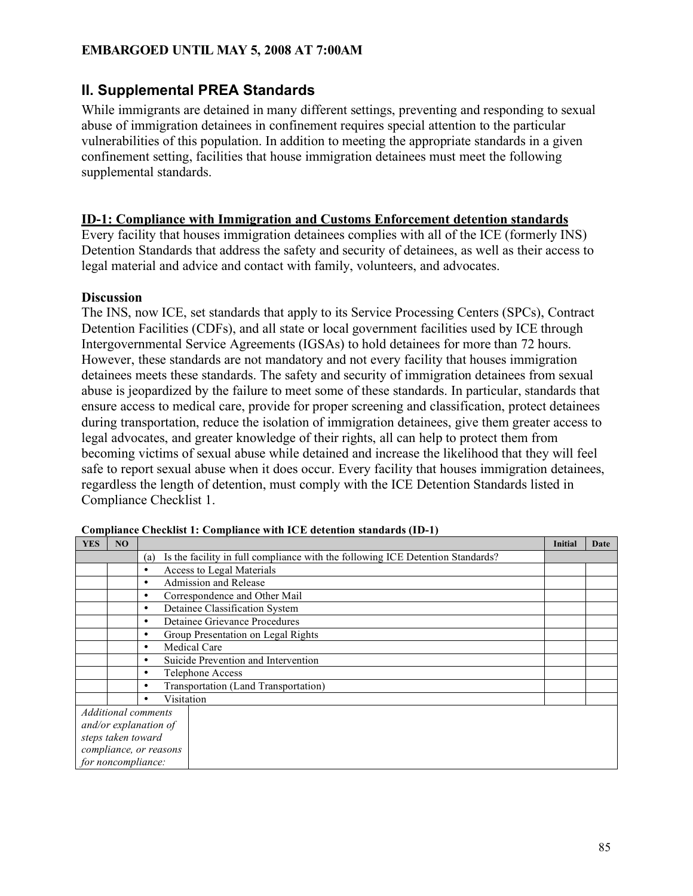**EMBARGOED UNTIL MAY 5, 2008 AT 7:00AM**

## II. Supplemental PREA Standards

While immigrants are detained in many different settings, preventing and responding to sexual abuse of immigration detainees in confinement requires special attention to the particular vulnerabilities of this population. In addition to meeting the appropriate standards in a given confinement setting, facilities that house immigration detainees must meet the following supplemental standards.

### ID-1: Compliance with Immigration and Customs Enforcement detention standards

Every facility that houses immigration detainees complies with all of the ICE (formerly INS) Detention Standards that address the safety and security of detainees, as well as their access to legal material and advice and contact with family, volunteers, and advocates.

**Discussion**

The INS, now ICE, set standards that apply to its Service Processing Centers (SPCs), Contract Detention Facilities (CDFs), and all state or local government facilities used by ICE through Intergovernmental Service Agreements (IGSAs) to hold detainees for more than 72 hours. However, these standards are not mandatory and not every facility that houses immigration detainees meets these standards. The safety and security of immigration detainees from sexual abuse is jeopardized by the failure to meet some of these standards. In particular, standards that ensure access to medical care, provide for proper screening and classification, protect detainees during transportation, reduce the isolation of immigration detainees, give them greater access to legal advocates, and greater knowledge of their rights, all can help to protect them from becoming victims of sexual abuse while detained and increase the likelihood that they will feel safe to report sexual abuse when it does occur. Every facility that houses immigration detainees, regardless the length of detention, must comply with the ICE Detention Standards listed in Compliance Checklist 1.

**Compliance Checklist 1: Compliance with ICE detention standards (ID-1)**

| YES | NO | | Initial | Date |
|---|---|---|---|---|
| | | (a) Is the facility in full compliance with the following ICE Detention Standards? | | |
| | | • Access to Legal Materials | | |
| | | • Admission and Release | | |
| | | • Correspondence and Other Mail | | |
| | | • Detainee Classification System | | |
| | | • Detainee Grievance Procedures | | |
| | | • Group Presentation on Legal Rights | | |
| | | • Medical Care | | |
| | | • Suicide Prevention and Intervention | | |
| | | • Telephone Access | | |
| | | • Transportation (Land Transportation) | | |
| | | • Visitation | | |
| *Additional comments and/or explanation of steps taken toward compliance, or reasons for noncompliance:* | | | | |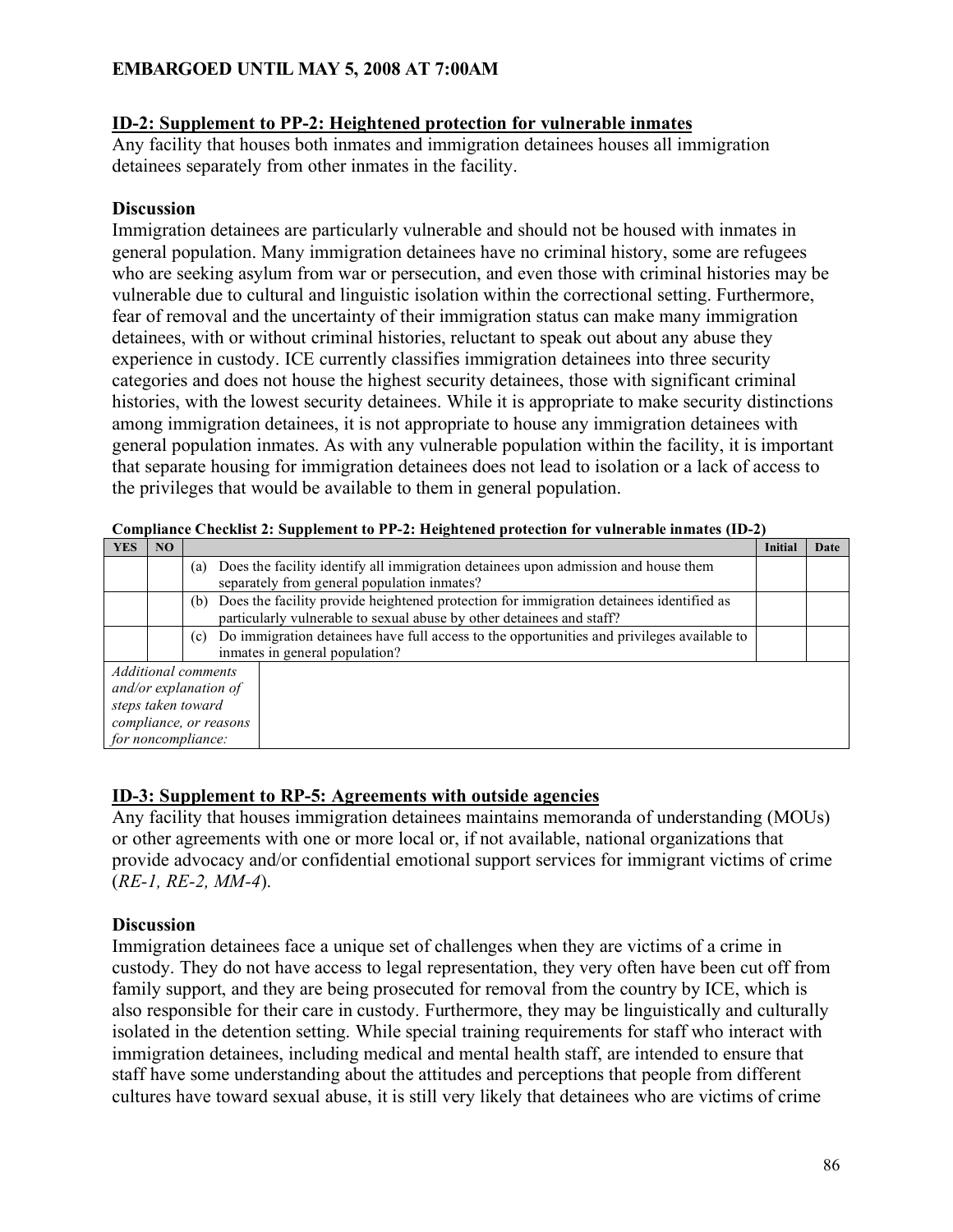**EMBARGOED UNTIL MAY 5, 2008 AT 7:00AM**

## ID-2: Supplement to PP-2: Heightened protection for vulnerable inmates

Any facility that houses both inmates and immigration detainees houses all immigration detainees separately from other inmates in the facility.

### Discussion

Immigration detainees are particularly vulnerable and should not be housed with inmates in general population. Many immigration detainees have no criminal history, some are refugees who are seeking asylum from war or persecution, and even those with criminal histories may be vulnerable due to cultural and linguistic isolation within the correctional setting. Furthermore, fear of removal and the uncertainty of their immigration status can make many immigration detainees, with or without criminal histories, reluctant to speak out about any abuse they experience in custody. ICE currently classifies immigration detainees into three security categories and does not house the highest security detainees, those with significant criminal histories, with the lowest security detainees. While it is appropriate to make security distinctions among immigration detainees, it is not appropriate to house any immigration detainees with general population inmates. As with any vulnerable population within the facility, it is important that separate housing for immigration detainees does not lead to isolation or a lack of access to the privileges that would be available to them in general population.

**Compliance Checklist 2: Supplement to PP-2: Heightened protection for vulnerable inmates (ID-2)**

| YES | NO | | Initial | Date |
|---|---|---|---|---|
| | | (a) Does the facility identify all immigration detainees upon admission and house them separately from general population inmates? | | |
| | | (b) Does the facility provide heightened protection for immigration detainees identified as particularly vulnerable to sexual abuse by other detainees and staff? | | |
| | | (c) Do immigration detainees have full access to the opportunities and privileges available to inmates in general population? | | |
| *Additional comments and/or explanation of steps taken toward compliance, or reasons for noncompliance:* | | | | |

## ID-3: Supplement to RP-5: Agreements with outside agencies

Any facility that houses immigration detainees maintains memoranda of understanding (MOUs) or other agreements with one or more local or, if not available, national organizations that provide advocacy and/or confidential emotional support services for immigrant victims of crime (*RE-1, RE-2, MM-4*).

### Discussion

Immigration detainees face a unique set of challenges when they are victims of a crime in custody. They do not have access to legal representation, they very often have been cut off from family support, and they are being prosecuted for removal from the country by ICE, which is also responsible for their care in custody. Furthermore, they may be linguistically and culturally isolated in the detention setting. While special training requirements for staff who interact with immigration detainees, including medical and mental health staff, are intended to ensure that staff have some understanding about the attitudes and perceptions that people from different cultures have toward sexual abuse, it is still very likely that detainees who are victims of crime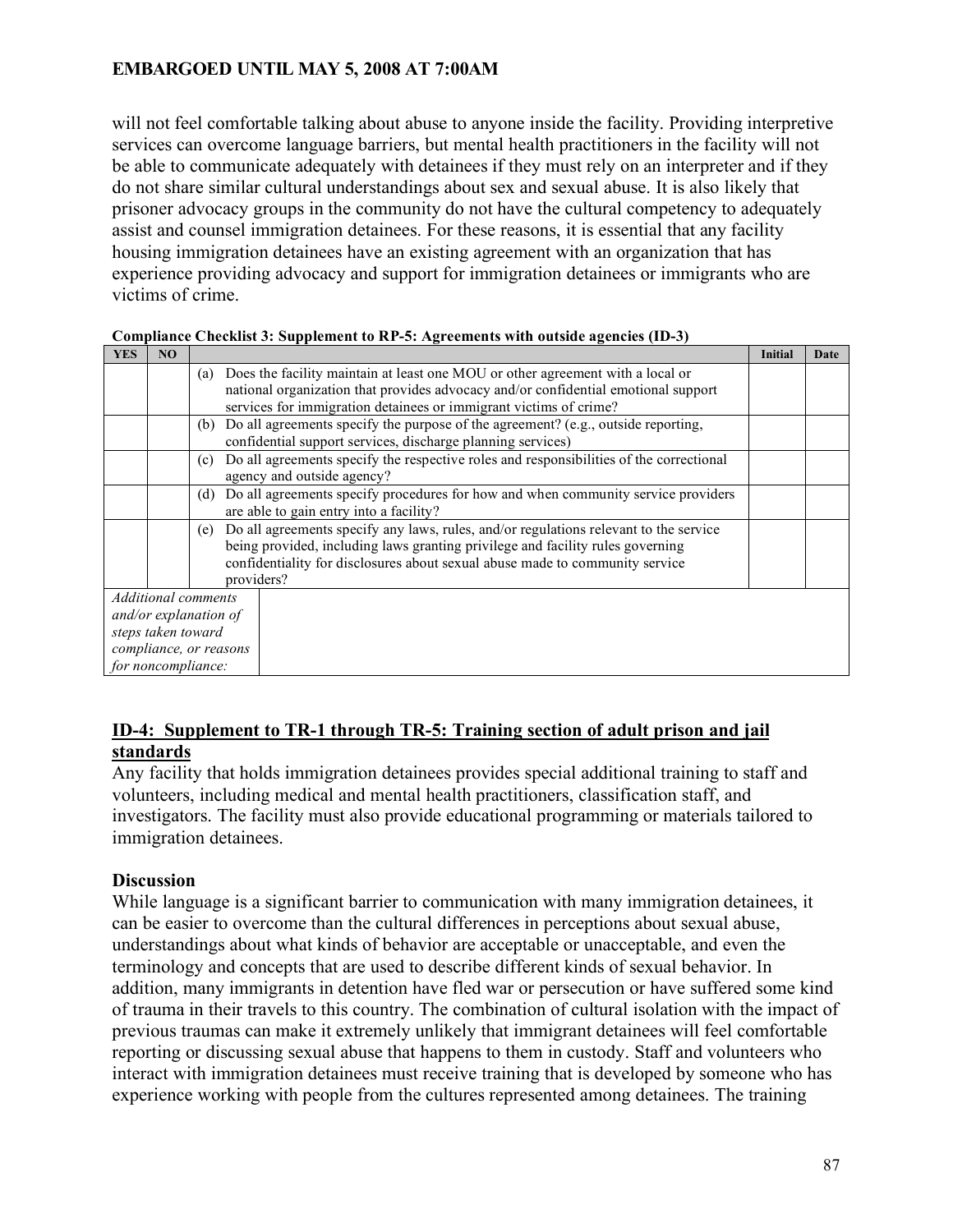will not feel comfortable talking about abuse to anyone inside the facility. Providing interpretive services can overcome language barriers, but mental health practitioners in the facility will not be able to communicate adequately with detainees if they must rely on an interpreter and if they do not share similar cultural understandings about sex and sexual abuse. It is also likely that prisoner advocacy groups in the community do not have the cultural competency to adequately assist and counsel immigration detainees. For these reasons, it is essential that any facility housing immigration detainees have an existing agreement with an organization that has experience providing advocacy and support for immigration detainees or immigrants who are victims of crime.

**Compliance Checklist 3: Supplement to RP-5: Agreements with outside agencies (ID-3)**

| YES | NO | | Initial | Date |
|---|---|---|---|---|
| | | (a) Does the facility maintain at least one MOU or other agreement with a local or national organization that provides advocacy and/or confidential emotional support services for immigration detainees or immigrant victims of crime? | | |
| | | (b) Do all agreements specify the purpose of the agreement? (e.g., outside reporting, confidential support services, discharge planning services) | | |
| | | (c) Do all agreements specify the respective roles and responsibilities of the correctional agency and outside agency? | | |
| | | (d) Do all agreements specify procedures for how and when community service providers are able to gain entry into a facility? | | |
| | | (e) Do all agreements specify any laws, rules, and/or regulations relevant to the service being provided, including laws granting privilege and facility rules governing confidentiality for disclosures about sexual abuse made to community service providers? | | |
| *Additional comments and/or explanation of steps taken toward compliance, or reasons for noncompliance:* | | | | |

## ID-4: Supplement to TR-1 through TR-5: Training section of adult prison and jail standards

Any facility that holds immigration detainees provides special additional training to staff and volunteers, including medical and mental health practitioners, classification staff, and investigators. The facility must also provide educational programming or materials tailored to immigration detainees.

### Discussion

While language is a significant barrier to communication with many immigration detainees, it can be easier to overcome than the cultural differences in perceptions about sexual abuse, understandings about what kinds of behavior are acceptable or unacceptable, and even the terminology and concepts that are used to describe different kinds of sexual behavior. In addition, many immigrants in detention have fled war or persecution or have suffered some kind of trauma in their travels to this country. The combination of cultural isolation with the impact of previous traumas can make it extremely unlikely that immigrant detainees will feel comfortable reporting or discussing sexual abuse that happens to them in custody. Staff and volunteers who interact with immigration detainees must receive training that is developed by someone who has experience working with people from the cultures represented among detainees. The training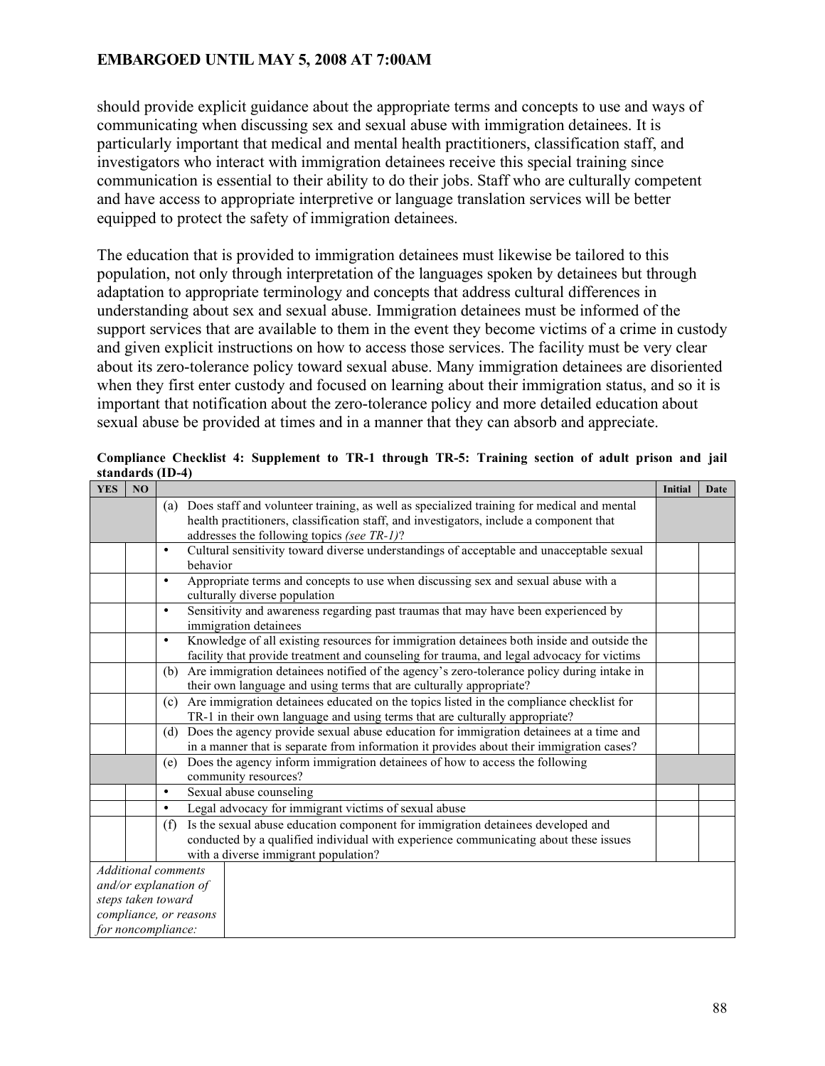should provide explicit guidance about the appropriate terms and concepts to use and ways of communicating when discussing sex and sexual abuse with immigration detainees. It is particularly important that medical and mental health practitioners, classification staff, and investigators who interact with immigration detainees receive this special training since communication is essential to their ability to do their jobs. Staff who are culturally competent and have access to appropriate interpretive or language translation services will be better equipped to protect the safety of immigration detainees.

The education that is provided to immigration detainees must likewise be tailored to this population, not only through interpretation of the languages spoken by detainees but through adaptation to appropriate terminology and concepts that address cultural differences in understanding about sex and sexual abuse. Immigration detainees must be informed of the support services that are available to them in the event they become victims of a crime in custody and given explicit instructions on how to access those services. The facility must be very clear about its zero-tolerance policy toward sexual abuse. Many immigration detainees are disoriented when they first enter custody and focused on learning about their immigration status, and so it is important that notification about the zero-tolerance policy and more detailed education about sexual abuse be provided at times and in a manner that they can absorb and appreciate.

**Compliance Checklist 4: Supplement to TR-1 through TR-5: Training section of adult prison and jail standards (ID-4)**

| YES | NO | | Initial | Date |
|---|---|---|---|---|
| | | (a) Does staff and volunteer training, as well as specialized training for medical and mental health practitioners, classification staff, and investigators, include a component that addresses the following topics *(see TR-1)*? | | |
| | | • Cultural sensitivity toward diverse understandings of acceptable and unacceptable sexual behavior | | |
| | | • Appropriate terms and concepts to use when discussing sex and sexual abuse with a culturally diverse population | | |
| | | • Sensitivity and awareness regarding past traumas that may have been experienced by immigration detainees | | |
| | | • Knowledge of all existing resources for immigration detainees both inside and outside the facility that provide treatment and counseling for trauma, and legal advocacy for victims | | |
| | | (b) Are immigration detainees notified of the agency's zero-tolerance policy during intake in their own language and using terms that are culturally appropriate? | | |
| | | (c) Are immigration detainees educated on the topics listed in the compliance checklist for TR-1 in their own language and using terms that are culturally appropriate? | | |
| | | (d) Does the agency provide sexual abuse education for immigration detainees at a time and in a manner that is separate from information it provides about their immigration cases? | | |
| | | (e) Does the agency inform immigration detainees of how to access the following community resources? | | |
| | | • Sexual abuse counseling | | |
| | | • Legal advocacy for immigrant victims of sexual abuse | | |
| | | (f) Is the sexual abuse education component for immigration detainees developed and conducted by a qualified individual with experience communicating about these issues with a diverse immigrant population? | | |
| *Additional comments and/or explanation of steps taken toward compliance, or reasons for noncompliance:* | | | | |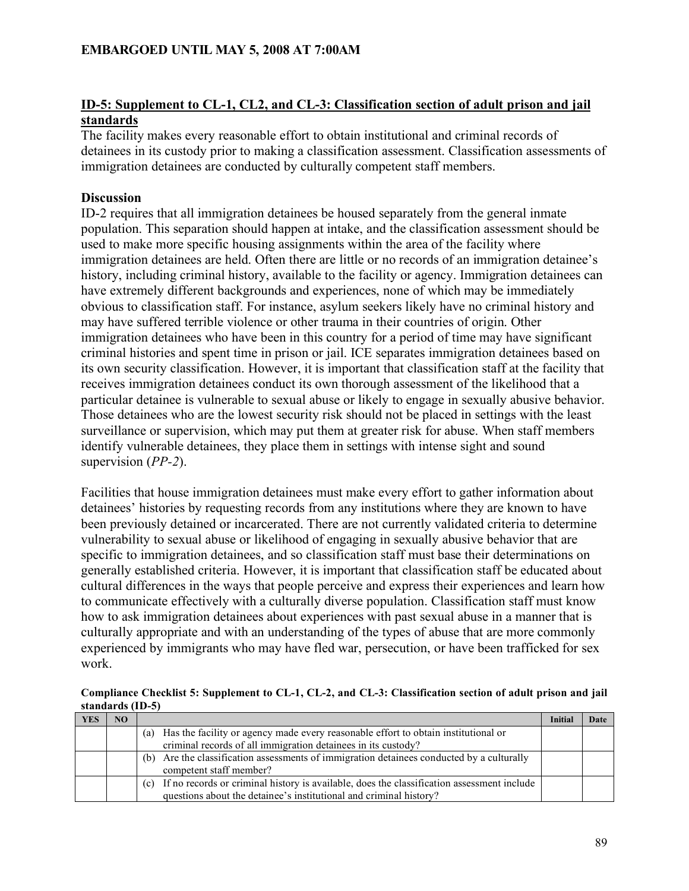EMBARGOED UNTIL MAY 5, 2008 AT 7:00AM

## ID-5: Supplement to CL-1, CL2, and CL-3: Classification section of adult prison and jail standards

The facility makes every reasonable effort to obtain institutional and criminal records of detainees in its custody prior to making a classification assessment. Classification assessments of immigration detainees are conducted by culturally competent staff members.

### Discussion

ID-2 requires that all immigration detainees be housed separately from the general inmate population. This separation should happen at intake, and the classification assessment should be used to make more specific housing assignments within the area of the facility where immigration detainees are held. Often there are little or no records of an immigration detainee's history, including criminal history, available to the facility or agency. Immigration detainees can have extremely different backgrounds and experiences, none of which may be immediately obvious to classification staff. For instance, asylum seekers likely have no criminal history and may have suffered terrible violence or other trauma in their countries of origin. Other immigration detainees who have been in this country for a period of time may have significant criminal histories and spent time in prison or jail. ICE separates immigration detainees based on its own security classification. However, it is important that classification staff at the facility that receives immigration detainees conduct its own thorough assessment of the likelihood that a particular detainee is vulnerable to sexual abuse or likely to engage in sexually abusive behavior. Those detainees who are the lowest security risk should not be placed in settings with the least surveillance or supervision, which may put them at greater risk for abuse. When staff members identify vulnerable detainees, they place them in settings with intense sight and sound supervision (*PP-2*).

Facilities that house immigration detainees must make every effort to gather information about detainees' histories by requesting records from any institutions where they are known to have been previously detained or incarcerated. There are not currently validated criteria to determine vulnerability to sexual abuse or likelihood of engaging in sexually abusive behavior that are specific to immigration detainees, and so classification staff must base their determinations on generally established criteria. However, it is important that classification staff be educated about cultural differences in the ways that people perceive and express their experiences and learn how to communicate effectively with a culturally diverse population. Classification staff must know how to ask immigration detainees about experiences with past sexual abuse in a manner that is culturally appropriate and with an understanding of the types of abuse that are more commonly experienced by immigrants who may have fled war, persecution, or have been trafficked for sex work.

**Compliance Checklist 5: Supplement to CL-1, CL-2, and CL-3: Classification section of adult prison and jail standards (ID-5)**

| YES | NO | | Initial | Date |
|---|---|---|---|---|
| | | (a) Has the facility or agency made every reasonable effort to obtain institutional or criminal records of all immigration detainees in its custody? | | |
| | | (b) Are the classification assessments of immigration detainees conducted by a culturally competent staff member? | | |
| | | (c) If no records or criminal history is available, does the classification assessment include questions about the detainee's institutional and criminal history? | | |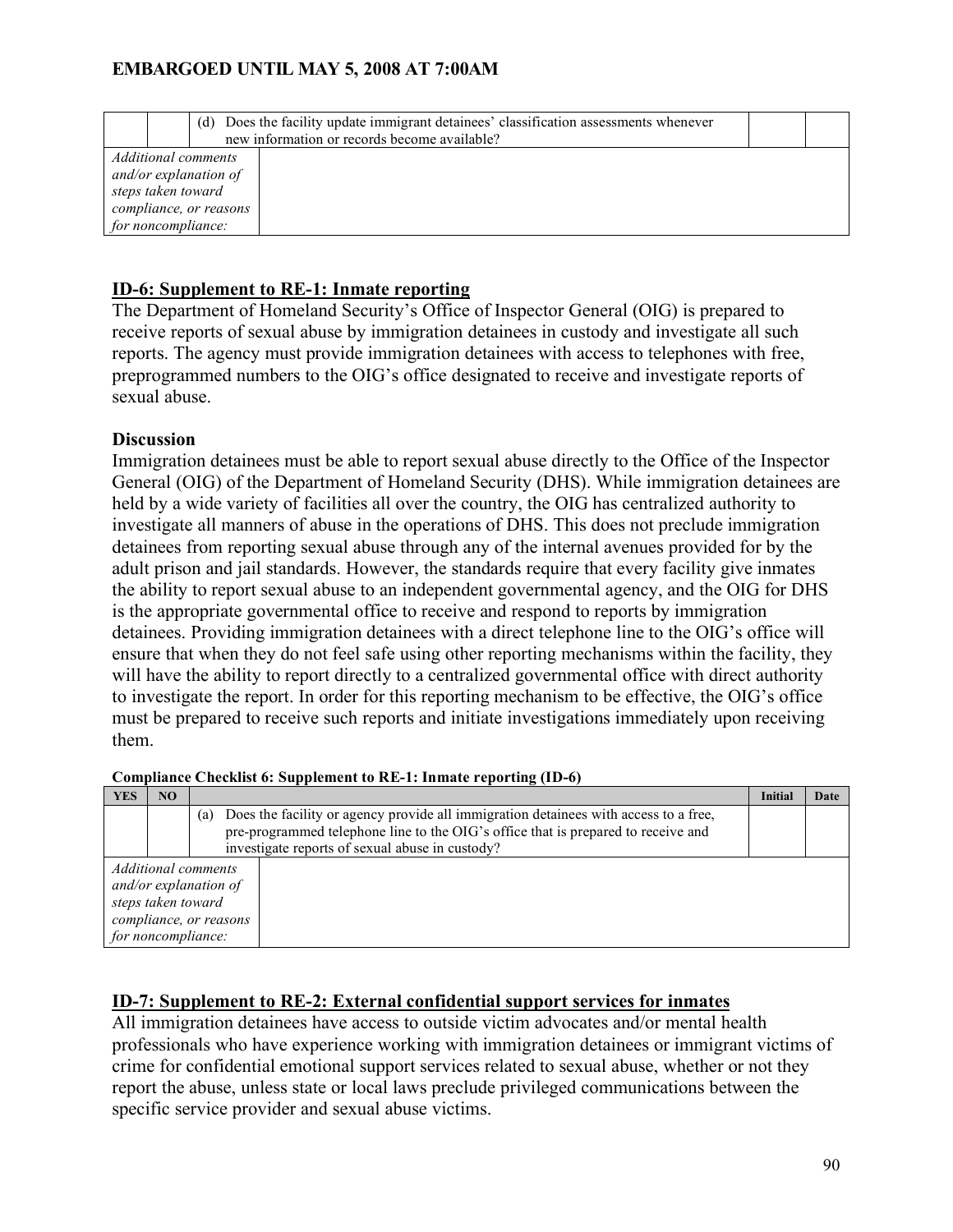|  |  | (d) Does the facility update immigrant detainees' classification assessments whenever new information or records become available? |  |  |
|---|---|---|---|---|

| *Additional comments and/or explanation of steps taken toward compliance, or reasons for noncompliance:* |  |
|---|---|

## ID-6: Supplement to RE-1: Inmate reporting

The Department of Homeland Security's Office of Inspector General (OIG) is prepared to receive reports of sexual abuse by immigration detainees in custody and investigate all such reports. The agency must provide immigration detainees with access to telephones with free, preprogrammed numbers to the OIG's office designated to receive and investigate reports of sexual abuse.

### Discussion

Immigration detainees must be able to report sexual abuse directly to the Office of the Inspector General (OIG) of the Department of Homeland Security (DHS). While immigration detainees are held by a wide variety of facilities all over the country, the OIG has centralized authority to investigate all manners of abuse in the operations of DHS. This does not preclude immigration detainees from reporting sexual abuse through any of the internal avenues provided for by the adult prison and jail standards. However, the standards require that every facility give inmates the ability to report sexual abuse to an independent governmental agency, and the OIG for DHS is the appropriate governmental office to receive and respond to reports by immigration detainees. Providing immigration detainees with a direct telephone line to the OIG's office will ensure that when they do not feel safe using other reporting mechanisms within the facility, they will have the ability to report directly to a centralized governmental office with direct authority to investigate the report. In order for this reporting mechanism to be effective, the OIG's office must be prepared to receive such reports and initiate investigations immediately upon receiving them.

**Compliance Checklist 6: Supplement to RE-1: Inmate reporting (ID-6)**

| YES | NO |  | Initial | Date |
|---|---|---|---|---|
|  |  | (a) Does the facility or agency provide all immigration detainees with access to a free, pre-programmed telephone line to the OIG's office that is prepared to receive and investigate reports of sexual abuse in custody? |  |  |

| *Additional comments and/or explanation of steps taken toward compliance, or reasons for noncompliance:* |  |
|---|---|

## ID-7: Supplement to RE-2: External confidential support services for inmates

All immigration detainees have access to outside victim advocates and/or mental health professionals who have experience working with immigration detainees or immigrant victims of crime for confidential emotional support services related to sexual abuse, whether or not they report the abuse, unless state or local laws preclude privileged communications between the specific service provider and sexual abuse victims.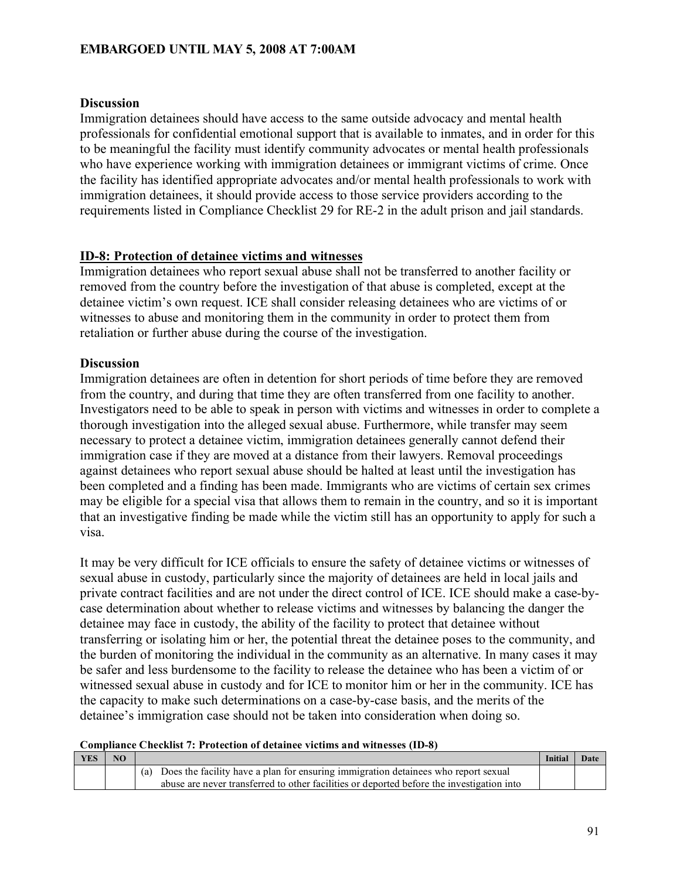EMBARGOED UNTIL MAY 5, 2008 AT 7:00AM

**Discussion**

Immigration detainees should have access to the same outside advocacy and mental health professionals for confidential emotional support that is available to inmates, and in order for this to be meaningful the facility must identify community advocates or mental health professionals who have experience working with immigration detainees or immigrant victims of crime. Once the facility has identified appropriate advocates and/or mental health professionals to work with immigration detainees, it should provide access to those service providers according to the requirements listed in Compliance Checklist 29 for RE-2 in the adult prison and jail standards.

## ID-8: Protection of detainee victims and witnesses

Immigration detainees who report sexual abuse shall not be transferred to another facility or removed from the country before the investigation of that abuse is completed, except at the detainee victim's own request. ICE shall consider releasing detainees who are victims of or witnesses to abuse and monitoring them in the community in order to protect them from retaliation or further abuse during the course of the investigation.

**Discussion**

Immigration detainees are often in detention for short periods of time before they are removed from the country, and during that time they are often transferred from one facility to another. Investigators need to be able to speak in person with victims and witnesses in order to complete a thorough investigation into the alleged sexual abuse. Furthermore, while transfer may seem necessary to protect a detainee victim, immigration detainees generally cannot defend their immigration case if they are moved at a distance from their lawyers. Removal proceedings against detainees who report sexual abuse should be halted at least until the investigation has been completed and a finding has been made. Immigrants who are victims of certain sex crimes may be eligible for a special visa that allows them to remain in the country, and so it is important that an investigative finding be made while the victim still has an opportunity to apply for such a visa.

It may be very difficult for ICE officials to ensure the safety of detainee victims or witnesses of sexual abuse in custody, particularly since the majority of detainees are held in local jails and private contract facilities and are not under the direct control of ICE. ICE should make a case-by-case determination about whether to release victims and witnesses by balancing the danger the detainee may face in custody, the ability of the facility to protect that detainee without transferring or isolating him or her, the potential threat the detainee poses to the community, and the burden of monitoring the individual in the community as an alternative. In many cases it may be safer and less burdensome to the facility to release the detainee who has been a victim of or witnessed sexual abuse in custody and for ICE to monitor him or her in the community. ICE has the capacity to make such determinations on a case-by-case basis, and the merits of the detainee's immigration case should not be taken into consideration when doing so.

**Compliance Checklist 7: Protection of detainee victims and witnesses (ID-8)**

| YES | NO | | Initial | Date |
|---|---|---|---|---|
| | | (a) Does the facility have a plan for ensuring immigration detainees who report sexual abuse are never transferred to other facilities or deported before the investigation into | | |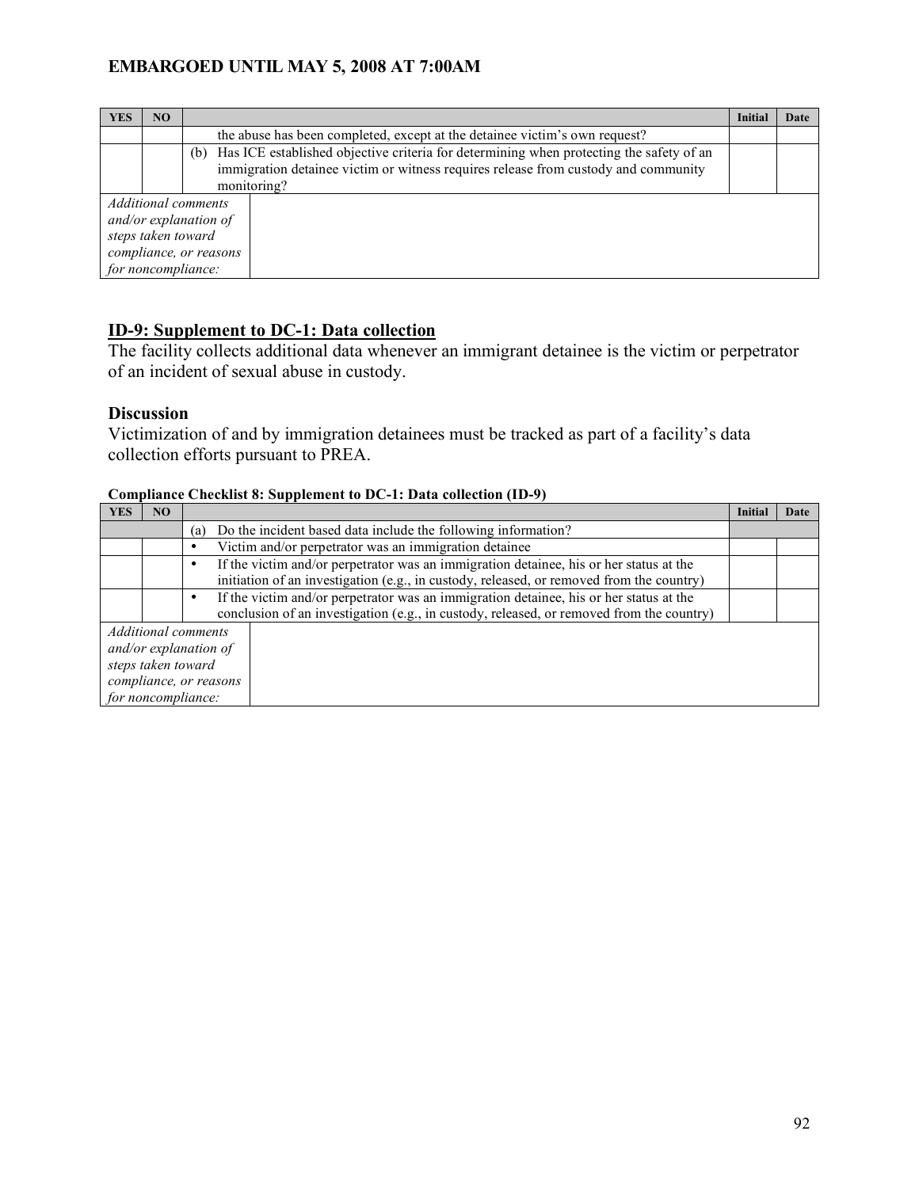EMBARGOED UNTIL MAY 5, 2008 AT 7:00AM

| YES | NO | | Initial | Date |
|---|---|---|---|---|
| | | the abuse has been completed, except at the detainee victim's own request? | | |
| | | (b) Has ICE established objective criteria for determining when protecting the safety of an immigration detainee victim or witness requires release from custody and community monitoring? | | |
| *Additional comments and/or explanation of steps taken toward compliance, or reasons for noncompliance:* | | | | |

## ID-9: Supplement to DC-1: Data collection

The facility collects additional data whenever an immigrant detainee is the victim or perpetrator of an incident of sexual abuse in custody.

### Discussion

Victimization of and by immigration detainees must be tracked as part of a facility's data collection efforts pursuant to PREA.

**Compliance Checklist 8: Supplement to DC-1: Data collection (ID-9)**

| YES | NO | | Initial | Date |
|---|---|---|---|---|
| | | (a) Do the incident based data include the following information? | | |
| | | • Victim and/or perpetrator was an immigration detainee | | |
| | | • If the victim and/or perpetrator was an immigration detainee, his or her status at the initiation of an investigation (e.g., in custody, released, or removed from the country) | | |
| | | • If the victim and/or perpetrator was an immigration detainee, his or her status at the conclusion of an investigation (e.g., in custody, released, or removed from the country) | | |
| *Additional comments and/or explanation of steps taken toward compliance, or reasons for noncompliance:* | | | | |